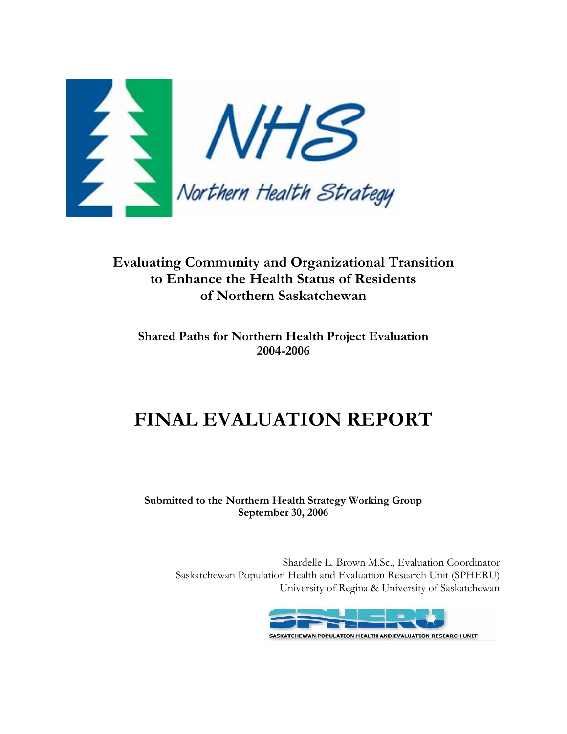NHS

Northern Health Strategy

# Evaluating Community and Organizational Transition to Enhance the Health Status of Residents of Northern Saskatchewan

## Shared Paths for Northern Health Project Evaluation 2004-2006

# FINAL EVALUATION REPORT

**Submitted to the Northern Health Strategy Working Group**
**September 30, 2006**

Shardelle L. Brown M.Sc., Evaluation Coordinator
Saskatchewan Population Health and Evaluation Research Unit (SPHERU)
University of Regina & University of Saskatchewan

SPHERU
SASKATCHEWAN POPULATION HEALTH AND EVALUATION RESEARCH UNIT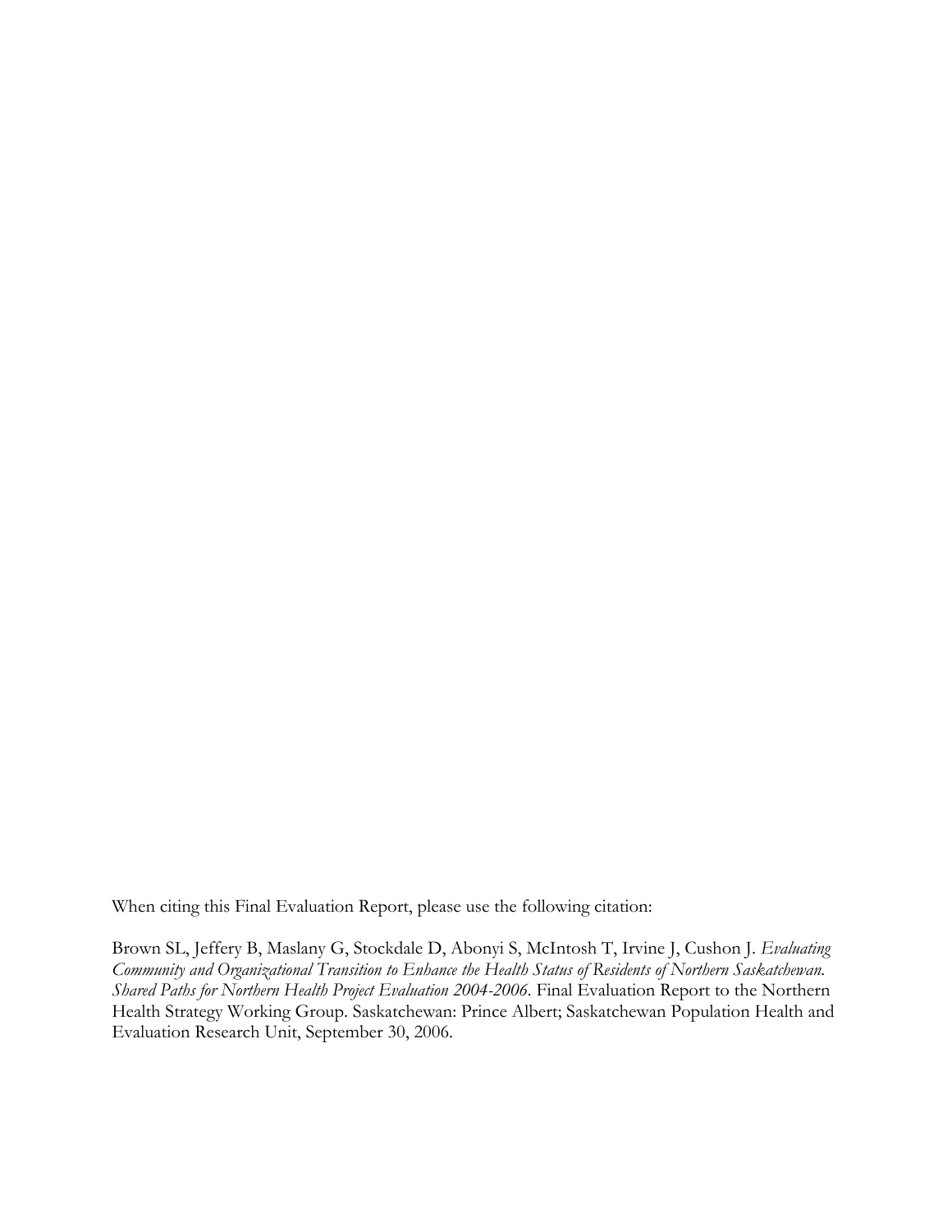When citing this Final Evaluation Report, please use the following citation:

Brown SL, Jeffery B, Maslany G, Stockdale D, Abonyi S, McIntosh T, Irvine J, Cushon J. *Evaluating Community and Organizational Transition to Enhance the Health Status of Residents of Northern Saskatchewan. Shared Paths for Northern Health Project Evaluation 2004-2006*. Final Evaluation Report to the Northern Health Strategy Working Group. Saskatchewan: Prince Albert; Saskatchewan Population Health and Evaluation Research Unit, September 30, 2006.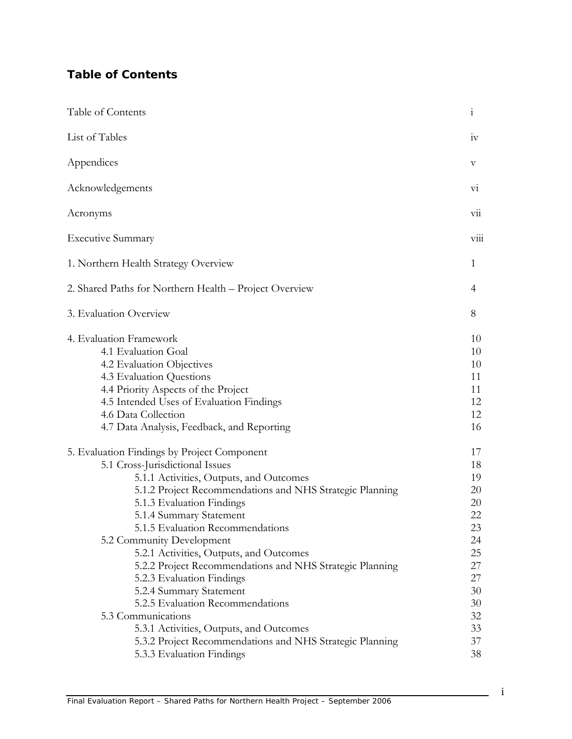## Table of Contents

| | |
|---|---|
| Table of Contents | i |
| List of Tables | iv |
| Appendices | v |
| Acknowledgements | vi |
| Acronyms | vii |
| Executive Summary | viii |
| 1. Northern Health Strategy Overview | 1 |
| 2. Shared Paths for Northern Health – Project Overview | 4 |
| 3. Evaluation Overview | 8 |
| 4. Evaluation Framework | 10 |
| 4.1 Evaluation Goal | 10 |
| 4.2 Evaluation Objectives | 10 |
| 4.3 Evaluation Questions | 11 |
| 4.4 Priority Aspects of the Project | 11 |
| 4.5 Intended Uses of Evaluation Findings | 12 |
| 4.6 Data Collection | 12 |
| 4.7 Data Analysis, Feedback, and Reporting | 16 |
| 5. Evaluation Findings by Project Component | 17 |
| 5.1 Cross-Jurisdictional Issues | 18 |
| 5.1.1 Activities, Outputs, and Outcomes | 19 |
| 5.1.2 Project Recommendations and NHS Strategic Planning | 20 |
| 5.1.3 Evaluation Findings | 20 |
| 5.1.4 Summary Statement | 22 |
| 5.1.5 Evaluation Recommendations | 23 |
| 5.2 Community Development | 24 |
| 5.2.1 Activities, Outputs, and Outcomes | 25 |
| 5.2.2 Project Recommendations and NHS Strategic Planning | 27 |
| 5.2.3 Evaluation Findings | 27 |
| 5.2.4 Summary Statement | 30 |
| 5.2.5 Evaluation Recommendations | 30 |
| 5.3 Communications | 32 |
| 5.3.1 Activities, Outputs, and Outcomes | 33 |
| 5.3.2 Project Recommendations and NHS Strategic Planning | 37 |
| 5.3.3 Evaluation Findings | 38 |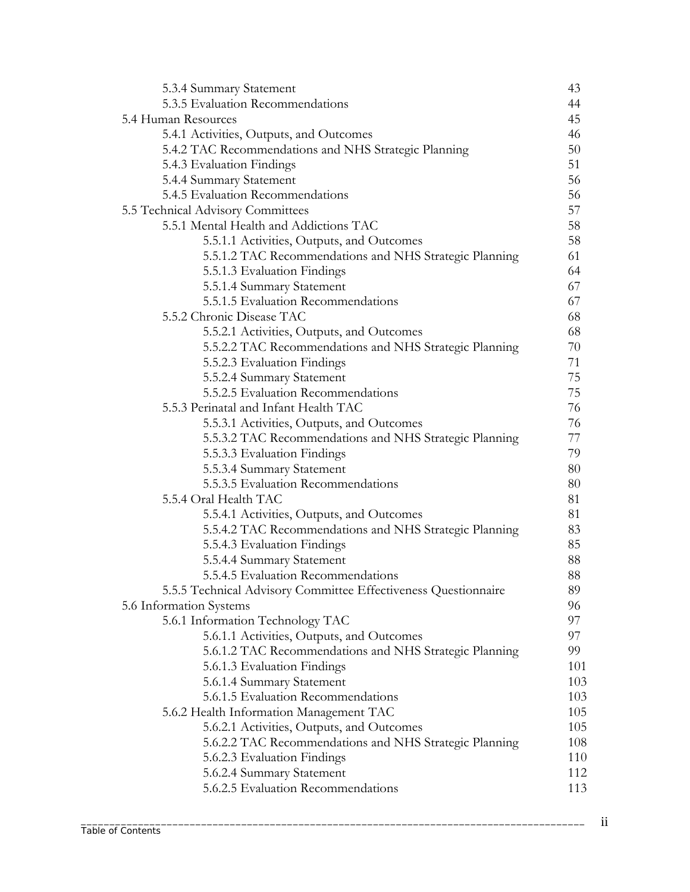| | |
|---|---|
| 5.3.4 Summary Statement | 43 |
| 5.3.5 Evaluation Recommendations | 44 |
| 5.4 Human Resources | 45 |
| 5.4.1 Activities, Outputs, and Outcomes | 46 |
| 5.4.2 TAC Recommendations and NHS Strategic Planning | 50 |
| 5.4.3 Evaluation Findings | 51 |
| 5.4.4 Summary Statement | 56 |
| 5.4.5 Evaluation Recommendations | 56 |
| 5.5 Technical Advisory Committees | 57 |
| 5.5.1 Mental Health and Addictions TAC | 58 |
| 5.5.1.1 Activities, Outputs, and Outcomes | 58 |
| 5.5.1.2 TAC Recommendations and NHS Strategic Planning | 61 |
| 5.5.1.3 Evaluation Findings | 64 |
| 5.5.1.4 Summary Statement | 67 |
| 5.5.1.5 Evaluation Recommendations | 67 |
| 5.5.2 Chronic Disease TAC | 68 |
| 5.5.2.1 Activities, Outputs, and Outcomes | 68 |
| 5.5.2.2 TAC Recommendations and NHS Strategic Planning | 70 |
| 5.5.2.3 Evaluation Findings | 71 |
| 5.5.2.4 Summary Statement | 75 |
| 5.5.2.5 Evaluation Recommendations | 75 |
| 5.5.3 Perinatal and Infant Health TAC | 76 |
| 5.5.3.1 Activities, Outputs, and Outcomes | 76 |
| 5.5.3.2 TAC Recommendations and NHS Strategic Planning | 77 |
| 5.5.3.3 Evaluation Findings | 79 |
| 5.5.3.4 Summary Statement | 80 |
| 5.5.3.5 Evaluation Recommendations | 80 |
| 5.5.4 Oral Health TAC | 81 |
| 5.5.4.1 Activities, Outputs, and Outcomes | 81 |
| 5.5.4.2 TAC Recommendations and NHS Strategic Planning | 83 |
| 5.5.4.3 Evaluation Findings | 85 |
| 5.5.4.4 Summary Statement | 88 |
| 5.5.4.5 Evaluation Recommendations | 88 |
| 5.5.5 Technical Advisory Committee Effectiveness Questionnaire | 89 |
| 5.6 Information Systems | 96 |
| 5.6.1 Information Technology TAC | 97 |
| 5.6.1.1 Activities, Outputs, and Outcomes | 97 |
| 5.6.1.2 TAC Recommendations and NHS Strategic Planning | 99 |
| 5.6.1.3 Evaluation Findings | 101 |
| 5.6.1.4 Summary Statement | 103 |
| 5.6.1.5 Evaluation Recommendations | 103 |
| 5.6.2 Health Information Management TAC | 105 |
| 5.6.2.1 Activities, Outputs, and Outcomes | 105 |
| 5.6.2.2 TAC Recommendations and NHS Strategic Planning | 108 |
| 5.6.2.3 Evaluation Findings | 110 |
| 5.6.2.4 Summary Statement | 112 |
| 5.6.2.5 Evaluation Recommendations | 113 |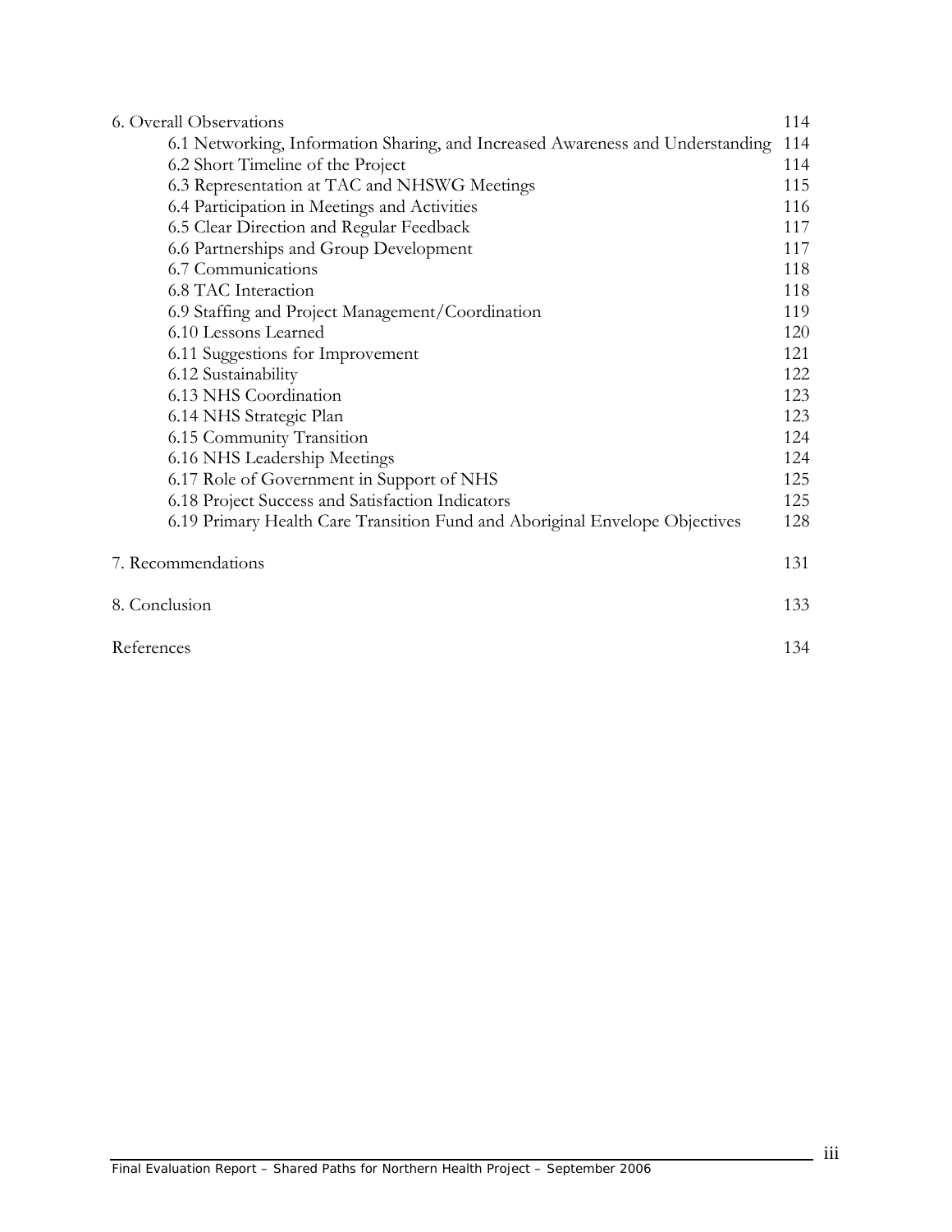| | |
|---|---|
| 6. Overall Observations | 114 |
| 6.1 Networking, Information Sharing, and Increased Awareness and Understanding | 114 |
| 6.2 Short Timeline of the Project | 114 |
| 6.3 Representation at TAC and NHSWG Meetings | 115 |
| 6.4 Participation in Meetings and Activities | 116 |
| 6.5 Clear Direction and Regular Feedback | 117 |
| 6.6 Partnerships and Group Development | 117 |
| 6.7 Communications | 118 |
| 6.8 TAC Interaction | 118 |
| 6.9 Staffing and Project Management/Coordination | 119 |
| 6.10 Lessons Learned | 120 |
| 6.11 Suggestions for Improvement | 121 |
| 6.12 Sustainability | 122 |
| 6.13 NHS Coordination | 123 |
| 6.14 NHS Strategic Plan | 123 |
| 6.15 Community Transition | 124 |
| 6.16 NHS Leadership Meetings | 124 |
| 6.17 Role of Government in Support of NHS | 125 |
| 6.18 Project Success and Satisfaction Indicators | 125 |
| 6.19 Primary Health Care Transition Fund and Aboriginal Envelope Objectives | 128 |
| 7. Recommendations | 131 |
| 8. Conclusion | 133 |
| References | 134 |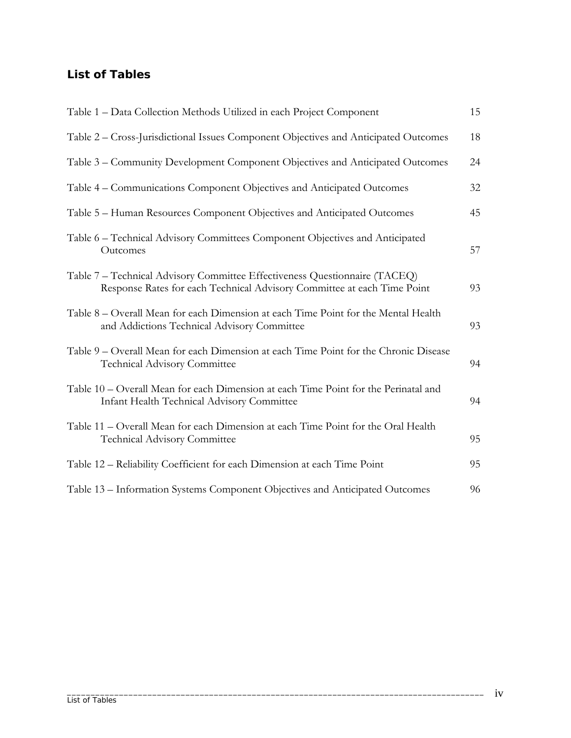## List of Tables

| | |
|---|---|
| Table 1 – Data Collection Methods Utilized in each Project Component | 15 |
| Table 2 – Cross-Jurisdictional Issues Component Objectives and Anticipated Outcomes | 18 |
| Table 3 – Community Development Component Objectives and Anticipated Outcomes | 24 |
| Table 4 – Communications Component Objectives and Anticipated Outcomes | 32 |
| Table 5 – Human Resources Component Objectives and Anticipated Outcomes | 45 |
| Table 6 – Technical Advisory Committees Component Objectives and Anticipated Outcomes | 57 |
| Table 7 – Technical Advisory Committee Effectiveness Questionnaire (TACEQ) Response Rates for each Technical Advisory Committee at each Time Point | 93 |
| Table 8 – Overall Mean for each Dimension at each Time Point for the Mental Health and Addictions Technical Advisory Committee | 93 |
| Table 9 – Overall Mean for each Dimension at each Time Point for the Chronic Disease Technical Advisory Committee | 94 |
| Table 10 – Overall Mean for each Dimension at each Time Point for the Perinatal and Infant Health Technical Advisory Committee | 94 |
| Table 11 – Overall Mean for each Dimension at each Time Point for the Oral Health Technical Advisory Committee | 95 |
| Table 12 – Reliability Coefficient for each Dimension at each Time Point | 95 |
| Table 13 – Information Systems Component Objectives and Anticipated Outcomes | 96 |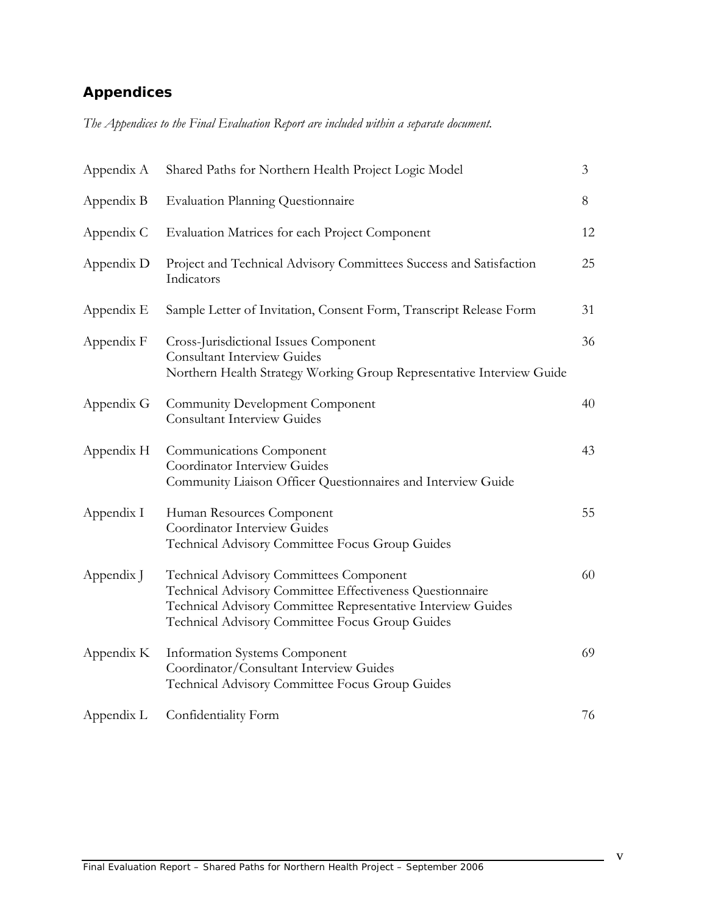## Appendices

*The Appendices to the Final Evaluation Report are included within a separate document.*

| | | |
|---|---|---|
| Appendix A | Shared Paths for Northern Health Project Logic Model | 3 |
| Appendix B | Evaluation Planning Questionnaire | 8 |
| Appendix C | Evaluation Matrices for each Project Component | 12 |
| Appendix D | Project and Technical Advisory Committees Success and Satisfaction Indicators | 25 |
| Appendix E | Sample Letter of Invitation, Consent Form, Transcript Release Form | 31 |
| Appendix F | Cross-Jurisdictional Issues Component<br>Consultant Interview Guides<br>Northern Health Strategy Working Group Representative Interview Guide | 36 |
| Appendix G | Community Development Component<br>Consultant Interview Guides | 40 |
| Appendix H | Communications Component<br>Coordinator Interview Guides<br>Community Liaison Officer Questionnaires and Interview Guide | 43 |
| Appendix I | Human Resources Component<br>Coordinator Interview Guides<br>Technical Advisory Committee Focus Group Guides | 55 |
| Appendix J | Technical Advisory Committees Component<br>Technical Advisory Committee Effectiveness Questionnaire<br>Technical Advisory Committee Representative Interview Guides<br>Technical Advisory Committee Focus Group Guides | 60 |
| Appendix K | Information Systems Component<br>Coordinator/Consultant Interview Guides<br>Technical Advisory Committee Focus Group Guides | 69 |
| Appendix L | Confidentiality Form | 76 |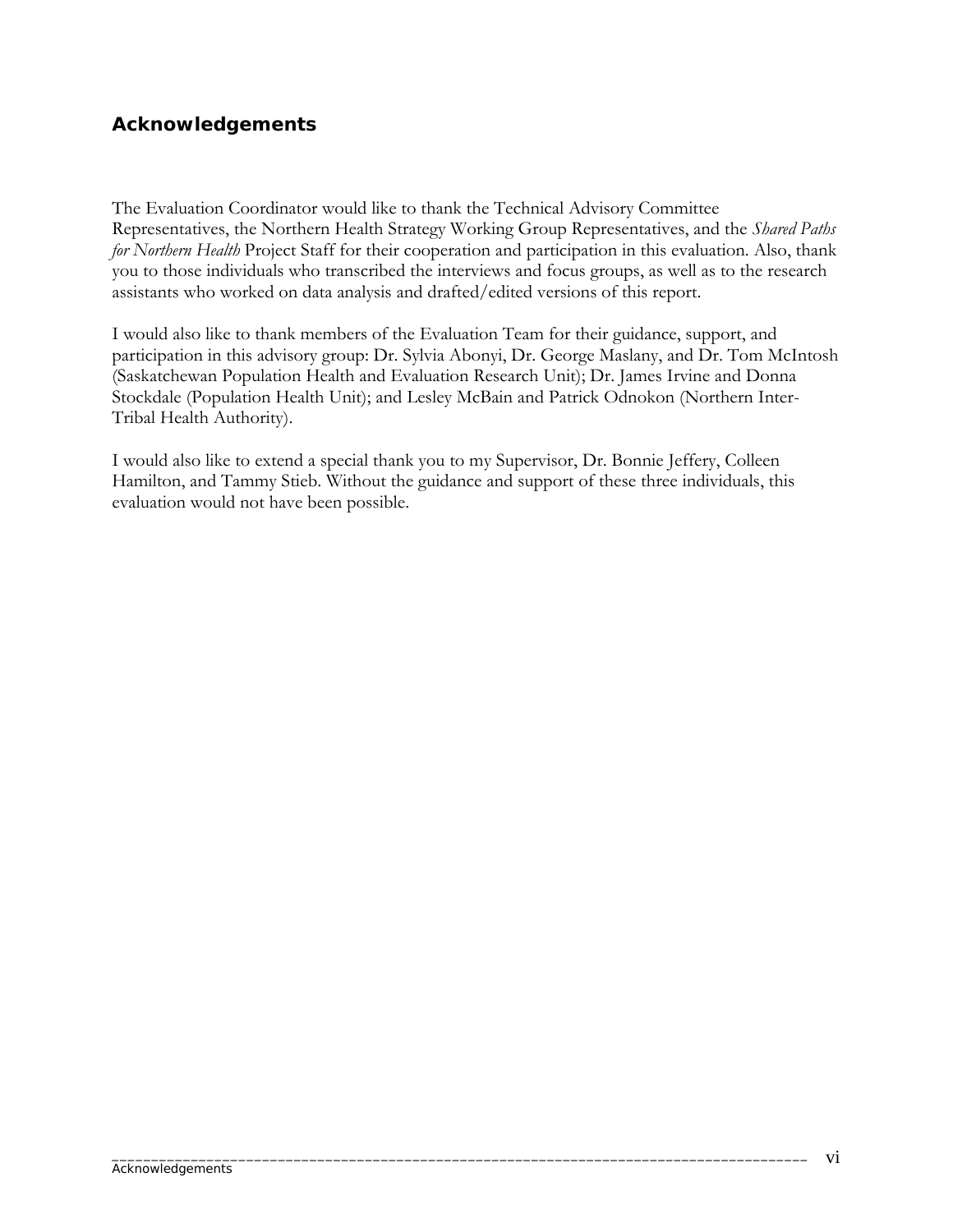## Acknowledgements

The Evaluation Coordinator would like to thank the Technical Advisory Committee Representatives, the Northern Health Strategy Working Group Representatives, and the *Shared Paths for Northern Health* Project Staff for their cooperation and participation in this evaluation. Also, thank you to those individuals who transcribed the interviews and focus groups, as well as to the research assistants who worked on data analysis and drafted/edited versions of this report.

I would also like to thank members of the Evaluation Team for their guidance, support, and participation in this advisory group: Dr. Sylvia Abonyi, Dr. George Maslany, and Dr. Tom McIntosh (Saskatchewan Population Health and Evaluation Research Unit); Dr. James Irvine and Donna Stockdale (Population Health Unit); and Lesley McBain and Patrick Odnokon (Northern Inter-Tribal Health Authority).

I would also like to extend a special thank you to my Supervisor, Dr. Bonnie Jeffery, Colleen Hamilton, and Tammy Stieb. Without the guidance and support of these three individuals, this evaluation would not have been possible.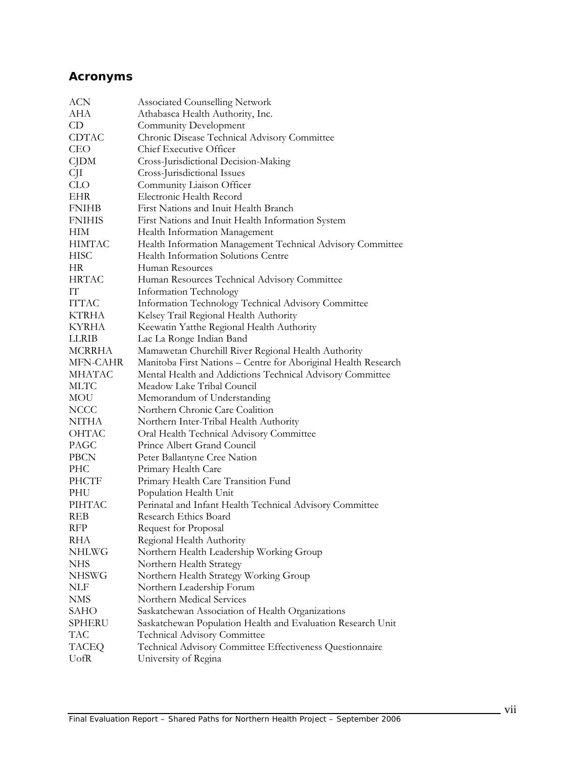## Acronyms

| | |
|---|---|
| ACN | Associated Counselling Network |
| AHA | Athabasca Health Authority, Inc. |
| CD | Community Development |
| CDTAC | Chronic Disease Technical Advisory Committee |
| CEO | Chief Executive Officer |
| CJDM | Cross-Jurisdictional Decision-Making |
| CJI | Cross-Jurisdictional Issues |
| CLO | Community Liaison Officer |
| EHR | Electronic Health Record |
| FNIHB | First Nations and Inuit Health Branch |
| FNIHIS | First Nations and Inuit Health Information System |
| HIM | Health Information Management |
| HIMTAC | Health Information Management Technical Advisory Committee |
| HISC | Health Information Solutions Centre |
| HR | Human Resources |
| HRTAC | Human Resources Technical Advisory Committee |
| IT | Information Technology |
| ITTAC | Information Technology Technical Advisory Committee |
| KTRHA | Kelsey Trail Regional Health Authority |
| KYRHA | Keewatin Yatthe Regional Health Authority |
| LLRIB | Lac La Ronge Indian Band |
| MCRRHA | Mamawetan Churchill River Regional Health Authority |
| MFN-CAHR | Manitoba First Nations – Centre for Aboriginal Health Research |
| MHATAC | Mental Health and Addictions Technical Advisory Committee |
| MLTC | Meadow Lake Tribal Council |
| MOU | Memorandum of Understanding |
| NCCC | Northern Chronic Care Coalition |
| NITHA | Northern Inter-Tribal Health Authority |
| OHTAC | Oral Health Technical Advisory Committee |
| PAGC | Prince Albert Grand Council |
| PBCN | Peter Ballantyne Cree Nation |
| PHC | Primary Health Care |
| PHCTF | Primary Health Care Transition Fund |
| PHU | Population Health Unit |
| PIHTAC | Perinatal and Infant Health Technical Advisory Committee |
| REB | Research Ethics Board |
| RFP | Request for Proposal |
| RHA | Regional Health Authority |
| NHLWG | Northern Health Leadership Working Group |
| NHS | Northern Health Strategy |
| NHSWG | Northern Health Strategy Working Group |
| NLF | Northern Leadership Forum |
| NMS | Northern Medical Services |
| SAHO | Saskatchewan Association of Health Organizations |
| SPHERU | Saskatchewan Population Health and Evaluation Research Unit |
| TAC | Technical Advisory Committee |
| TACEQ | Technical Advisory Committee Effectiveness Questionnaire |
| UofR | University of Regina |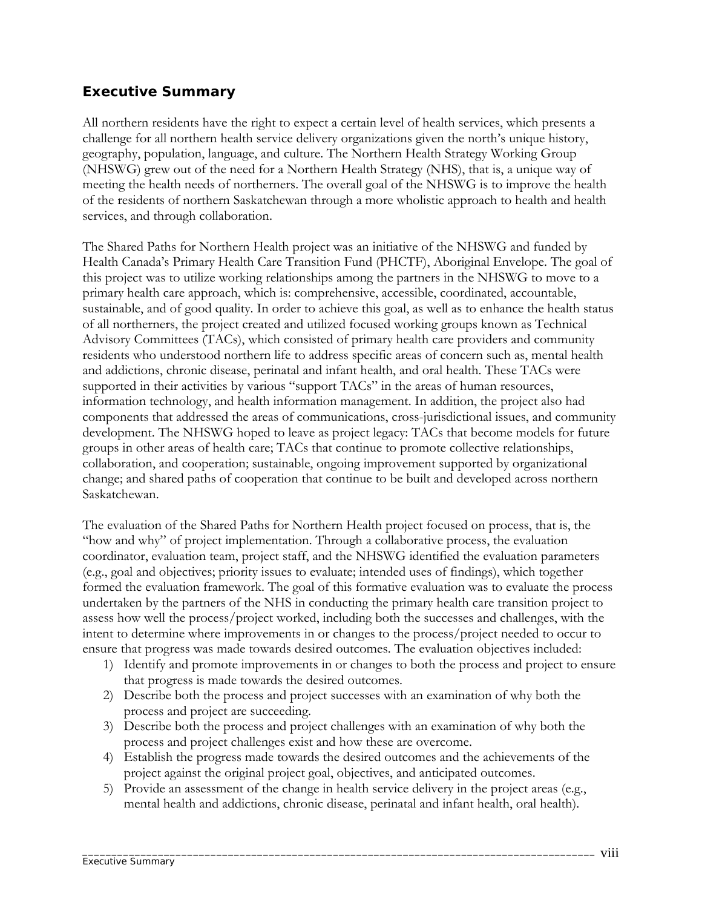## Executive Summary

All northern residents have the right to expect a certain level of health services, which presents a challenge for all northern health service delivery organizations given the north's unique history, geography, population, language, and culture. The Northern Health Strategy Working Group (NHSWG) grew out of the need for a Northern Health Strategy (NHS), that is, a unique way of meeting the health needs of northerners. The overall goal of the NHSWG is to improve the health of the residents of northern Saskatchewan through a more wholistic approach to health and health services, and through collaboration.

The Shared Paths for Northern Health project was an initiative of the NHSWG and funded by Health Canada's Primary Health Care Transition Fund (PHCTF), Aboriginal Envelope. The goal of this project was to utilize working relationships among the partners in the NHSWG to move to a primary health care approach, which is: comprehensive, accessible, coordinated, accountable, sustainable, and of good quality. In order to achieve this goal, as well as to enhance the health status of all northerners, the project created and utilized focused working groups known as Technical Advisory Committees (TACs), which consisted of primary health care providers and community residents who understood northern life to address specific areas of concern such as, mental health and addictions, chronic disease, perinatal and infant health, and oral health. These TACs were supported in their activities by various "support TACs" in the areas of human resources, information technology, and health information management. In addition, the project also had components that addressed the areas of communications, cross-jurisdictional issues, and community development. The NHSWG hoped to leave as project legacy: TACs that become models for future groups in other areas of health care; TACs that continue to promote collective relationships, collaboration, and cooperation; sustainable, ongoing improvement supported by organizational change; and shared paths of cooperation that continue to be built and developed across northern Saskatchewan.

The evaluation of the Shared Paths for Northern Health project focused on process, that is, the "how and why" of project implementation. Through a collaborative process, the evaluation coordinator, evaluation team, project staff, and the NHSWG identified the evaluation parameters (e.g., goal and objectives; priority issues to evaluate; intended uses of findings), which together formed the evaluation framework. The goal of this formative evaluation was to evaluate the process undertaken by the partners of the NHS in conducting the primary health care transition project to assess how well the process/project worked, including both the successes and challenges, with the intent to determine where improvements in or changes to the process/project needed to occur to ensure that progress was made towards desired outcomes. The evaluation objectives included:

1) Identify and promote improvements in or changes to both the process and project to ensure that progress is made towards the desired outcomes.
2) Describe both the process and project successes with an examination of why both the process and project are succeeding.
3) Describe both the process and project challenges with an examination of why both the process and project challenges exist and how these are overcome.
4) Establish the progress made towards the desired outcomes and the achievements of the project against the original project goal, objectives, and anticipated outcomes.
5) Provide an assessment of the change in health service delivery in the project areas (e.g., mental health and addictions, chronic disease, perinatal and infant health, oral health).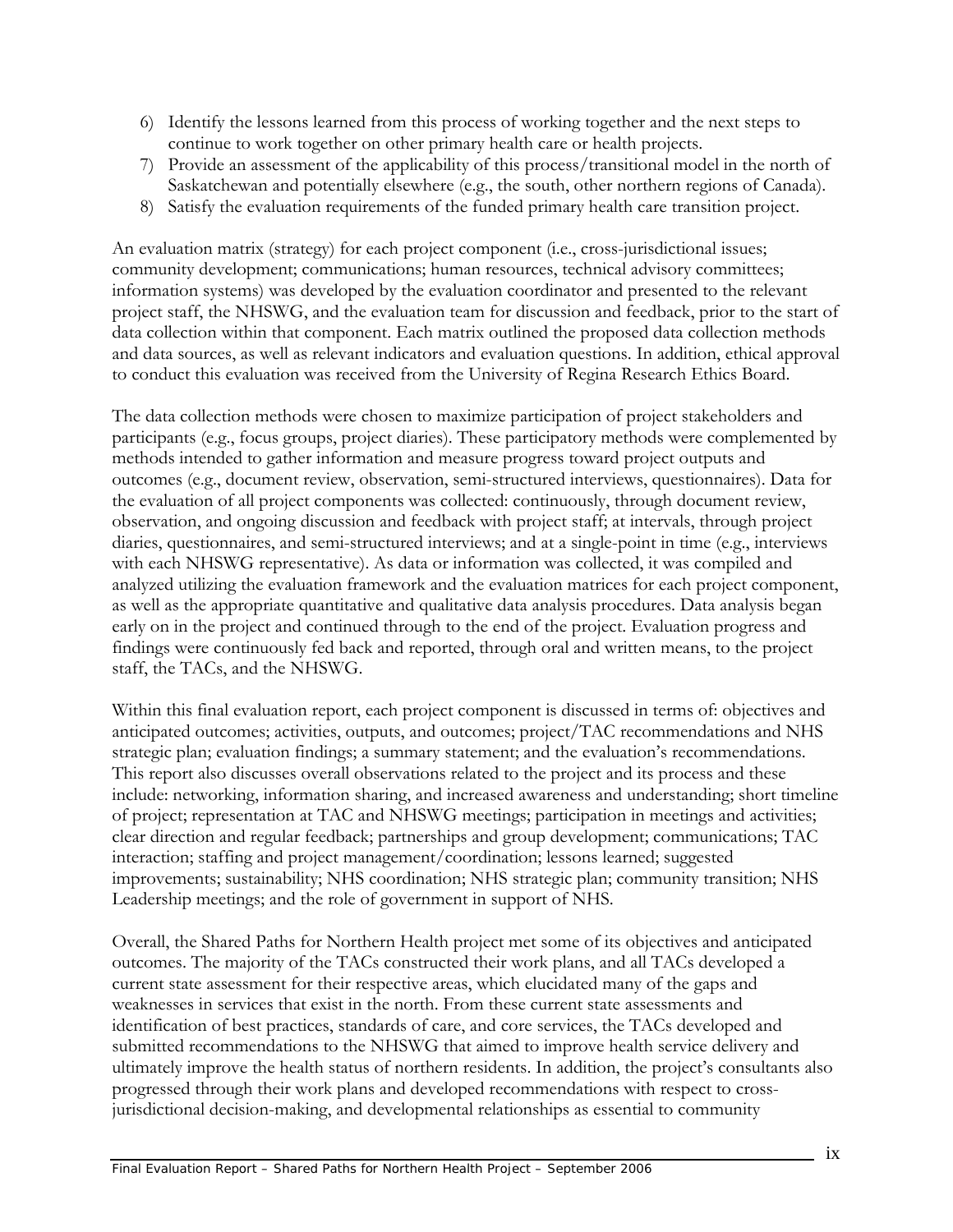6) Identify the lessons learned from this process of working together and the next steps to continue to work together on other primary health care or health projects.
7) Provide an assessment of the applicability of this process/transitional model in the north of Saskatchewan and potentially elsewhere (e.g., the south, other northern regions of Canada).
8) Satisfy the evaluation requirements of the funded primary health care transition project.

An evaluation matrix (strategy) for each project component (i.e., cross-jurisdictional issues; community development; communications; human resources, technical advisory committees; information systems) was developed by the evaluation coordinator and presented to the relevant project staff, the NHSWG, and the evaluation team for discussion and feedback, prior to the start of data collection within that component. Each matrix outlined the proposed data collection methods and data sources, as well as relevant indicators and evaluation questions. In addition, ethical approval to conduct this evaluation was received from the University of Regina Research Ethics Board.

The data collection methods were chosen to maximize participation of project stakeholders and participants (e.g., focus groups, project diaries). These participatory methods were complemented by methods intended to gather information and measure progress toward project outputs and outcomes (e.g., document review, observation, semi-structured interviews, questionnaires). Data for the evaluation of all project components was collected: continuously, through document review, observation, and ongoing discussion and feedback with project staff; at intervals, through project diaries, questionnaires, and semi-structured interviews; and at a single-point in time (e.g., interviews with each NHSWG representative). As data or information was collected, it was compiled and analyzed utilizing the evaluation framework and the evaluation matrices for each project component, as well as the appropriate quantitative and qualitative data analysis procedures. Data analysis began early on in the project and continued through to the end of the project. Evaluation progress and findings were continuously fed back and reported, through oral and written means, to the project staff, the TACs, and the NHSWG.

Within this final evaluation report, each project component is discussed in terms of: objectives and anticipated outcomes; activities, outputs, and outcomes; project/TAC recommendations and NHS strategic plan; evaluation findings; a summary statement; and the evaluation's recommendations. This report also discusses overall observations related to the project and its process and these include: networking, information sharing, and increased awareness and understanding; short timeline of project; representation at TAC and NHSWG meetings; participation in meetings and activities; clear direction and regular feedback; partnerships and group development; communications; TAC interaction; staffing and project management/coordination; lessons learned; suggested improvements; sustainability; NHS coordination; NHS strategic plan; community transition; NHS Leadership meetings; and the role of government in support of NHS.

Overall, the Shared Paths for Northern Health project met some of its objectives and anticipated outcomes. The majority of the TACs constructed their work plans, and all TACs developed a current state assessment for their respective areas, which elucidated many of the gaps and weaknesses in services that exist in the north. From these current state assessments and identification of best practices, standards of care, and core services, the TACs developed and submitted recommendations to the NHSWG that aimed to improve health service delivery and ultimately improve the health status of northern residents. In addition, the project's consultants also progressed through their work plans and developed recommendations with respect to cross-jurisdictional decision-making, and developmental relationships as essential to community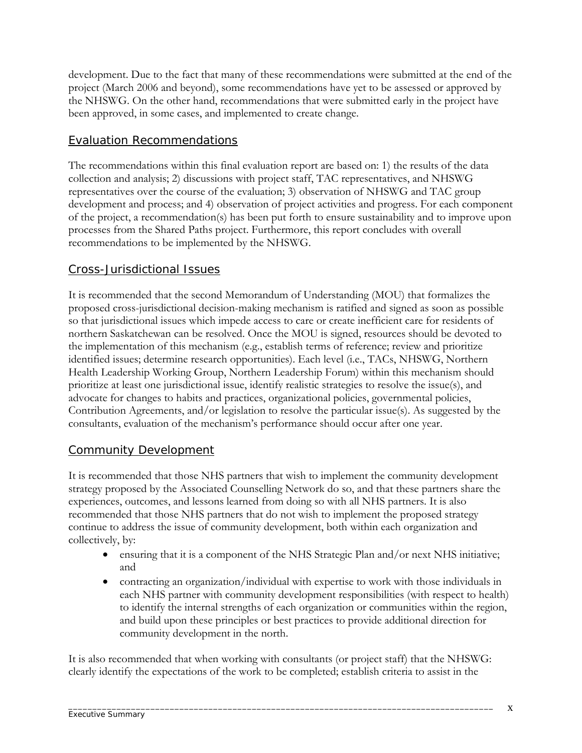development. Due to the fact that many of these recommendations were submitted at the end of the project (March 2006 and beyond), some recommendations have yet to be assessed or approved by the NHSWG. On the other hand, recommendations that were submitted early in the project have been approved, in some cases, and implemented to create change.

## Evaluation Recommendations

The recommendations within this final evaluation report are based on: 1) the results of the data collection and analysis; 2) discussions with project staff, TAC representatives, and NHSWG representatives over the course of the evaluation; 3) observation of NHSWG and TAC group development and process; and 4) observation of project activities and progress. For each component of the project, a recommendation(s) has been put forth to ensure sustainability and to improve upon processes from the Shared Paths project. Furthermore, this report concludes with overall recommendations to be implemented by the NHSWG.

## Cross-Jurisdictional Issues

It is recommended that the second Memorandum of Understanding (MOU) that formalizes the proposed cross-jurisdictional decision-making mechanism is ratified and signed as soon as possible so that jurisdictional issues which impede access to care or create inefficient care for residents of northern Saskatchewan can be resolved. Once the MOU is signed, resources should be devoted to the implementation of this mechanism (e.g., establish terms of reference; review and prioritize identified issues; determine research opportunities). Each level (i.e., TACs, NHSWG, Northern Health Leadership Working Group, Northern Leadership Forum) within this mechanism should prioritize at least one jurisdictional issue, identify realistic strategies to resolve the issue(s), and advocate for changes to habits and practices, organizational policies, governmental policies, Contribution Agreements, and/or legislation to resolve the particular issue(s). As suggested by the consultants, evaluation of the mechanism's performance should occur after one year.

## Community Development

It is recommended that those NHS partners that wish to implement the community development strategy proposed by the Associated Counselling Network do so, and that these partners share the experiences, outcomes, and lessons learned from doing so with all NHS partners. It is also recommended that those NHS partners that do not wish to implement the proposed strategy continue to address the issue of community development, both within each organization and collectively, by:

- ensuring that it is a component of the NHS Strategic Plan and/or next NHS initiative; and
- contracting an organization/individual with expertise to work with those individuals in each NHS partner with community development responsibilities (with respect to health) to identify the internal strengths of each organization or communities within the region, and build upon these principles or best practices to provide additional direction for community development in the north.

It is also recommended that when working with consultants (or project staff) that the NHSWG: clearly identify the expectations of the work to be completed; establish criteria to assist in the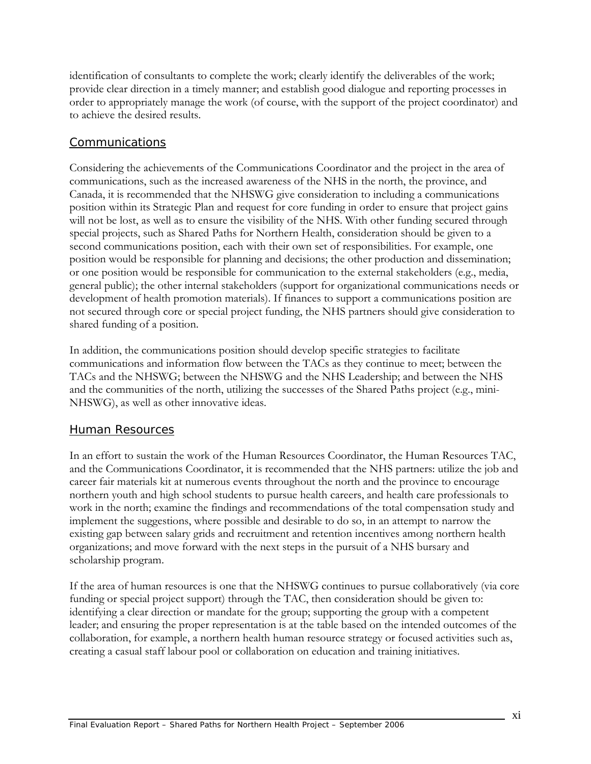identification of consultants to complete the work; clearly identify the deliverables of the work; provide clear direction in a timely manner; and establish good dialogue and reporting processes in order to appropriately manage the work (of course, with the support of the project coordinator) and to achieve the desired results.

## Communications

Considering the achievements of the Communications Coordinator and the project in the area of communications, such as the increased awareness of the NHS in the north, the province, and Canada, it is recommended that the NHSWG give consideration to including a communications position within its Strategic Plan and request for core funding in order to ensure that project gains will not be lost, as well as to ensure the visibility of the NHS. With other funding secured through special projects, such as Shared Paths for Northern Health, consideration should be given to a second communications position, each with their own set of responsibilities. For example, one position would be responsible for planning and decisions; the other production and dissemination; or one position would be responsible for communication to the external stakeholders (e.g., media, general public); the other internal stakeholders (support for organizational communications needs or development of health promotion materials). If finances to support a communications position are not secured through core or special project funding, the NHS partners should give consideration to shared funding of a position.

In addition, the communications position should develop specific strategies to facilitate communications and information flow between the TACs as they continue to meet; between the TACs and the NHSWG; between the NHSWG and the NHS Leadership; and between the NHS and the communities of the north, utilizing the successes of the Shared Paths project (e.g., mini-NHSWG), as well as other innovative ideas.

## Human Resources

In an effort to sustain the work of the Human Resources Coordinator, the Human Resources TAC, and the Communications Coordinator, it is recommended that the NHS partners: utilize the job and career fair materials kit at numerous events throughout the north and the province to encourage northern youth and high school students to pursue health careers, and health care professionals to work in the north; examine the findings and recommendations of the total compensation study and implement the suggestions, where possible and desirable to do so, in an attempt to narrow the existing gap between salary grids and recruitment and retention incentives among northern health organizations; and move forward with the next steps in the pursuit of a NHS bursary and scholarship program.

If the area of human resources is one that the NHSWG continues to pursue collaboratively (via core funding or special project support) through the TAC, then consideration should be given to: identifying a clear direction or mandate for the group; supporting the group with a competent leader; and ensuring the proper representation is at the table based on the intended outcomes of the collaboration, for example, a northern health human resource strategy or focused activities such as, creating a casual staff labour pool or collaboration on education and training initiatives.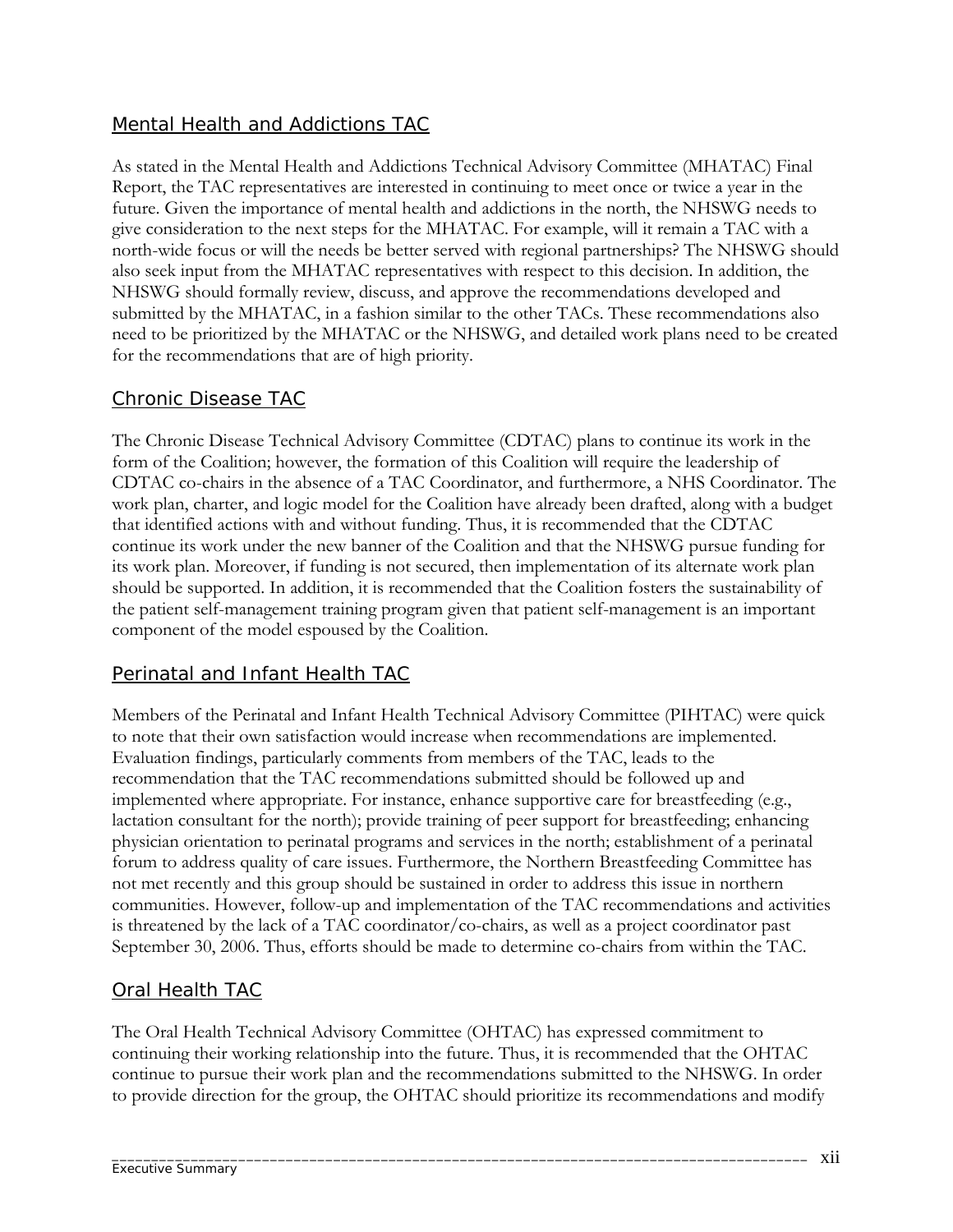### Mental Health and Addictions TAC

As stated in the Mental Health and Addictions Technical Advisory Committee (MHATAC) Final Report, the TAC representatives are interested in continuing to meet once or twice a year in the future. Given the importance of mental health and addictions in the north, the NHSWG needs to give consideration to the next steps for the MHATAC. For example, will it remain a TAC with a north-wide focus or will the needs be better served with regional partnerships? The NHSWG should also seek input from the MHATAC representatives with respect to this decision. In addition, the NHSWG should formally review, discuss, and approve the recommendations developed and submitted by the MHATAC, in a fashion similar to the other TACs. These recommendations also need to be prioritized by the MHATAC or the NHSWG, and detailed work plans need to be created for the recommendations that are of high priority.

### Chronic Disease TAC

The Chronic Disease Technical Advisory Committee (CDTAC) plans to continue its work in the form of the Coalition; however, the formation of this Coalition will require the leadership of CDTAC co-chairs in the absence of a TAC Coordinator, and furthermore, a NHS Coordinator. The work plan, charter, and logic model for the Coalition have already been drafted, along with a budget that identified actions with and without funding. Thus, it is recommended that the CDTAC continue its work under the new banner of the Coalition and that the NHSWG pursue funding for its work plan. Moreover, if funding is not secured, then implementation of its alternate work plan should be supported. In addition, it is recommended that the Coalition fosters the sustainability of the patient self-management training program given that patient self-management is an important component of the model espoused by the Coalition.

### Perinatal and Infant Health TAC

Members of the Perinatal and Infant Health Technical Advisory Committee (PIHTAC) were quick to note that their own satisfaction would increase when recommendations are implemented. Evaluation findings, particularly comments from members of the TAC, leads to the recommendation that the TAC recommendations submitted should be followed up and implemented where appropriate. For instance, enhance supportive care for breastfeeding (e.g., lactation consultant for the north); provide training of peer support for breastfeeding; enhancing physician orientation to perinatal programs and services in the north; establishment of a perinatal forum to address quality of care issues. Furthermore, the Northern Breastfeeding Committee has not met recently and this group should be sustained in order to address this issue in northern communities. However, follow-up and implementation of the TAC recommendations and activities is threatened by the lack of a TAC coordinator/co-chairs, as well as a project coordinator past September 30, 2006. Thus, efforts should be made to determine co-chairs from within the TAC.

### Oral Health TAC

The Oral Health Technical Advisory Committee (OHTAC) has expressed commitment to continuing their working relationship into the future. Thus, it is recommended that the OHTAC continue to pursue their work plan and the recommendations submitted to the NHSWG. In order to provide direction for the group, the OHTAC should prioritize its recommendations and modify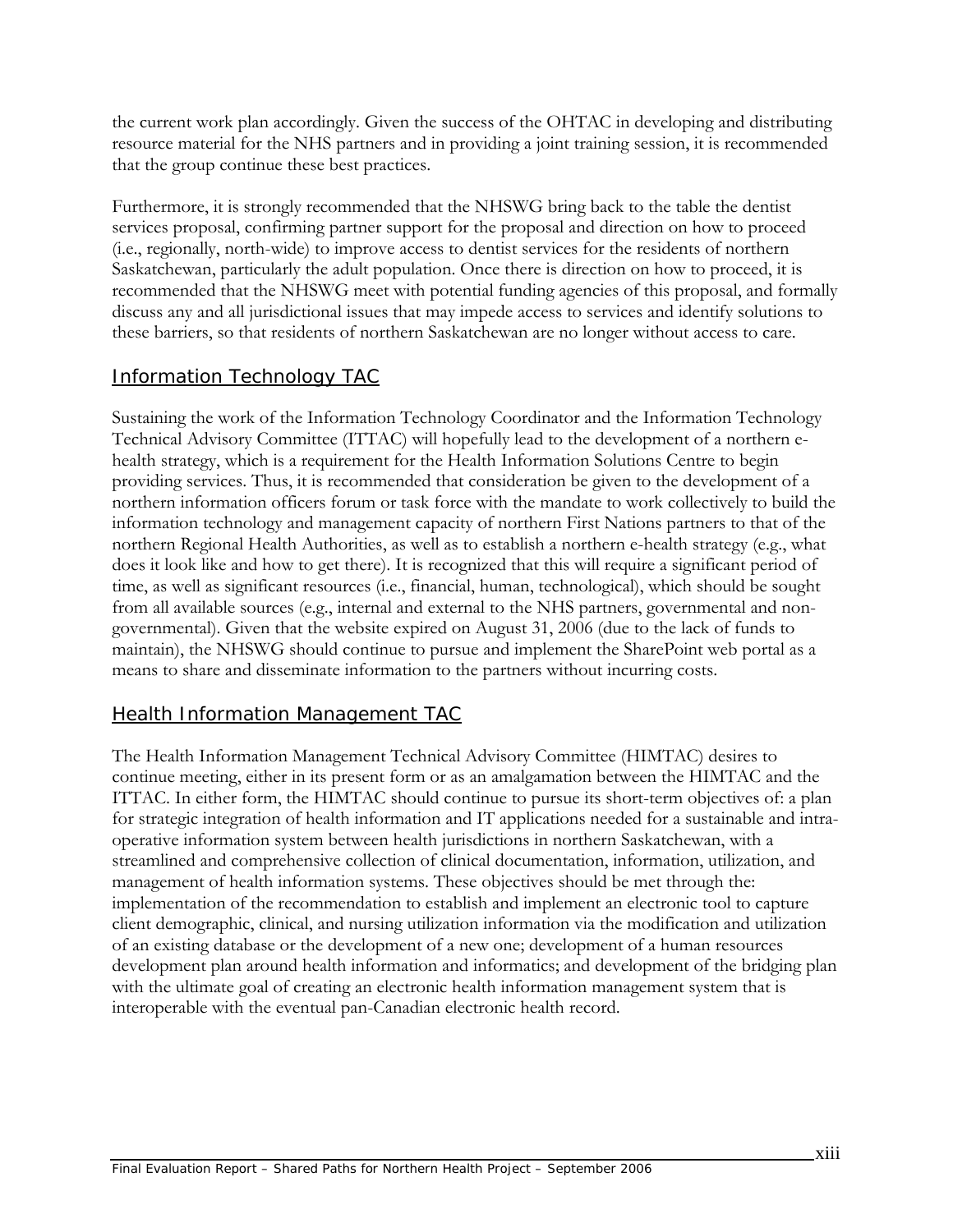the current work plan accordingly. Given the success of the OHTAC in developing and distributing resource material for the NHS partners and in providing a joint training session, it is recommended that the group continue these best practices.

Furthermore, it is strongly recommended that the NHSWG bring back to the table the dentist services proposal, confirming partner support for the proposal and direction on how to proceed (i.e., regionally, north-wide) to improve access to dentist services for the residents of northern Saskatchewan, particularly the adult population. Once there is direction on how to proceed, it is recommended that the NHSWG meet with potential funding agencies of this proposal, and formally discuss any and all jurisdictional issues that may impede access to services and identify solutions to these barriers, so that residents of northern Saskatchewan are no longer without access to care.

## Information Technology TAC

Sustaining the work of the Information Technology Coordinator and the Information Technology Technical Advisory Committee (ITTAC) will hopefully lead to the development of a northern e-health strategy, which is a requirement for the Health Information Solutions Centre to begin providing services. Thus, it is recommended that consideration be given to the development of a northern information officers forum or task force with the mandate to work collectively to build the information technology and management capacity of northern First Nations partners to that of the northern Regional Health Authorities, as well as to establish a northern e-health strategy (e.g., what does it look like and how to get there). It is recognized that this will require a significant period of time, as well as significant resources (i.e., financial, human, technological), which should be sought from all available sources (e.g., internal and external to the NHS partners, governmental and non-governmental). Given that the website expired on August 31, 2006 (due to the lack of funds to maintain), the NHSWG should continue to pursue and implement the SharePoint web portal as a means to share and disseminate information to the partners without incurring costs.

## Health Information Management TAC

The Health Information Management Technical Advisory Committee (HIMTAC) desires to continue meeting, either in its present form or as an amalgamation between the HIMTAC and the ITTAC. In either form, the HIMTAC should continue to pursue its short-term objectives of: a plan for strategic integration of health information and IT applications needed for a sustainable and intra-operative information system between health jurisdictions in northern Saskatchewan, with a streamlined and comprehensive collection of clinical documentation, information, utilization, and management of health information systems. These objectives should be met through the: implementation of the recommendation to establish and implement an electronic tool to capture client demographic, clinical, and nursing utilization information via the modification and utilization of an existing database or the development of a new one; development of a human resources development plan around health information and informatics; and development of the bridging plan with the ultimate goal of creating an electronic health information management system that is interoperable with the eventual pan-Canadian electronic health record.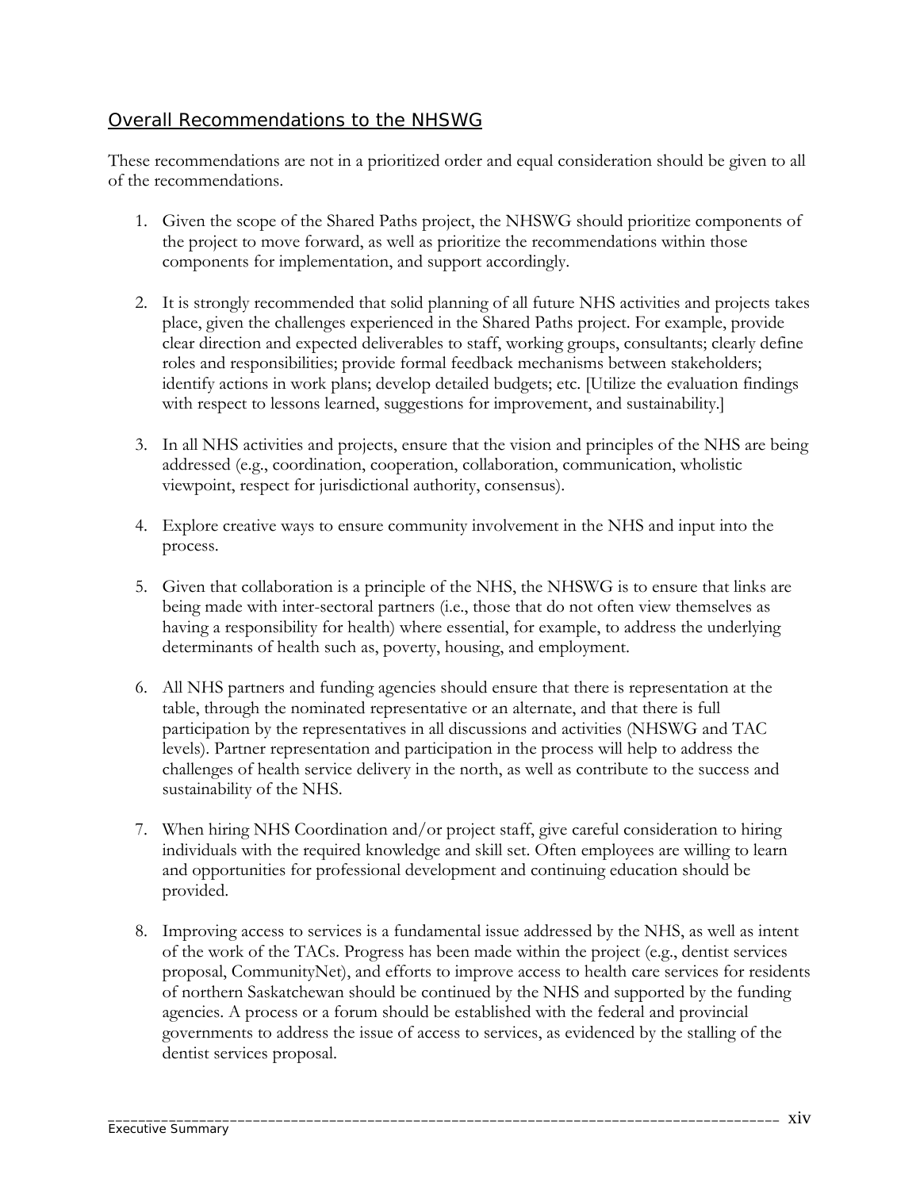## Overall Recommendations to the NHSWG

These recommendations are not in a prioritized order and equal consideration should be given to all of the recommendations.

1. Given the scope of the Shared Paths project, the NHSWG should prioritize components of the project to move forward, as well as prioritize the recommendations within those components for implementation, and support accordingly.

2. It is strongly recommended that solid planning of all future NHS activities and projects takes place, given the challenges experienced in the Shared Paths project. For example, provide clear direction and expected deliverables to staff, working groups, consultants; clearly define roles and responsibilities; provide formal feedback mechanisms between stakeholders; identify actions in work plans; develop detailed budgets; etc. [Utilize the evaluation findings with respect to lessons learned, suggestions for improvement, and sustainability.]

3. In all NHS activities and projects, ensure that the vision and principles of the NHS are being addressed (e.g., coordination, cooperation, collaboration, communication, wholistic viewpoint, respect for jurisdictional authority, consensus).

4. Explore creative ways to ensure community involvement in the NHS and input into the process.

5. Given that collaboration is a principle of the NHS, the NHSWG is to ensure that links are being made with inter-sectoral partners (i.e., those that do not often view themselves as having a responsibility for health) where essential, for example, to address the underlying determinants of health such as, poverty, housing, and employment.

6. All NHS partners and funding agencies should ensure that there is representation at the table, through the nominated representative or an alternate, and that there is full participation by the representatives in all discussions and activities (NHSWG and TAC levels). Partner representation and participation in the process will help to address the challenges of health service delivery in the north, as well as contribute to the success and sustainability of the NHS.

7. When hiring NHS Coordination and/or project staff, give careful consideration to hiring individuals with the required knowledge and skill set. Often employees are willing to learn and opportunities for professional development and continuing education should be provided.

8. Improving access to services is a fundamental issue addressed by the NHS, as well as intent of the work of the TACs. Progress has been made within the project (e.g., dentist services proposal, CommunityNet), and efforts to improve access to health care services for residents of northern Saskatchewan should be continued by the NHS and supported by the funding agencies. A process or a forum should be established with the federal and provincial governments to address the issue of access to services, as evidenced by the stalling of the dentist services proposal.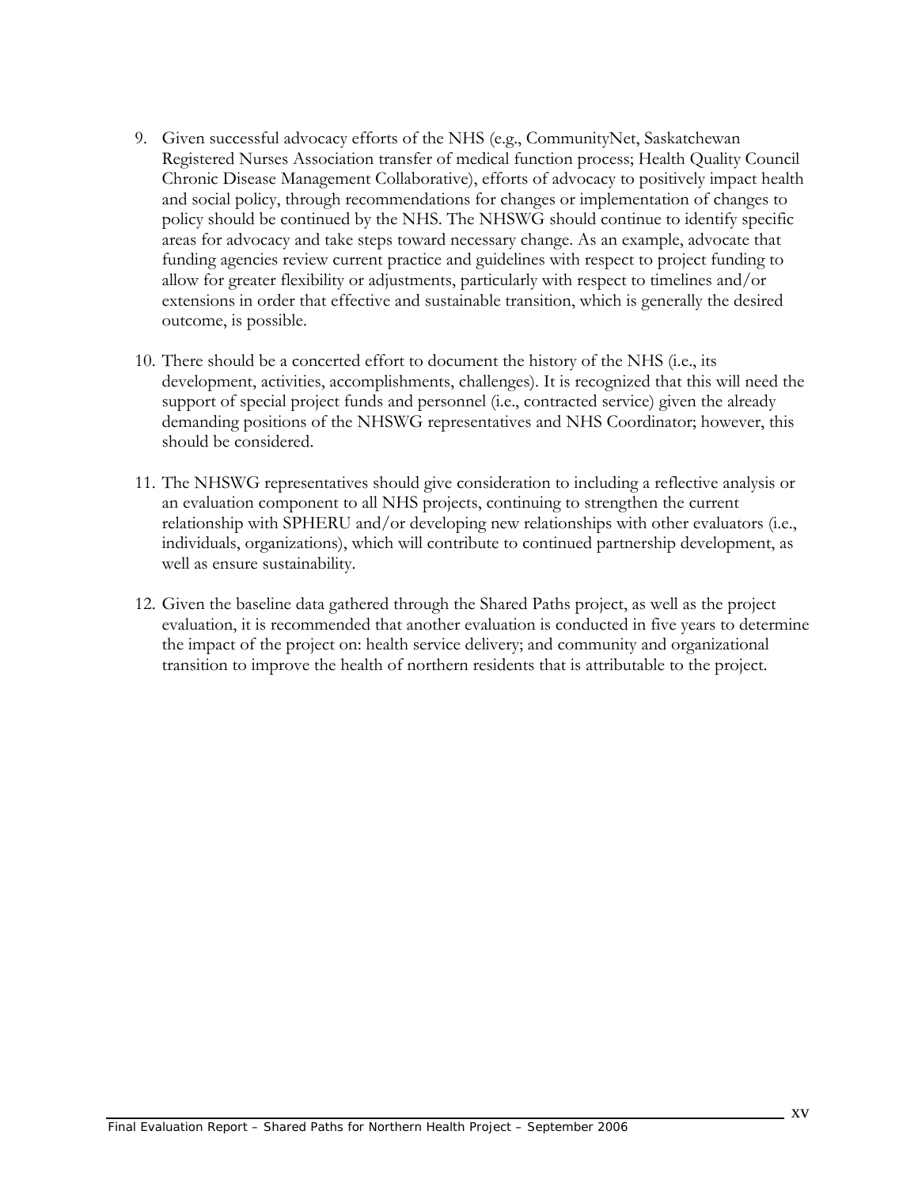9. Given successful advocacy efforts of the NHS (e.g., CommunityNet, Saskatchewan Registered Nurses Association transfer of medical function process; Health Quality Council Chronic Disease Management Collaborative), efforts of advocacy to positively impact health and social policy, through recommendations for changes or implementation of changes to policy should be continued by the NHS. The NHSWG should continue to identify specific areas for advocacy and take steps toward necessary change. As an example, advocate that funding agencies review current practice and guidelines with respect to project funding to allow for greater flexibility or adjustments, particularly with respect to timelines and/or extensions in order that effective and sustainable transition, which is generally the desired outcome, is possible.

10. There should be a concerted effort to document the history of the NHS (i.e., its development, activities, accomplishments, challenges). It is recognized that this will need the support of special project funds and personnel (i.e., contracted service) given the already demanding positions of the NHSWG representatives and NHS Coordinator; however, this should be considered.

11. The NHSWG representatives should give consideration to including a reflective analysis or an evaluation component to all NHS projects, continuing to strengthen the current relationship with SPHERU and/or developing new relationships with other evaluators (i.e., individuals, organizations), which will contribute to continued partnership development, as well as ensure sustainability.

12. Given the baseline data gathered through the Shared Paths project, as well as the project evaluation, it is recommended that another evaluation is conducted in five years to determine the impact of the project on: health service delivery; and community and organizational transition to improve the health of northern residents that is attributable to the project.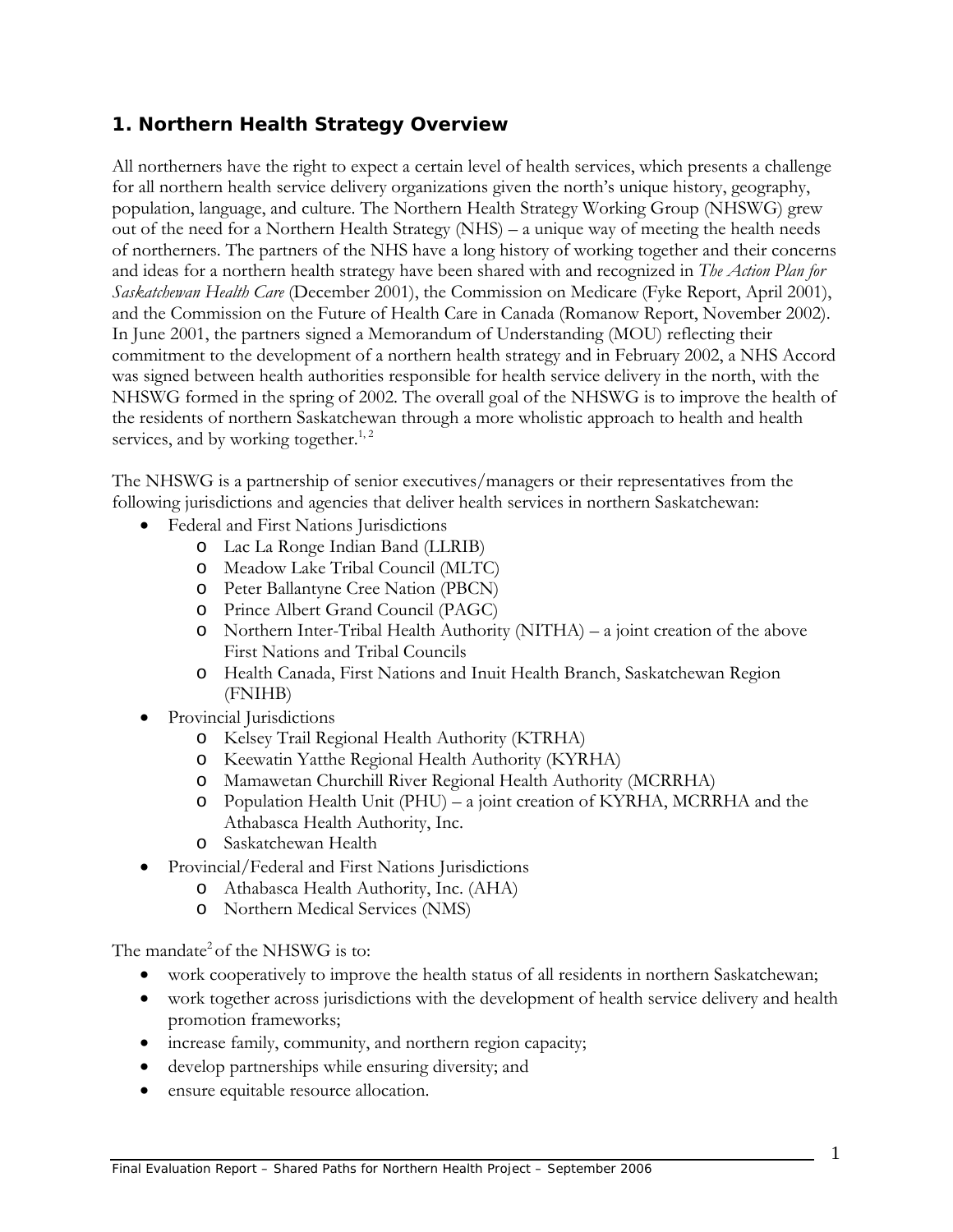## 1. Northern Health Strategy Overview

All northerners have the right to expect a certain level of health services, which presents a challenge for all northern health service delivery organizations given the north's unique history, geography, population, language, and culture. The Northern Health Strategy Working Group (NHSWG) grew out of the need for a Northern Health Strategy (NHS) – a unique way of meeting the health needs of northerners. The partners of the NHS have a long history of working together and their concerns and ideas for a northern health strategy have been shared with and recognized in *The Action Plan for Saskatchewan Health Care* (December 2001), the Commission on Medicare (Fyke Report, April 2001), and the Commission on the Future of Health Care in Canada (Romanow Report, November 2002). In June 2001, the partners signed a Memorandum of Understanding (MOU) reflecting their commitment to the development of a northern health strategy and in February 2002, a NHS Accord was signed between health authorities responsible for health service delivery in the north, with the NHSWG formed in the spring of 2002. The overall goal of the NHSWG is to improve the health of the residents of northern Saskatchewan through a more wholistic approach to health and health services, and by working together.[1, 2]

The NHSWG is a partnership of senior executives/managers or their representatives from the following jurisdictions and agencies that deliver health services in northern Saskatchewan:

- Federal and First Nations Jurisdictions
  - Lac La Ronge Indian Band (LLRIB)
  - Meadow Lake Tribal Council (MLTC)
  - Peter Ballantyne Cree Nation (PBCN)
  - Prince Albert Grand Council (PAGC)
  - Northern Inter-Tribal Health Authority (NITHA) – a joint creation of the above First Nations and Tribal Councils
  - Health Canada, First Nations and Inuit Health Branch, Saskatchewan Region (FNIHB)
- Provincial Jurisdictions
  - Kelsey Trail Regional Health Authority (KTRHA)
  - Keewatin Yatthe Regional Health Authority (KYRHA)
  - Mamawetan Churchill River Regional Health Authority (MCRRHA)
  - Population Health Unit (PHU) – a joint creation of KYRHA, MCRRHA and the Athabasca Health Authority, Inc.
  - Saskatchewan Health
- Provincial/Federal and First Nations Jurisdictions
  - Athabasca Health Authority, Inc. (AHA)
  - Northern Medical Services (NMS)

The mandate[2] of the NHSWG is to:

- work cooperatively to improve the health status of all residents in northern Saskatchewan;
- work together across jurisdictions with the development of health service delivery and health promotion frameworks;
- increase family, community, and northern region capacity;
- develop partnerships while ensuring diversity; and
- ensure equitable resource allocation.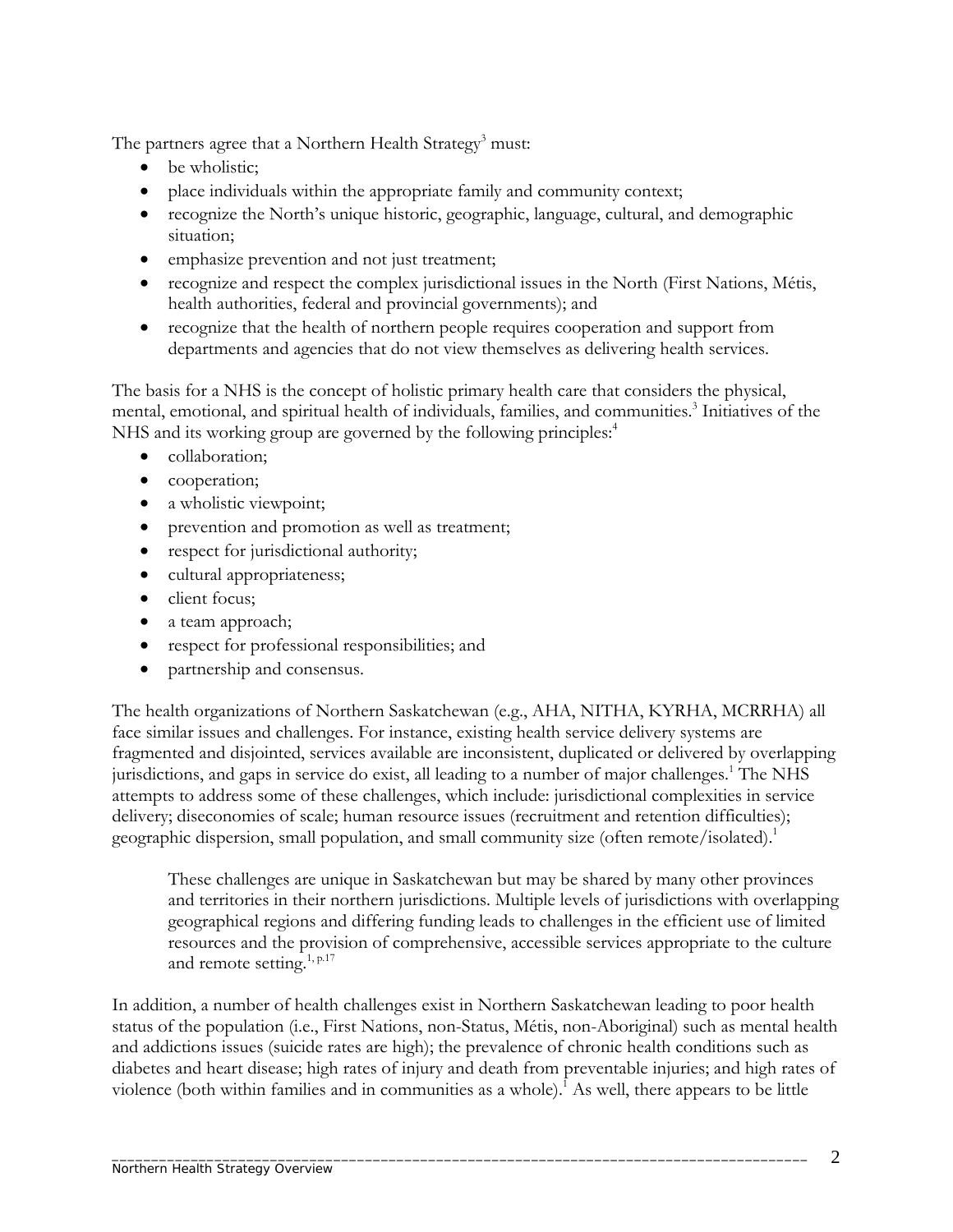The partners agree that a Northern Health Strategy[3] must:

- be wholistic;
- place individuals within the appropriate family and community context;
- recognize the North's unique historic, geographic, language, cultural, and demographic situation;
- emphasize prevention and not just treatment;
- recognize and respect the complex jurisdictional issues in the North (First Nations, Métis, health authorities, federal and provincial governments); and
- recognize that the health of northern people requires cooperation and support from departments and agencies that do not view themselves as delivering health services.

The basis for a NHS is the concept of holistic primary health care that considers the physical, mental, emotional, and spiritual health of individuals, families, and communities.[3] Initiatives of the NHS and its working group are governed by the following principles:[4]

- collaboration;
- cooperation;
- a wholistic viewpoint;
- prevention and promotion as well as treatment;
- respect for jurisdictional authority;
- cultural appropriateness;
- client focus;
- a team approach;
- respect for professional responsibilities; and
- partnership and consensus.

The health organizations of Northern Saskatchewan (e.g., AHA, NITHA, KYRHA, MCRRHA) all face similar issues and challenges. For instance, existing health service delivery systems are fragmented and disjointed, services available are inconsistent, duplicated or delivered by overlapping jurisdictions, and gaps in service do exist, all leading to a number of major challenges.[1] The NHS attempts to address some of these challenges, which include: jurisdictional complexities in service delivery; diseconomies of scale; human resource issues (recruitment and retention difficulties); geographic dispersion, small population, and small community size (often remote/isolated).[1]

> These challenges are unique in Saskatchewan but may be shared by many other provinces and territories in their northern jurisdictions. Multiple levels of jurisdictions with overlapping geographical regions and differing funding leads to challenges in the efficient use of limited resources and the provision of comprehensive, accessible services appropriate to the culture and remote setting.[1, p.17]

In addition, a number of health challenges exist in Northern Saskatchewan leading to poor health status of the population (i.e., First Nations, non-Status, Métis, non-Aboriginal) such as mental health and addictions issues (suicide rates are high); the prevalence of chronic health conditions such as diabetes and heart disease; high rates of injury and death from preventable injuries; and high rates of violence (both within families and in communities as a whole).[1] As well, there appears to be little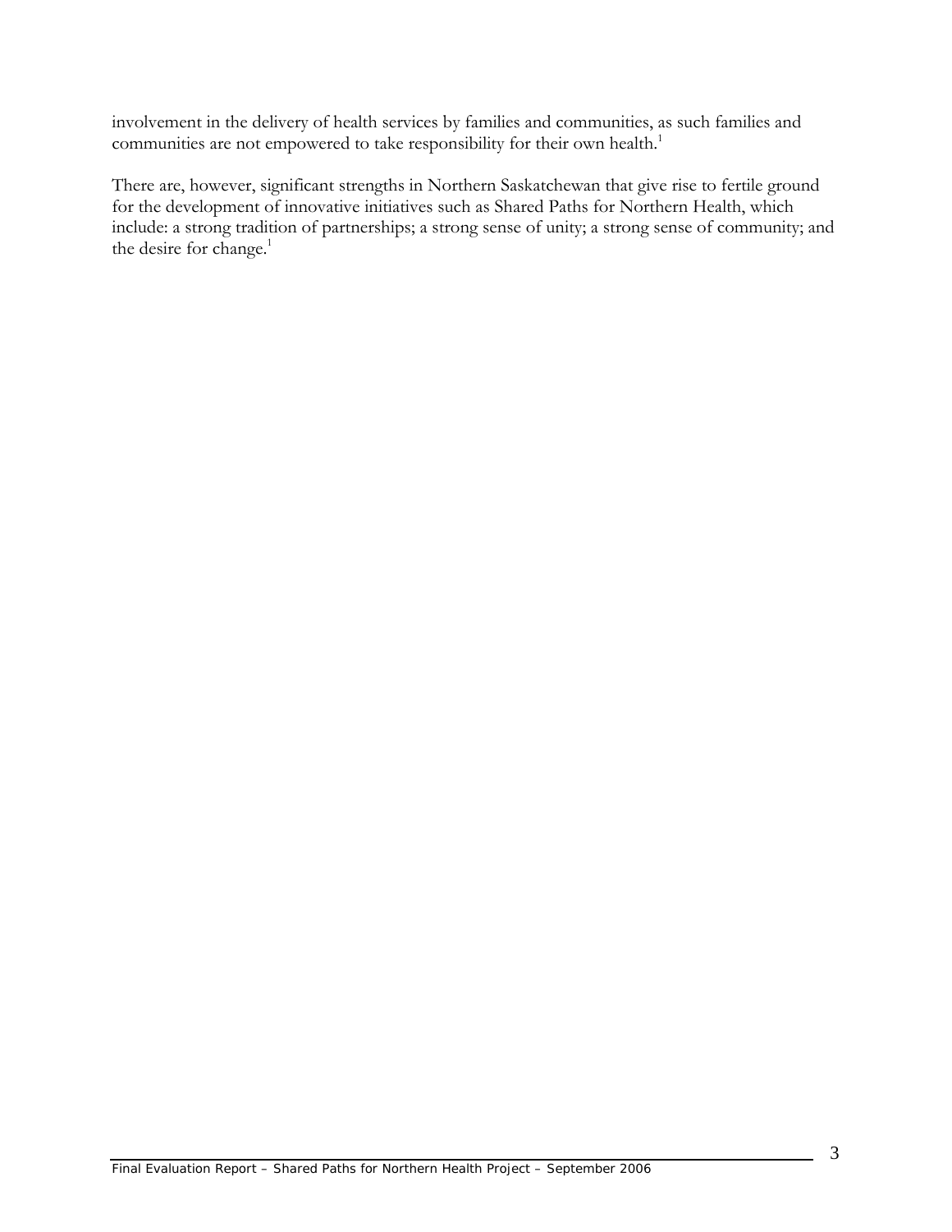involvement in the delivery of health services by families and communities, as such families and communities are not empowered to take responsibility for their own health.[1]

There are, however, significant strengths in Northern Saskatchewan that give rise to fertile ground for the development of innovative initiatives such as Shared Paths for Northern Health, which include: a strong tradition of partnerships; a strong sense of unity; a strong sense of community; and the desire for change.[1]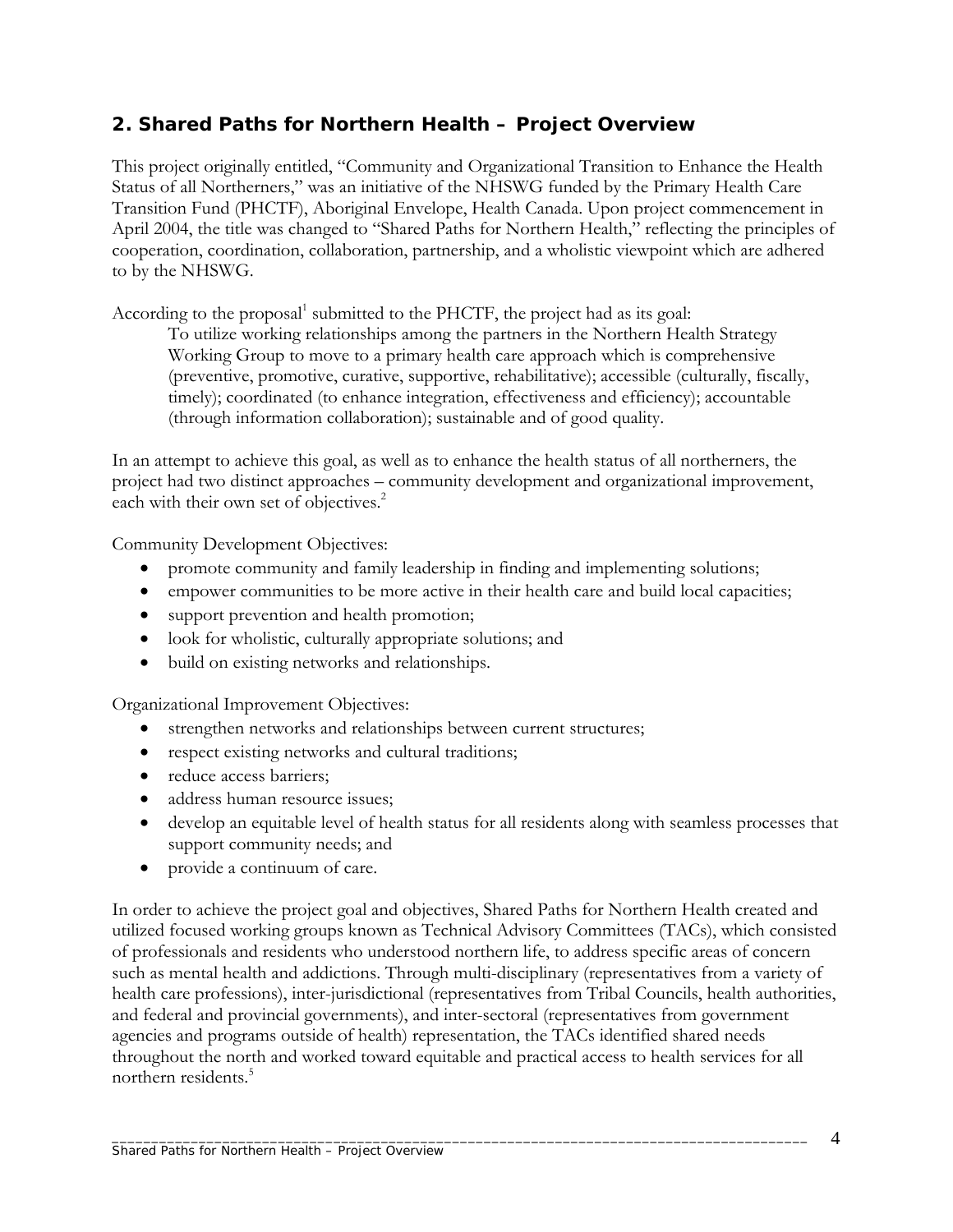## 2. Shared Paths for Northern Health – Project Overview

This project originally entitled, "Community and Organizational Transition to Enhance the Health Status of all Northerners," was an initiative of the NHSWG funded by the Primary Health Care Transition Fund (PHCTF), Aboriginal Envelope, Health Canada. Upon project commencement in April 2004, the title was changed to "Shared Paths for Northern Health," reflecting the principles of cooperation, coordination, collaboration, partnership, and a wholistic viewpoint which are adhered to by the NHSWG.

According to the proposal[1] submitted to the PHCTF, the project had as its goal:

> To utilize working relationships among the partners in the Northern Health Strategy Working Group to move to a primary health care approach which is comprehensive (preventive, promotive, curative, supportive, rehabilitative); accessible (culturally, fiscally, timely); coordinated (to enhance integration, effectiveness and efficiency); accountable (through information collaboration); sustainable and of good quality.

In an attempt to achieve this goal, as well as to enhance the health status of all northerners, the project had two distinct approaches – community development and organizational improvement, each with their own set of objectives.[2]

Community Development Objectives:

- promote community and family leadership in finding and implementing solutions;
- empower communities to be more active in their health care and build local capacities;
- support prevention and health promotion;
- look for wholistic, culturally appropriate solutions; and
- build on existing networks and relationships.

Organizational Improvement Objectives:

- strengthen networks and relationships between current structures;
- respect existing networks and cultural traditions;
- reduce access barriers;
- address human resource issues;
- develop an equitable level of health status for all residents along with seamless processes that support community needs; and
- provide a continuum of care.

In order to achieve the project goal and objectives, Shared Paths for Northern Health created and utilized focused working groups known as Technical Advisory Committees (TACs), which consisted of professionals and residents who understood northern life, to address specific areas of concern such as mental health and addictions. Through multi-disciplinary (representatives from a variety of health care professions), inter-jurisdictional (representatives from Tribal Councils, health authorities, and federal and provincial governments), and inter-sectoral (representatives from government agencies and programs outside of health) representation, the TACs identified shared needs throughout the north and worked toward equitable and practical access to health services for all northern residents.[5]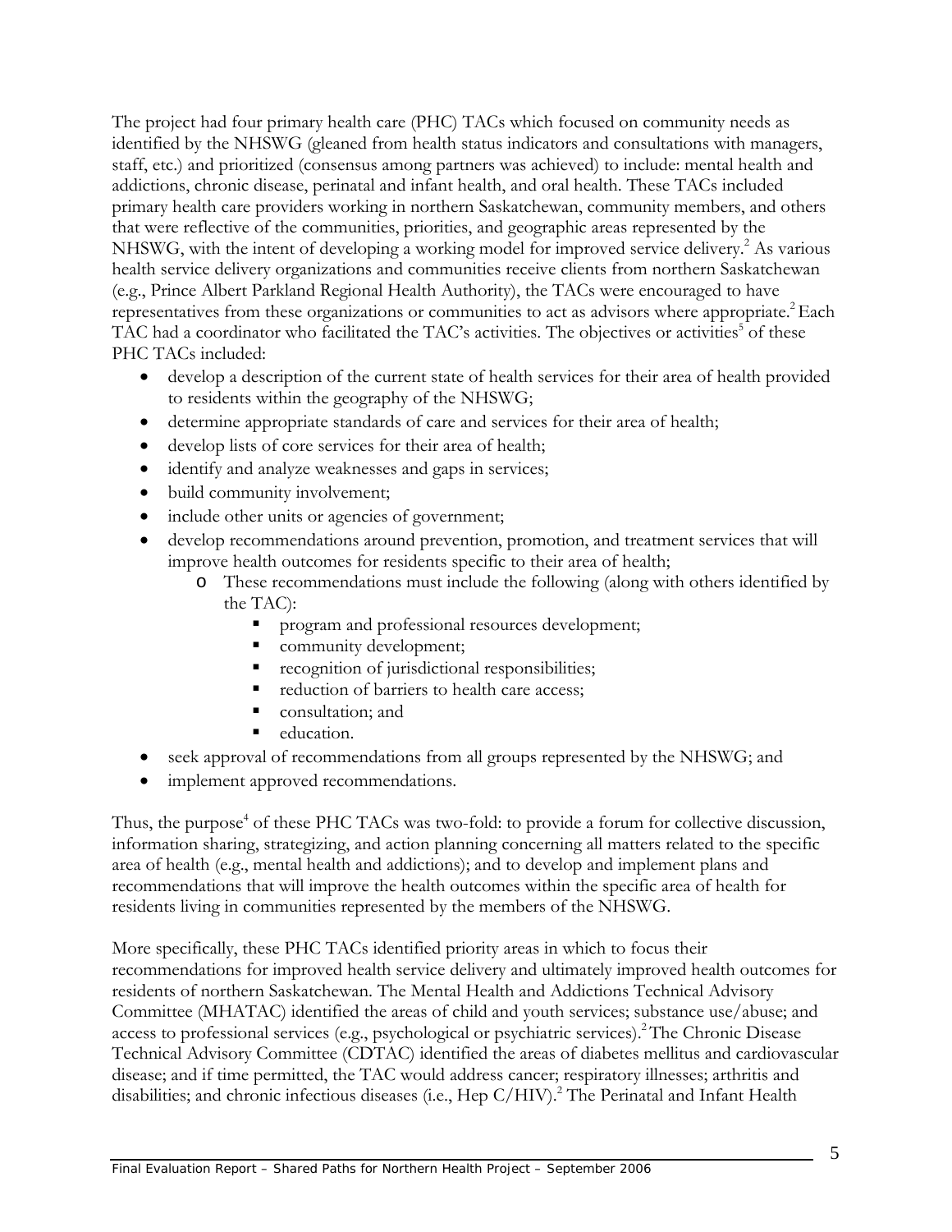The project had four primary health care (PHC) TACs which focused on community needs as identified by the NHSWG (gleaned from health status indicators and consultations with managers, staff, etc.) and prioritized (consensus among partners was achieved) to include: mental health and addictions, chronic disease, perinatal and infant health, and oral health. These TACs included primary health care providers working in northern Saskatchewan, community members, and others that were reflective of the communities, priorities, and geographic areas represented by the NHSWG, with the intent of developing a working model for improved service delivery.[2] As various health service delivery organizations and communities receive clients from northern Saskatchewan (e.g., Prince Albert Parkland Regional Health Authority), the TACs were encouraged to have representatives from these organizations or communities to act as advisors where appropriate.[2] Each TAC had a coordinator who facilitated the TAC's activities. The objectives or activities[5] of these PHC TACs included:

- develop a description of the current state of health services for their area of health provided to residents within the geography of the NHSWG;
- determine appropriate standards of care and services for their area of health;
- develop lists of core services for their area of health;
- identify and analyze weaknesses and gaps in services;
- build community involvement;
- include other units or agencies of government;
- develop recommendations around prevention, promotion, and treatment services that will improve health outcomes for residents specific to their area of health;
  - These recommendations must include the following (along with others identified by the TAC):
    - program and professional resources development;
    - community development;
    - recognition of jurisdictional responsibilities;
    - reduction of barriers to health care access;
    - consultation; and
    - education.
- seek approval of recommendations from all groups represented by the NHSWG; and
- implement approved recommendations.

Thus, the purpose[4] of these PHC TACs was two-fold: to provide a forum for collective discussion, information sharing, strategizing, and action planning concerning all matters related to the specific area of health (e.g., mental health and addictions); and to develop and implement plans and recommendations that will improve the health outcomes within the specific area of health for residents living in communities represented by the members of the NHSWG.

More specifically, these PHC TACs identified priority areas in which to focus their recommendations for improved health service delivery and ultimately improved health outcomes for residents of northern Saskatchewan. The Mental Health and Addictions Technical Advisory Committee (MHATAC) identified the areas of child and youth services; substance use/abuse; and access to professional services (e.g., psychological or psychiatric services).[2] The Chronic Disease Technical Advisory Committee (CDTAC) identified the areas of diabetes mellitus and cardiovascular disease; and if time permitted, the TAC would address cancer; respiratory illnesses; arthritis and disabilities; and chronic infectious diseases (i.e., Hep C/HIV).[2] The Perinatal and Infant Health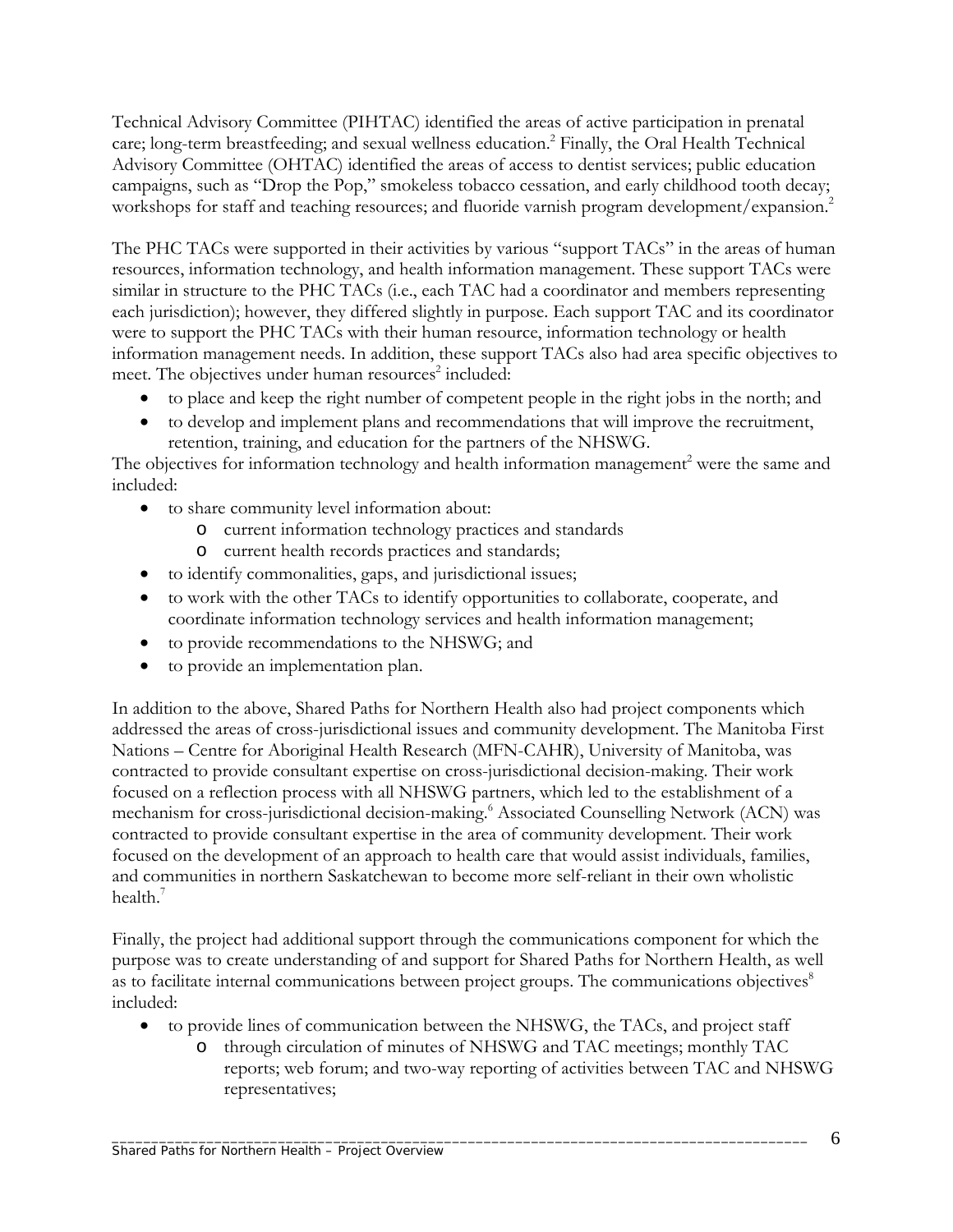Technical Advisory Committee (PIHTAC) identified the areas of active participation in prenatal care; long-term breastfeeding; and sexual wellness education.[2] Finally, the Oral Health Technical Advisory Committee (OHTAC) identified the areas of access to dentist services; public education campaigns, such as "Drop the Pop," smokeless tobacco cessation, and early childhood tooth decay; workshops for staff and teaching resources; and fluoride varnish program development/expansion.[2]

The PHC TACs were supported in their activities by various "support TACs" in the areas of human resources, information technology, and health information management. These support TACs were similar in structure to the PHC TACs (i.e., each TAC had a coordinator and members representing each jurisdiction); however, they differed slightly in purpose. Each support TAC and its coordinator were to support the PHC TACs with their human resource, information technology or health information management needs. In addition, these support TACs also had area specific objectives to meet. The objectives under human resources[2] included:

- to place and keep the right number of competent people in the right jobs in the north; and
- to develop and implement plans and recommendations that will improve the recruitment, retention, training, and education for the partners of the NHSWG.

The objectives for information technology and health information management[2] were the same and included:

- to share community level information about:
  - current information technology practices and standards
  - current health records practices and standards;
- to identify commonalities, gaps, and jurisdictional issues;
- to work with the other TACs to identify opportunities to collaborate, cooperate, and coordinate information technology services and health information management;
- to provide recommendations to the NHSWG; and
- to provide an implementation plan.

In addition to the above, Shared Paths for Northern Health also had project components which addressed the areas of cross-jurisdictional issues and community development. The Manitoba First Nations – Centre for Aboriginal Health Research (MFN-CAHR), University of Manitoba, was contracted to provide consultant expertise on cross-jurisdictional decision-making. Their work focused on a reflection process with all NHSWG partners, which led to the establishment of a mechanism for cross-jurisdictional decision-making.[6] Associated Counselling Network (ACN) was contracted to provide consultant expertise in the area of community development. Their work focused on the development of an approach to health care that would assist individuals, families, and communities in northern Saskatchewan to become more self-reliant in their own wholistic health.[7]

Finally, the project had additional support through the communications component for which the purpose was to create understanding of and support for Shared Paths for Northern Health, as well as to facilitate internal communications between project groups. The communications objectives[8] included:

- to provide lines of communication between the NHSWG, the TACs, and project staff
  - through circulation of minutes of NHSWG and TAC meetings; monthly TAC reports; web forum; and two-way reporting of activities between TAC and NHSWG representatives;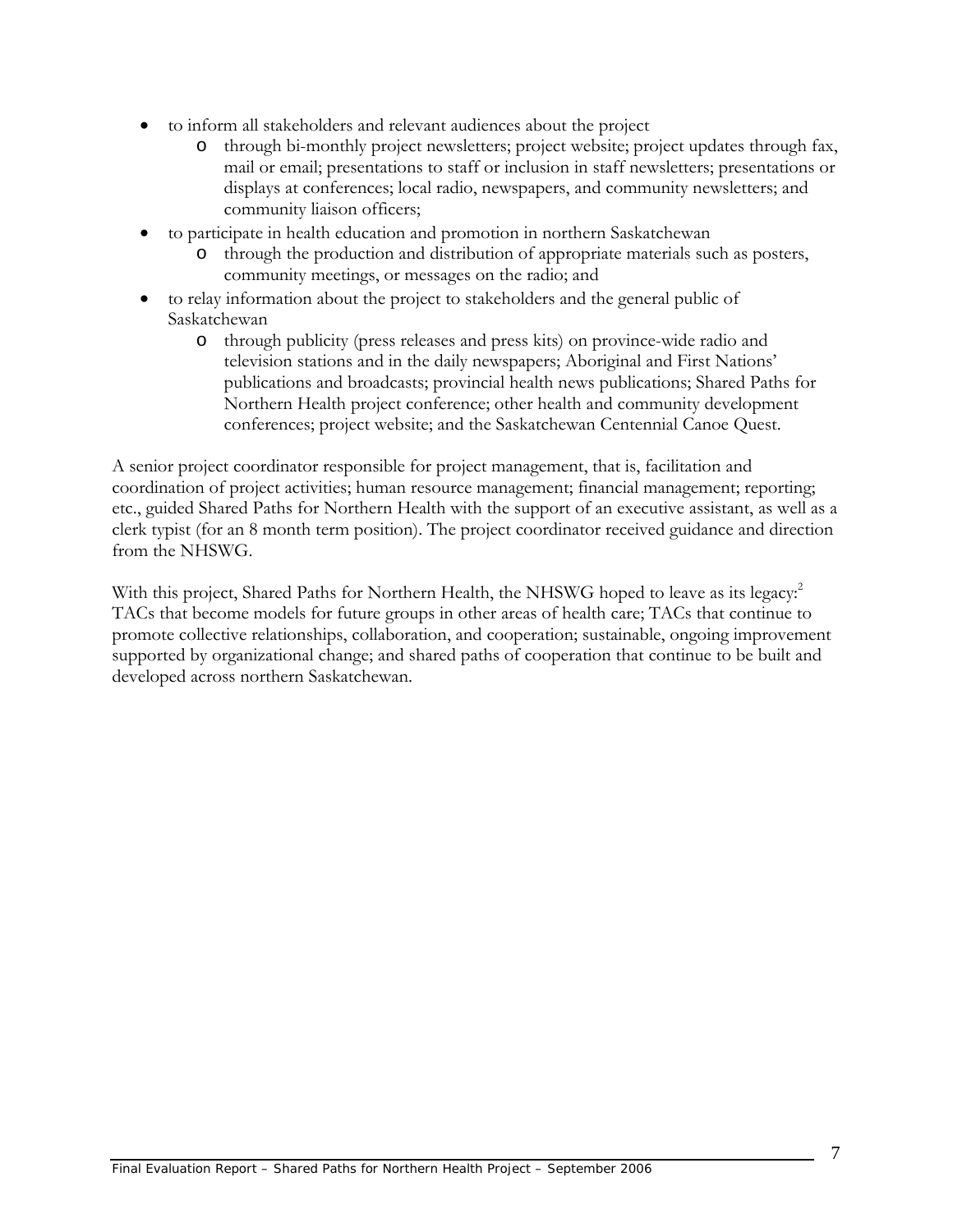- to inform all stakeholders and relevant audiences about the project
  - through bi-monthly project newsletters; project website; project updates through fax, mail or email; presentations to staff or inclusion in staff newsletters; presentations or displays at conferences; local radio, newspapers, and community newsletters; and community liaison officers;
- to participate in health education and promotion in northern Saskatchewan
  - through the production and distribution of appropriate materials such as posters, community meetings, or messages on the radio; and
- to relay information about the project to stakeholders and the general public of Saskatchewan
  - through publicity (press releases and press kits) on province-wide radio and television stations and in the daily newspapers; Aboriginal and First Nations' publications and broadcasts; provincial health news publications; Shared Paths for Northern Health project conference; other health and community development conferences; project website; and the Saskatchewan Centennial Canoe Quest.

A senior project coordinator responsible for project management, that is, facilitation and coordination of project activities; human resource management; financial management; reporting; etc., guided Shared Paths for Northern Health with the support of an executive assistant, as well as a clerk typist (for an 8 month term position). The project coordinator received guidance and direction from the NHSWG.

With this project, Shared Paths for Northern Health, the NHSWG hoped to leave as its legacy:[2] TACs that become models for future groups in other areas of health care; TACs that continue to promote collective relationships, collaboration, and cooperation; sustainable, ongoing improvement supported by organizational change; and shared paths of cooperation that continue to be built and developed across northern Saskatchewan.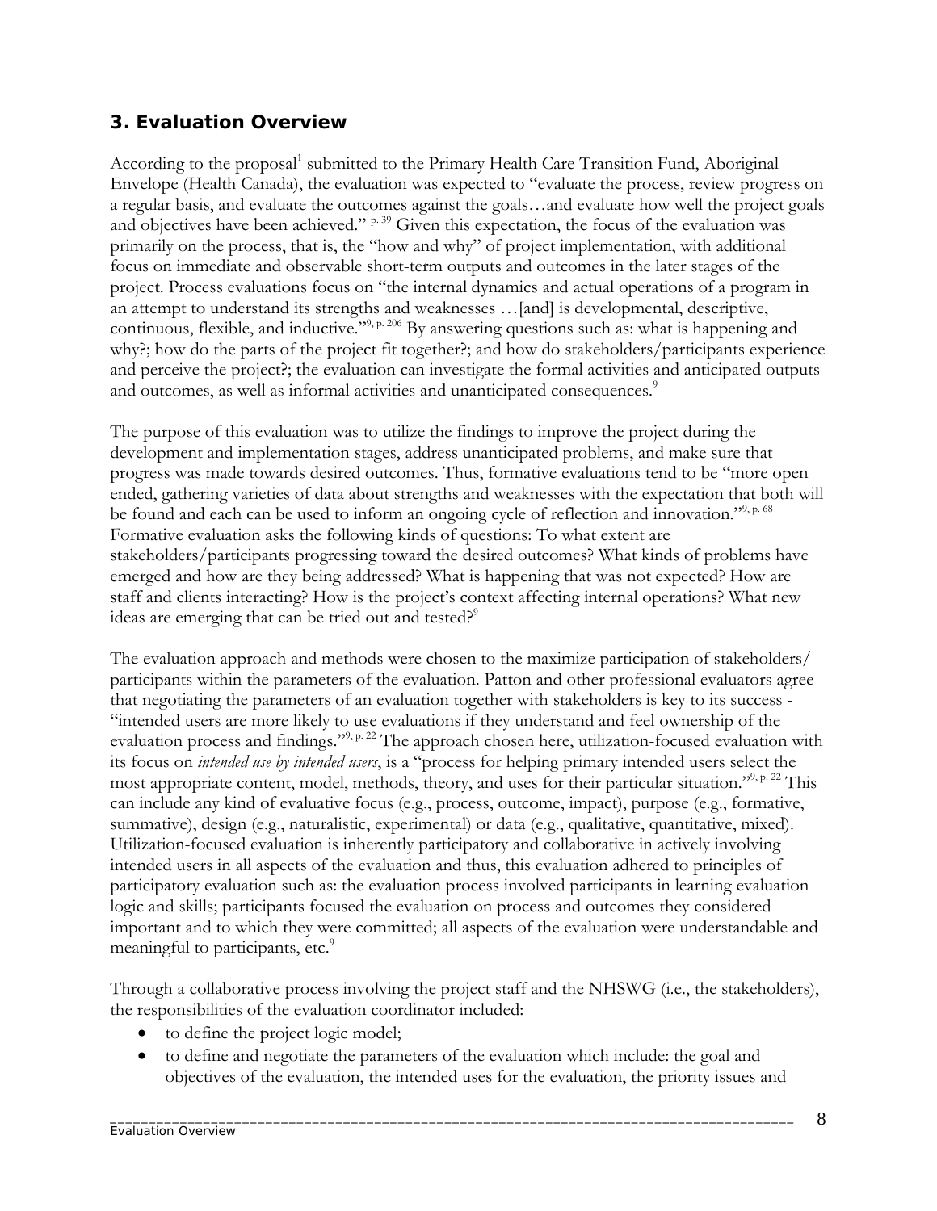## 3. Evaluation Overview

According to the proposal[1] submitted to the Primary Health Care Transition Fund, Aboriginal Envelope (Health Canada), the evaluation was expected to "evaluate the process, review progress on a regular basis, and evaluate the outcomes against the goals…and evaluate how well the project goals and objectives have been achieved." [p. 39] Given this expectation, the focus of the evaluation was primarily on the process, that is, the "how and why" of project implementation, with additional focus on immediate and observable short-term outputs and outcomes in the later stages of the project. Process evaluations focus on "the internal dynamics and actual operations of a program in an attempt to understand its strengths and weaknesses …[and] is developmental, descriptive, continuous, flexible, and inductive."[9, p. 206] By answering questions such as: what is happening and why?; how do the parts of the project fit together?; and how do stakeholders/participants experience and perceive the project?; the evaluation can investigate the formal activities and anticipated outputs and outcomes, as well as informal activities and unanticipated consequences.[9]

The purpose of this evaluation was to utilize the findings to improve the project during the development and implementation stages, address unanticipated problems, and make sure that progress was made towards desired outcomes. Thus, formative evaluations tend to be "more open ended, gathering varieties of data about strengths and weaknesses with the expectation that both will be found and each can be used to inform an ongoing cycle of reflection and innovation."[9, p. 68] Formative evaluation asks the following kinds of questions: To what extent are stakeholders/participants progressing toward the desired outcomes? What kinds of problems have emerged and how are they being addressed? What is happening that was not expected? How are staff and clients interacting? How is the project's context affecting internal operations? What new ideas are emerging that can be tried out and tested?[9]

The evaluation approach and methods were chosen to the maximize participation of stakeholders/ participants within the parameters of the evaluation. Patton and other professional evaluators agree that negotiating the parameters of an evaluation together with stakeholders is key to its success - "intended users are more likely to use evaluations if they understand and feel ownership of the evaluation process and findings."[9, p. 22] The approach chosen here, utilization-focused evaluation with its focus on *intended use by intended users*, is a "process for helping primary intended users select the most appropriate content, model, methods, theory, and uses for their particular situation."[9, p. 22] This can include any kind of evaluative focus (e.g., process, outcome, impact), purpose (e.g., formative, summative), design (e.g., naturalistic, experimental) or data (e.g., qualitative, quantitative, mixed). Utilization-focused evaluation is inherently participatory and collaborative in actively involving intended users in all aspects of the evaluation and thus, this evaluation adhered to principles of participatory evaluation such as: the evaluation process involved participants in learning evaluation logic and skills; participants focused the evaluation on process and outcomes they considered important and to which they were committed; all aspects of the evaluation were understandable and meaningful to participants, etc.[9]

Through a collaborative process involving the project staff and the NHSWG (i.e., the stakeholders), the responsibilities of the evaluation coordinator included:

- to define the project logic model;
- to define and negotiate the parameters of the evaluation which include: the goal and objectives of the evaluation, the intended uses for the evaluation, the priority issues and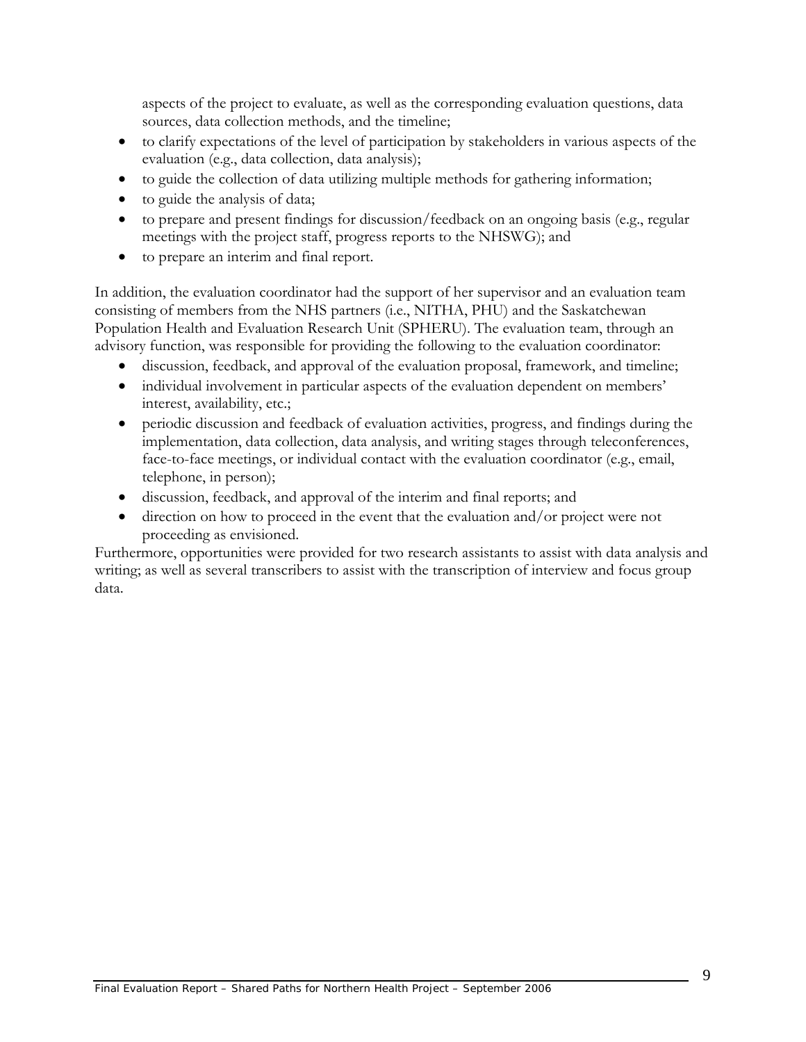aspects of the project to evaluate, as well as the corresponding evaluation questions, data sources, data collection methods, and the timeline;

- to clarify expectations of the level of participation by stakeholders in various aspects of the evaluation (e.g., data collection, data analysis);
- to guide the collection of data utilizing multiple methods for gathering information;
- to guide the analysis of data;
- to prepare and present findings for discussion/feedback on an ongoing basis (e.g., regular meetings with the project staff, progress reports to the NHSWG); and
- to prepare an interim and final report.

In addition, the evaluation coordinator had the support of her supervisor and an evaluation team consisting of members from the NHS partners (i.e., NITHA, PHU) and the Saskatchewan Population Health and Evaluation Research Unit (SPHERU). The evaluation team, through an advisory function, was responsible for providing the following to the evaluation coordinator:

- discussion, feedback, and approval of the evaluation proposal, framework, and timeline;
- individual involvement in particular aspects of the evaluation dependent on members' interest, availability, etc.;
- periodic discussion and feedback of evaluation activities, progress, and findings during the implementation, data collection, data analysis, and writing stages through teleconferences, face-to-face meetings, or individual contact with the evaluation coordinator (e.g., email, telephone, in person);
- discussion, feedback, and approval of the interim and final reports; and
- direction on how to proceed in the event that the evaluation and/or project were not proceeding as envisioned.

Furthermore, opportunities were provided for two research assistants to assist with data analysis and writing; as well as several transcribers to assist with the transcription of interview and focus group data.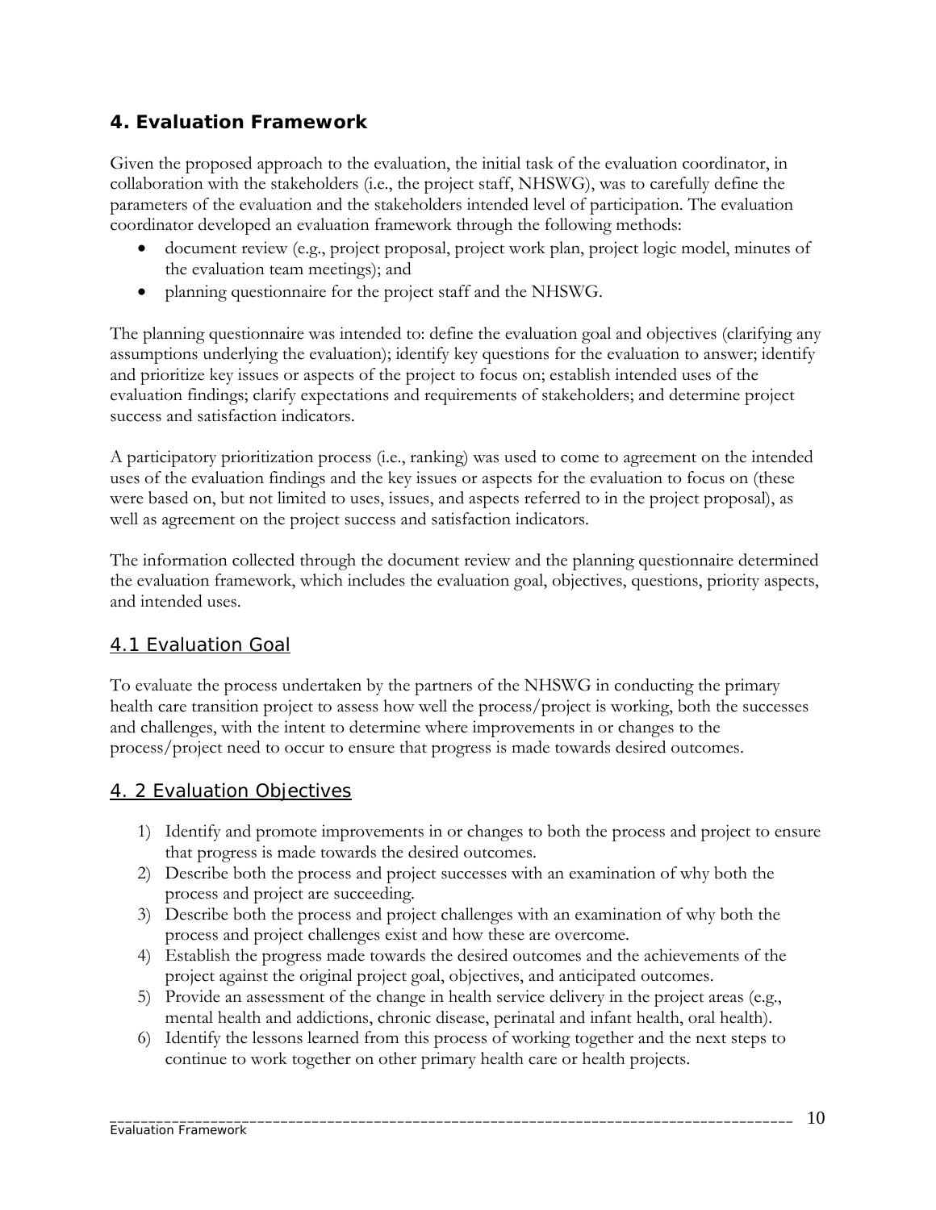## 4. Evaluation Framework

Given the proposed approach to the evaluation, the initial task of the evaluation coordinator, in collaboration with the stakeholders (i.e., the project staff, NHSWG), was to carefully define the parameters of the evaluation and the stakeholders intended level of participation. The evaluation coordinator developed an evaluation framework through the following methods:

- document review (e.g., project proposal, project work plan, project logic model, minutes of the evaluation team meetings); and
- planning questionnaire for the project staff and the NHSWG.

The planning questionnaire was intended to: define the evaluation goal and objectives (clarifying any assumptions underlying the evaluation); identify key questions for the evaluation to answer; identify and prioritize key issues or aspects of the project to focus on; establish intended uses of the evaluation findings; clarify expectations and requirements of stakeholders; and determine project success and satisfaction indicators.

A participatory prioritization process (i.e., ranking) was used to come to agreement on the intended uses of the evaluation findings and the key issues or aspects for the evaluation to focus on (these were based on, but not limited to uses, issues, and aspects referred to in the project proposal), as well as agreement on the project success and satisfaction indicators.

The information collected through the document review and the planning questionnaire determined the evaluation framework, which includes the evaluation goal, objectives, questions, priority aspects, and intended uses.

### 4.1 Evaluation Goal

To evaluate the process undertaken by the partners of the NHSWG in conducting the primary health care transition project to assess how well the process/project is working, both the successes and challenges, with the intent to determine where improvements in or changes to the process/project need to occur to ensure that progress is made towards desired outcomes.

### 4. 2 Evaluation Objectives

1) Identify and promote improvements in or changes to both the process and project to ensure that progress is made towards the desired outcomes.
2) Describe both the process and project successes with an examination of why both the process and project are succeeding.
3) Describe both the process and project challenges with an examination of why both the process and project challenges exist and how these are overcome.
4) Establish the progress made towards the desired outcomes and the achievements of the project against the original project goal, objectives, and anticipated outcomes.
5) Provide an assessment of the change in health service delivery in the project areas (e.g., mental health and addictions, chronic disease, perinatal and infant health, oral health).
6) Identify the lessons learned from this process of working together and the next steps to continue to work together on other primary health care or health projects.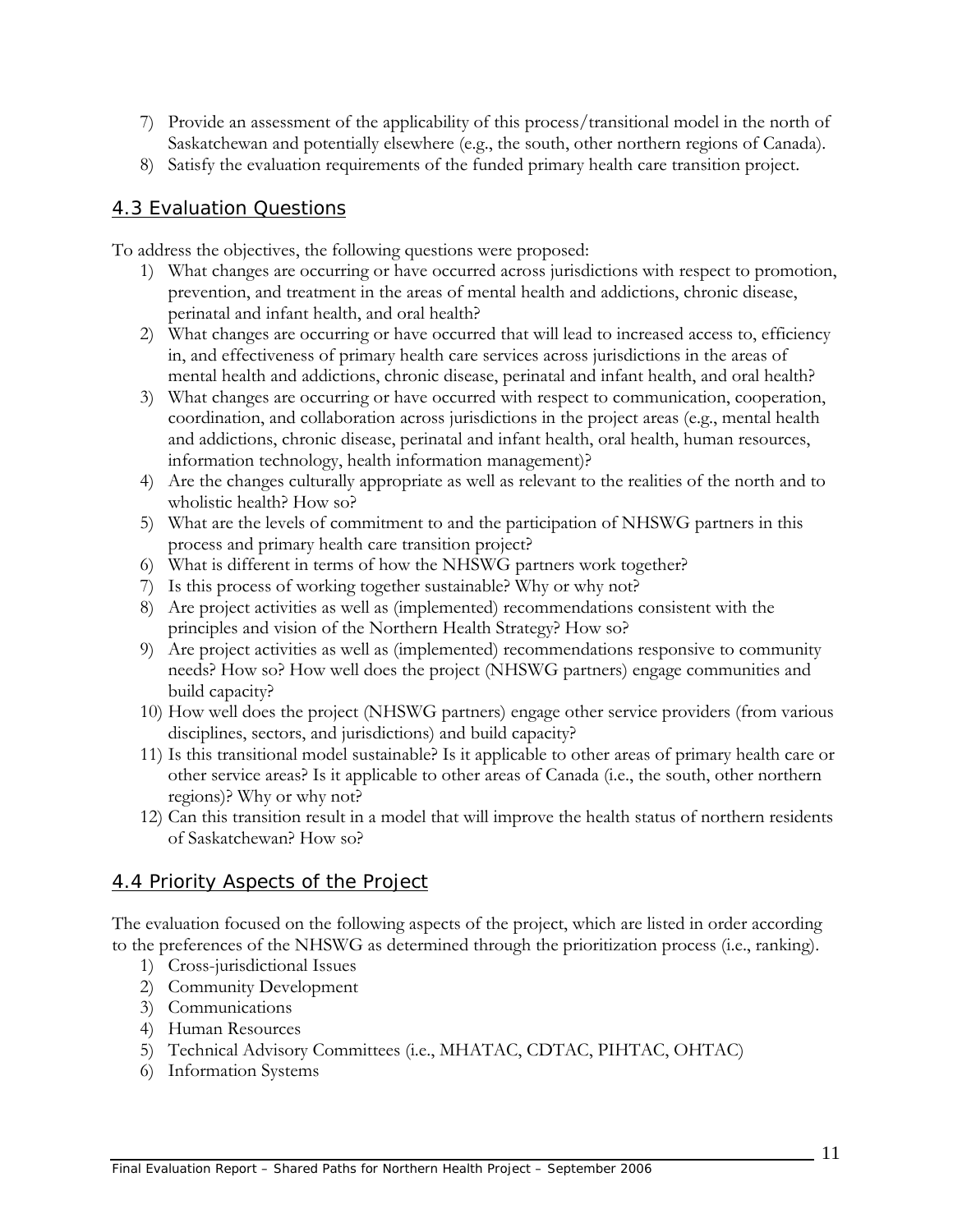7) Provide an assessment of the applicability of this process/transitional model in the north of Saskatchewan and potentially elsewhere (e.g., the south, other northern regions of Canada).
8) Satisfy the evaluation requirements of the funded primary health care transition project.

## 4.3 Evaluation Questions

To address the objectives, the following questions were proposed:

1) What changes are occurring or have occurred across jurisdictions with respect to promotion, prevention, and treatment in the areas of mental health and addictions, chronic disease, perinatal and infant health, and oral health?
2) What changes are occurring or have occurred that will lead to increased access to, efficiency in, and effectiveness of primary health care services across jurisdictions in the areas of mental health and addictions, chronic disease, perinatal and infant health, and oral health?
3) What changes are occurring or have occurred with respect to communication, cooperation, coordination, and collaboration across jurisdictions in the project areas (e.g., mental health and addictions, chronic disease, perinatal and infant health, oral health, human resources, information technology, health information management)?
4) Are the changes culturally appropriate as well as relevant to the realities of the north and to wholistic health? How so?
5) What are the levels of commitment to and the participation of NHSWG partners in this process and primary health care transition project?
6) What is different in terms of how the NHSWG partners work together?
7) Is this process of working together sustainable? Why or why not?
8) Are project activities as well as (implemented) recommendations consistent with the principles and vision of the Northern Health Strategy? How so?
9) Are project activities as well as (implemented) recommendations responsive to community needs? How so? How well does the project (NHSWG partners) engage communities and build capacity?
10) How well does the project (NHSWG partners) engage other service providers (from various disciplines, sectors, and jurisdictions) and build capacity?
11) Is this transitional model sustainable? Is it applicable to other areas of primary health care or other service areas? Is it applicable to other areas of Canada (i.e., the south, other northern regions)? Why or why not?
12) Can this transition result in a model that will improve the health status of northern residents of Saskatchewan? How so?

## 4.4 Priority Aspects of the Project

The evaluation focused on the following aspects of the project, which are listed in order according to the preferences of the NHSWG as determined through the prioritization process (i.e., ranking).

1) Cross-jurisdictional Issues
2) Community Development
3) Communications
4) Human Resources
5) Technical Advisory Committees (i.e., MHATAC, CDTAC, PIHTAC, OHTAC)
6) Information Systems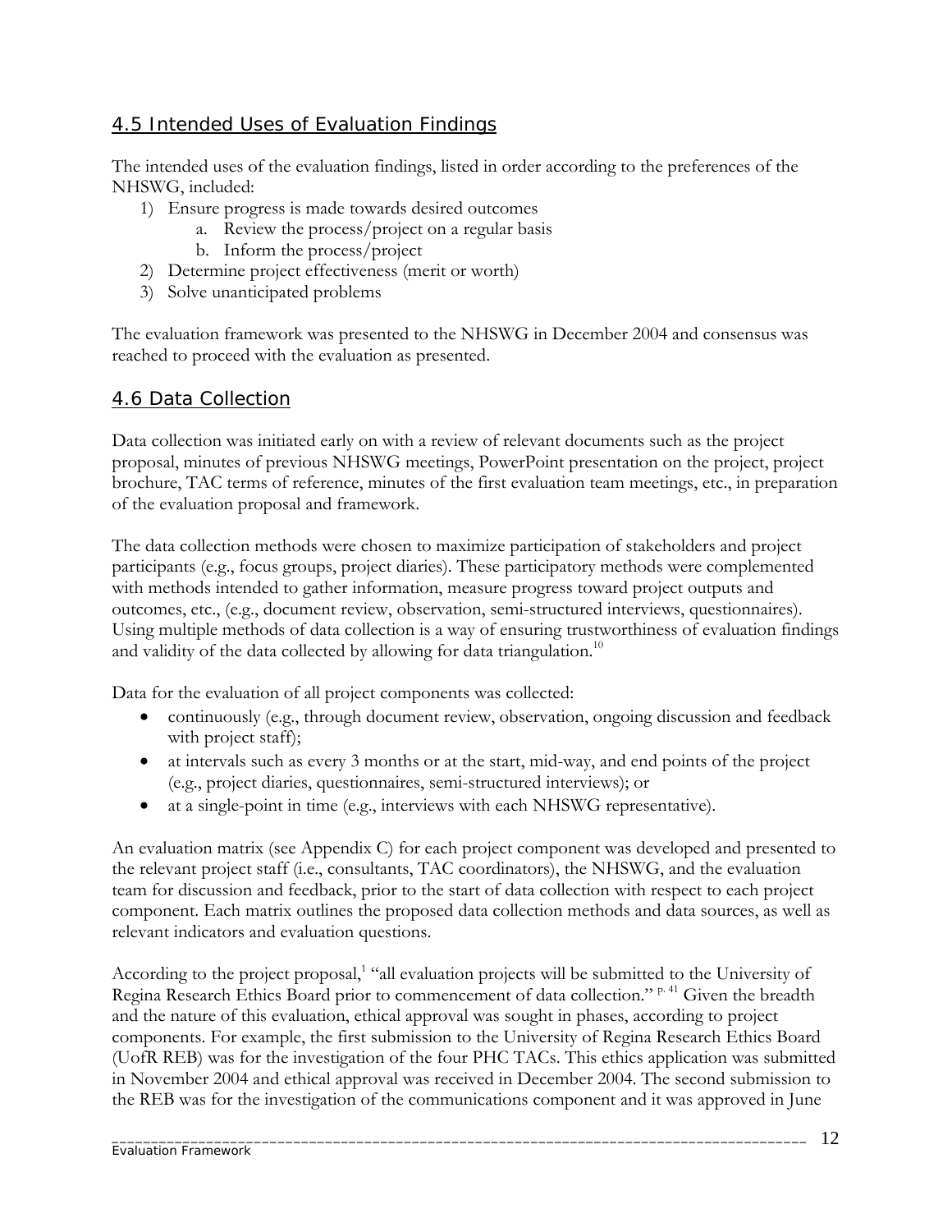## 4.5 Intended Uses of Evaluation Findings

The intended uses of the evaluation findings, listed in order according to the preferences of the NHSWG, included:

1) Ensure progress is made towards desired outcomes
    a. Review the process/project on a regular basis
    b. Inform the process/project
2) Determine project effectiveness (merit or worth)
3) Solve unanticipated problems

The evaluation framework was presented to the NHSWG in December 2004 and consensus was reached to proceed with the evaluation as presented.

## 4.6 Data Collection

Data collection was initiated early on with a review of relevant documents such as the project proposal, minutes of previous NHSWG meetings, PowerPoint presentation on the project, project brochure, TAC terms of reference, minutes of the first evaluation team meetings, etc., in preparation of the evaluation proposal and framework.

The data collection methods were chosen to maximize participation of stakeholders and project participants (e.g., focus groups, project diaries). These participatory methods were complemented with methods intended to gather information, measure progress toward project outputs and outcomes, etc., (e.g., document review, observation, semi-structured interviews, questionnaires). Using multiple methods of data collection is a way of ensuring trustworthiness of evaluation findings and validity of the data collected by allowing for data triangulation.[10]

Data for the evaluation of all project components was collected:

- continuously (e.g., through document review, observation, ongoing discussion and feedback with project staff);
- at intervals such as every 3 months or at the start, mid-way, and end points of the project (e.g., project diaries, questionnaires, semi-structured interviews); or
- at a single-point in time (e.g., interviews with each NHSWG representative).

An evaluation matrix (see Appendix C) for each project component was developed and presented to the relevant project staff (i.e., consultants, TAC coordinators), the NHSWG, and the evaluation team for discussion and feedback, prior to the start of data collection with respect to each project component. Each matrix outlines the proposed data collection methods and data sources, as well as relevant indicators and evaluation questions.

According to the project proposal,[1] "all evaluation projects will be submitted to the University of Regina Research Ethics Board prior to commencement of data collection." [p. 41] Given the breadth and the nature of this evaluation, ethical approval was sought in phases, according to project components. For example, the first submission to the University of Regina Research Ethics Board (UofR REB) was for the investigation of the four PHC TACs. This ethics application was submitted in November 2004 and ethical approval was received in December 2004. The second submission to the REB was for the investigation of the communications component and it was approved in June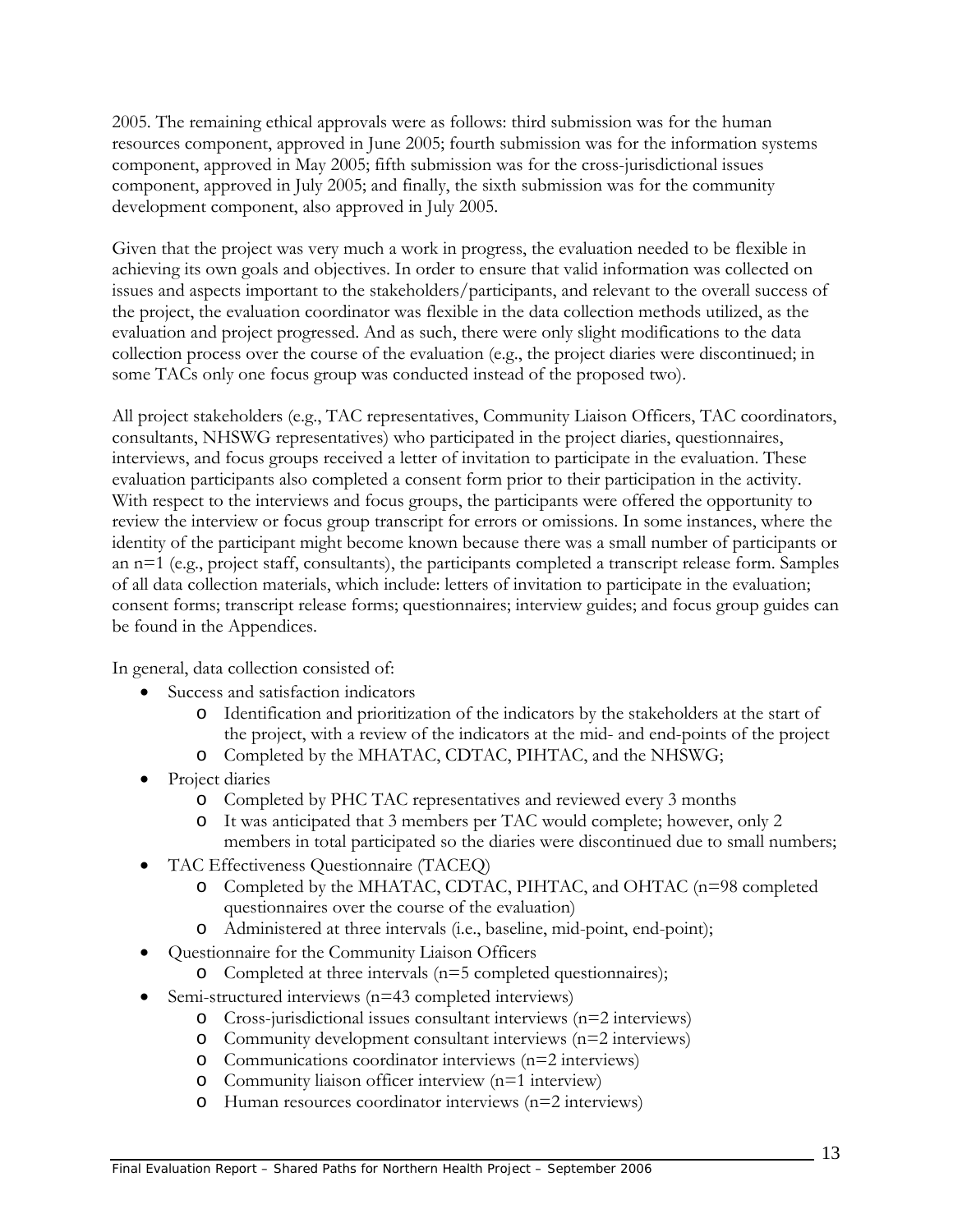2005. The remaining ethical approvals were as follows: third submission was for the human resources component, approved in June 2005; fourth submission was for the information systems component, approved in May 2005; fifth submission was for the cross-jurisdictional issues component, approved in July 2005; and finally, the sixth submission was for the community development component, also approved in July 2005.

Given that the project was very much a work in progress, the evaluation needed to be flexible in achieving its own goals and objectives. In order to ensure that valid information was collected on issues and aspects important to the stakeholders/participants, and relevant to the overall success of the project, the evaluation coordinator was flexible in the data collection methods utilized, as the evaluation and project progressed. And as such, there were only slight modifications to the data collection process over the course of the evaluation (e.g., the project diaries were discontinued; in some TACs only one focus group was conducted instead of the proposed two).

All project stakeholders (e.g., TAC representatives, Community Liaison Officers, TAC coordinators, consultants, NHSWG representatives) who participated in the project diaries, questionnaires, interviews, and focus groups received a letter of invitation to participate in the evaluation. These evaluation participants also completed a consent form prior to their participation in the activity. With respect to the interviews and focus groups, the participants were offered the opportunity to review the interview or focus group transcript for errors or omissions. In some instances, where the identity of the participant might become known because there was a small number of participants or an n=1 (e.g., project staff, consultants), the participants completed a transcript release form. Samples of all data collection materials, which include: letters of invitation to participate in the evaluation; consent forms; transcript release forms; questionnaires; interview guides; and focus group guides can be found in the Appendices.

In general, data collection consisted of:

- Success and satisfaction indicators
  - Identification and prioritization of the indicators by the stakeholders at the start of the project, with a review of the indicators at the mid- and end-points of the project
  - Completed by the MHATAC, CDTAC, PIHTAC, and the NHSWG;
- Project diaries
  - Completed by PHC TAC representatives and reviewed every 3 months
  - It was anticipated that 3 members per TAC would complete; however, only 2 members in total participated so the diaries were discontinued due to small numbers;
- TAC Effectiveness Questionnaire (TACEQ)
  - Completed by the MHATAC, CDTAC, PIHTAC, and OHTAC (n=98 completed questionnaires over the course of the evaluation)
  - Administered at three intervals (i.e., baseline, mid-point, end-point);
- Questionnaire for the Community Liaison Officers
  - Completed at three intervals (n=5 completed questionnaires);
- Semi-structured interviews (n=43 completed interviews)
  - Cross-jurisdictional issues consultant interviews (n=2 interviews)
  - Community development consultant interviews (n=2 interviews)
  - Communications coordinator interviews (n=2 interviews)
  - Community liaison officer interview (n=1 interview)
  - Human resources coordinator interviews (n=2 interviews)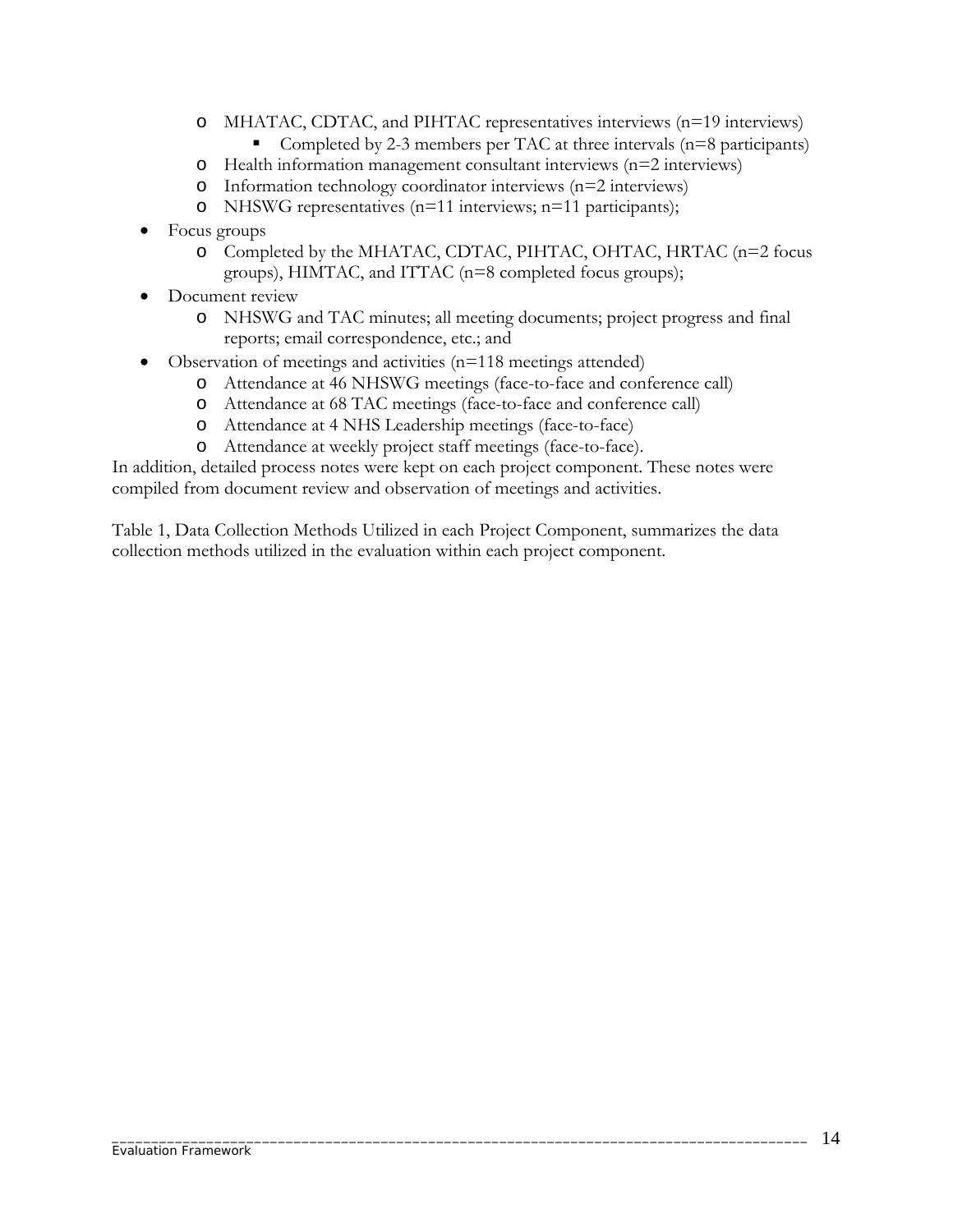- MHATAC, CDTAC, and PIHTAC representatives interviews (n=19 interviews)
    - Completed by 2-3 members per TAC at three intervals (n=8 participants)
  - Health information management consultant interviews (n=2 interviews)
  - Information technology coordinator interviews (n=2 interviews)
  - NHSWG representatives (n=11 interviews; n=11 participants);
- Focus groups
  - Completed by the MHATAC, CDTAC, PIHTAC, OHTAC, HRTAC (n=2 focus groups), HIMTAC, and ITTAC (n=8 completed focus groups);
- Document review
  - NHSWG and TAC minutes; all meeting documents; project progress and final reports; email correspondence, etc.; and
- Observation of meetings and activities (n=118 meetings attended)
  - Attendance at 46 NHSWG meetings (face-to-face and conference call)
  - Attendance at 68 TAC meetings (face-to-face and conference call)
  - Attendance at 4 NHS Leadership meetings (face-to-face)
  - Attendance at weekly project staff meetings (face-to-face).

In addition, detailed process notes were kept on each project component. These notes were compiled from document review and observation of meetings and activities.

Table 1, Data Collection Methods Utilized in each Project Component, summarizes the data collection methods utilized in the evaluation within each project component.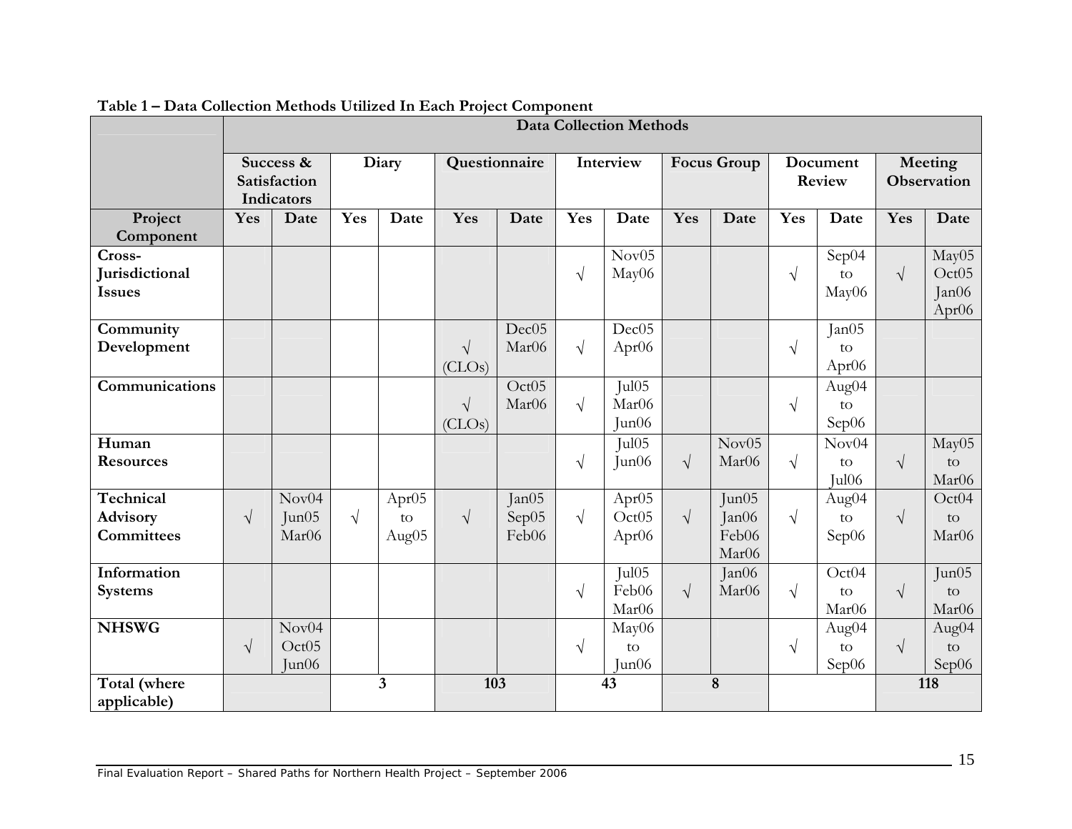**Table 1 – Data Collection Methods Utilized In Each Project Component**

| | Data Collection Methods | | | | | | | | | | | | | |
|---|---|---|---|---|---|---|---|---|---|---|---|---|---|---|
| | Success & Satisfaction Indicators | | Diary | | Questionnaire | | Interview | | Focus Group | | Document Review | | Meeting Observation | |
| Project Component | Yes | Date | Yes | Date | Yes | Date | Yes | Date | Yes | Date | Yes | Date | Yes | Date |
| Cross-Jurisdictional Issues | | | | | | | √ | Nov05 May06 | | | √ | Sep04 to May06 | √ | May05 Oct05 Jan06 Apr06 |
| Community Development | | | | | √ (CLOs) | Dec05 Mar06 | √ | Dec05 Apr06 | | | √ | Jan05 to Apr06 | | |
| Communications | | | | | √ (CLOs) | Oct05 Mar06 | √ | Jul05 Mar06 Jun06 | | | √ | Aug04 to Sep06 | | |
| Human Resources | | | | | | | √ | Jul05 Jun06 | √ | Nov05 Mar06 | √ | Nov04 to Jul06 | √ | May05 to Mar06 |
| Technical Advisory Committees | √ | Nov04 Jun05 Mar06 | √ | Apr05 to Aug05 | √ | Jan05 Sep05 Feb06 | √ | Apr05 Oct05 Apr06 | √ | Jun05 Jan06 Feb06 Mar06 | √ | Aug04 to Sep06 | √ | Oct04 to Mar06 |
| Information Systems | | | | | | | √ | Jul05 Feb06 Mar06 | √ | Jan06 Mar06 | √ | Oct04 to Mar06 | √ | Jun05 to Mar06 |
| NHSWG | √ | Nov04 Oct05 Jun06 | | | | | √ | May06 to Jun06 | | | √ | Aug04 to Sep06 | √ | Aug04 to Sep06 |
| Total (where applicable) | | | 3 | | 103 | | 43 | | 8 | | | | 118 | |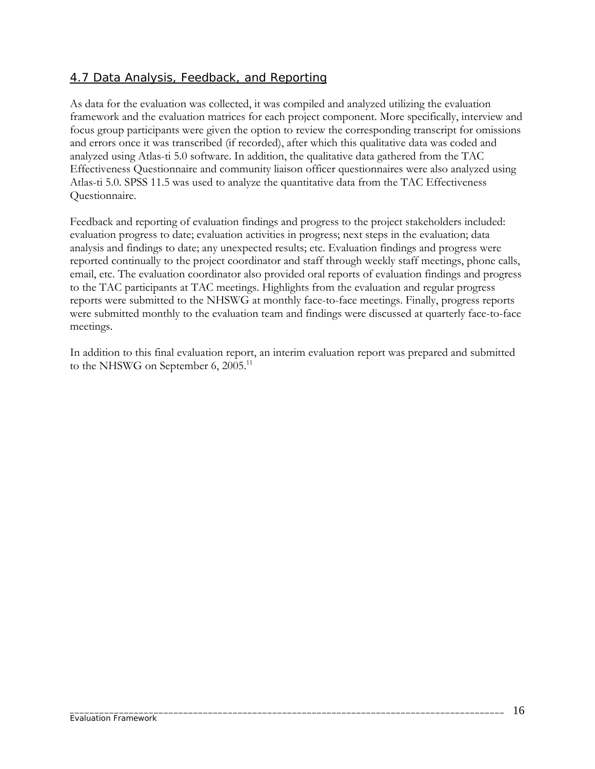## 4.7 Data Analysis, Feedback, and Reporting

As data for the evaluation was collected, it was compiled and analyzed utilizing the evaluation framework and the evaluation matrices for each project component. More specifically, interview and focus group participants were given the option to review the corresponding transcript for omissions and errors once it was transcribed (if recorded), after which this qualitative data was coded and analyzed using Atlas-ti 5.0 software. In addition, the qualitative data gathered from the TAC Effectiveness Questionnaire and community liaison officer questionnaires were also analyzed using Atlas-ti 5.0. SPSS 11.5 was used to analyze the quantitative data from the TAC Effectiveness Questionnaire.

Feedback and reporting of evaluation findings and progress to the project stakeholders included: evaluation progress to date; evaluation activities in progress; next steps in the evaluation; data analysis and findings to date; any unexpected results; etc. Evaluation findings and progress were reported continually to the project coordinator and staff through weekly staff meetings, phone calls, email, etc. The evaluation coordinator also provided oral reports of evaluation findings and progress to the TAC participants at TAC meetings. Highlights from the evaluation and regular progress reports were submitted to the NHSWG at monthly face-to-face meetings. Finally, progress reports were submitted monthly to the evaluation team and findings were discussed at quarterly face-to-face meetings.

In addition to this final evaluation report, an interim evaluation report was prepared and submitted to the NHSWG on September 6, 2005.[11]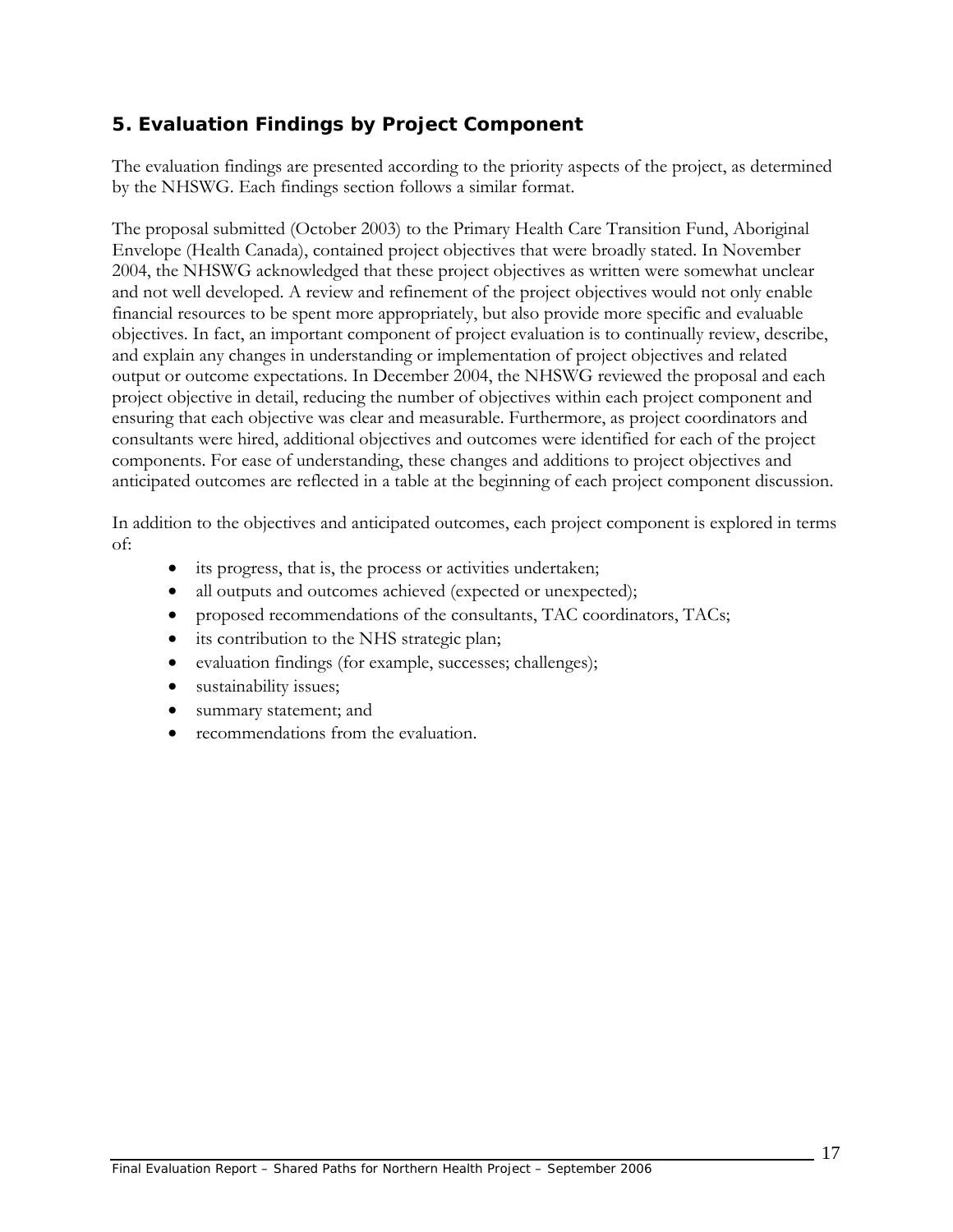## 5. Evaluation Findings by Project Component

The evaluation findings are presented according to the priority aspects of the project, as determined by the NHSWG. Each findings section follows a similar format.

The proposal submitted (October 2003) to the Primary Health Care Transition Fund, Aboriginal Envelope (Health Canada), contained project objectives that were broadly stated. In November 2004, the NHSWG acknowledged that these project objectives as written were somewhat unclear and not well developed. A review and refinement of the project objectives would not only enable financial resources to be spent more appropriately, but also provide more specific and evaluable objectives. In fact, an important component of project evaluation is to continually review, describe, and explain any changes in understanding or implementation of project objectives and related output or outcome expectations. In December 2004, the NHSWG reviewed the proposal and each project objective in detail, reducing the number of objectives within each project component and ensuring that each objective was clear and measurable. Furthermore, as project coordinators and consultants were hired, additional objectives and outcomes were identified for each of the project components. For ease of understanding, these changes and additions to project objectives and anticipated outcomes are reflected in a table at the beginning of each project component discussion.

In addition to the objectives and anticipated outcomes, each project component is explored in terms of:

- its progress, that is, the process or activities undertaken;
- all outputs and outcomes achieved (expected or unexpected);
- proposed recommendations of the consultants, TAC coordinators, TACs;
- its contribution to the NHS strategic plan;
- evaluation findings (for example, successes; challenges);
- sustainability issues;
- summary statement; and
- recommendations from the evaluation.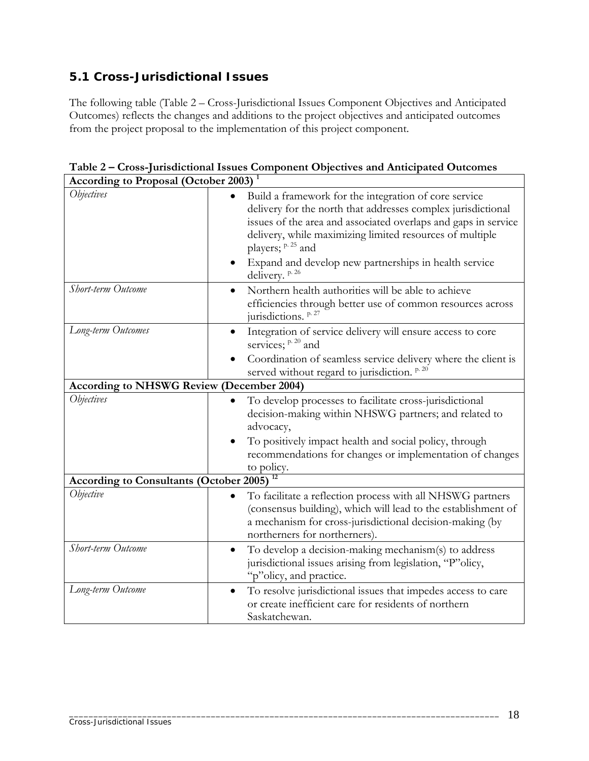## 5.1 Cross-Jurisdictional Issues

The following table (Table 2 – Cross-Jurisdictional Issues Component Objectives and Anticipated Outcomes) reflects the changes and additions to the project objectives and anticipated outcomes from the project proposal to the implementation of this project component.

**Table 2 – Cross-Jurisdictional Issues Component Objectives and Anticipated Outcomes**

| **According to Proposal (October 2003)** [1] | |
|---|---|
| *Objectives* | • Build a framework for the integration of core service delivery for the north that addresses complex jurisdictional issues of the area and associated overlaps and gaps in service delivery, while maximizing limited resources of multiple players; [p. 25] and<br>• Expand and develop new partnerships in health service delivery. [p. 26] |
| *Short-term Outcome* | • Northern health authorities will be able to achieve efficiencies through better use of common resources across jurisdictions. [p. 27] |
| *Long-term Outcomes* | • Integration of service delivery will ensure access to core services; [p. 20] and<br>• Coordination of seamless service delivery where the client is served without regard to jurisdiction. [p. 20] |
| **According to NHSWG Review (December 2004)** | |
| *Objectives* | • To develop processes to facilitate cross-jurisdictional decision-making within NHSWG partners; and related to advocacy,<br>• To positively impact health and social policy, through recommendations for changes or implementation of changes to policy. |
| **According to Consultants (October 2005)** [12] | |
| *Objective* | • To facilitate a reflection process with all NHSWG partners (consensus building), which will lead to the establishment of a mechanism for cross-jurisdictional decision-making (by northerners for northerners). |
| *Short-term Outcome* | • To develop a decision-making mechanism(s) to address jurisdictional issues arising from legislation, "P"olicy, "p"olicy, and practice. |
| *Long-term Outcome* | • To resolve jurisdictional issues that impedes access to care or create inefficient care for residents of northern Saskatchewan. |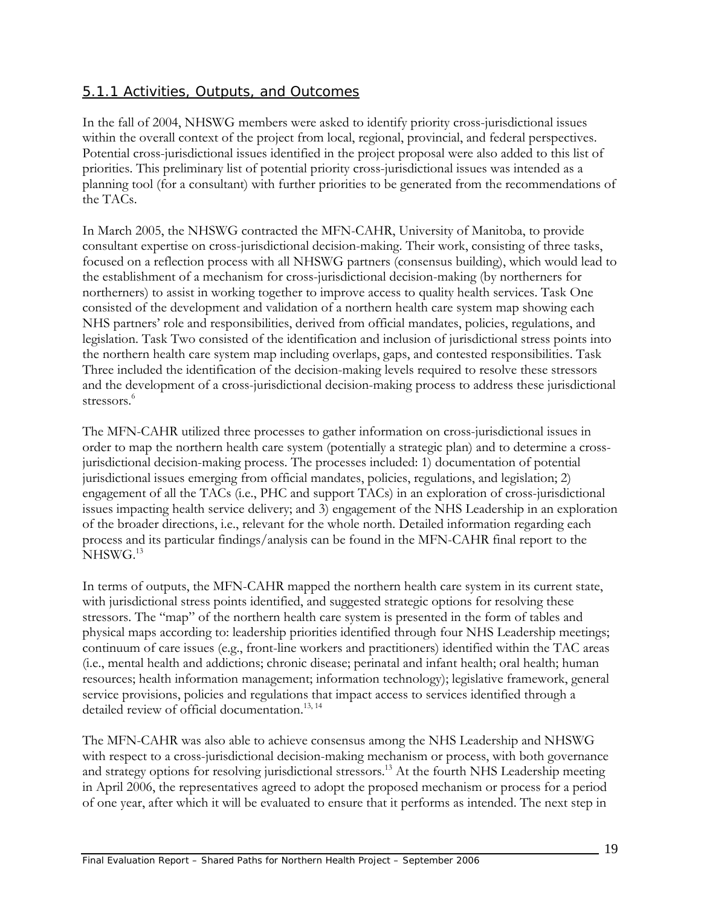### 5.1.1 Activities, Outputs, and Outcomes

In the fall of 2004, NHSWG members were asked to identify priority cross-jurisdictional issues within the overall context of the project from local, regional, provincial, and federal perspectives. Potential cross-jurisdictional issues identified in the project proposal were also added to this list of priorities. This preliminary list of potential priority cross-jurisdictional issues was intended as a planning tool (for a consultant) with further priorities to be generated from the recommendations of the TACs.

In March 2005, the NHSWG contracted the MFN-CAHR, University of Manitoba, to provide consultant expertise on cross-jurisdictional decision-making. Their work, consisting of three tasks, focused on a reflection process with all NHSWG partners (consensus building), which would lead to the establishment of a mechanism for cross-jurisdictional decision-making (by northerners for northerners) to assist in working together to improve access to quality health services. Task One consisted of the development and validation of a northern health care system map showing each NHS partners' role and responsibilities, derived from official mandates, policies, regulations, and legislation. Task Two consisted of the identification and inclusion of jurisdictional stress points into the northern health care system map including overlaps, gaps, and contested responsibilities. Task Three included the identification of the decision-making levels required to resolve these stressors and the development of a cross-jurisdictional decision-making process to address these jurisdictional stressors.[6]

The MFN-CAHR utilized three processes to gather information on cross-jurisdictional issues in order to map the northern health care system (potentially a strategic plan) and to determine a cross-jurisdictional decision-making process. The processes included: 1) documentation of potential jurisdictional issues emerging from official mandates, policies, regulations, and legislation; 2) engagement of all the TACs (i.e., PHC and support TACs) in an exploration of cross-jurisdictional issues impacting health service delivery; and 3) engagement of the NHS Leadership in an exploration of the broader directions, i.e., relevant for the whole north. Detailed information regarding each process and its particular findings/analysis can be found in the MFN-CAHR final report to the NHSWG.[13]

In terms of outputs, the MFN-CAHR mapped the northern health care system in its current state, with jurisdictional stress points identified, and suggested strategic options for resolving these stressors. The "map" of the northern health care system is presented in the form of tables and physical maps according to: leadership priorities identified through four NHS Leadership meetings; continuum of care issues (e.g., front-line workers and practitioners) identified within the TAC areas (i.e., mental health and addictions; chronic disease; perinatal and infant health; oral health; human resources; health information management; information technology); legislative framework, general service provisions, policies and regulations that impact access to services identified through a detailed review of official documentation.[13, 14]

The MFN-CAHR was also able to achieve consensus among the NHS Leadership and NHSWG with respect to a cross-jurisdictional decision-making mechanism or process, with both governance and strategy options for resolving jurisdictional stressors.[13] At the fourth NHS Leadership meeting in April 2006, the representatives agreed to adopt the proposed mechanism or process for a period of one year, after which it will be evaluated to ensure that it performs as intended. The next step in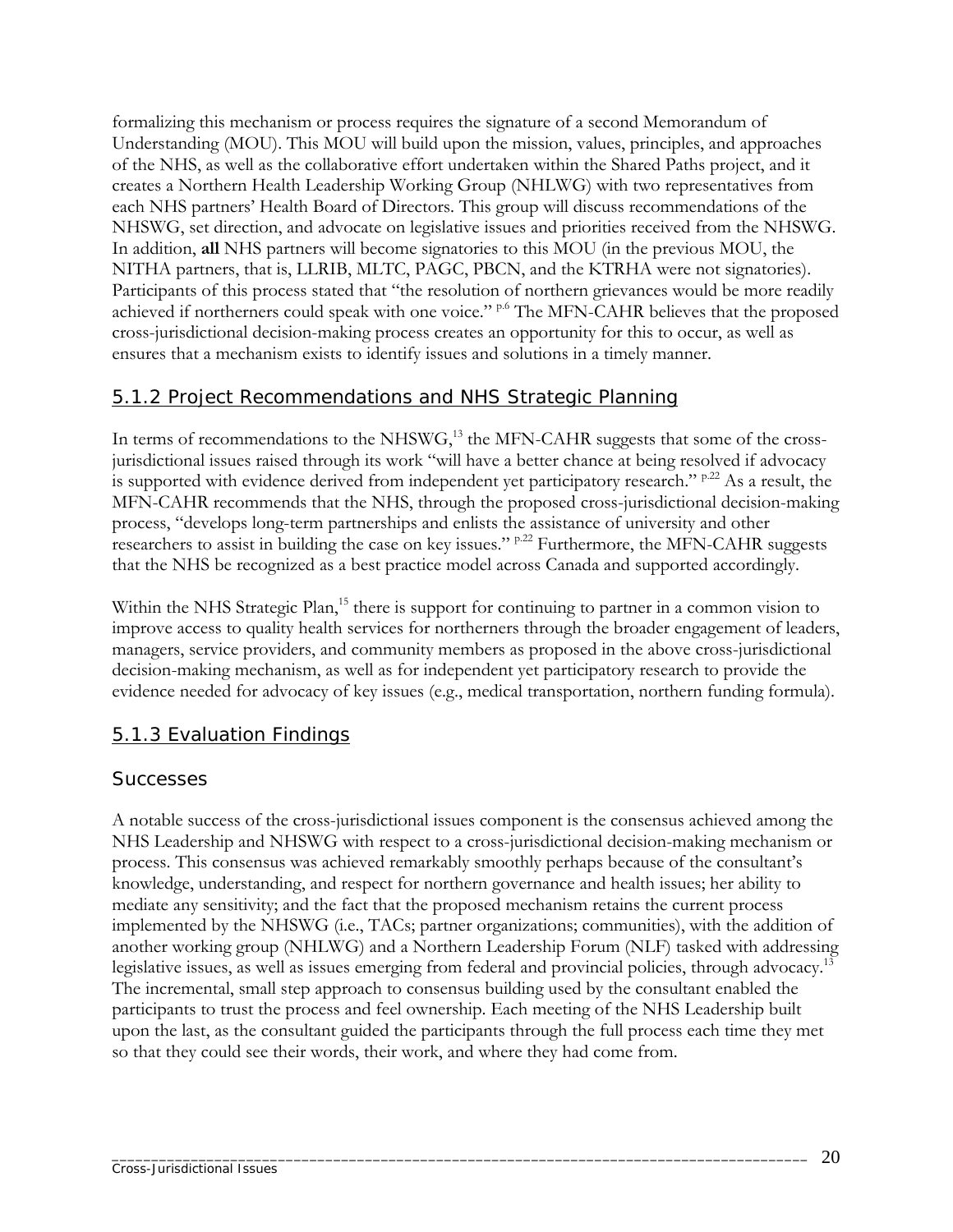formalizing this mechanism or process requires the signature of a second Memorandum of Understanding (MOU). This MOU will build upon the mission, values, principles, and approaches of the NHS, as well as the collaborative effort undertaken within the Shared Paths project, and it creates a Northern Health Leadership Working Group (NHLWG) with two representatives from each NHS partners' Health Board of Directors. This group will discuss recommendations of the NHSWG, set direction, and advocate on legislative issues and priorities received from the NHSWG. In addition, **all** NHS partners will become signatories to this MOU (in the previous MOU, the NITHA partners, that is, LLRIB, MLTC, PAGC, PBCN, and the KTRHA were not signatories). Participants of this process stated that "the resolution of northern grievances would be more readily achieved if northerners could speak with one voice." [p.6] The MFN-CAHR believes that the proposed cross-jurisdictional decision-making process creates an opportunity for this to occur, as well as ensures that a mechanism exists to identify issues and solutions in a timely manner.

### 5.1.2 Project Recommendations and NHS Strategic Planning

In terms of recommendations to the NHSWG,[13] the MFN-CAHR suggests that some of the cross-jurisdictional issues raised through its work "will have a better chance at being resolved if advocacy is supported with evidence derived from independent yet participatory research." [p.22] As a result, the MFN-CAHR recommends that the NHS, through the proposed cross-jurisdictional decision-making process, "develops long-term partnerships and enlists the assistance of university and other researchers to assist in building the case on key issues." [p.22] Furthermore, the MFN-CAHR suggests that the NHS be recognized as a best practice model across Canada and supported accordingly.

Within the NHS Strategic Plan,[15] there is support for continuing to partner in a common vision to improve access to quality health services for northerners through the broader engagement of leaders, managers, service providers, and community members as proposed in the above cross-jurisdictional decision-making mechanism, as well as for independent yet participatory research to provide the evidence needed for advocacy of key issues (e.g., medical transportation, northern funding formula).

### 5.1.3 Evaluation Findings

#### Successes

A notable success of the cross-jurisdictional issues component is the consensus achieved among the NHS Leadership and NHSWG with respect to a cross-jurisdictional decision-making mechanism or process. This consensus was achieved remarkably smoothly perhaps because of the consultant's knowledge, understanding, and respect for northern governance and health issues; her ability to mediate any sensitivity; and the fact that the proposed mechanism retains the current process implemented by the NHSWG (i.e., TACs; partner organizations; communities), with the addition of another working group (NHLWG) and a Northern Leadership Forum (NLF) tasked with addressing legislative issues, as well as issues emerging from federal and provincial policies, through advocacy.[13] The incremental, small step approach to consensus building used by the consultant enabled the participants to trust the process and feel ownership. Each meeting of the NHS Leadership built upon the last, as the consultant guided the participants through the full process each time they met so that they could see their words, their work, and where they had come from.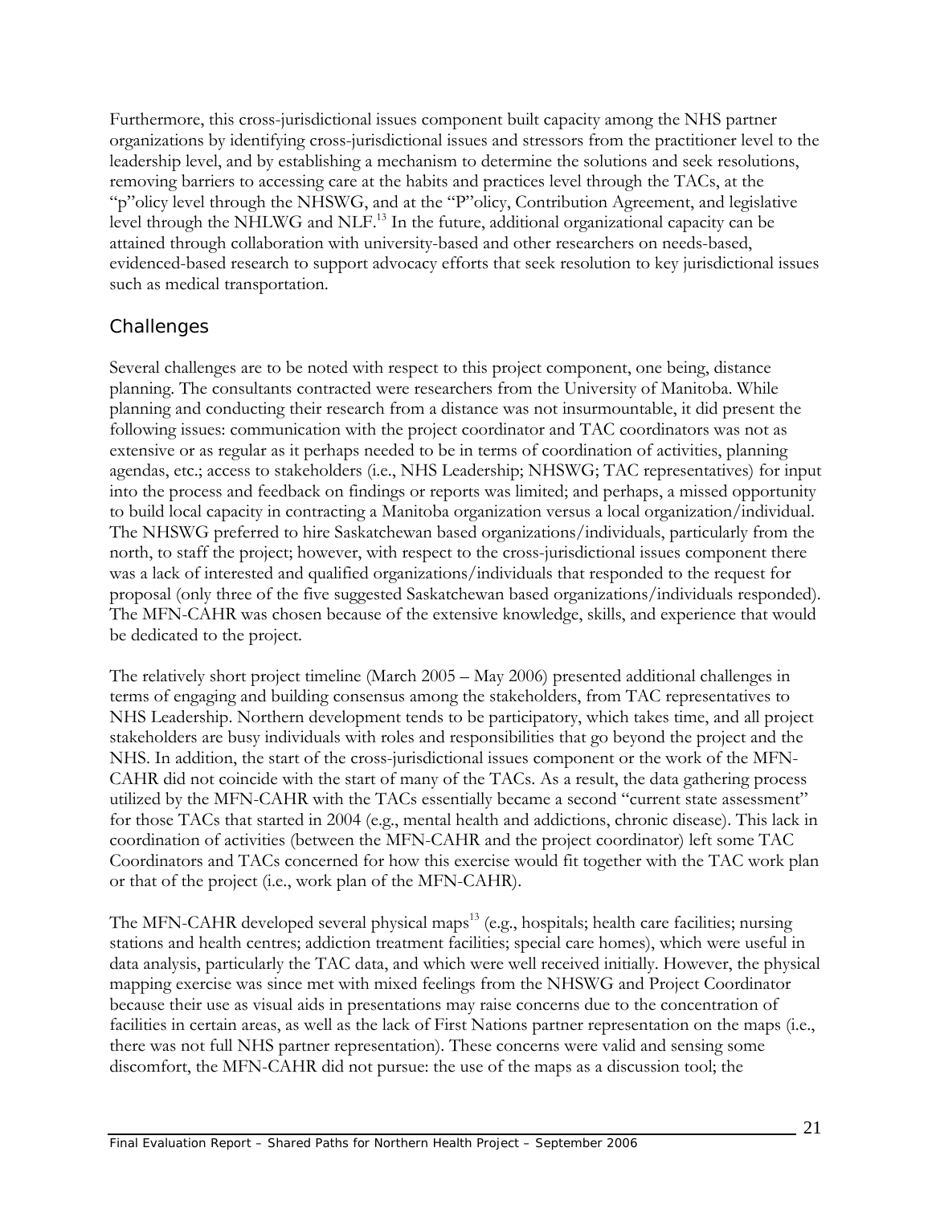Furthermore, this cross-jurisdictional issues component built capacity among the NHS partner organizations by identifying cross-jurisdictional issues and stressors from the practitioner level to the leadership level, and by establishing a mechanism to determine the solutions and seek resolutions, removing barriers to accessing care at the habits and practices level through the TACs, at the "p"olicy level through the NHSWG, and at the "P"olicy, Contribution Agreement, and legislative level through the NHLWG and NLF.[13] In the future, additional organizational capacity can be attained through collaboration with university-based and other researchers on needs-based, evidenced-based research to support advocacy efforts that seek resolution to key jurisdictional issues such as medical transportation.

## Challenges

Several challenges are to be noted with respect to this project component, one being, distance planning. The consultants contracted were researchers from the University of Manitoba. While planning and conducting their research from a distance was not insurmountable, it did present the following issues: communication with the project coordinator and TAC coordinators was not as extensive or as regular as it perhaps needed to be in terms of coordination of activities, planning agendas, etc.; access to stakeholders (i.e., NHS Leadership; NHSWG; TAC representatives) for input into the process and feedback on findings or reports was limited; and perhaps, a missed opportunity to build local capacity in contracting a Manitoba organization versus a local organization/individual. The NHSWG preferred to hire Saskatchewan based organizations/individuals, particularly from the north, to staff the project; however, with respect to the cross-jurisdictional issues component there was a lack of interested and qualified organizations/individuals that responded to the request for proposal (only three of the five suggested Saskatchewan based organizations/individuals responded). The MFN-CAHR was chosen because of the extensive knowledge, skills, and experience that would be dedicated to the project.

The relatively short project timeline (March 2005 – May 2006) presented additional challenges in terms of engaging and building consensus among the stakeholders, from TAC representatives to NHS Leadership. Northern development tends to be participatory, which takes time, and all project stakeholders are busy individuals with roles and responsibilities that go beyond the project and the NHS. In addition, the start of the cross-jurisdictional issues component or the work of the MFN-CAHR did not coincide with the start of many of the TACs. As a result, the data gathering process utilized by the MFN-CAHR with the TACs essentially became a second "current state assessment" for those TACs that started in 2004 (e.g., mental health and addictions, chronic disease). This lack in coordination of activities (between the MFN-CAHR and the project coordinator) left some TAC Coordinators and TACs concerned for how this exercise would fit together with the TAC work plan or that of the project (i.e., work plan of the MFN-CAHR).

The MFN-CAHR developed several physical maps[13] (e.g., hospitals; health care facilities; nursing stations and health centres; addiction treatment facilities; special care homes), which were useful in data analysis, particularly the TAC data, and which were well received initially. However, the physical mapping exercise was since met with mixed feelings from the NHSWG and Project Coordinator because their use as visual aids in presentations may raise concerns due to the concentration of facilities in certain areas, as well as the lack of First Nations partner representation on the maps (i.e., there was not full NHS partner representation). These concerns were valid and sensing some discomfort, the MFN-CAHR did not pursue: the use of the maps as a discussion tool; the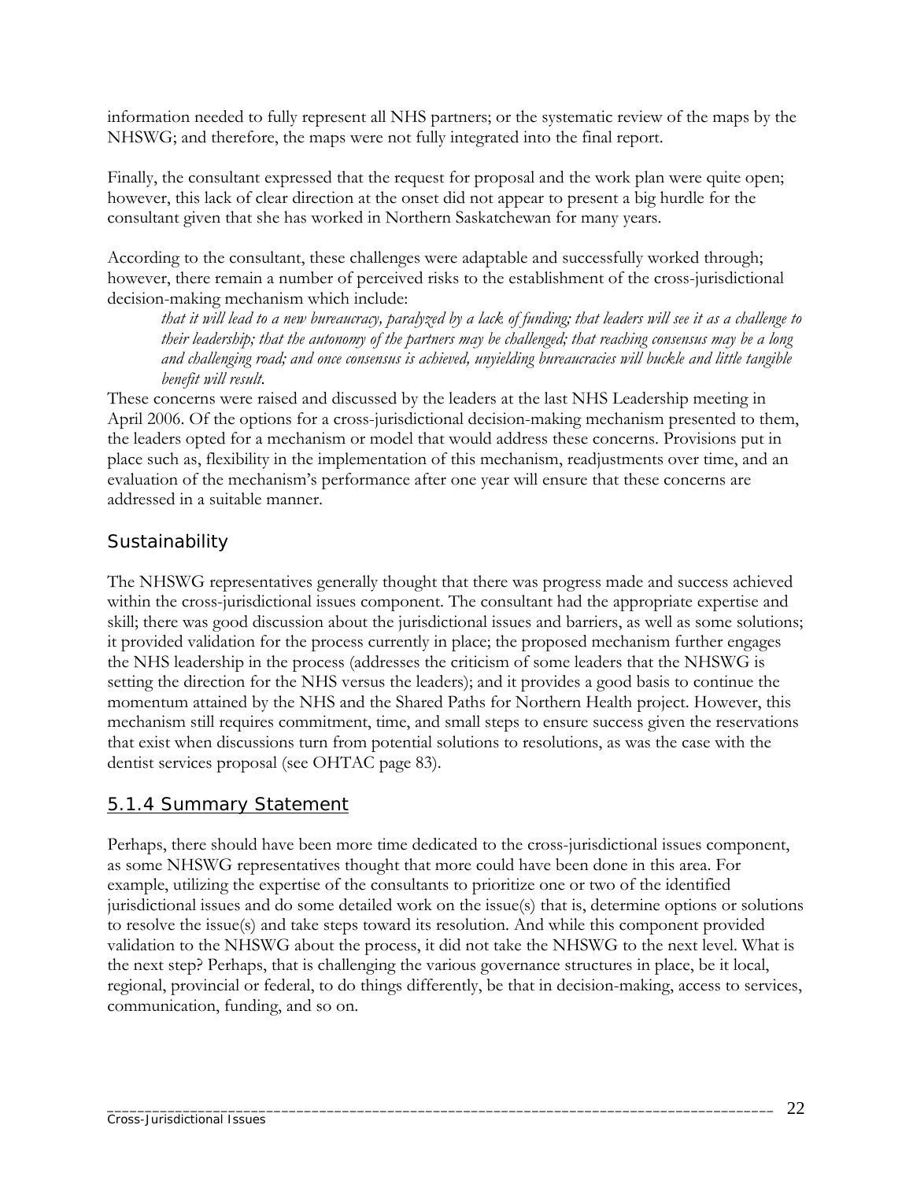information needed to fully represent all NHS partners; or the systematic review of the maps by the NHSWG; and therefore, the maps were not fully integrated into the final report.

Finally, the consultant expressed that the request for proposal and the work plan were quite open; however, this lack of clear direction at the onset did not appear to present a big hurdle for the consultant given that she has worked in Northern Saskatchewan for many years.

According to the consultant, these challenges were adaptable and successfully worked through; however, there remain a number of perceived risks to the establishment of the cross-jurisdictional decision-making mechanism which include:

> *that it will lead to a new bureaucracy, paralyzed by a lack of funding; that leaders will see it as a challenge to their leadership; that the autonomy of the partners may be challenged; that reaching consensus may be a long and challenging road; and once consensus is achieved, unyielding bureaucracies will buckle and little tangible benefit will result.*

These concerns were raised and discussed by the leaders at the last NHS Leadership meeting in April 2006. Of the options for a cross-jurisdictional decision-making mechanism presented to them, the leaders opted for a mechanism or model that would address these concerns. Provisions put in place such as, flexibility in the implementation of this mechanism, readjustments over time, and an evaluation of the mechanism's performance after one year will ensure that these concerns are addressed in a suitable manner.

### Sustainability

The NHSWG representatives generally thought that there was progress made and success achieved within the cross-jurisdictional issues component. The consultant had the appropriate expertise and skill; there was good discussion about the jurisdictional issues and barriers, as well as some solutions; it provided validation for the process currently in place; the proposed mechanism further engages the NHS leadership in the process (addresses the criticism of some leaders that the NHSWG is setting the direction for the NHS versus the leaders); and it provides a good basis to continue the momentum attained by the NHS and the Shared Paths for Northern Health project. However, this mechanism still requires commitment, time, and small steps to ensure success given the reservations that exist when discussions turn from potential solutions to resolutions, as was the case with the dentist services proposal (see OHTAC page 83).

## 5.1.4 Summary Statement

Perhaps, there should have been more time dedicated to the cross-jurisdictional issues component, as some NHSWG representatives thought that more could have been done in this area. For example, utilizing the expertise of the consultants to prioritize one or two of the identified jurisdictional issues and do some detailed work on the issue(s) that is, determine options or solutions to resolve the issue(s) and take steps toward its resolution. And while this component provided validation to the NHSWG about the process, it did not take the NHSWG to the next level. What is the next step? Perhaps, that is challenging the various governance structures in place, be it local, regional, provincial or federal, to do things differently, be that in decision-making, access to services, communication, funding, and so on.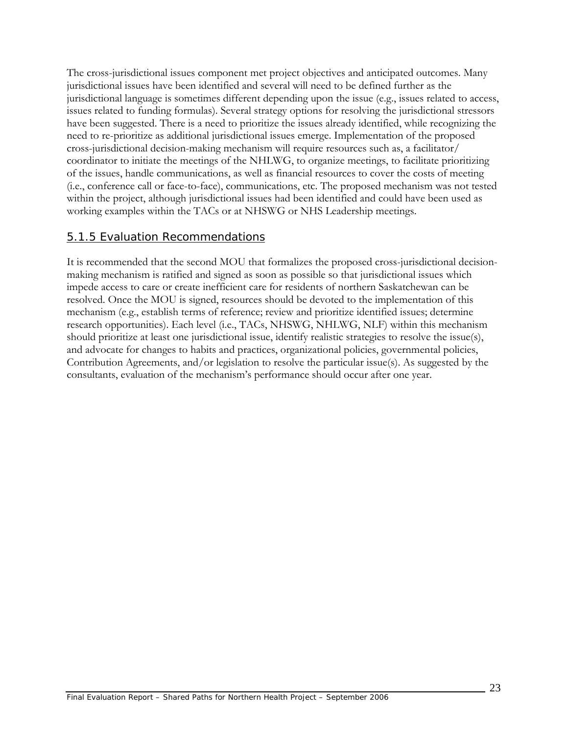The cross-jurisdictional issues component met project objectives and anticipated outcomes. Many jurisdictional issues have been identified and several will need to be defined further as the jurisdictional language is sometimes different depending upon the issue (e.g., issues related to access, issues related to funding formulas). Several strategy options for resolving the jurisdictional stressors have been suggested. There is a need to prioritize the issues already identified, while recognizing the need to re-prioritize as additional jurisdictional issues emerge. Implementation of the proposed cross-jurisdictional decision-making mechanism will require resources such as, a facilitator/ coordinator to initiate the meetings of the NHLWG, to organize meetings, to facilitate prioritizing of the issues, handle communications, as well as financial resources to cover the costs of meeting (i.e., conference call or face-to-face), communications, etc. The proposed mechanism was not tested within the project, although jurisdictional issues had been identified and could have been used as working examples within the TACs or at NHSWG or NHS Leadership meetings.

### 5.1.5 Evaluation Recommendations

It is recommended that the second MOU that formalizes the proposed cross-jurisdictional decision-making mechanism is ratified and signed as soon as possible so that jurisdictional issues which impede access to care or create inefficient care for residents of northern Saskatchewan can be resolved. Once the MOU is signed, resources should be devoted to the implementation of this mechanism (e.g., establish terms of reference; review and prioritize identified issues; determine research opportunities). Each level (i.e., TACs, NHSWG, NHLWG, NLF) within this mechanism should prioritize at least one jurisdictional issue, identify realistic strategies to resolve the issue(s), and advocate for changes to habits and practices, organizational policies, governmental policies, Contribution Agreements, and/or legislation to resolve the particular issue(s). As suggested by the consultants, evaluation of the mechanism's performance should occur after one year.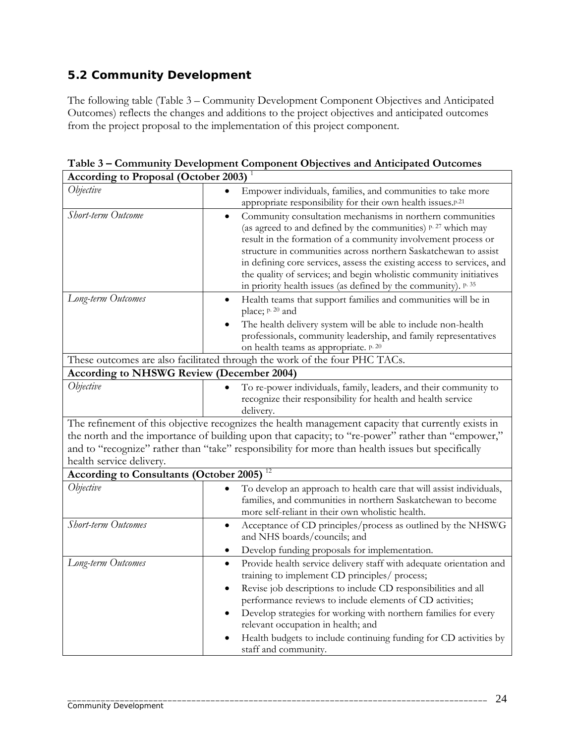## 5.2 Community Development

The following table (Table 3 – Community Development Component Objectives and Anticipated Outcomes) reflects the changes and additions to the project objectives and anticipated outcomes from the project proposal to the implementation of this project component.

**Table 3 – Community Development Component Objectives and Anticipated Outcomes**

| **According to Proposal (October 2003)** [1] | |
|---|---|
| *Objective* | • Empower individuals, families, and communities to take more appropriate responsibility for their own health issues.[p.21] |
| *Short-term Outcome* | • Community consultation mechanisms in northern communities (as agreed to and defined by the communities) [p. 27] which may result in the formation of a community involvement process or structure in communities across northern Saskatchewan to assist in defining core services, assess the existing access to services, and the quality of services; and begin wholistic community initiatives in priority health issues (as defined by the community). [p. 35] |
| *Long-term Outcomes* | • Health teams that support families and communities will be in place; [p. 20] and<br>• The health delivery system will be able to include non-health professionals, community leadership, and family representatives on health teams as appropriate. [p. 20] |
| These outcomes are also facilitated through the work of the four PHC TACs. | |
| **According to NHSWG Review (December 2004)** | |
| *Objective* | • To re-power individuals, family, leaders, and their community to recognize their responsibility for health and health service delivery. |
| The refinement of this objective recognizes the health management capacity that currently exists in the north and the importance of building upon that capacity; to "re-power" rather than "empower," and to "recognize" rather than "take" responsibility for more than health issues but specifically health service delivery. | |
| **According to Consultants (October 2005)** [12] | |
| *Objective* | • To develop an approach to health care that will assist individuals, families, and communities in northern Saskatchewan to become more self-reliant in their own wholistic health. |
| *Short-term Outcomes* | • Acceptance of CD principles/process as outlined by the NHSWG and NHS boards/councils; and<br>• Develop funding proposals for implementation. |
| *Long-term Outcomes* | • Provide health service delivery staff with adequate orientation and training to implement CD principles/ process;<br>• Revise job descriptions to include CD responsibilities and all performance reviews to include elements of CD activities;<br>• Develop strategies for working with northern families for every relevant occupation in health; and<br>• Health budgets to include continuing funding for CD activities by staff and community. |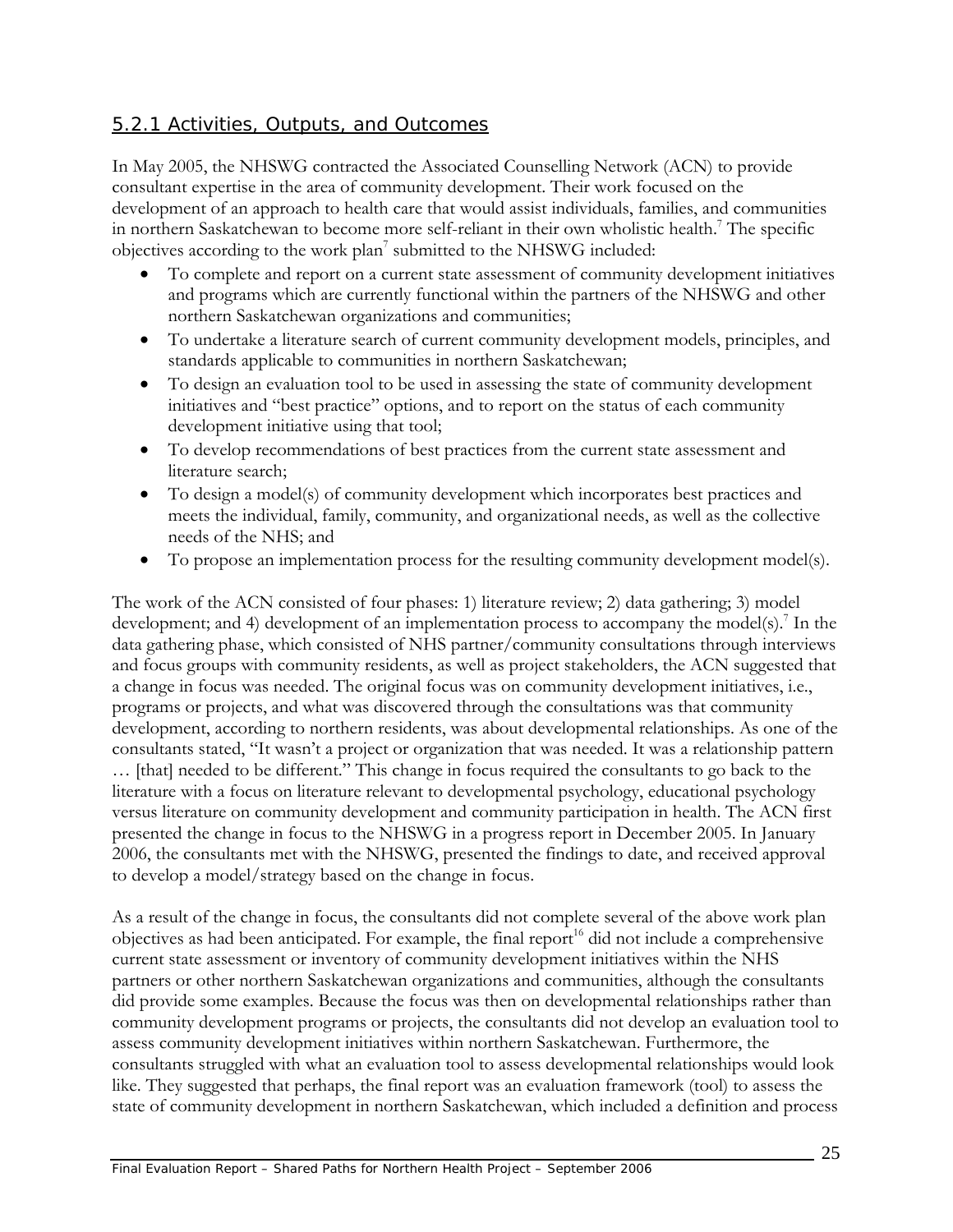### 5.2.1 Activities, Outputs, and Outcomes

In May 2005, the NHSWG contracted the Associated Counselling Network (ACN) to provide consultant expertise in the area of community development. Their work focused on the development of an approach to health care that would assist individuals, families, and communities in northern Saskatchewan to become more self-reliant in their own wholistic health.[7] The specific objectives according to the work plan[7] submitted to the NHSWG included:

- To complete and report on a current state assessment of community development initiatives and programs which are currently functional within the partners of the NHSWG and other northern Saskatchewan organizations and communities;
- To undertake a literature search of current community development models, principles, and standards applicable to communities in northern Saskatchewan;
- To design an evaluation tool to be used in assessing the state of community development initiatives and "best practice" options, and to report on the status of each community development initiative using that tool;
- To develop recommendations of best practices from the current state assessment and literature search;
- To design a model(s) of community development which incorporates best practices and meets the individual, family, community, and organizational needs, as well as the collective needs of the NHS; and
- To propose an implementation process for the resulting community development model(s).

The work of the ACN consisted of four phases: 1) literature review; 2) data gathering; 3) model development; and 4) development of an implementation process to accompany the model(s).[7] In the data gathering phase, which consisted of NHS partner/community consultations through interviews and focus groups with community residents, as well as project stakeholders, the ACN suggested that a change in focus was needed. The original focus was on community development initiatives, i.e., programs or projects, and what was discovered through the consultations was that community development, according to northern residents, was about developmental relationships. As one of the consultants stated, "It wasn't a project or organization that was needed. It was a relationship pattern … [that] needed to be different." This change in focus required the consultants to go back to the literature with a focus on literature relevant to developmental psychology, educational psychology versus literature on community development and community participation in health. The ACN first presented the change in focus to the NHSWG in a progress report in December 2005. In January 2006, the consultants met with the NHSWG, presented the findings to date, and received approval to develop a model/strategy based on the change in focus.

As a result of the change in focus, the consultants did not complete several of the above work plan objectives as had been anticipated. For example, the final report[16] did not include a comprehensive current state assessment or inventory of community development initiatives within the NHS partners or other northern Saskatchewan organizations and communities, although the consultants did provide some examples. Because the focus was then on developmental relationships rather than community development programs or projects, the consultants did not develop an evaluation tool to assess community development initiatives within northern Saskatchewan. Furthermore, the consultants struggled with what an evaluation tool to assess developmental relationships would look like. They suggested that perhaps, the final report was an evaluation framework (tool) to assess the state of community development in northern Saskatchewan, which included a definition and process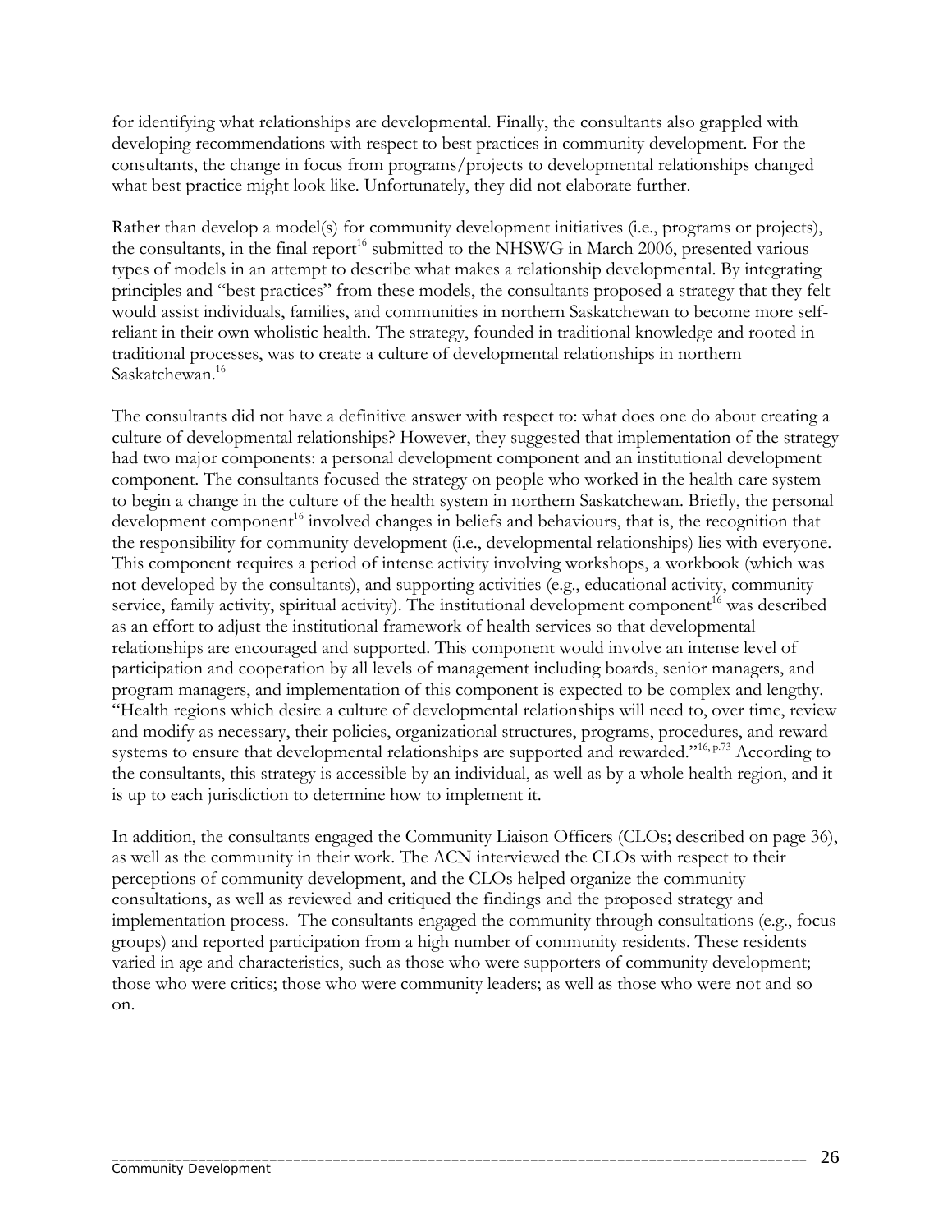for identifying what relationships are developmental. Finally, the consultants also grappled with developing recommendations with respect to best practices in community development. For the consultants, the change in focus from programs/projects to developmental relationships changed what best practice might look like. Unfortunately, they did not elaborate further.

Rather than develop a model(s) for community development initiatives (i.e., programs or projects), the consultants, in the final report[16] submitted to the NHSWG in March 2006, presented various types of models in an attempt to describe what makes a relationship developmental. By integrating principles and "best practices" from these models, the consultants proposed a strategy that they felt would assist individuals, families, and communities in northern Saskatchewan to become more self-reliant in their own wholistic health. The strategy, founded in traditional knowledge and rooted in traditional processes, was to create a culture of developmental relationships in northern Saskatchewan.[16]

The consultants did not have a definitive answer with respect to: what does one do about creating a culture of developmental relationships? However, they suggested that implementation of the strategy had two major components: a personal development component and an institutional development component. The consultants focused the strategy on people who worked in the health care system to begin a change in the culture of the health system in northern Saskatchewan. Briefly, the personal development component[16] involved changes in beliefs and behaviours, that is, the recognition that the responsibility for community development (i.e., developmental relationships) lies with everyone. This component requires a period of intense activity involving workshops, a workbook (which was not developed by the consultants), and supporting activities (e.g., educational activity, community service, family activity, spiritual activity). The institutional development component[16] was described as an effort to adjust the institutional framework of health services so that developmental relationships are encouraged and supported. This component would involve an intense level of participation and cooperation by all levels of management including boards, senior managers, and program managers, and implementation of this component is expected to be complex and lengthy. "Health regions which desire a culture of developmental relationships will need to, over time, review and modify as necessary, their policies, organizational structures, programs, procedures, and reward systems to ensure that developmental relationships are supported and rewarded."[16, p.73] According to the consultants, this strategy is accessible by an individual, as well as by a whole health region, and it is up to each jurisdiction to determine how to implement it.

In addition, the consultants engaged the Community Liaison Officers (CLOs; described on page 36), as well as the community in their work. The ACN interviewed the CLOs with respect to their perceptions of community development, and the CLOs helped organize the community consultations, as well as reviewed and critiqued the findings and the proposed strategy and implementation process. The consultants engaged the community through consultations (e.g., focus groups) and reported participation from a high number of community residents. These residents varied in age and characteristics, such as those who were supporters of community development; those who were critics; those who were community leaders; as well as those who were not and so on.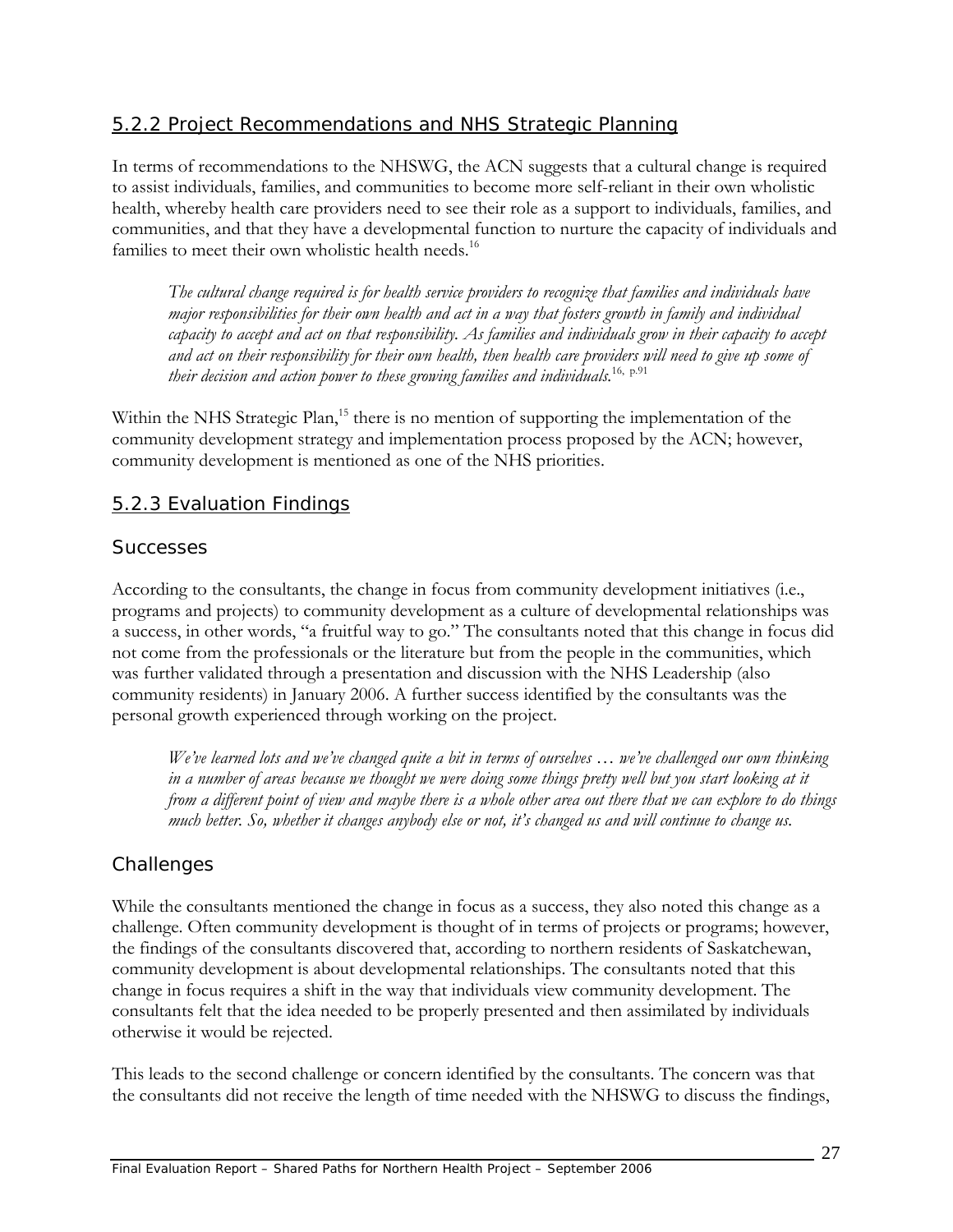### 5.2.2 Project Recommendations and NHS Strategic Planning

In terms of recommendations to the NHSWG, the ACN suggests that a cultural change is required to assist individuals, families, and communities to become more self-reliant in their own wholistic health, whereby health care providers need to see their role as a support to individuals, families, and communities, and that they have a developmental function to nurture the capacity of individuals and families to meet their own wholistic health needs.[16]

> *The cultural change required is for health service providers to recognize that families and individuals have major responsibilities for their own health and act in a way that fosters growth in family and individual capacity to accept and act on that responsibility. As families and individuals grow in their capacity to accept and act on their responsibility for their own health, then health care providers will need to give up some of their decision and action power to these growing families and individuals.*[16, p.91]

Within the NHS Strategic Plan,[15] there is no mention of supporting the implementation of the community development strategy and implementation process proposed by the ACN; however, community development is mentioned as one of the NHS priorities.

### 5.2.3 Evaluation Findings

#### Successes

According to the consultants, the change in focus from community development initiatives (i.e., programs and projects) to community development as a culture of developmental relationships was a success, in other words, "a fruitful way to go." The consultants noted that this change in focus did not come from the professionals or the literature but from the people in the communities, which was further validated through a presentation and discussion with the NHS Leadership (also community residents) in January 2006. A further success identified by the consultants was the personal growth experienced through working on the project.

> *We've learned lots and we've changed quite a bit in terms of ourselves … we've challenged our own thinking in a number of areas because we thought we were doing some things pretty well but you start looking at it from a different point of view and maybe there is a whole other area out there that we can explore to do things much better. So, whether it changes anybody else or not, it's changed us and will continue to change us.*

#### Challenges

While the consultants mentioned the change in focus as a success, they also noted this change as a challenge. Often community development is thought of in terms of projects or programs; however, the findings of the consultants discovered that, according to northern residents of Saskatchewan, community development is about developmental relationships. The consultants noted that this change in focus requires a shift in the way that individuals view community development. The consultants felt that the idea needed to be properly presented and then assimilated by individuals otherwise it would be rejected.

This leads to the second challenge or concern identified by the consultants. The concern was that the consultants did not receive the length of time needed with the NHSWG to discuss the findings,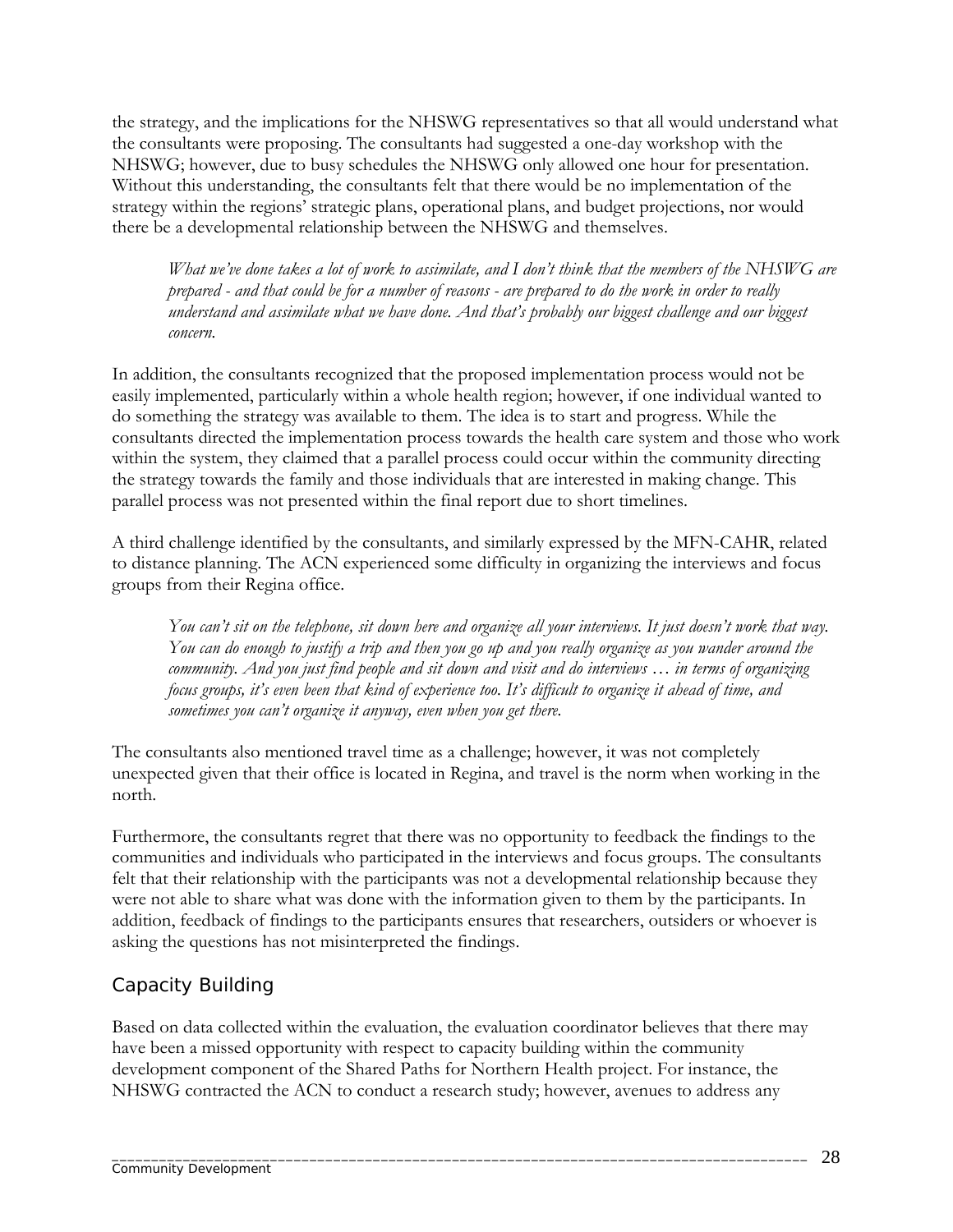the strategy, and the implications for the NHSWG representatives so that all would understand what the consultants were proposing. The consultants had suggested a one-day workshop with the NHSWG; however, due to busy schedules the NHSWG only allowed one hour for presentation. Without this understanding, the consultants felt that there would be no implementation of the strategy within the regions' strategic plans, operational plans, and budget projections, nor would there be a developmental relationship between the NHSWG and themselves.

> *What we've done takes a lot of work to assimilate, and I don't think that the members of the NHSWG are prepared - and that could be for a number of reasons - are prepared to do the work in order to really understand and assimilate what we have done. And that's probably our biggest challenge and our biggest concern.*

In addition, the consultants recognized that the proposed implementation process would not be easily implemented, particularly within a whole health region; however, if one individual wanted to do something the strategy was available to them. The idea is to start and progress. While the consultants directed the implementation process towards the health care system and those who work within the system, they claimed that a parallel process could occur within the community directing the strategy towards the family and those individuals that are interested in making change. This parallel process was not presented within the final report due to short timelines.

A third challenge identified by the consultants, and similarly expressed by the MFN-CAHR, related to distance planning. The ACN experienced some difficulty in organizing the interviews and focus groups from their Regina office.

> *You can't sit on the telephone, sit down here and organize all your interviews. It just doesn't work that way. You can do enough to justify a trip and then you go up and you really organize as you wander around the community. And you just find people and sit down and visit and do interviews … in terms of organizing focus groups, it's even been that kind of experience too. It's difficult to organize it ahead of time, and sometimes you can't organize it anyway, even when you get there.*

The consultants also mentioned travel time as a challenge; however, it was not completely unexpected given that their office is located in Regina, and travel is the norm when working in the north.

Furthermore, the consultants regret that there was no opportunity to feedback the findings to the communities and individuals who participated in the interviews and focus groups. The consultants felt that their relationship with the participants was not a developmental relationship because they were not able to share what was done with the information given to them by the participants. In addition, feedback of findings to the participants ensures that researchers, outsiders or whoever is asking the questions has not misinterpreted the findings.

## Capacity Building

Based on data collected within the evaluation, the evaluation coordinator believes that there may have been a missed opportunity with respect to capacity building within the community development component of the Shared Paths for Northern Health project. For instance, the NHSWG contracted the ACN to conduct a research study; however, avenues to address any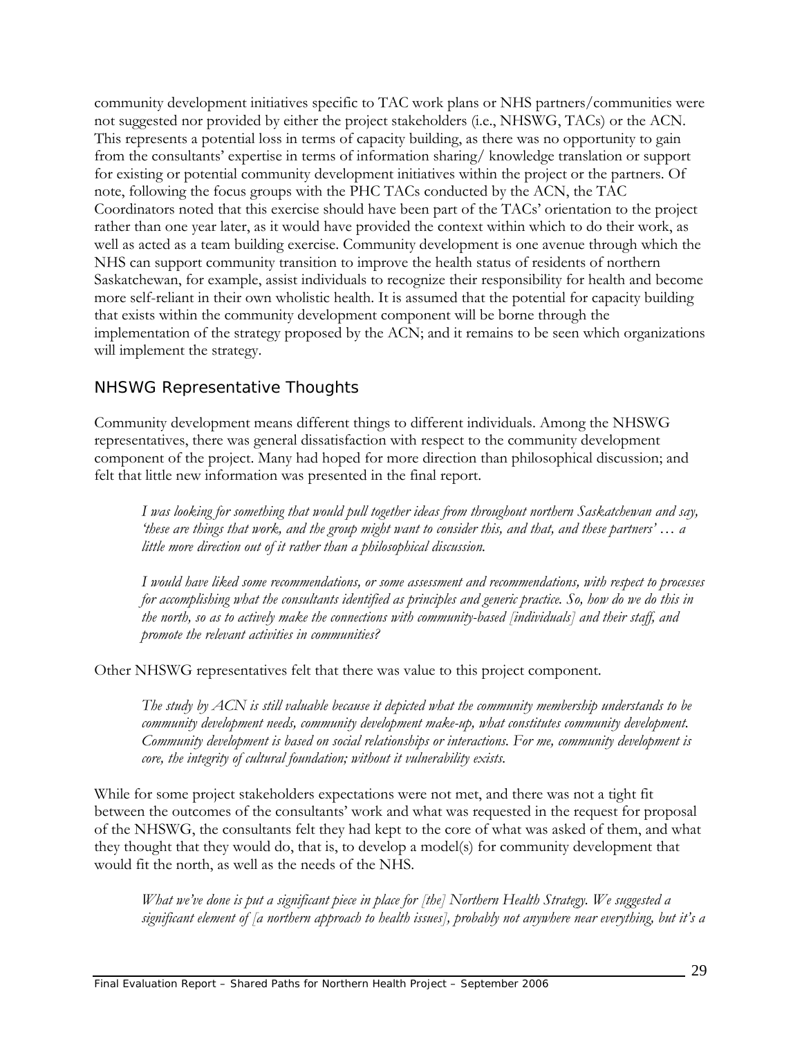community development initiatives specific to TAC work plans or NHS partners/communities were not suggested nor provided by either the project stakeholders (i.e., NHSWG, TACs) or the ACN. This represents a potential loss in terms of capacity building, as there was no opportunity to gain from the consultants' expertise in terms of information sharing/ knowledge translation or support for existing or potential community development initiatives within the project or the partners. Of note, following the focus groups with the PHC TACs conducted by the ACN, the TAC Coordinators noted that this exercise should have been part of the TACs' orientation to the project rather than one year later, as it would have provided the context within which to do their work, as well as acted as a team building exercise. Community development is one avenue through which the NHS can support community transition to improve the health status of residents of northern Saskatchewan, for example, assist individuals to recognize their responsibility for health and become more self-reliant in their own wholistic health. It is assumed that the potential for capacity building that exists within the community development component will be borne through the implementation of the strategy proposed by the ACN; and it remains to be seen which organizations will implement the strategy.

### NHSWG Representative Thoughts

Community development means different things to different individuals. Among the NHSWG representatives, there was general dissatisfaction with respect to the community development component of the project. Many had hoped for more direction than philosophical discussion; and felt that little new information was presented in the final report.

> *I was looking for something that would pull together ideas from throughout northern Saskatchewan and say, 'these are things that work, and the group might want to consider this, and that, and these partners' … a little more direction out of it rather than a philosophical discussion.*

> *I would have liked some recommendations, or some assessment and recommendations, with respect to processes for accomplishing what the consultants identified as principles and generic practice. So, how do we do this in the north, so as to actively make the connections with community-based [individuals] and their staff, and promote the relevant activities in communities?*

Other NHSWG representatives felt that there was value to this project component.

> *The study by ACN is still valuable because it depicted what the community membership understands to be community development needs, community development make-up, what constitutes community development. Community development is based on social relationships or interactions. For me, community development is core, the integrity of cultural foundation; without it vulnerability exists.*

While for some project stakeholders expectations were not met, and there was not a tight fit between the outcomes of the consultants' work and what was requested in the request for proposal of the NHSWG, the consultants felt they had kept to the core of what was asked of them, and what they thought that they would do, that is, to develop a model(s) for community development that would fit the north, as well as the needs of the NHS.

> *What we've done is put a significant piece in place for [the] Northern Health Strategy. We suggested a significant element of [a northern approach to health issues], probably not anywhere near everything, but it's a*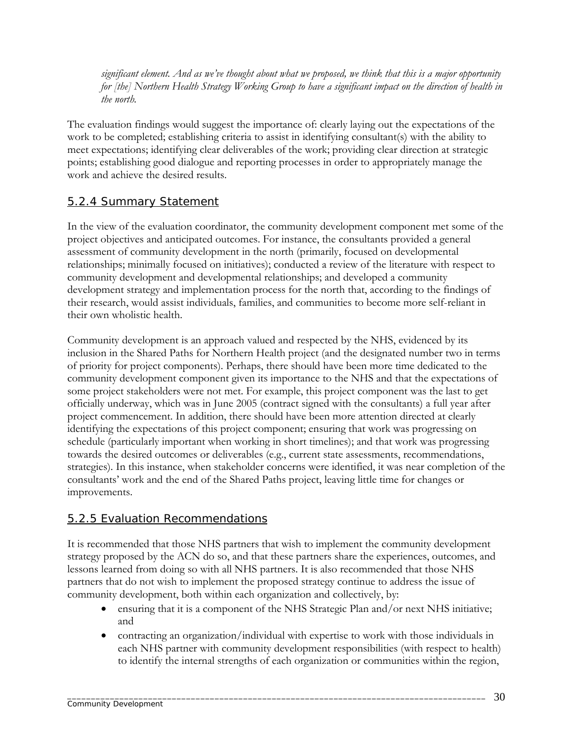*significant element. And as we've thought about what we proposed, we think that this is a major opportunity for [the] Northern Health Strategy Working Group to have a significant impact on the direction of health in the north.*

The evaluation findings would suggest the importance of: clearly laying out the expectations of the work to be completed; establishing criteria to assist in identifying consultant(s) with the ability to meet expectations; identifying clear deliverables of the work; providing clear direction at strategic points; establishing good dialogue and reporting processes in order to appropriately manage the work and achieve the desired results.

### 5.2.4 Summary Statement

In the view of the evaluation coordinator, the community development component met some of the project objectives and anticipated outcomes. For instance, the consultants provided a general assessment of community development in the north (primarily, focused on developmental relationships; minimally focused on initiatives); conducted a review of the literature with respect to community development and developmental relationships; and developed a community development strategy and implementation process for the north that, according to the findings of their research, would assist individuals, families, and communities to become more self-reliant in their own wholistic health.

Community development is an approach valued and respected by the NHS, evidenced by its inclusion in the Shared Paths for Northern Health project (and the designated number two in terms of priority for project components). Perhaps, there should have been more time dedicated to the community development component given its importance to the NHS and that the expectations of some project stakeholders were not met. For example, this project component was the last to get officially underway, which was in June 2005 (contract signed with the consultants) a full year after project commencement. In addition, there should have been more attention directed at clearly identifying the expectations of this project component; ensuring that work was progressing on schedule (particularly important when working in short timelines); and that work was progressing towards the desired outcomes or deliverables (e.g., current state assessments, recommendations, strategies). In this instance, when stakeholder concerns were identified, it was near completion of the consultants' work and the end of the Shared Paths project, leaving little time for changes or improvements.

### 5.2.5 Evaluation Recommendations

It is recommended that those NHS partners that wish to implement the community development strategy proposed by the ACN do so, and that these partners share the experiences, outcomes, and lessons learned from doing so with all NHS partners. It is also recommended that those NHS partners that do not wish to implement the proposed strategy continue to address the issue of community development, both within each organization and collectively, by:

- ensuring that it is a component of the NHS Strategic Plan and/or next NHS initiative; and
- contracting an organization/individual with expertise to work with those individuals in each NHS partner with community development responsibilities (with respect to health) to identify the internal strengths of each organization or communities within the region,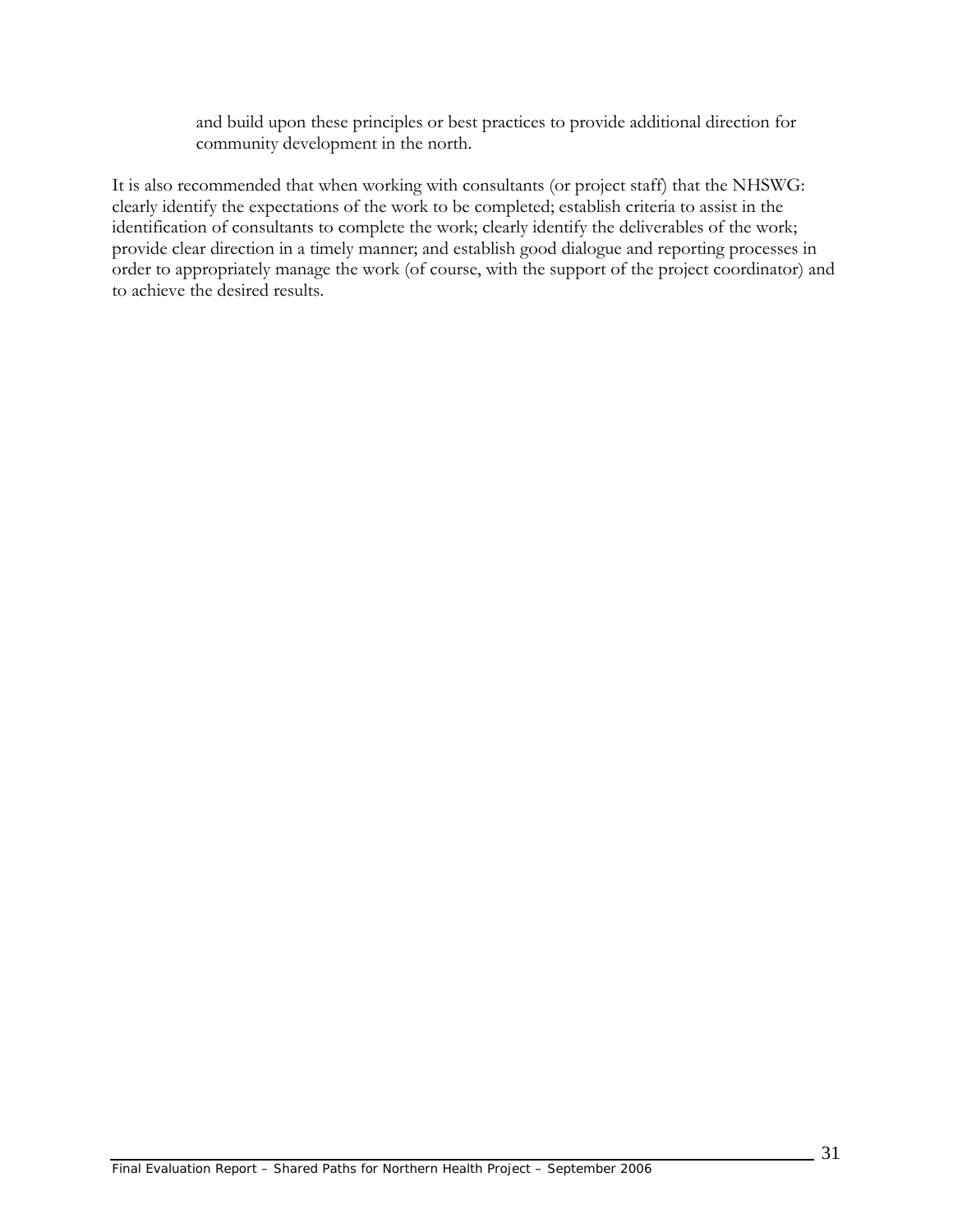and build upon these principles or best practices to provide additional direction for community development in the north.

It is also recommended that when working with consultants (or project staff) that the NHSWG: clearly identify the expectations of the work to be completed; establish criteria to assist in the identification of consultants to complete the work; clearly identify the deliverables of the work; provide clear direction in a timely manner; and establish good dialogue and reporting processes in order to appropriately manage the work (of course, with the support of the project coordinator) and to achieve the desired results.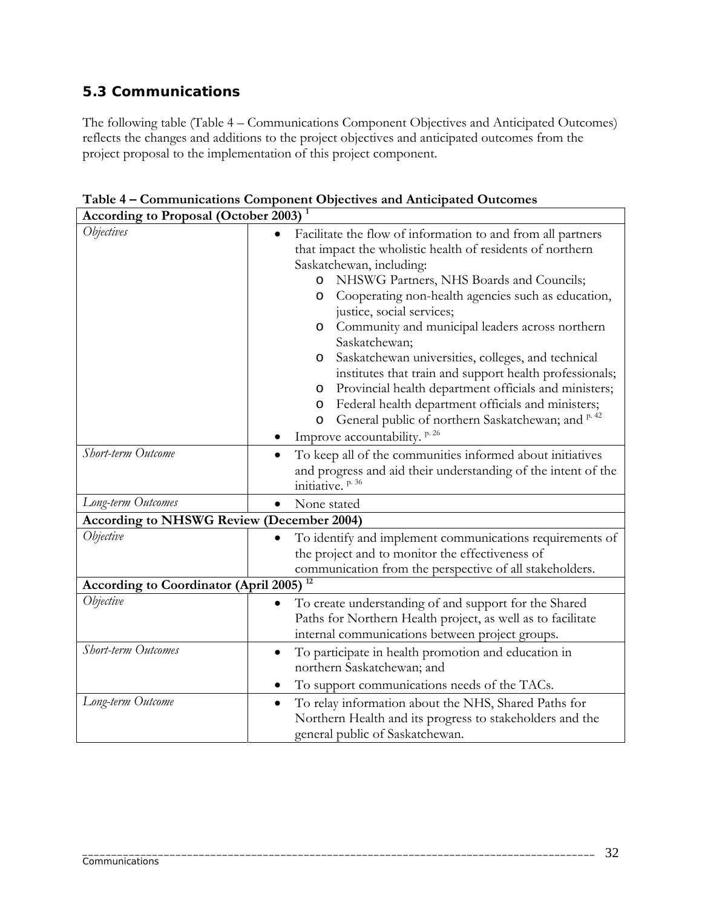## 5.3 Communications

The following table (Table 4 – Communications Component Objectives and Anticipated Outcomes) reflects the changes and additions to the project objectives and anticipated outcomes from the project proposal to the implementation of this project component.

**Table 4 – Communications Component Objectives and Anticipated Outcomes**

| **According to Proposal (October 2003)** [1] | |
|---|---|
| *Objectives* | • Facilitate the flow of information to and from all partners that impact the wholistic health of residents of northern Saskatchewan, including:<br>  o NHSWG Partners, NHS Boards and Councils;<br>  o Cooperating non-health agencies such as education, justice, social services;<br>  o Community and municipal leaders across northern Saskatchewan;<br>  o Saskatchewan universities, colleges, and technical institutes that train and support health professionals;<br>  o Provincial health department officials and ministers;<br>  o Federal health department officials and ministers;<br>  o General public of northern Saskatchewan; and [p. 42]<br>• Improve accountability. [p. 26] |
| *Short-term Outcome* | • To keep all of the communities informed about initiatives and progress and aid their understanding of the intent of the initiative. [p. 36] |
| *Long-term Outcomes* | • None stated |
| **According to NHSWG Review (December 2004)** | |
| *Objective* | • To identify and implement communications requirements of the project and to monitor the effectiveness of communication from the perspective of all stakeholders. |
| **According to Coordinator (April 2005)** [12] | |
| *Objective* | • To create understanding of and support for the Shared Paths for Northern Health project, as well as to facilitate internal communications between project groups. |
| *Short-term Outcomes* | • To participate in health promotion and education in northern Saskatchewan; and<br>• To support communications needs of the TACs. |
| *Long-term Outcome* | • To relay information about the NHS, Shared Paths for Northern Health and its progress to stakeholders and the general public of Saskatchewan. |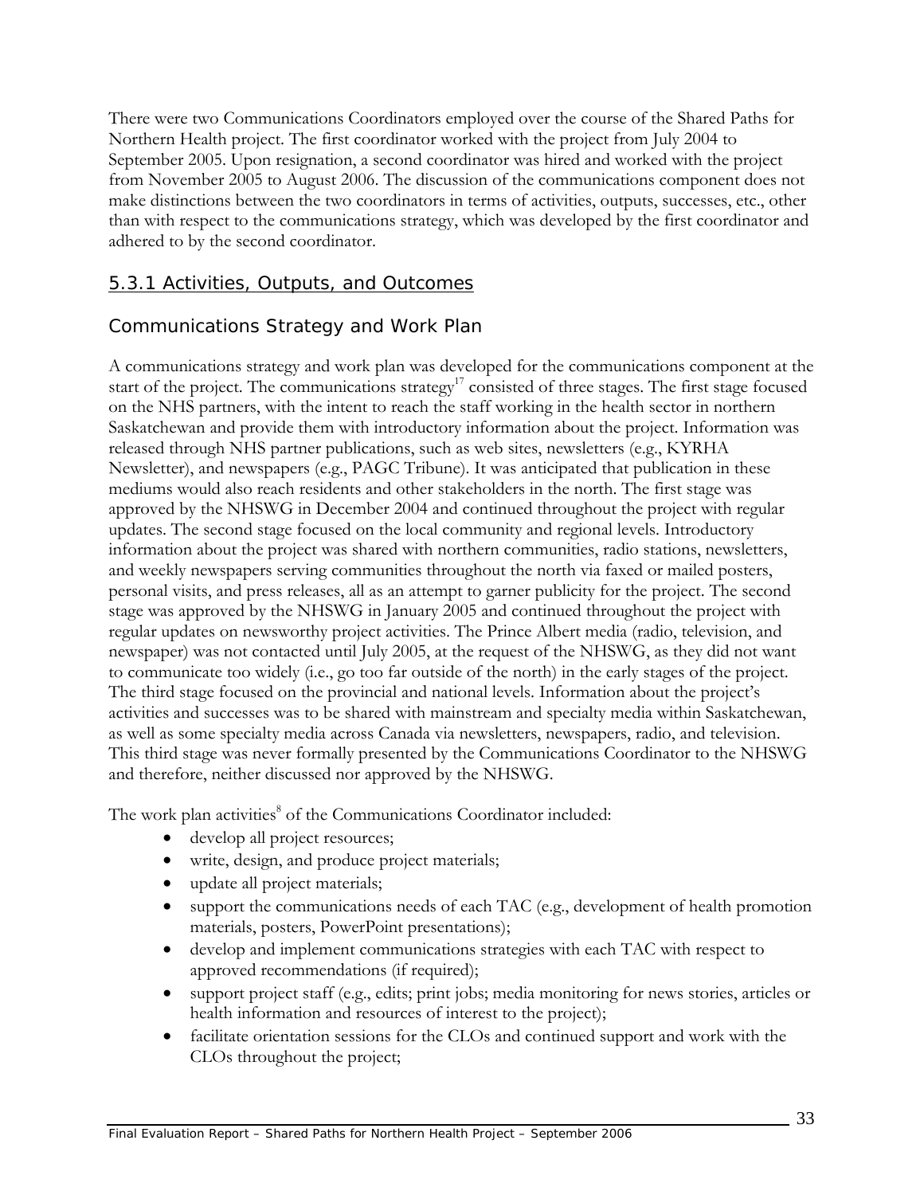There were two Communications Coordinators employed over the course of the Shared Paths for Northern Health project. The first coordinator worked with the project from July 2004 to September 2005. Upon resignation, a second coordinator was hired and worked with the project from November 2005 to August 2006. The discussion of the communications component does not make distinctions between the two coordinators in terms of activities, outputs, successes, etc., other than with respect to the communications strategy, which was developed by the first coordinator and adhered to by the second coordinator.

## 5.3.1 Activities, Outputs, and Outcomes

### Communications Strategy and Work Plan

A communications strategy and work plan was developed for the communications component at the start of the project. The communications strategy[17] consisted of three stages. The first stage focused on the NHS partners, with the intent to reach the staff working in the health sector in northern Saskatchewan and provide them with introductory information about the project. Information was released through NHS partner publications, such as web sites, newsletters (e.g., KYRHA Newsletter), and newspapers (e.g., PAGC Tribune). It was anticipated that publication in these mediums would also reach residents and other stakeholders in the north. The first stage was approved by the NHSWG in December 2004 and continued throughout the project with regular updates. The second stage focused on the local community and regional levels. Introductory information about the project was shared with northern communities, radio stations, newsletters, and weekly newspapers serving communities throughout the north via faxed or mailed posters, personal visits, and press releases, all as an attempt to garner publicity for the project. The second stage was approved by the NHSWG in January 2005 and continued throughout the project with regular updates on newsworthy project activities. The Prince Albert media (radio, television, and newspaper) was not contacted until July 2005, at the request of the NHSWG, as they did not want to communicate too widely (i.e., go too far outside of the north) in the early stages of the project. The third stage focused on the provincial and national levels. Information about the project's activities and successes was to be shared with mainstream and specialty media within Saskatchewan, as well as some specialty media across Canada via newsletters, newspapers, radio, and television. This third stage was never formally presented by the Communications Coordinator to the NHSWG and therefore, neither discussed nor approved by the NHSWG.

The work plan activities[8] of the Communications Coordinator included:

- develop all project resources;
- write, design, and produce project materials;
- update all project materials;
- support the communications needs of each TAC (e.g., development of health promotion materials, posters, PowerPoint presentations);
- develop and implement communications strategies with each TAC with respect to approved recommendations (if required);
- support project staff (e.g., edits; print jobs; media monitoring for news stories, articles or health information and resources of interest to the project);
- facilitate orientation sessions for the CLOs and continued support and work with the CLOs throughout the project;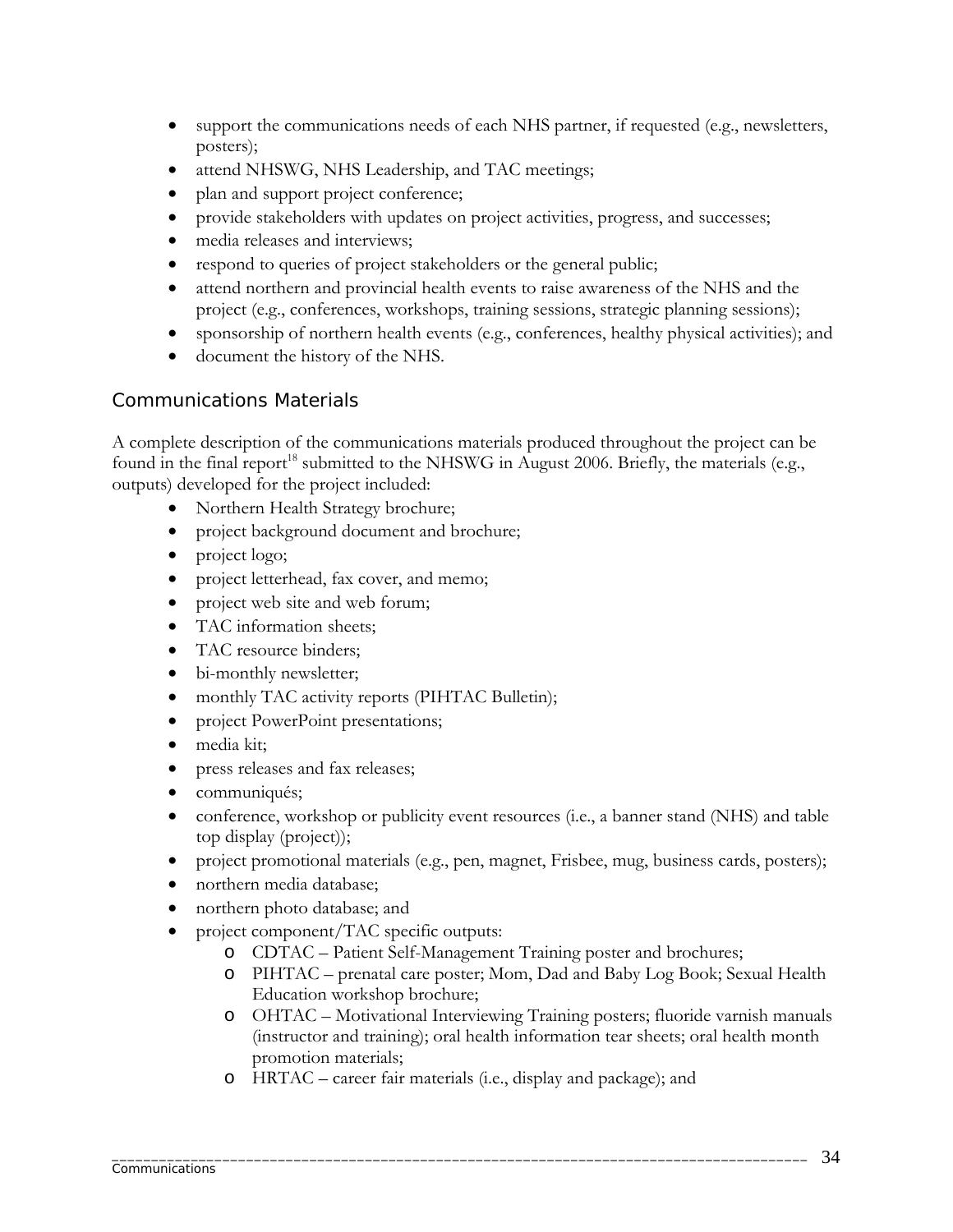- support the communications needs of each NHS partner, if requested (e.g., newsletters, posters);
- attend NHSWG, NHS Leadership, and TAC meetings;
- plan and support project conference;
- provide stakeholders with updates on project activities, progress, and successes;
- media releases and interviews;
- respond to queries of project stakeholders or the general public;
- attend northern and provincial health events to raise awareness of the NHS and the project (e.g., conferences, workshops, training sessions, strategic planning sessions);
- sponsorship of northern health events (e.g., conferences, healthy physical activities); and
- document the history of the NHS.

## Communications Materials

A complete description of the communications materials produced throughout the project can be found in the final report[18] submitted to the NHSWG in August 2006. Briefly, the materials (e.g., outputs) developed for the project included:

- Northern Health Strategy brochure;
- project background document and brochure;
- project logo;
- project letterhead, fax cover, and memo;
- project web site and web forum;
- TAC information sheets;
- TAC resource binders;
- bi-monthly newsletter;
- monthly TAC activity reports (PIHTAC Bulletin);
- project PowerPoint presentations;
- media kit;
- press releases and fax releases;
- communiqués;
- conference, workshop or publicity event resources (i.e., a banner stand (NHS) and table top display (project));
- project promotional materials (e.g., pen, magnet, Frisbee, mug, business cards, posters);
- northern media database;
- northern photo database; and
- project component/TAC specific outputs:
  - CDTAC – Patient Self-Management Training poster and brochures;
  - PIHTAC – prenatal care poster; Mom, Dad and Baby Log Book; Sexual Health Education workshop brochure;
  - OHTAC – Motivational Interviewing Training posters; fluoride varnish manuals (instructor and training); oral health information tear sheets; oral health month promotion materials;
  - HRTAC – career fair materials (i.e., display and package); and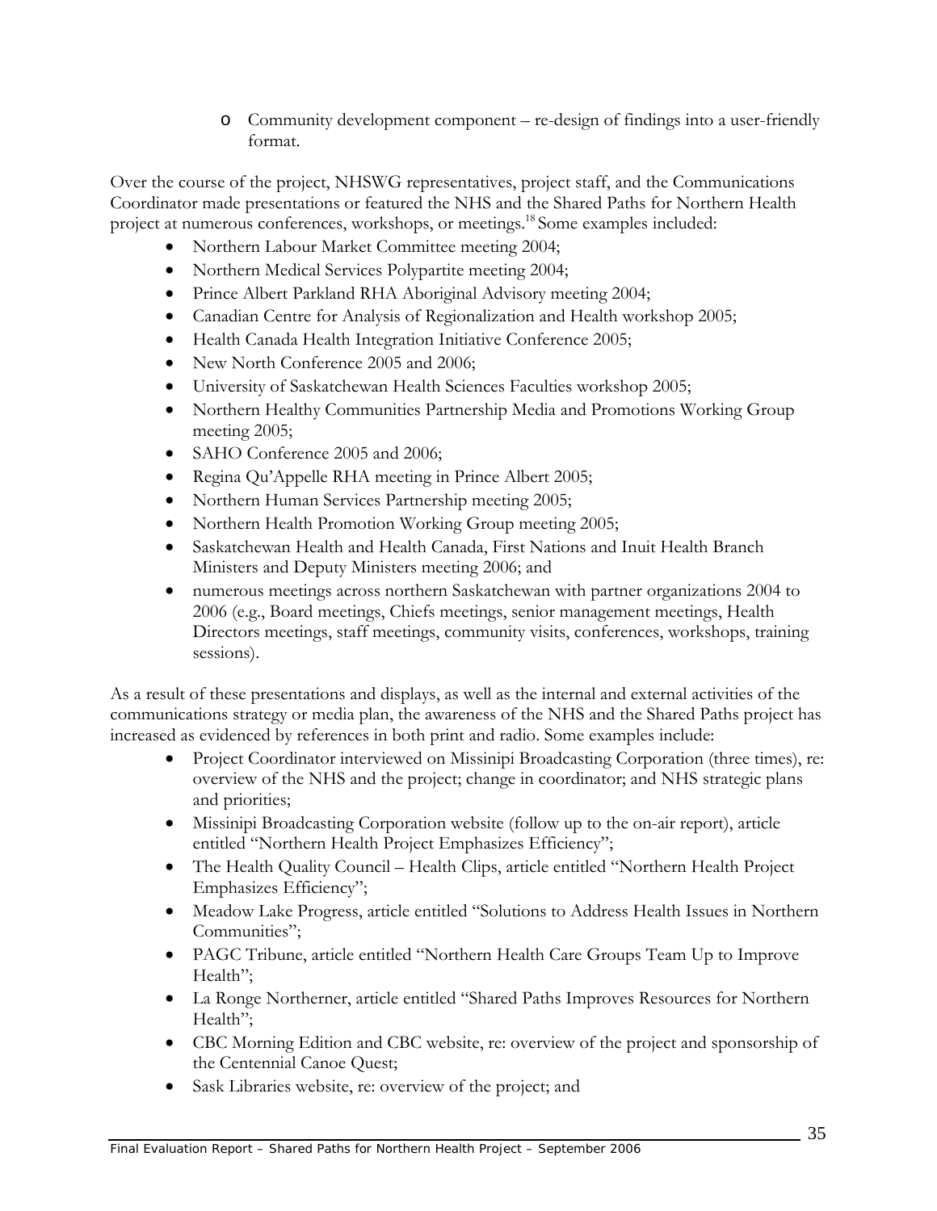- Community development component – re-design of findings into a user-friendly format.

Over the course of the project, NHSWG representatives, project staff, and the Communications Coordinator made presentations or featured the NHS and the Shared Paths for Northern Health project at numerous conferences, workshops, or meetings.[18] Some examples included:

- Northern Labour Market Committee meeting 2004;
- Northern Medical Services Polypartite meeting 2004;
- Prince Albert Parkland RHA Aboriginal Advisory meeting 2004;
- Canadian Centre for Analysis of Regionalization and Health workshop 2005;
- Health Canada Health Integration Initiative Conference 2005;
- New North Conference 2005 and 2006;
- University of Saskatchewan Health Sciences Faculties workshop 2005;
- Northern Healthy Communities Partnership Media and Promotions Working Group meeting 2005;
- SAHO Conference 2005 and 2006;
- Regina Qu'Appelle RHA meeting in Prince Albert 2005;
- Northern Human Services Partnership meeting 2005;
- Northern Health Promotion Working Group meeting 2005;
- Saskatchewan Health and Health Canada, First Nations and Inuit Health Branch Ministers and Deputy Ministers meeting 2006; and
- numerous meetings across northern Saskatchewan with partner organizations 2004 to 2006 (e.g., Board meetings, Chiefs meetings, senior management meetings, Health Directors meetings, staff meetings, community visits, conferences, workshops, training sessions).

As a result of these presentations and displays, as well as the internal and external activities of the communications strategy or media plan, the awareness of the NHS and the Shared Paths project has increased as evidenced by references in both print and radio. Some examples include:

- Project Coordinator interviewed on Missinipi Broadcasting Corporation (three times), re: overview of the NHS and the project; change in coordinator; and NHS strategic plans and priorities;
- Missinipi Broadcasting Corporation website (follow up to the on-air report), article entitled "Northern Health Project Emphasizes Efficiency";
- The Health Quality Council – Health Clips, article entitled "Northern Health Project Emphasizes Efficiency";
- Meadow Lake Progress, article entitled "Solutions to Address Health Issues in Northern Communities";
- PAGC Tribune, article entitled "Northern Health Care Groups Team Up to Improve Health";
- La Ronge Northerner, article entitled "Shared Paths Improves Resources for Northern Health";
- CBC Morning Edition and CBC website, re: overview of the project and sponsorship of the Centennial Canoe Quest;
- Sask Libraries website, re: overview of the project; and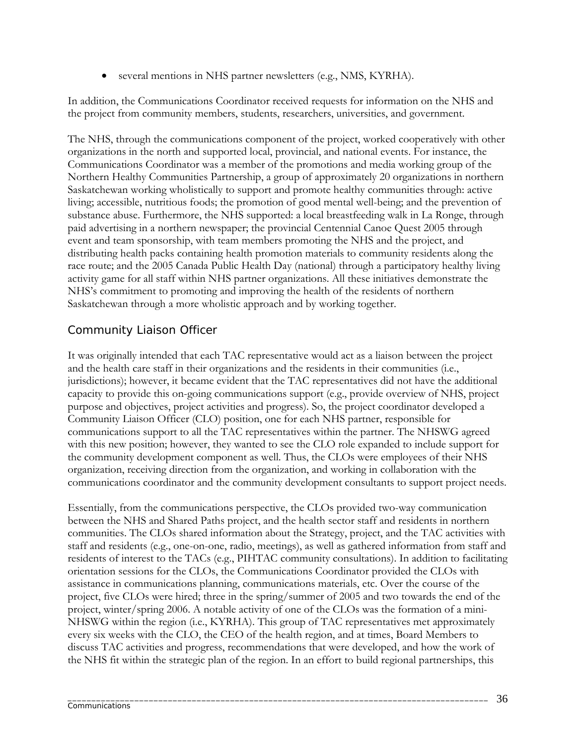- several mentions in NHS partner newsletters (e.g., NMS, KYRHA).

In addition, the Communications Coordinator received requests for information on the NHS and the project from community members, students, researchers, universities, and government.

The NHS, through the communications component of the project, worked cooperatively with other organizations in the north and supported local, provincial, and national events. For instance, the Communications Coordinator was a member of the promotions and media working group of the Northern Healthy Communities Partnership, a group of approximately 20 organizations in northern Saskatchewan working wholistically to support and promote healthy communities through: active living; accessible, nutritious foods; the promotion of good mental well-being; and the prevention of substance abuse. Furthermore, the NHS supported: a local breastfeeding walk in La Ronge, through paid advertising in a northern newspaper; the provincial Centennial Canoe Quest 2005 through event and team sponsorship, with team members promoting the NHS and the project, and distributing health packs containing health promotion materials to community residents along the race route; and the 2005 Canada Public Health Day (national) through a participatory healthy living activity game for all staff within NHS partner organizations. All these initiatives demonstrate the NHS's commitment to promoting and improving the health of the residents of northern Saskatchewan through a more wholistic approach and by working together.

## Community Liaison Officer

It was originally intended that each TAC representative would act as a liaison between the project and the health care staff in their organizations and the residents in their communities (i.e., jurisdictions); however, it became evident that the TAC representatives did not have the additional capacity to provide this on-going communications support (e.g., provide overview of NHS, project purpose and objectives, project activities and progress). So, the project coordinator developed a Community Liaison Officer (CLO) position, one for each NHS partner, responsible for communications support to all the TAC representatives within the partner. The NHSWG agreed with this new position; however, they wanted to see the CLO role expanded to include support for the community development component as well. Thus, the CLOs were employees of their NHS organization, receiving direction from the organization, and working in collaboration with the communications coordinator and the community development consultants to support project needs.

Essentially, from the communications perspective, the CLOs provided two-way communication between the NHS and Shared Paths project, and the health sector staff and residents in northern communities. The CLOs shared information about the Strategy, project, and the TAC activities with staff and residents (e.g., one-on-one, radio, meetings), as well as gathered information from staff and residents of interest to the TACs (e.g., PIHTAC community consultations). In addition to facilitating orientation sessions for the CLOs, the Communications Coordinator provided the CLOs with assistance in communications planning, communications materials, etc. Over the course of the project, five CLOs were hired; three in the spring/summer of 2005 and two towards the end of the project, winter/spring 2006. A notable activity of one of the CLOs was the formation of a mini-NHSWG within the region (i.e., KYRHA). This group of TAC representatives met approximately every six weeks with the CLO, the CEO of the health region, and at times, Board Members to discuss TAC activities and progress, recommendations that were developed, and how the work of the NHS fit within the strategic plan of the region. In an effort to build regional partnerships, this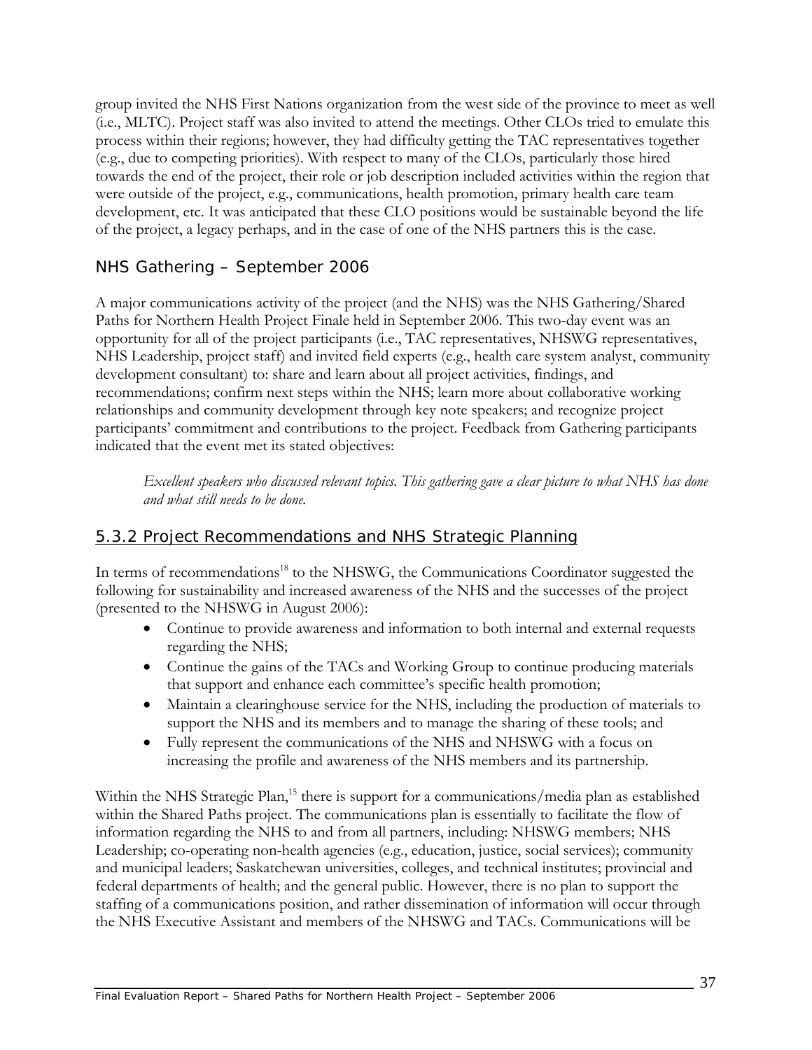group invited the NHS First Nations organization from the west side of the province to meet as well (i.e., MLTC). Project staff was also invited to attend the meetings. Other CLOs tried to emulate this process within their regions; however, they had difficulty getting the TAC representatives together (e.g., due to competing priorities). With respect to many of the CLOs, particularly those hired towards the end of the project, their role or job description included activities within the region that were outside of the project, e.g., communications, health promotion, primary health care team development, etc. It was anticipated that these CLO positions would be sustainable beyond the life of the project, a legacy perhaps, and in the case of one of the NHS partners this is the case.

### NHS Gathering – September 2006

A major communications activity of the project (and the NHS) was the NHS Gathering/Shared Paths for Northern Health Project Finale held in September 2006. This two-day event was an opportunity for all of the project participants (i.e., TAC representatives, NHSWG representatives, NHS Leadership, project staff) and invited field experts (e.g., health care system analyst, community development consultant) to: share and learn about all project activities, findings, and recommendations; confirm next steps within the NHS; learn more about collaborative working relationships and community development through key note speakers; and recognize project participants' commitment and contributions to the project. Feedback from Gathering participants indicated that the event met its stated objectives:

> *Excellent speakers who discussed relevant topics. This gathering gave a clear picture to what NHS has done and what still needs to be done.*

## 5.3.2 Project Recommendations and NHS Strategic Planning

In terms of recommendations[18] to the NHSWG, the Communications Coordinator suggested the following for sustainability and increased awareness of the NHS and the successes of the project (presented to the NHSWG in August 2006):

- Continue to provide awareness and information to both internal and external requests regarding the NHS;
- Continue the gains of the TACs and Working Group to continue producing materials that support and enhance each committee's specific health promotion;
- Maintain a clearinghouse service for the NHS, including the production of materials to support the NHS and its members and to manage the sharing of these tools; and
- Fully represent the communications of the NHS and NHSWG with a focus on increasing the profile and awareness of the NHS members and its partnership.

Within the NHS Strategic Plan,[15] there is support for a communications/media plan as established within the Shared Paths project. The communications plan is essentially to facilitate the flow of information regarding the NHS to and from all partners, including: NHSWG members; NHS Leadership; co-operating non-health agencies (e.g., education, justice, social services); community and municipal leaders; Saskatchewan universities, colleges, and technical institutes; provincial and federal departments of health; and the general public. However, there is no plan to support the staffing of a communications position, and rather dissemination of information will occur through the NHS Executive Assistant and members of the NHSWG and TACs. Communications will be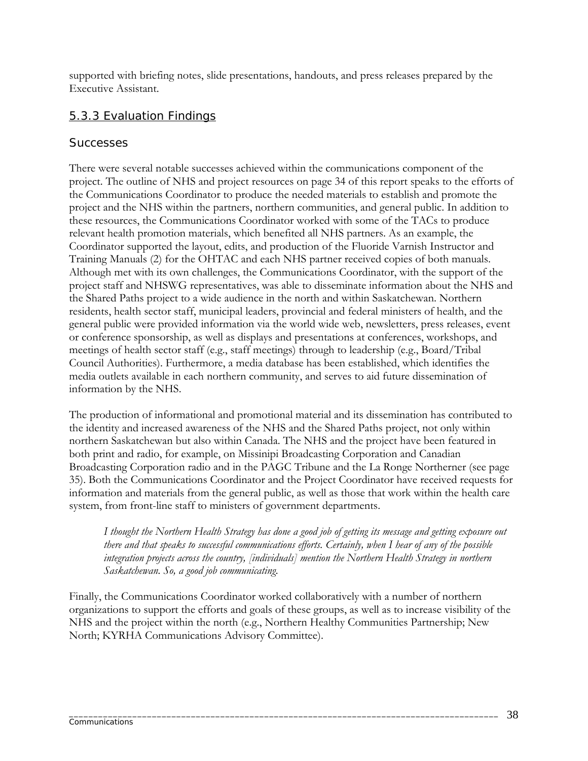supported with briefing notes, slide presentations, handouts, and press releases prepared by the Executive Assistant.

### 5.3.3 Evaluation Findings

#### Successes

There were several notable successes achieved within the communications component of the project. The outline of NHS and project resources on page 34 of this report speaks to the efforts of the Communications Coordinator to produce the needed materials to establish and promote the project and the NHS within the partners, northern communities, and general public. In addition to these resources, the Communications Coordinator worked with some of the TACs to produce relevant health promotion materials, which benefited all NHS partners. As an example, the Coordinator supported the layout, edits, and production of the Fluoride Varnish Instructor and Training Manuals (2) for the OHTAC and each NHS partner received copies of both manuals. Although met with its own challenges, the Communications Coordinator, with the support of the project staff and NHSWG representatives, was able to disseminate information about the NHS and the Shared Paths project to a wide audience in the north and within Saskatchewan. Northern residents, health sector staff, municipal leaders, provincial and federal ministers of health, and the general public were provided information via the world wide web, newsletters, press releases, event or conference sponsorship, as well as displays and presentations at conferences, workshops, and meetings of health sector staff (e.g., staff meetings) through to leadership (e.g., Board/Tribal Council Authorities). Furthermore, a media database has been established, which identifies the media outlets available in each northern community, and serves to aid future dissemination of information by the NHS.

The production of informational and promotional material and its dissemination has contributed to the identity and increased awareness of the NHS and the Shared Paths project, not only within northern Saskatchewan but also within Canada. The NHS and the project have been featured in both print and radio, for example, on Missinipi Broadcasting Corporation and Canadian Broadcasting Corporation radio and in the PAGC Tribune and the La Ronge Northerner (see page 35). Both the Communications Coordinator and the Project Coordinator have received requests for information and materials from the general public, as well as those that work within the health care system, from front-line staff to ministers of government departments.

> *I thought the Northern Health Strategy has done a good job of getting its message and getting exposure out there and that speaks to successful communications efforts. Certainly, when I hear of any of the possible integration projects across the country, [individuals] mention the Northern Health Strategy in northern Saskatchewan. So, a good job communicating.*

Finally, the Communications Coordinator worked collaboratively with a number of northern organizations to support the efforts and goals of these groups, as well as to increase visibility of the NHS and the project within the north (e.g., Northern Healthy Communities Partnership; New North; KYRHA Communications Advisory Committee).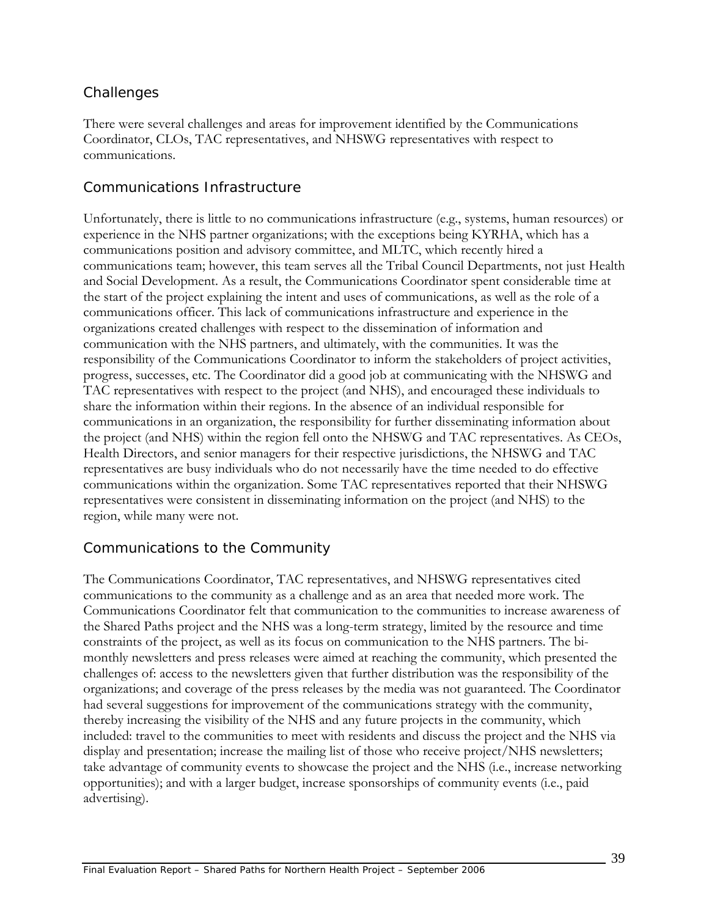## Challenges

There were several challenges and areas for improvement identified by the Communications Coordinator, CLOs, TAC representatives, and NHSWG representatives with respect to communications.

### Communications Infrastructure

Unfortunately, there is little to no communications infrastructure (e.g., systems, human resources) or experience in the NHS partner organizations; with the exceptions being KYRHA, which has a communications position and advisory committee, and MLTC, which recently hired a communications team; however, this team serves all the Tribal Council Departments, not just Health and Social Development. As a result, the Communications Coordinator spent considerable time at the start of the project explaining the intent and uses of communications, as well as the role of a communications officer. This lack of communications infrastructure and experience in the organizations created challenges with respect to the dissemination of information and communication with the NHS partners, and ultimately, with the communities. It was the responsibility of the Communications Coordinator to inform the stakeholders of project activities, progress, successes, etc. The Coordinator did a good job at communicating with the NHSWG and TAC representatives with respect to the project (and NHS), and encouraged these individuals to share the information within their regions. In the absence of an individual responsible for communications in an organization, the responsibility for further disseminating information about the project (and NHS) within the region fell onto the NHSWG and TAC representatives. As CEOs, Health Directors, and senior managers for their respective jurisdictions, the NHSWG and TAC representatives are busy individuals who do not necessarily have the time needed to do effective communications within the organization. Some TAC representatives reported that their NHSWG representatives were consistent in disseminating information on the project (and NHS) to the region, while many were not.

### Communications to the Community

The Communications Coordinator, TAC representatives, and NHSWG representatives cited communications to the community as a challenge and as an area that needed more work. The Communications Coordinator felt that communication to the communities to increase awareness of the Shared Paths project and the NHS was a long-term strategy, limited by the resource and time constraints of the project, as well as its focus on communication to the NHS partners. The bi-monthly newsletters and press releases were aimed at reaching the community, which presented the challenges of: access to the newsletters given that further distribution was the responsibility of the organizations; and coverage of the press releases by the media was not guaranteed. The Coordinator had several suggestions for improvement of the communications strategy with the community, thereby increasing the visibility of the NHS and any future projects in the community, which included: travel to the communities to meet with residents and discuss the project and the NHS via display and presentation; increase the mailing list of those who receive project/NHS newsletters; take advantage of community events to showcase the project and the NHS (i.e., increase networking opportunities); and with a larger budget, increase sponsorships of community events (i.e., paid advertising).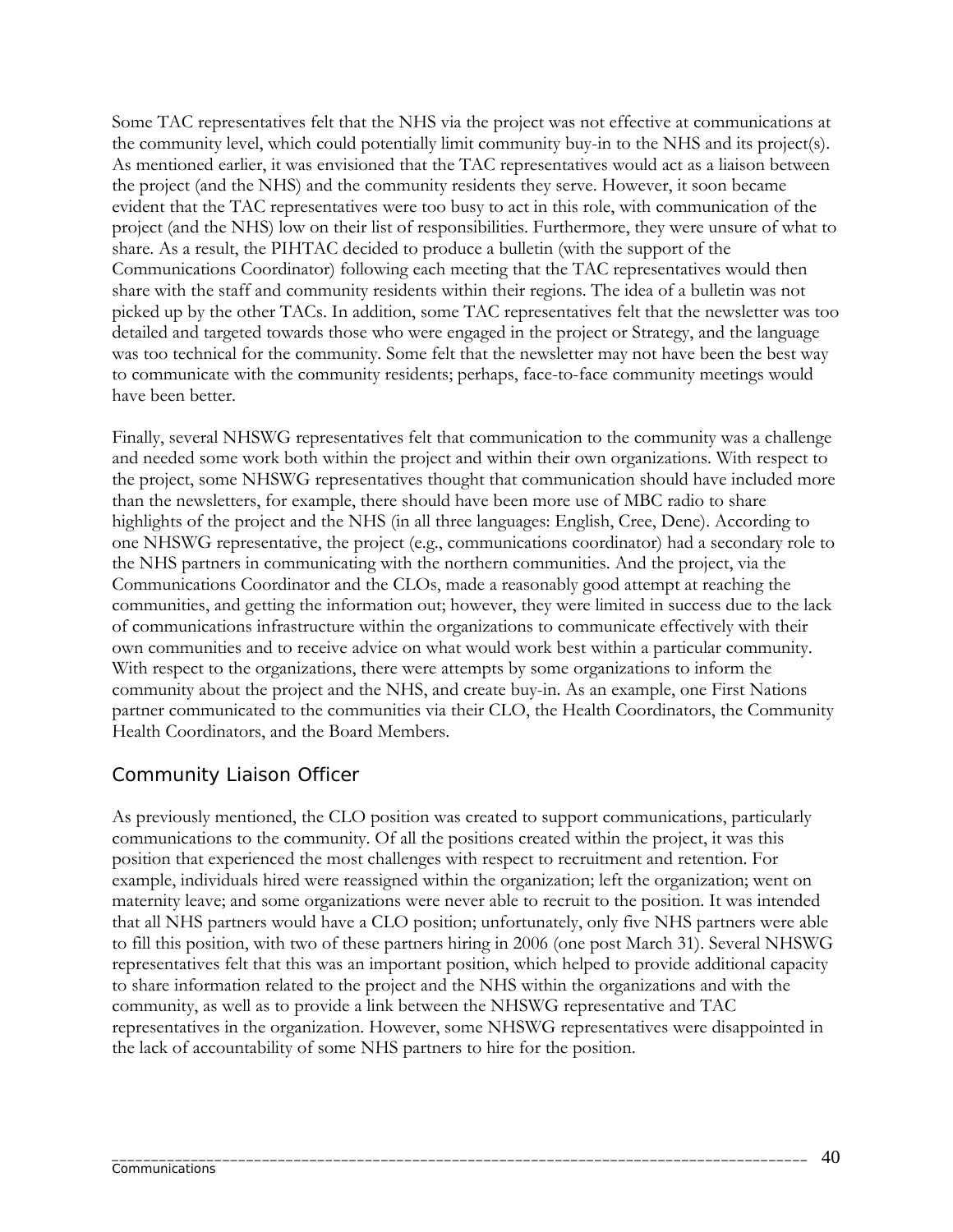Some TAC representatives felt that the NHS via the project was not effective at communications at the community level, which could potentially limit community buy-in to the NHS and its project(s). As mentioned earlier, it was envisioned that the TAC representatives would act as a liaison between the project (and the NHS) and the community residents they serve. However, it soon became evident that the TAC representatives were too busy to act in this role, with communication of the project (and the NHS) low on their list of responsibilities. Furthermore, they were unsure of what to share. As a result, the PIHTAC decided to produce a bulletin (with the support of the Communications Coordinator) following each meeting that the TAC representatives would then share with the staff and community residents within their regions. The idea of a bulletin was not picked up by the other TACs. In addition, some TAC representatives felt that the newsletter was too detailed and targeted towards those who were engaged in the project or Strategy, and the language was too technical for the community. Some felt that the newsletter may not have been the best way to communicate with the community residents; perhaps, face-to-face community meetings would have been better.

Finally, several NHSWG representatives felt that communication to the community was a challenge and needed some work both within the project and within their own organizations. With respect to the project, some NHSWG representatives thought that communication should have included more than the newsletters, for example, there should have been more use of MBC radio to share highlights of the project and the NHS (in all three languages: English, Cree, Dene). According to one NHSWG representative, the project (e.g., communications coordinator) had a secondary role to the NHS partners in communicating with the northern communities. And the project, via the Communications Coordinator and the CLOs, made a reasonably good attempt at reaching the communities, and getting the information out; however, they were limited in success due to the lack of communications infrastructure within the organizations to communicate effectively with their own communities and to receive advice on what would work best within a particular community. With respect to the organizations, there were attempts by some organizations to inform the community about the project and the NHS, and create buy-in. As an example, one First Nations partner communicated to the communities via their CLO, the Health Coordinators, the Community Health Coordinators, and the Board Members.

## Community Liaison Officer

As previously mentioned, the CLO position was created to support communications, particularly communications to the community. Of all the positions created within the project, it was this position that experienced the most challenges with respect to recruitment and retention. For example, individuals hired were reassigned within the organization; left the organization; went on maternity leave; and some organizations were never able to recruit to the position. It was intended that all NHS partners would have a CLO position; unfortunately, only five NHS partners were able to fill this position, with two of these partners hiring in 2006 (one post March 31). Several NHSWG representatives felt that this was an important position, which helped to provide additional capacity to share information related to the project and the NHS within the organizations and with the community, as well as to provide a link between the NHSWG representative and TAC representatives in the organization. However, some NHSWG representatives were disappointed in the lack of accountability of some NHS partners to hire for the position.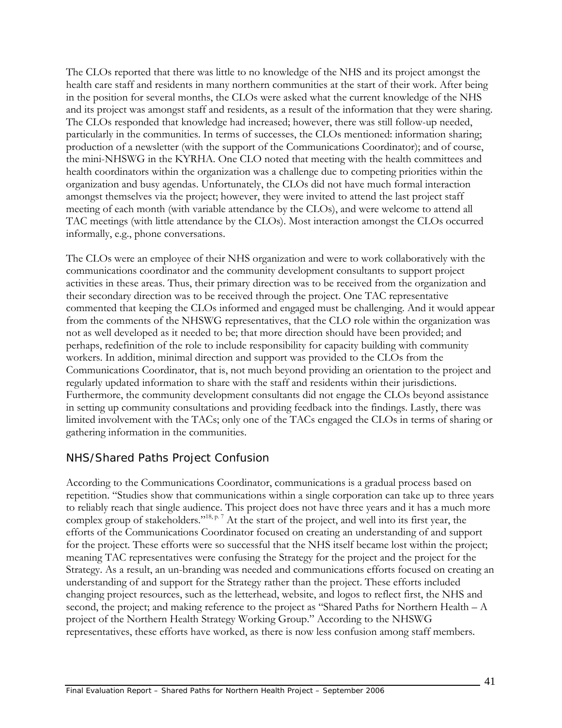The CLOs reported that there was little to no knowledge of the NHS and its project amongst the health care staff and residents in many northern communities at the start of their work. After being in the position for several months, the CLOs were asked what the current knowledge of the NHS and its project was amongst staff and residents, as a result of the information that they were sharing. The CLOs responded that knowledge had increased; however, there was still follow-up needed, particularly in the communities. In terms of successes, the CLOs mentioned: information sharing; production of a newsletter (with the support of the Communications Coordinator); and of course, the mini-NHSWG in the KYRHA. One CLO noted that meeting with the health committees and health coordinators within the organization was a challenge due to competing priorities within the organization and busy agendas. Unfortunately, the CLOs did not have much formal interaction amongst themselves via the project; however, they were invited to attend the last project staff meeting of each month (with variable attendance by the CLOs), and were welcome to attend all TAC meetings (with little attendance by the CLOs). Most interaction amongst the CLOs occurred informally, e.g., phone conversations.

The CLOs were an employee of their NHS organization and were to work collaboratively with the communications coordinator and the community development consultants to support project activities in these areas. Thus, their primary direction was to be received from the organization and their secondary direction was to be received through the project. One TAC representative commented that keeping the CLOs informed and engaged must be challenging. And it would appear from the comments of the NHSWG representatives, that the CLO role within the organization was not as well developed as it needed to be; that more direction should have been provided; and perhaps, redefinition of the role to include responsibility for capacity building with community workers. In addition, minimal direction and support was provided to the CLOs from the Communications Coordinator, that is, not much beyond providing an orientation to the project and regularly updated information to share with the staff and residents within their jurisdictions. Furthermore, the community development consultants did not engage the CLOs beyond assistance in setting up community consultations and providing feedback into the findings. Lastly, there was limited involvement with the TACs; only one of the TACs engaged the CLOs in terms of sharing or gathering information in the communities.

## NHS/Shared Paths Project Confusion

According to the Communications Coordinator, communications is a gradual process based on repetition. "Studies show that communications within a single corporation can take up to three years to reliably reach that single audience. This project does not have three years and it has a much more complex group of stakeholders."[18, p. 7] At the start of the project, and well into its first year, the efforts of the Communications Coordinator focused on creating an understanding of and support for the project. These efforts were so successful that the NHS itself became lost within the project; meaning TAC representatives were confusing the Strategy for the project and the project for the Strategy. As a result, an un-branding was needed and communications efforts focused on creating an understanding of and support for the Strategy rather than the project. These efforts included changing project resources, such as the letterhead, website, and logos to reflect first, the NHS and second, the project; and making reference to the project as "Shared Paths for Northern Health – A project of the Northern Health Strategy Working Group." According to the NHSWG representatives, these efforts have worked, as there is now less confusion among staff members.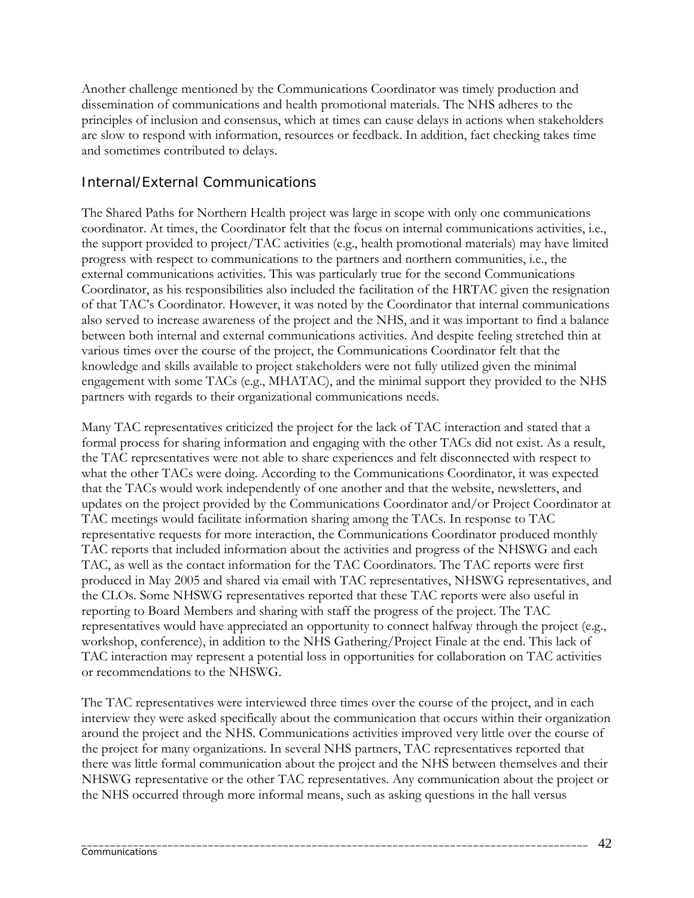Another challenge mentioned by the Communications Coordinator was timely production and dissemination of communications and health promotional materials. The NHS adheres to the principles of inclusion and consensus, which at times can cause delays in actions when stakeholders are slow to respond with information, resources or feedback. In addition, fact checking takes time and sometimes contributed to delays.

## Internal/External Communications

The Shared Paths for Northern Health project was large in scope with only one communications coordinator. At times, the Coordinator felt that the focus on internal communications activities, i.e., the support provided to project/TAC activities (e.g., health promotional materials) may have limited progress with respect to communications to the partners and northern communities, i.e., the external communications activities. This was particularly true for the second Communications Coordinator, as his responsibilities also included the facilitation of the HRTAC given the resignation of that TAC's Coordinator. However, it was noted by the Coordinator that internal communications also served to increase awareness of the project and the NHS, and it was important to find a balance between both internal and external communications activities. And despite feeling stretched thin at various times over the course of the project, the Communications Coordinator felt that the knowledge and skills available to project stakeholders were not fully utilized given the minimal engagement with some TACs (e.g., MHATAC), and the minimal support they provided to the NHS partners with regards to their organizational communications needs.

Many TAC representatives criticized the project for the lack of TAC interaction and stated that a formal process for sharing information and engaging with the other TACs did not exist. As a result, the TAC representatives were not able to share experiences and felt disconnected with respect to what the other TACs were doing. According to the Communications Coordinator, it was expected that the TACs would work independently of one another and that the website, newsletters, and updates on the project provided by the Communications Coordinator and/or Project Coordinator at TAC meetings would facilitate information sharing among the TACs. In response to TAC representative requests for more interaction, the Communications Coordinator produced monthly TAC reports that included information about the activities and progress of the NHSWG and each TAC, as well as the contact information for the TAC Coordinators. The TAC reports were first produced in May 2005 and shared via email with TAC representatives, NHSWG representatives, and the CLOs. Some NHSWG representatives reported that these TAC reports were also useful in reporting to Board Members and sharing with staff the progress of the project. The TAC representatives would have appreciated an opportunity to connect halfway through the project (e.g., workshop, conference), in addition to the NHS Gathering/Project Finale at the end. This lack of TAC interaction may represent a potential loss in opportunities for collaboration on TAC activities or recommendations to the NHSWG.

The TAC representatives were interviewed three times over the course of the project, and in each interview they were asked specifically about the communication that occurs within their organization around the project and the NHS. Communications activities improved very little over the course of the project for many organizations. In several NHS partners, TAC representatives reported that there was little formal communication about the project and the NHS between themselves and their NHSWG representative or the other TAC representatives. Any communication about the project or the NHS occurred through more informal means, such as asking questions in the hall versus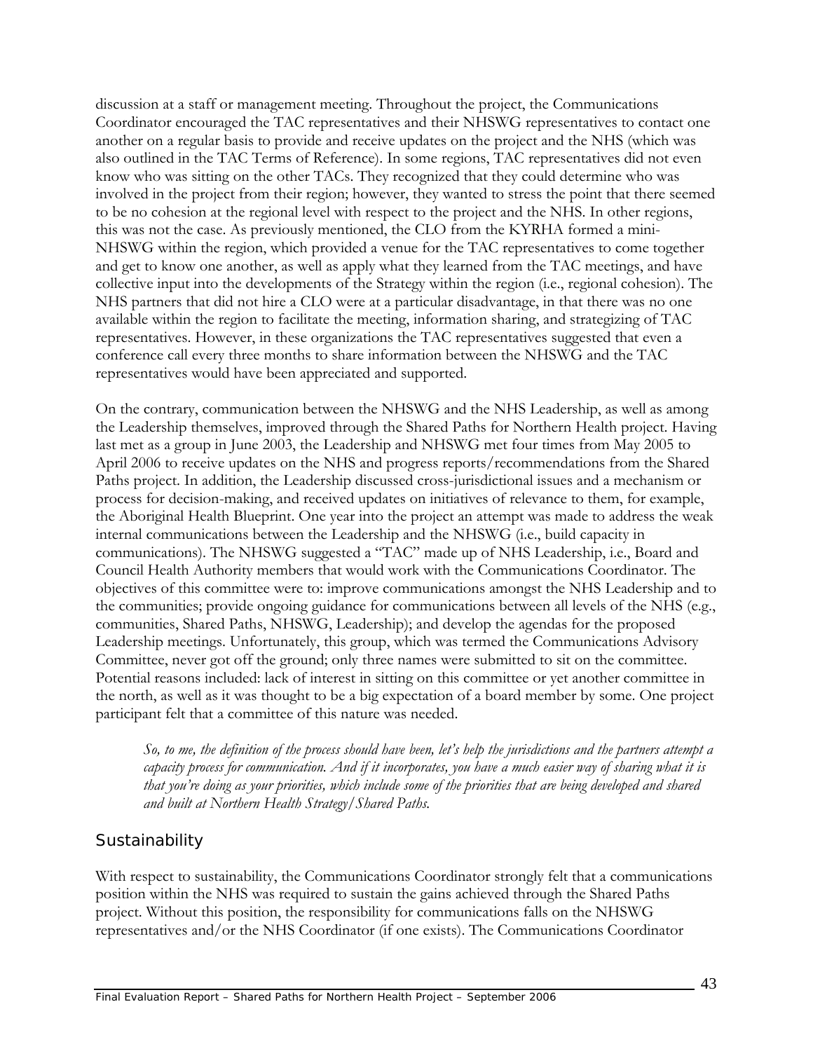discussion at a staff or management meeting. Throughout the project, the Communications Coordinator encouraged the TAC representatives and their NHSWG representatives to contact one another on a regular basis to provide and receive updates on the project and the NHS (which was also outlined in the TAC Terms of Reference). In some regions, TAC representatives did not even know who was sitting on the other TACs. They recognized that they could determine who was involved in the project from their region; however, they wanted to stress the point that there seemed to be no cohesion at the regional level with respect to the project and the NHS. In other regions, this was not the case. As previously mentioned, the CLO from the KYRHA formed a mini-NHSWG within the region, which provided a venue for the TAC representatives to come together and get to know one another, as well as apply what they learned from the TAC meetings, and have collective input into the developments of the Strategy within the region (i.e., regional cohesion). The NHS partners that did not hire a CLO were at a particular disadvantage, in that there was no one available within the region to facilitate the meeting, information sharing, and strategizing of TAC representatives. However, in these organizations the TAC representatives suggested that even a conference call every three months to share information between the NHSWG and the TAC representatives would have been appreciated and supported.

On the contrary, communication between the NHSWG and the NHS Leadership, as well as among the Leadership themselves, improved through the Shared Paths for Northern Health project. Having last met as a group in June 2003, the Leadership and NHSWG met four times from May 2005 to April 2006 to receive updates on the NHS and progress reports/recommendations from the Shared Paths project. In addition, the Leadership discussed cross-jurisdictional issues and a mechanism or process for decision-making, and received updates on initiatives of relevance to them, for example, the Aboriginal Health Blueprint. One year into the project an attempt was made to address the weak internal communications between the Leadership and the NHSWG (i.e., build capacity in communications). The NHSWG suggested a "TAC" made up of NHS Leadership, i.e., Board and Council Health Authority members that would work with the Communications Coordinator. The objectives of this committee were to: improve communications amongst the NHS Leadership and to the communities; provide ongoing guidance for communications between all levels of the NHS (e.g., communities, Shared Paths, NHSWG, Leadership); and develop the agendas for the proposed Leadership meetings. Unfortunately, this group, which was termed the Communications Advisory Committee, never got off the ground; only three names were submitted to sit on the committee. Potential reasons included: lack of interest in sitting on this committee or yet another committee in the north, as well as it was thought to be a big expectation of a board member by some. One project participant felt that a committee of this nature was needed.

> *So, to me, the definition of the process should have been, let's help the jurisdictions and the partners attempt a capacity process for communication. And if it incorporates, you have a much easier way of sharing what it is that you're doing as your priorities, which include some of the priorities that are being developed and shared and built at Northern Health Strategy/Shared Paths.*

## Sustainability

With respect to sustainability, the Communications Coordinator strongly felt that a communications position within the NHS was required to sustain the gains achieved through the Shared Paths project. Without this position, the responsibility for communications falls on the NHSWG representatives and/or the NHS Coordinator (if one exists). The Communications Coordinator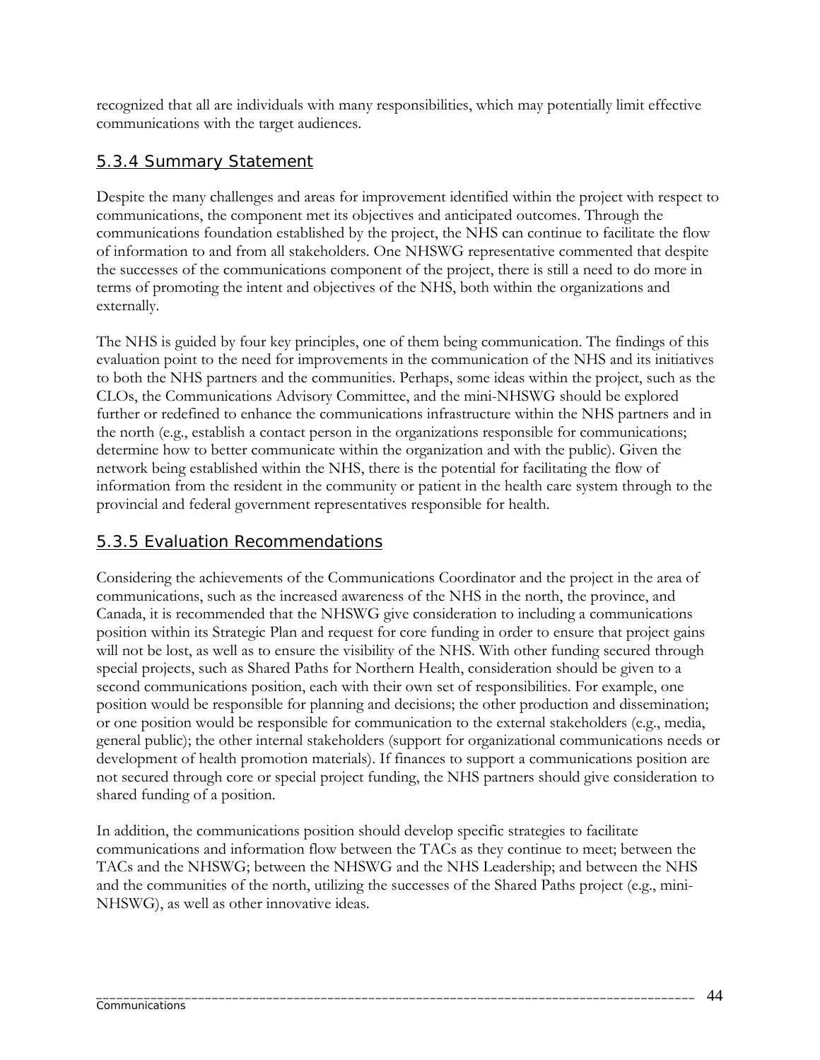recognized that all are individuals with many responsibilities, which may potentially limit effective communications with the target audiences.

### 5.3.4 Summary Statement

Despite the many challenges and areas for improvement identified within the project with respect to communications, the component met its objectives and anticipated outcomes. Through the communications foundation established by the project, the NHS can continue to facilitate the flow of information to and from all stakeholders. One NHSWG representative commented that despite the successes of the communications component of the project, there is still a need to do more in terms of promoting the intent and objectives of the NHS, both within the organizations and externally.

The NHS is guided by four key principles, one of them being communication. The findings of this evaluation point to the need for improvements in the communication of the NHS and its initiatives to both the NHS partners and the communities. Perhaps, some ideas within the project, such as the CLOs, the Communications Advisory Committee, and the mini-NHSWG should be explored further or redefined to enhance the communications infrastructure within the NHS partners and in the north (e.g., establish a contact person in the organizations responsible for communications; determine how to better communicate within the organization and with the public). Given the network being established within the NHS, there is the potential for facilitating the flow of information from the resident in the community or patient in the health care system through to the provincial and federal government representatives responsible for health.

### 5.3.5 Evaluation Recommendations

Considering the achievements of the Communications Coordinator and the project in the area of communications, such as the increased awareness of the NHS in the north, the province, and Canada, it is recommended that the NHSWG give consideration to including a communications position within its Strategic Plan and request for core funding in order to ensure that project gains will not be lost, as well as to ensure the visibility of the NHS. With other funding secured through special projects, such as Shared Paths for Northern Health, consideration should be given to a second communications position, each with their own set of responsibilities. For example, one position would be responsible for planning and decisions; the other production and dissemination; or one position would be responsible for communication to the external stakeholders (e.g., media, general public); the other internal stakeholders (support for organizational communications needs or development of health promotion materials). If finances to support a communications position are not secured through core or special project funding, the NHS partners should give consideration to shared funding of a position.

In addition, the communications position should develop specific strategies to facilitate communications and information flow between the TACs as they continue to meet; between the TACs and the NHSWG; between the NHSWG and the NHS Leadership; and between the NHS and the communities of the north, utilizing the successes of the Shared Paths project (e.g., mini-NHSWG), as well as other innovative ideas.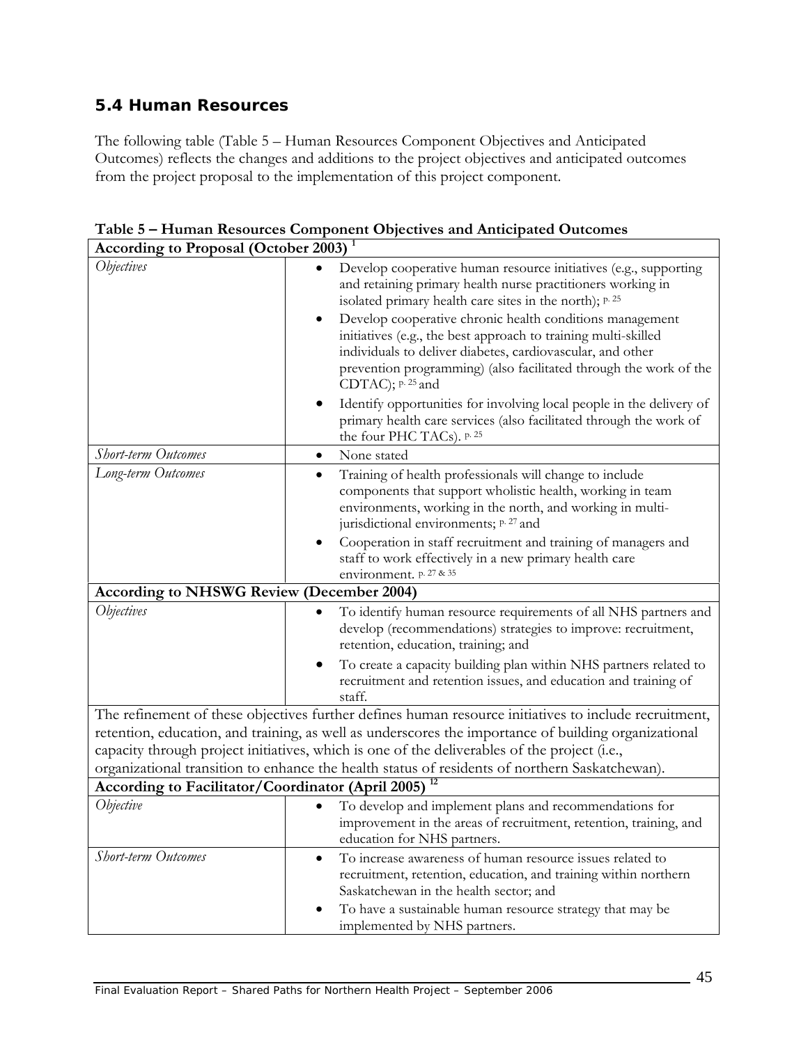## 5.4 Human Resources

The following table (Table 5 – Human Resources Component Objectives and Anticipated Outcomes) reflects the changes and additions to the project objectives and anticipated outcomes from the project proposal to the implementation of this project component.

**Table 5 – Human Resources Component Objectives and Anticipated Outcomes**

| **According to Proposal (October 2003)** [1] | |
|---|---|
| *Objectives* | • Develop cooperative human resource initiatives (e.g., supporting and retaining primary health nurse practitioners working in isolated primary health care sites in the north); [p. 25]<br>• Develop cooperative chronic health conditions management initiatives (e.g., the best approach to training multi-skilled individuals to deliver diabetes, cardiovascular, and other prevention programming) (also facilitated through the work of the CDTAC); [p. 25] and<br>• Identify opportunities for involving local people in the delivery of primary health care services (also facilitated through the work of the four PHC TACs). [p. 25] |
| *Short-term Outcomes* | • None stated |
| *Long-term Outcomes* | • Training of health professionals will change to include components that support wholistic health, working in team environments, working in the north, and working in multi-jurisdictional environments; [p. 27] and<br>• Cooperation in staff recruitment and training of managers and staff to work effectively in a new primary health care environment. [p. 27 & 35] |
| **According to NHSWG Review (December 2004)** | |
| *Objectives* | • To identify human resource requirements of all NHS partners and develop (recommendations) strategies to improve: recruitment, retention, education, training; and<br>• To create a capacity building plan within NHS partners related to recruitment and retention issues, and education and training of staff. |
| The refinement of these objectives further defines human resource initiatives to include recruitment, retention, education, and training, as well as underscores the importance of building organizational capacity through project initiatives, which is one of the deliverables of the project (i.e., organizational transition to enhance the health status of residents of northern Saskatchewan). | |
| **According to Facilitator/Coordinator (April 2005)** [12] | |
| *Objective* | • To develop and implement plans and recommendations for improvement in the areas of recruitment, retention, training, and education for NHS partners. |
| *Short-term Outcomes* | • To increase awareness of human resource issues related to recruitment, retention, education, and training within northern Saskatchewan in the health sector; and<br>• To have a sustainable human resource strategy that may be implemented by NHS partners. |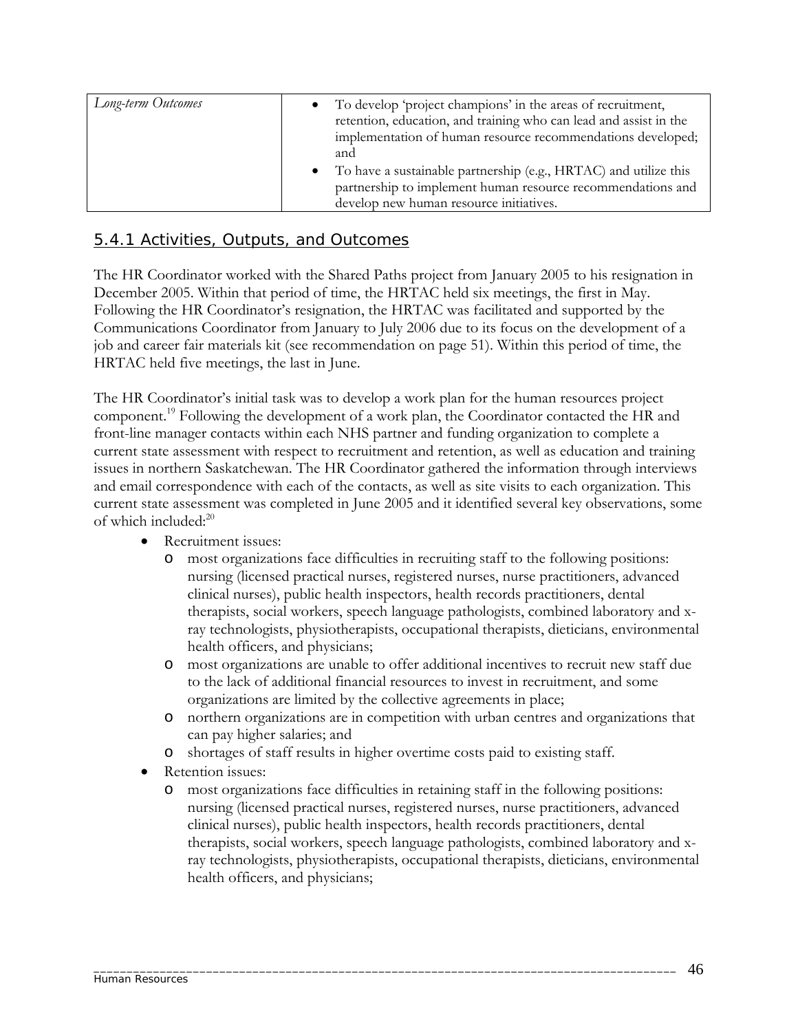| Long-term Outcomes | • To develop 'project champions' in the areas of recruitment, retention, education, and training who can lead and assist in the implementation of human resource recommendations developed; and<br>• To have a sustainable partnership (e.g., HRTAC) and utilize this partnership to implement human resource recommendations and develop new human resource initiatives. |
|---|---|

### 5.4.1 Activities, Outputs, and Outcomes

The HR Coordinator worked with the Shared Paths project from January 2005 to his resignation in December 2005. Within that period of time, the HRTAC held six meetings, the first in May. Following the HR Coordinator's resignation, the HRTAC was facilitated and supported by the Communications Coordinator from January to July 2006 due to its focus on the development of a job and career fair materials kit (see recommendation on page 51). Within this period of time, the HRTAC held five meetings, the last in June.

The HR Coordinator's initial task was to develop a work plan for the human resources project component.[19] Following the development of a work plan, the Coordinator contacted the HR and front-line manager contacts within each NHS partner and funding organization to complete a current state assessment with respect to recruitment and retention, as well as education and training issues in northern Saskatchewan. The HR Coordinator gathered the information through interviews and email correspondence with each of the contacts, as well as site visits to each organization. This current state assessment was completed in June 2005 and it identified several key observations, some of which included:[20]

- Recruitment issues:
  - most organizations face difficulties in recruiting staff to the following positions: nursing (licensed practical nurses, registered nurses, nurse practitioners, advanced clinical nurses), public health inspectors, health records practitioners, dental therapists, social workers, speech language pathologists, combined laboratory and x-ray technologists, physiotherapists, occupational therapists, dieticians, environmental health officers, and physicians;
  - most organizations are unable to offer additional incentives to recruit new staff due to the lack of additional financial resources to invest in recruitment, and some organizations are limited by the collective agreements in place;
  - northern organizations are in competition with urban centres and organizations that can pay higher salaries; and
  - shortages of staff results in higher overtime costs paid to existing staff.
- Retention issues:
  - most organizations face difficulties in retaining staff in the following positions: nursing (licensed practical nurses, registered nurses, nurse practitioners, advanced clinical nurses), public health inspectors, health records practitioners, dental therapists, social workers, speech language pathologists, combined laboratory and x-ray technologists, physiotherapists, occupational therapists, dieticians, environmental health officers, and physicians;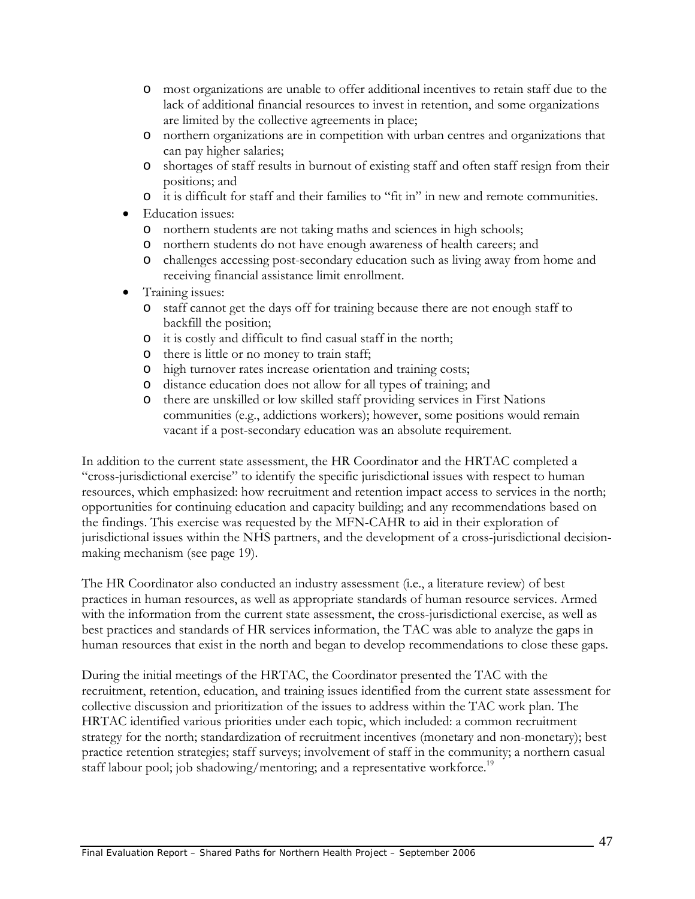- most organizations are unable to offer additional incentives to retain staff due to the lack of additional financial resources to invest in retention, and some organizations are limited by the collective agreements in place;
  - northern organizations are in competition with urban centres and organizations that can pay higher salaries;
  - shortages of staff results in burnout of existing staff and often staff resign from their positions; and
  - it is difficult for staff and their families to "fit in" in new and remote communities.
- Education issues:
  - northern students are not taking maths and sciences in high schools;
  - northern students do not have enough awareness of health careers; and
  - challenges accessing post-secondary education such as living away from home and receiving financial assistance limit enrollment.
- Training issues:
  - staff cannot get the days off for training because there are not enough staff to backfill the position;
  - it is costly and difficult to find casual staff in the north;
  - there is little or no money to train staff;
  - high turnover rates increase orientation and training costs;
  - distance education does not allow for all types of training; and
  - there are unskilled or low skilled staff providing services in First Nations communities (e.g., addictions workers); however, some positions would remain vacant if a post-secondary education was an absolute requirement.

In addition to the current state assessment, the HR Coordinator and the HRTAC completed a "cross-jurisdictional exercise" to identify the specific jurisdictional issues with respect to human resources, which emphasized: how recruitment and retention impact access to services in the north; opportunities for continuing education and capacity building; and any recommendations based on the findings. This exercise was requested by the MFN-CAHR to aid in their exploration of jurisdictional issues within the NHS partners, and the development of a cross-jurisdictional decision-making mechanism (see page 19).

The HR Coordinator also conducted an industry assessment (i.e., a literature review) of best practices in human resources, as well as appropriate standards of human resource services. Armed with the information from the current state assessment, the cross-jurisdictional exercise, as well as best practices and standards of HR services information, the TAC was able to analyze the gaps in human resources that exist in the north and began to develop recommendations to close these gaps.

During the initial meetings of the HRTAC, the Coordinator presented the TAC with the recruitment, retention, education, and training issues identified from the current state assessment for collective discussion and prioritization of the issues to address within the TAC work plan. The HRTAC identified various priorities under each topic, which included: a common recruitment strategy for the north; standardization of recruitment incentives (monetary and non-monetary); best practice retention strategies; staff surveys; involvement of staff in the community; a northern casual staff labour pool; job shadowing/mentoring; and a representative workforce.[19]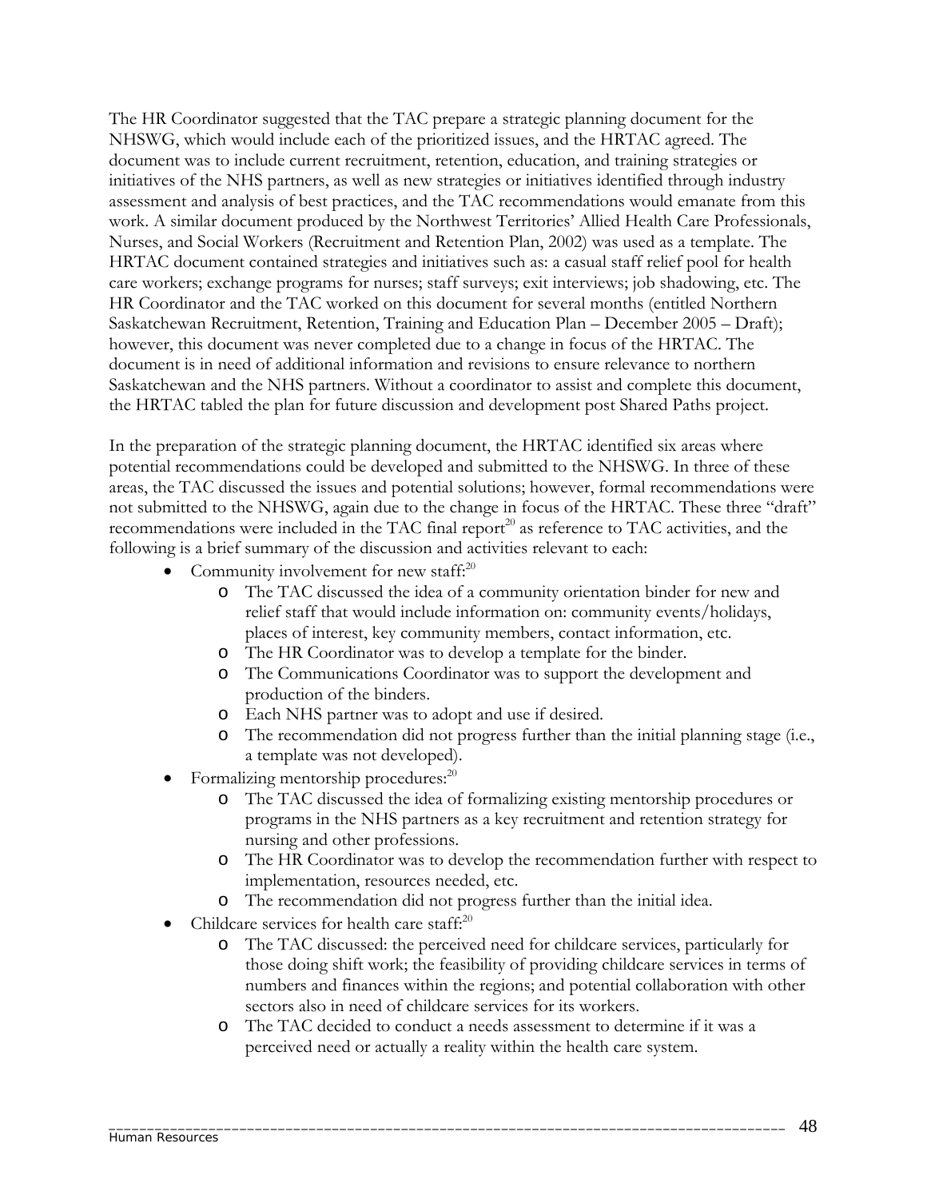The HR Coordinator suggested that the TAC prepare a strategic planning document for the NHSWG, which would include each of the prioritized issues, and the HRTAC agreed. The document was to include current recruitment, retention, education, and training strategies or initiatives of the NHS partners, as well as new strategies or initiatives identified through industry assessment and analysis of best practices, and the TAC recommendations would emanate from this work. A similar document produced by the Northwest Territories' Allied Health Care Professionals, Nurses, and Social Workers (Recruitment and Retention Plan, 2002) was used as a template. The HRTAC document contained strategies and initiatives such as: a casual staff relief pool for health care workers; exchange programs for nurses; staff surveys; exit interviews; job shadowing, etc. The HR Coordinator and the TAC worked on this document for several months (entitled Northern Saskatchewan Recruitment, Retention, Training and Education Plan – December 2005 – Draft); however, this document was never completed due to a change in focus of the HRTAC. The document is in need of additional information and revisions to ensure relevance to northern Saskatchewan and the NHS partners. Without a coordinator to assist and complete this document, the HRTAC tabled the plan for future discussion and development post Shared Paths project.

In the preparation of the strategic planning document, the HRTAC identified six areas where potential recommendations could be developed and submitted to the NHSWG. In three of these areas, the TAC discussed the issues and potential solutions; however, formal recommendations were not submitted to the NHSWG, again due to the change in focus of the HRTAC. These three "draft" recommendations were included in the TAC final report[20] as reference to TAC activities, and the following is a brief summary of the discussion and activities relevant to each:

- Community involvement for new staff:[20]
  - The TAC discussed the idea of a community orientation binder for new and relief staff that would include information on: community events/holidays, places of interest, key community members, contact information, etc.
  - The HR Coordinator was to develop a template for the binder.
  - The Communications Coordinator was to support the development and production of the binders.
  - Each NHS partner was to adopt and use if desired.
  - The recommendation did not progress further than the initial planning stage (i.e., a template was not developed).
- Formalizing mentorship procedures:[20]
  - The TAC discussed the idea of formalizing existing mentorship procedures or programs in the NHS partners as a key recruitment and retention strategy for nursing and other professions.
  - The HR Coordinator was to develop the recommendation further with respect to implementation, resources needed, etc.
  - The recommendation did not progress further than the initial idea.
- Childcare services for health care staff:[20]
  - The TAC discussed: the perceived need for childcare services, particularly for those doing shift work; the feasibility of providing childcare services in terms of numbers and finances within the regions; and potential collaboration with other sectors also in need of childcare services for its workers.
  - The TAC decided to conduct a needs assessment to determine if it was a perceived need or actually a reality within the health care system.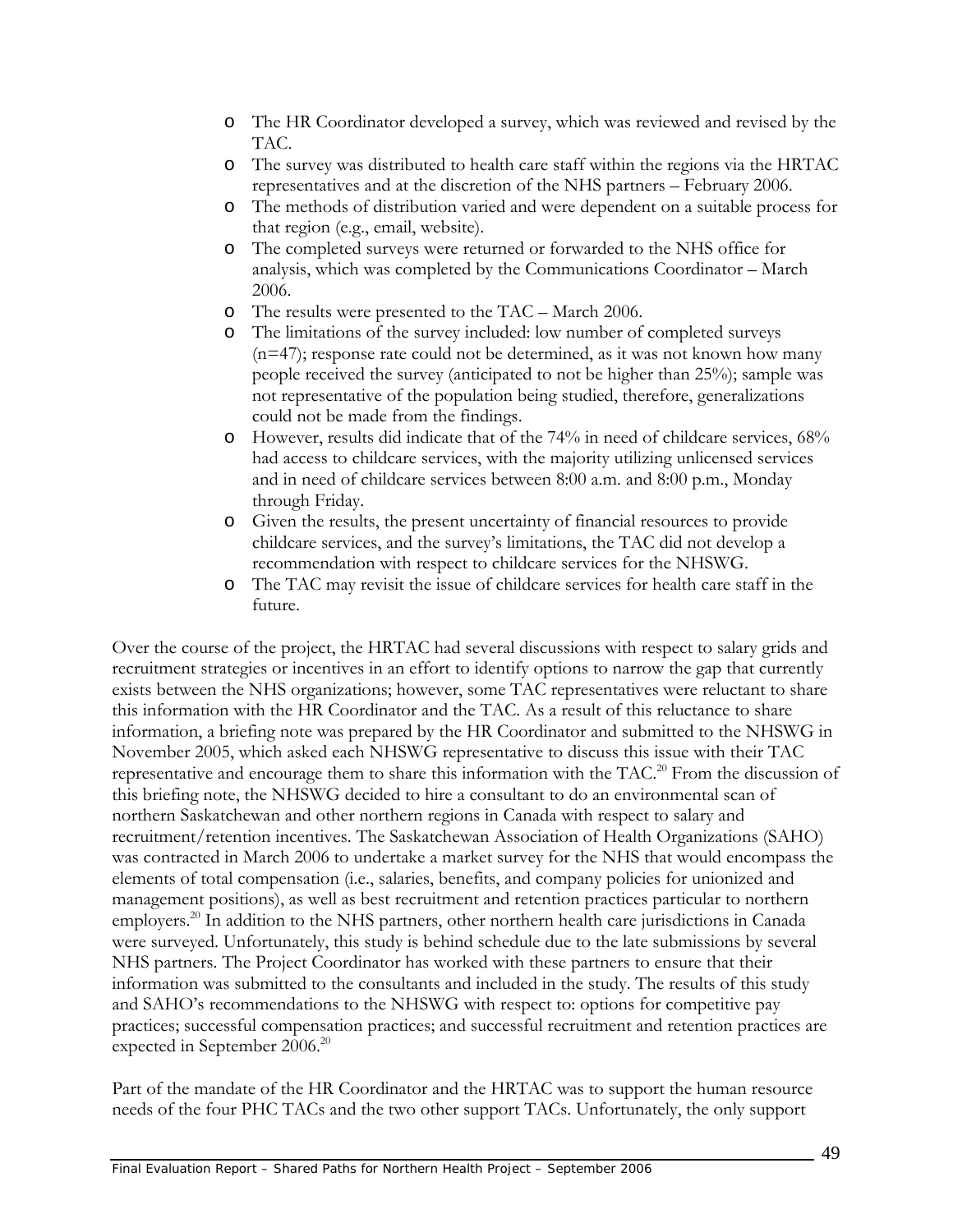- The HR Coordinator developed a survey, which was reviewed and revised by the TAC.
- The survey was distributed to health care staff within the regions via the HRTAC representatives and at the discretion of the NHS partners – February 2006.
- The methods of distribution varied and were dependent on a suitable process for that region (e.g., email, website).
- The completed surveys were returned or forwarded to the NHS office for analysis, which was completed by the Communications Coordinator – March 2006.
- The results were presented to the TAC – March 2006.
- The limitations of the survey included: low number of completed surveys (n=47); response rate could not be determined, as it was not known how many people received the survey (anticipated to not be higher than 25%); sample was not representative of the population being studied, therefore, generalizations could not be made from the findings.
- However, results did indicate that of the 74% in need of childcare services, 68% had access to childcare services, with the majority utilizing unlicensed services and in need of childcare services between 8:00 a.m. and 8:00 p.m., Monday through Friday.
- Given the results, the present uncertainty of financial resources to provide childcare services, and the survey's limitations, the TAC did not develop a recommendation with respect to childcare services for the NHSWG.
- The TAC may revisit the issue of childcare services for health care staff in the future.

Over the course of the project, the HRTAC had several discussions with respect to salary grids and recruitment strategies or incentives in an effort to identify options to narrow the gap that currently exists between the NHS organizations; however, some TAC representatives were reluctant to share this information with the HR Coordinator and the TAC. As a result of this reluctance to share information, a briefing note was prepared by the HR Coordinator and submitted to the NHSWG in November 2005, which asked each NHSWG representative to discuss this issue with their TAC representative and encourage them to share this information with the TAC.[20] From the discussion of this briefing note, the NHSWG decided to hire a consultant to do an environmental scan of northern Saskatchewan and other northern regions in Canada with respect to salary and recruitment/retention incentives. The Saskatchewan Association of Health Organizations (SAHO) was contracted in March 2006 to undertake a market survey for the NHS that would encompass the elements of total compensation (i.e., salaries, benefits, and company policies for unionized and management positions), as well as best recruitment and retention practices particular to northern employers.[20] In addition to the NHS partners, other northern health care jurisdictions in Canada were surveyed. Unfortunately, this study is behind schedule due to the late submissions by several NHS partners. The Project Coordinator has worked with these partners to ensure that their information was submitted to the consultants and included in the study. The results of this study and SAHO's recommendations to the NHSWG with respect to: options for competitive pay practices; successful compensation practices; and successful recruitment and retention practices are expected in September 2006.[20]

Part of the mandate of the HR Coordinator and the HRTAC was to support the human resource needs of the four PHC TACs and the two other support TACs. Unfortunately, the only support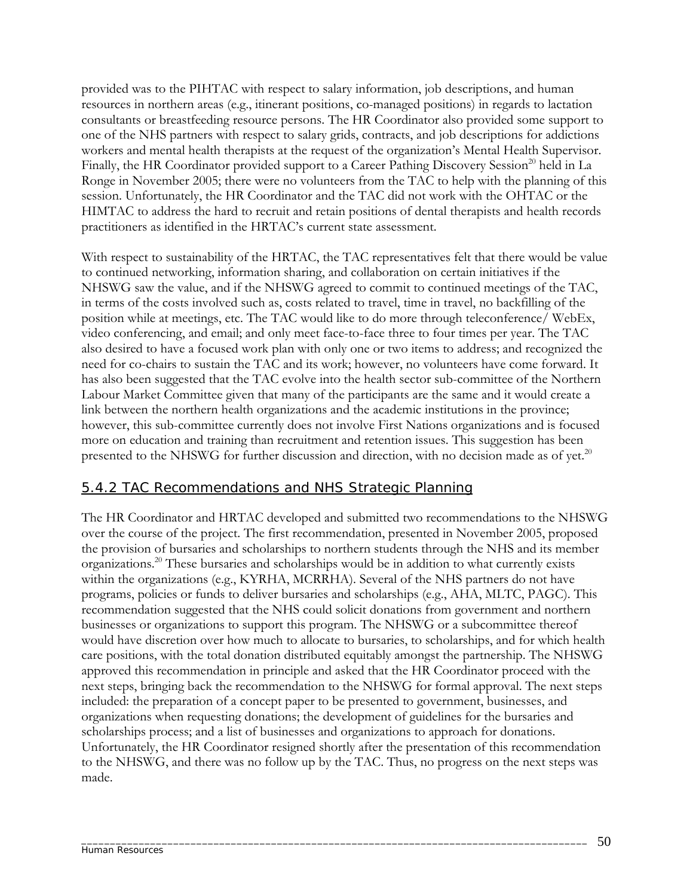provided was to the PIHTAC with respect to salary information, job descriptions, and human resources in northern areas (e.g., itinerant positions, co-managed positions) in regards to lactation consultants or breastfeeding resource persons. The HR Coordinator also provided some support to one of the NHS partners with respect to salary grids, contracts, and job descriptions for addictions workers and mental health therapists at the request of the organization's Mental Health Supervisor. Finally, the HR Coordinator provided support to a Career Pathing Discovery Session[20] held in La Ronge in November 2005; there were no volunteers from the TAC to help with the planning of this session. Unfortunately, the HR Coordinator and the TAC did not work with the OHTAC or the HIMTAC to address the hard to recruit and retain positions of dental therapists and health records practitioners as identified in the HRTAC's current state assessment.

With respect to sustainability of the HRTAC, the TAC representatives felt that there would be value to continued networking, information sharing, and collaboration on certain initiatives if the NHSWG saw the value, and if the NHSWG agreed to commit to continued meetings of the TAC, in terms of the costs involved such as, costs related to travel, time in travel, no backfilling of the position while at meetings, etc. The TAC would like to do more through teleconference/ WebEx, video conferencing, and email; and only meet face-to-face three to four times per year. The TAC also desired to have a focused work plan with only one or two items to address; and recognized the need for co-chairs to sustain the TAC and its work; however, no volunteers have come forward. It has also been suggested that the TAC evolve into the health sector sub-committee of the Northern Labour Market Committee given that many of the participants are the same and it would create a link between the northern health organizations and the academic institutions in the province; however, this sub-committee currently does not involve First Nations organizations and is focused more on education and training than recruitment and retention issues. This suggestion has been presented to the NHSWG for further discussion and direction, with no decision made as of yet.[20]

### 5.4.2 TAC Recommendations and NHS Strategic Planning

The HR Coordinator and HRTAC developed and submitted two recommendations to the NHSWG over the course of the project. The first recommendation, presented in November 2005, proposed the provision of bursaries and scholarships to northern students through the NHS and its member organizations.[20] These bursaries and scholarships would be in addition to what currently exists within the organizations (e.g., KYRHA, MCRRHA). Several of the NHS partners do not have programs, policies or funds to deliver bursaries and scholarships (e.g., AHA, MLTC, PAGC). This recommendation suggested that the NHS could solicit donations from government and northern businesses or organizations to support this program. The NHSWG or a subcommittee thereof would have discretion over how much to allocate to bursaries, to scholarships, and for which health care positions, with the total donation distributed equitably amongst the partnership. The NHSWG approved this recommendation in principle and asked that the HR Coordinator proceed with the next steps, bringing back the recommendation to the NHSWG for formal approval. The next steps included: the preparation of a concept paper to be presented to government, businesses, and organizations when requesting donations; the development of guidelines for the bursaries and scholarships process; and a list of businesses and organizations to approach for donations. Unfortunately, the HR Coordinator resigned shortly after the presentation of this recommendation to the NHSWG, and there was no follow up by the TAC. Thus, no progress on the next steps was made.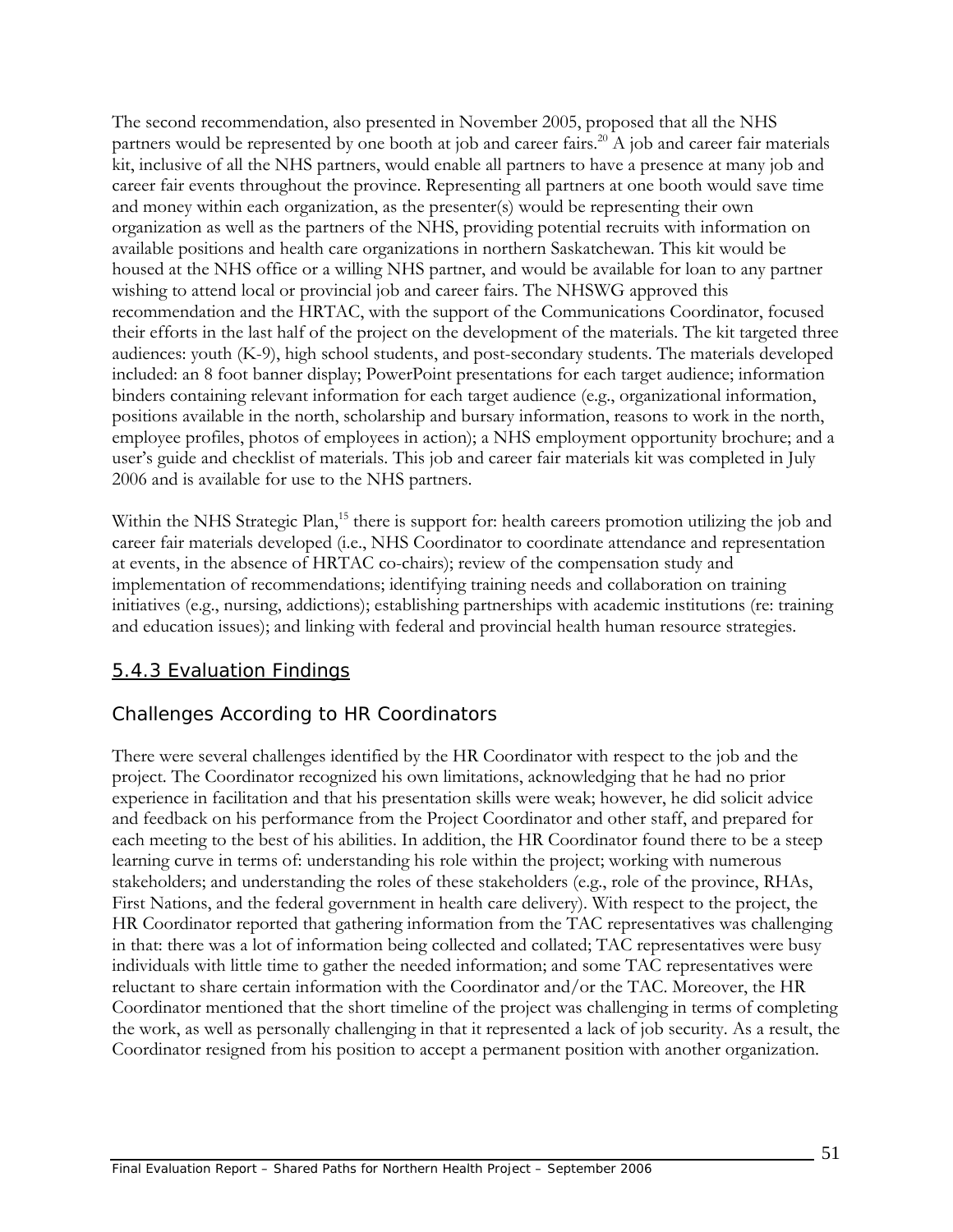The second recommendation, also presented in November 2005, proposed that all the NHS partners would be represented by one booth at job and career fairs.[20] A job and career fair materials kit, inclusive of all the NHS partners, would enable all partners to have a presence at many job and career fair events throughout the province. Representing all partners at one booth would save time and money within each organization, as the presenter(s) would be representing their own organization as well as the partners of the NHS, providing potential recruits with information on available positions and health care organizations in northern Saskatchewan. This kit would be housed at the NHS office or a willing NHS partner, and would be available for loan to any partner wishing to attend local or provincial job and career fairs. The NHSWG approved this recommendation and the HRTAC, with the support of the Communications Coordinator, focused their efforts in the last half of the project on the development of the materials. The kit targeted three audiences: youth (K-9), high school students, and post-secondary students. The materials developed included: an 8 foot banner display; PowerPoint presentations for each target audience; information binders containing relevant information for each target audience (e.g., organizational information, positions available in the north, scholarship and bursary information, reasons to work in the north, employee profiles, photos of employees in action); a NHS employment opportunity brochure; and a user's guide and checklist of materials. This job and career fair materials kit was completed in July 2006 and is available for use to the NHS partners.

Within the NHS Strategic Plan,[15] there is support for: health careers promotion utilizing the job and career fair materials developed (i.e., NHS Coordinator to coordinate attendance and representation at events, in the absence of HRTAC co-chairs); review of the compensation study and implementation of recommendations; identifying training needs and collaboration on training initiatives (e.g., nursing, addictions); establishing partnerships with academic institutions (re: training and education issues); and linking with federal and provincial health human resource strategies.

## 5.4.3 Evaluation Findings

### Challenges According to HR Coordinators

There were several challenges identified by the HR Coordinator with respect to the job and the project. The Coordinator recognized his own limitations, acknowledging that he had no prior experience in facilitation and that his presentation skills were weak; however, he did solicit advice and feedback on his performance from the Project Coordinator and other staff, and prepared for each meeting to the best of his abilities. In addition, the HR Coordinator found there to be a steep learning curve in terms of: understanding his role within the project; working with numerous stakeholders; and understanding the roles of these stakeholders (e.g., role of the province, RHAs, First Nations, and the federal government in health care delivery). With respect to the project, the HR Coordinator reported that gathering information from the TAC representatives was challenging in that: there was a lot of information being collected and collated; TAC representatives were busy individuals with little time to gather the needed information; and some TAC representatives were reluctant to share certain information with the Coordinator and/or the TAC. Moreover, the HR Coordinator mentioned that the short timeline of the project was challenging in terms of completing the work, as well as personally challenging in that it represented a lack of job security. As a result, the Coordinator resigned from his position to accept a permanent position with another organization.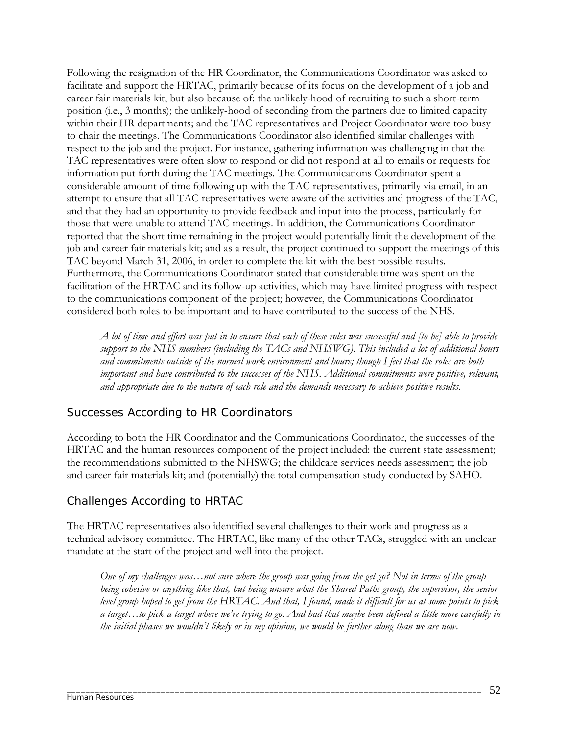Following the resignation of the HR Coordinator, the Communications Coordinator was asked to facilitate and support the HRTAC, primarily because of its focus on the development of a job and career fair materials kit, but also because of: the unlikely-hood of recruiting to such a short-term position (i.e., 3 months); the unlikely-hood of seconding from the partners due to limited capacity within their HR departments; and the TAC representatives and Project Coordinator were too busy to chair the meetings. The Communications Coordinator also identified similar challenges with respect to the job and the project. For instance, gathering information was challenging in that the TAC representatives were often slow to respond or did not respond at all to emails or requests for information put forth during the TAC meetings. The Communications Coordinator spent a considerable amount of time following up with the TAC representatives, primarily via email, in an attempt to ensure that all TAC representatives were aware of the activities and progress of the TAC, and that they had an opportunity to provide feedback and input into the process, particularly for those that were unable to attend TAC meetings. In addition, the Communications Coordinator reported that the short time remaining in the project would potentially limit the development of the job and career fair materials kit; and as a result, the project continued to support the meetings of this TAC beyond March 31, 2006, in order to complete the kit with the best possible results. Furthermore, the Communications Coordinator stated that considerable time was spent on the facilitation of the HRTAC and its follow-up activities, which may have limited progress with respect to the communications component of the project; however, the Communications Coordinator considered both roles to be important and to have contributed to the success of the NHS.

> *A lot of time and effort was put in to ensure that each of these roles was successful and [to be] able to provide support to the NHS members (including the TACs and NHSWG). This included a lot of additional hours and commitments outside of the normal work environment and hours; though I feel that the roles are both important and have contributed to the successes of the NHS. Additional commitments were positive, relevant, and appropriate due to the nature of each role and the demands necessary to achieve positive results.*

## Successes According to HR Coordinators

According to both the HR Coordinator and the Communications Coordinator, the successes of the HRTAC and the human resources component of the project included: the current state assessment; the recommendations submitted to the NHSWG; the childcare services needs assessment; the job and career fair materials kit; and (potentially) the total compensation study conducted by SAHO.

## Challenges According to HRTAC

The HRTAC representatives also identified several challenges to their work and progress as a technical advisory committee. The HRTAC, like many of the other TACs, struggled with an unclear mandate at the start of the project and well into the project.

> *One of my challenges was…not sure where the group was going from the get go? Not in terms of the group being cohesive or anything like that, but being unsure what the Shared Paths group, the supervisor, the senior level group hoped to get from the HRTAC. And that, I found, made it difficult for us at some points to pick a target…to pick a target where we're trying to go. And had that maybe been defined a little more carefully in the initial phases we wouldn't likely or in my opinion, we would be further along than we are now.*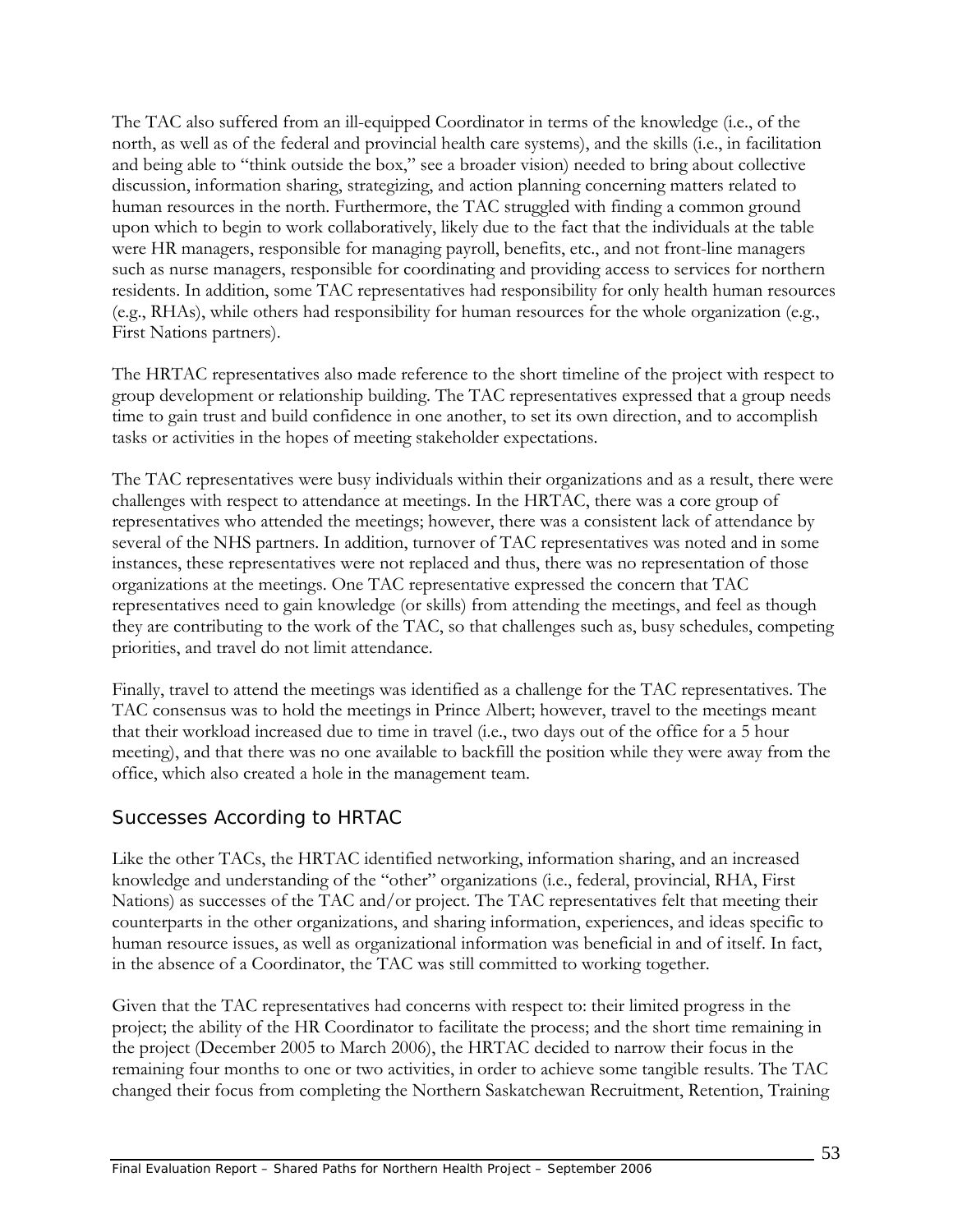The TAC also suffered from an ill-equipped Coordinator in terms of the knowledge (i.e., of the north, as well as of the federal and provincial health care systems), and the skills (i.e., in facilitation and being able to "think outside the box," see a broader vision) needed to bring about collective discussion, information sharing, strategizing, and action planning concerning matters related to human resources in the north. Furthermore, the TAC struggled with finding a common ground upon which to begin to work collaboratively, likely due to the fact that the individuals at the table were HR managers, responsible for managing payroll, benefits, etc., and not front-line managers such as nurse managers, responsible for coordinating and providing access to services for northern residents. In addition, some TAC representatives had responsibility for only health human resources (e.g., RHAs), while others had responsibility for human resources for the whole organization (e.g., First Nations partners).

The HRTAC representatives also made reference to the short timeline of the project with respect to group development or relationship building. The TAC representatives expressed that a group needs time to gain trust and build confidence in one another, to set its own direction, and to accomplish tasks or activities in the hopes of meeting stakeholder expectations.

The TAC representatives were busy individuals within their organizations and as a result, there were challenges with respect to attendance at meetings. In the HRTAC, there was a core group of representatives who attended the meetings; however, there was a consistent lack of attendance by several of the NHS partners. In addition, turnover of TAC representatives was noted and in some instances, these representatives were not replaced and thus, there was no representation of those organizations at the meetings. One TAC representative expressed the concern that TAC representatives need to gain knowledge (or skills) from attending the meetings, and feel as though they are contributing to the work of the TAC, so that challenges such as, busy schedules, competing priorities, and travel do not limit attendance.

Finally, travel to attend the meetings was identified as a challenge for the TAC representatives. The TAC consensus was to hold the meetings in Prince Albert; however, travel to the meetings meant that their workload increased due to time in travel (i.e., two days out of the office for a 5 hour meeting), and that there was no one available to backfill the position while they were away from the office, which also created a hole in the management team.

## Successes According to HRTAC

Like the other TACs, the HRTAC identified networking, information sharing, and an increased knowledge and understanding of the "other" organizations (i.e., federal, provincial, RHA, First Nations) as successes of the TAC and/or project. The TAC representatives felt that meeting their counterparts in the other organizations, and sharing information, experiences, and ideas specific to human resource issues, as well as organizational information was beneficial in and of itself. In fact, in the absence of a Coordinator, the TAC was still committed to working together.

Given that the TAC representatives had concerns with respect to: their limited progress in the project; the ability of the HR Coordinator to facilitate the process; and the short time remaining in the project (December 2005 to March 2006), the HRTAC decided to narrow their focus in the remaining four months to one or two activities, in order to achieve some tangible results. The TAC changed their focus from completing the Northern Saskatchewan Recruitment, Retention, Training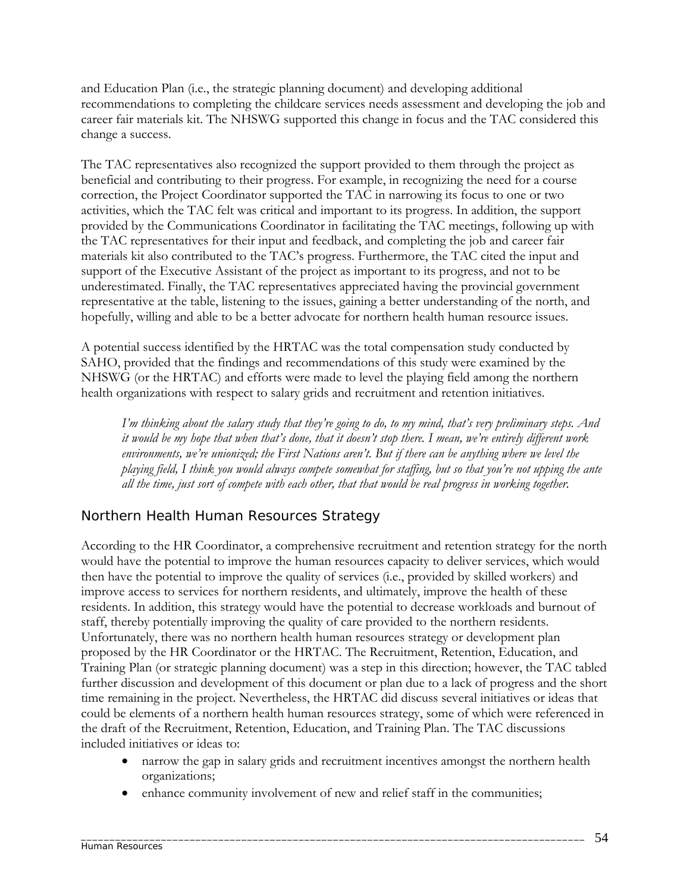and Education Plan (i.e., the strategic planning document) and developing additional recommendations to completing the childcare services needs assessment and developing the job and career fair materials kit. The NHSWG supported this change in focus and the TAC considered this change a success.

The TAC representatives also recognized the support provided to them through the project as beneficial and contributing to their progress. For example, in recognizing the need for a course correction, the Project Coordinator supported the TAC in narrowing its focus to one or two activities, which the TAC felt was critical and important to its progress. In addition, the support provided by the Communications Coordinator in facilitating the TAC meetings, following up with the TAC representatives for their input and feedback, and completing the job and career fair materials kit also contributed to the TAC's progress. Furthermore, the TAC cited the input and support of the Executive Assistant of the project as important to its progress, and not to be underestimated. Finally, the TAC representatives appreciated having the provincial government representative at the table, listening to the issues, gaining a better understanding of the north, and hopefully, willing and able to be a better advocate for northern health human resource issues.

A potential success identified by the HRTAC was the total compensation study conducted by SAHO, provided that the findings and recommendations of this study were examined by the NHSWG (or the HRTAC) and efforts were made to level the playing field among the northern health organizations with respect to salary grids and recruitment and retention initiatives.

> *I'm thinking about the salary study that they're going to do, to my mind, that's very preliminary steps. And it would be my hope that when that's done, that it doesn't stop there. I mean, we're entirely different work environments, we're unionized; the First Nations aren't. But if there can be anything where we level the playing field, I think you would always compete somewhat for staffing, but so that you're not upping the ante all the time, just sort of compete with each other, that that would be real progress in working together.*

## Northern Health Human Resources Strategy

According to the HR Coordinator, a comprehensive recruitment and retention strategy for the north would have the potential to improve the human resources capacity to deliver services, which would then have the potential to improve the quality of services (i.e., provided by skilled workers) and improve access to services for northern residents, and ultimately, improve the health of these residents. In addition, this strategy would have the potential to decrease workloads and burnout of staff, thereby potentially improving the quality of care provided to the northern residents. Unfortunately, there was no northern health human resources strategy or development plan proposed by the HR Coordinator or the HRTAC. The Recruitment, Retention, Education, and Training Plan (or strategic planning document) was a step in this direction; however, the TAC tabled further discussion and development of this document or plan due to a lack of progress and the short time remaining in the project. Nevertheless, the HRTAC did discuss several initiatives or ideas that could be elements of a northern health human resources strategy, some of which were referenced in the draft of the Recruitment, Retention, Education, and Training Plan. The TAC discussions included initiatives or ideas to:

- narrow the gap in salary grids and recruitment incentives amongst the northern health organizations;
- enhance community involvement of new and relief staff in the communities;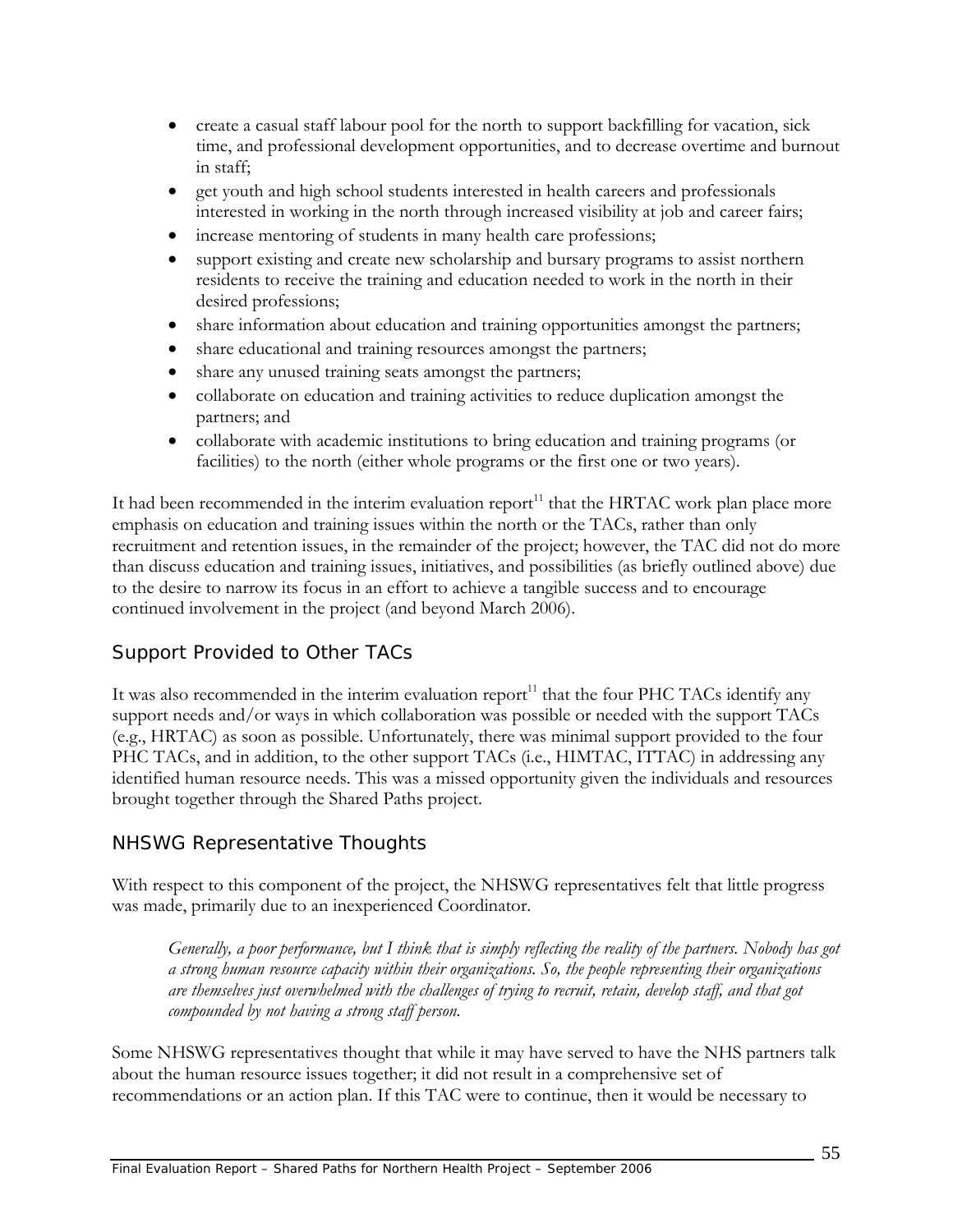- create a casual staff labour pool for the north to support backfilling for vacation, sick time, and professional development opportunities, and to decrease overtime and burnout in staff;
- get youth and high school students interested in health careers and professionals interested in working in the north through increased visibility at job and career fairs;
- increase mentoring of students in many health care professions;
- support existing and create new scholarship and bursary programs to assist northern residents to receive the training and education needed to work in the north in their desired professions;
- share information about education and training opportunities amongst the partners;
- share educational and training resources amongst the partners;
- share any unused training seats amongst the partners;
- collaborate on education and training activities to reduce duplication amongst the partners; and
- collaborate with academic institutions to bring education and training programs (or facilities) to the north (either whole programs or the first one or two years).

It had been recommended in the interim evaluation report[11] that the HRTAC work plan place more emphasis on education and training issues within the north or the TACs, rather than only recruitment and retention issues, in the remainder of the project; however, the TAC did not do more than discuss education and training issues, initiatives, and possibilities (as briefly outlined above) due to the desire to narrow its focus in an effort to achieve a tangible success and to encourage continued involvement in the project (and beyond March 2006).

## Support Provided to Other TACs

It was also recommended in the interim evaluation report[11] that the four PHC TACs identify any support needs and/or ways in which collaboration was possible or needed with the support TACs (e.g., HRTAC) as soon as possible. Unfortunately, there was minimal support provided to the four PHC TACs, and in addition, to the other support TACs (i.e., HIMTAC, ITTAC) in addressing any identified human resource needs. This was a missed opportunity given the individuals and resources brought together through the Shared Paths project.

## NHSWG Representative Thoughts

With respect to this component of the project, the NHSWG representatives felt that little progress was made, primarily due to an inexperienced Coordinator.

> *Generally, a poor performance, but I think that is simply reflecting the reality of the partners. Nobody has got a strong human resource capacity within their organizations. So, the people representing their organizations are themselves just overwhelmed with the challenges of trying to recruit, retain, develop staff, and that got compounded by not having a strong staff person.*

Some NHSWG representatives thought that while it may have served to have the NHS partners talk about the human resource issues together; it did not result in a comprehensive set of recommendations or an action plan. If this TAC were to continue, then it would be necessary to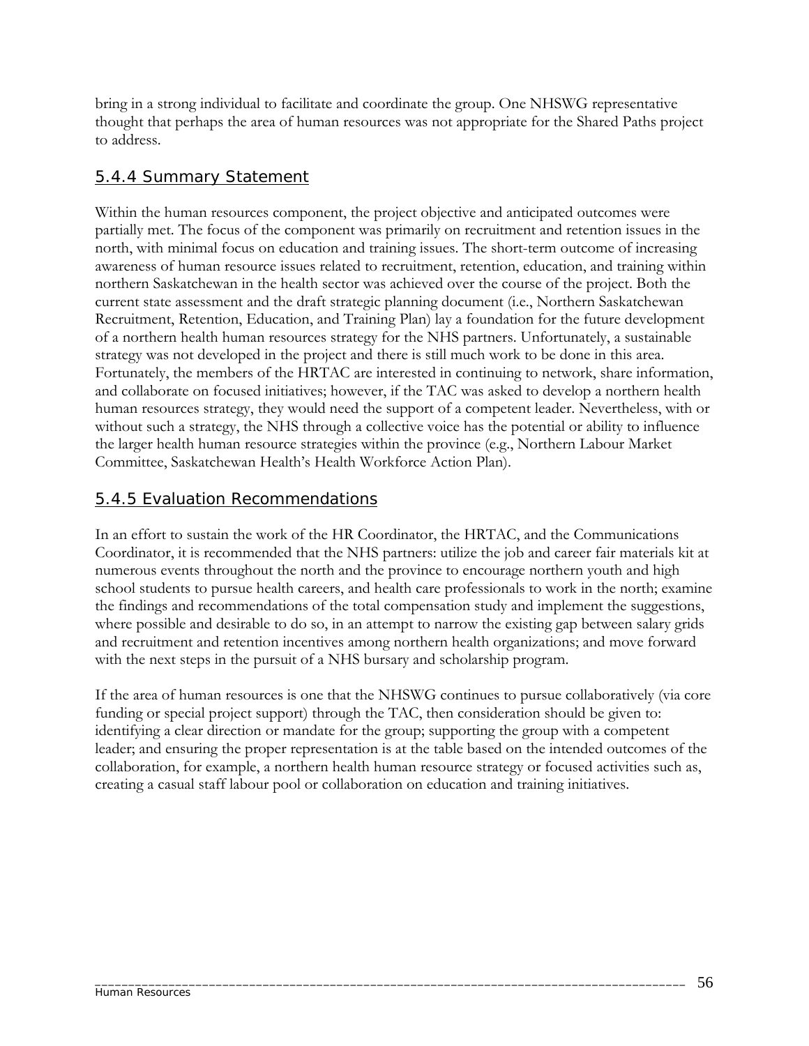bring in a strong individual to facilitate and coordinate the group. One NHSWG representative thought that perhaps the area of human resources was not appropriate for the Shared Paths project to address.

### 5.4.4 Summary Statement

Within the human resources component, the project objective and anticipated outcomes were partially met. The focus of the component was primarily on recruitment and retention issues in the north, with minimal focus on education and training issues. The short-term outcome of increasing awareness of human resource issues related to recruitment, retention, education, and training within northern Saskatchewan in the health sector was achieved over the course of the project. Both the current state assessment and the draft strategic planning document (i.e., Northern Saskatchewan Recruitment, Retention, Education, and Training Plan) lay a foundation for the future development of a northern health human resources strategy for the NHS partners. Unfortunately, a sustainable strategy was not developed in the project and there is still much work to be done in this area. Fortunately, the members of the HRTAC are interested in continuing to network, share information, and collaborate on focused initiatives; however, if the TAC was asked to develop a northern health human resources strategy, they would need the support of a competent leader. Nevertheless, with or without such a strategy, the NHS through a collective voice has the potential or ability to influence the larger health human resource strategies within the province (e.g., Northern Labour Market Committee, Saskatchewan Health's Health Workforce Action Plan).

### 5.4.5 Evaluation Recommendations

In an effort to sustain the work of the HR Coordinator, the HRTAC, and the Communications Coordinator, it is recommended that the NHS partners: utilize the job and career fair materials kit at numerous events throughout the north and the province to encourage northern youth and high school students to pursue health careers, and health care professionals to work in the north; examine the findings and recommendations of the total compensation study and implement the suggestions, where possible and desirable to do so, in an attempt to narrow the existing gap between salary grids and recruitment and retention incentives among northern health organizations; and move forward with the next steps in the pursuit of a NHS bursary and scholarship program.

If the area of human resources is one that the NHSWG continues to pursue collaboratively (via core funding or special project support) through the TAC, then consideration should be given to: identifying a clear direction or mandate for the group; supporting the group with a competent leader; and ensuring the proper representation is at the table based on the intended outcomes of the collaboration, for example, a northern health human resource strategy or focused activities such as, creating a casual staff labour pool or collaboration on education and training initiatives.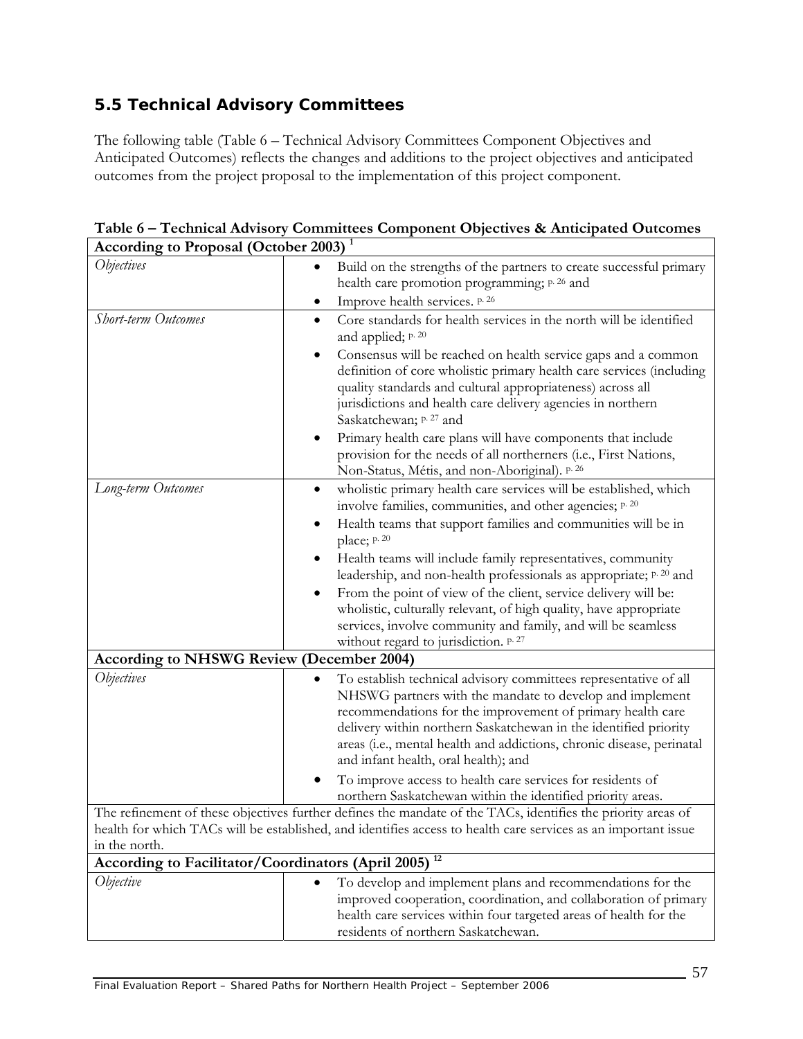### 5.5 Technical Advisory Committees

The following table (Table 6 – Technical Advisory Committees Component Objectives and Anticipated Outcomes) reflects the changes and additions to the project objectives and anticipated outcomes from the project proposal to the implementation of this project component.

**Table 6 – Technical Advisory Committees Component Objectives & Anticipated Outcomes**

| **According to Proposal (October 2003)** [1] | |
|---|---|
| *Objectives* | • Build on the strengths of the partners to create successful primary health care promotion programming; p. 26 and<br>• Improve health services. p. 26 |
| *Short-term Outcomes* | • Core standards for health services in the north will be identified and applied; p. 20<br>• Consensus will be reached on health service gaps and a common definition of core wholistic primary health care services (including quality standards and cultural appropriateness) across all jurisdictions and health care delivery agencies in northern Saskatchewan; p. 27 and<br>• Primary health care plans will have components that include provision for the needs of all northerners (i.e., First Nations, Non-Status, Métis, and non-Aboriginal). p. 26 |
| *Long-term Outcomes* | • wholistic primary health care services will be established, which involve families, communities, and other agencies; p. 20<br>• Health teams that support families and communities will be in place; p. 20<br>• Health teams will include family representatives, community leadership, and non-health professionals as appropriate; p. 20 and<br>• From the point of view of the client, service delivery will be: wholistic, culturally relevant, of high quality, have appropriate services, involve community and family, and will be seamless without regard to jurisdiction. p. 27 |
| **According to NHSWG Review (December 2004)** | |
| *Objectives* | • To establish technical advisory committees representative of all NHSWG partners with the mandate to develop and implement recommendations for the improvement of primary health care delivery within northern Saskatchewan in the identified priority areas (i.e., mental health and addictions, chronic disease, perinatal and infant health, oral health); and<br>• To improve access to health care services for residents of northern Saskatchewan within the identified priority areas. |
| The refinement of these objectives further defines the mandate of the TACs, identifies the priority areas of health for which TACs will be established, and identifies access to health care services as an important issue in the north. | |
| **According to Facilitator/Coordinators (April 2005)** [12] | |
| *Objective* | • To develop and implement plans and recommendations for the improved cooperation, coordination, and collaboration of primary health care services within four targeted areas of health for the residents of northern Saskatchewan. |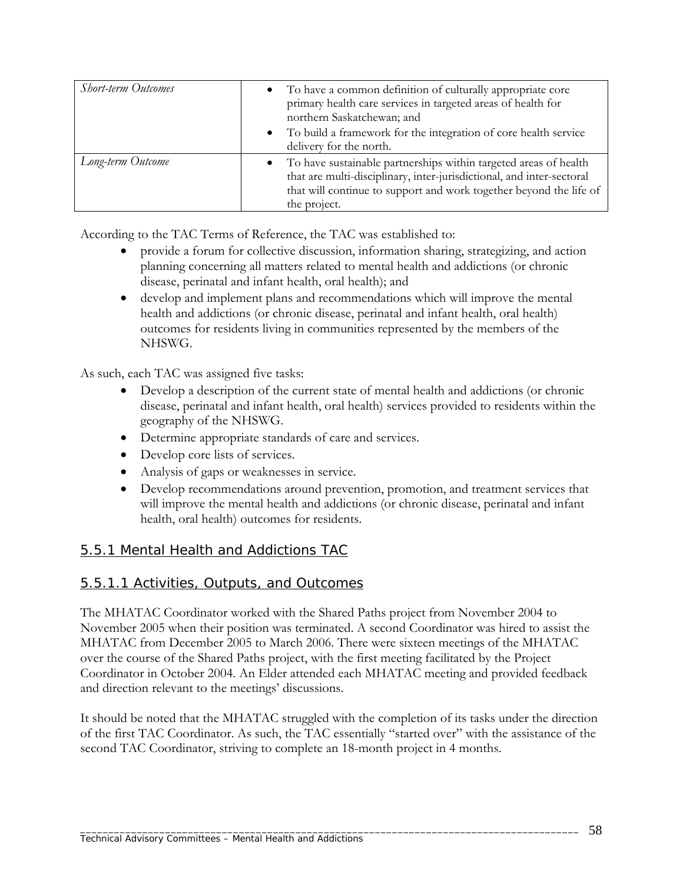| | |
|---|---|
| *Short-term Outcomes* | • To have a common definition of culturally appropriate core primary health care services in targeted areas of health for northern Saskatchewan; and<br>• To build a framework for the integration of core health service delivery for the north. |
| *Long-term Outcome* | • To have sustainable partnerships within targeted areas of health that are multi-disciplinary, inter-jurisdictional, and inter-sectoral that will continue to support and work together beyond the life of the project. |

According to the TAC Terms of Reference, the TAC was established to:

- provide a forum for collective discussion, information sharing, strategizing, and action planning concerning all matters related to mental health and addictions (or chronic disease, perinatal and infant health, oral health); and
- develop and implement plans and recommendations which will improve the mental health and addictions (or chronic disease, perinatal and infant health, oral health) outcomes for residents living in communities represented by the members of the NHSWG.

As such, each TAC was assigned five tasks:

- Develop a description of the current state of mental health and addictions (or chronic disease, perinatal and infant health, oral health) services provided to residents within the geography of the NHSWG.
- Determine appropriate standards of care and services.
- Develop core lists of services.
- Analysis of gaps or weaknesses in service.
- Develop recommendations around prevention, promotion, and treatment services that will improve the mental health and addictions (or chronic disease, perinatal and infant health, oral health) outcomes for residents.

## 5.5.1 Mental Health and Addictions TAC

### 5.5.1.1 Activities, Outputs, and Outcomes

The MHATAC Coordinator worked with the Shared Paths project from November 2004 to November 2005 when their position was terminated. A second Coordinator was hired to assist the MHATAC from December 2005 to March 2006. There were sixteen meetings of the MHATAC over the course of the Shared Paths project, with the first meeting facilitated by the Project Coordinator in October 2004. An Elder attended each MHATAC meeting and provided feedback and direction relevant to the meetings' discussions.

It should be noted that the MHATAC struggled with the completion of its tasks under the direction of the first TAC Coordinator. As such, the TAC essentially "started over" with the assistance of the second TAC Coordinator, striving to complete an 18-month project in 4 months.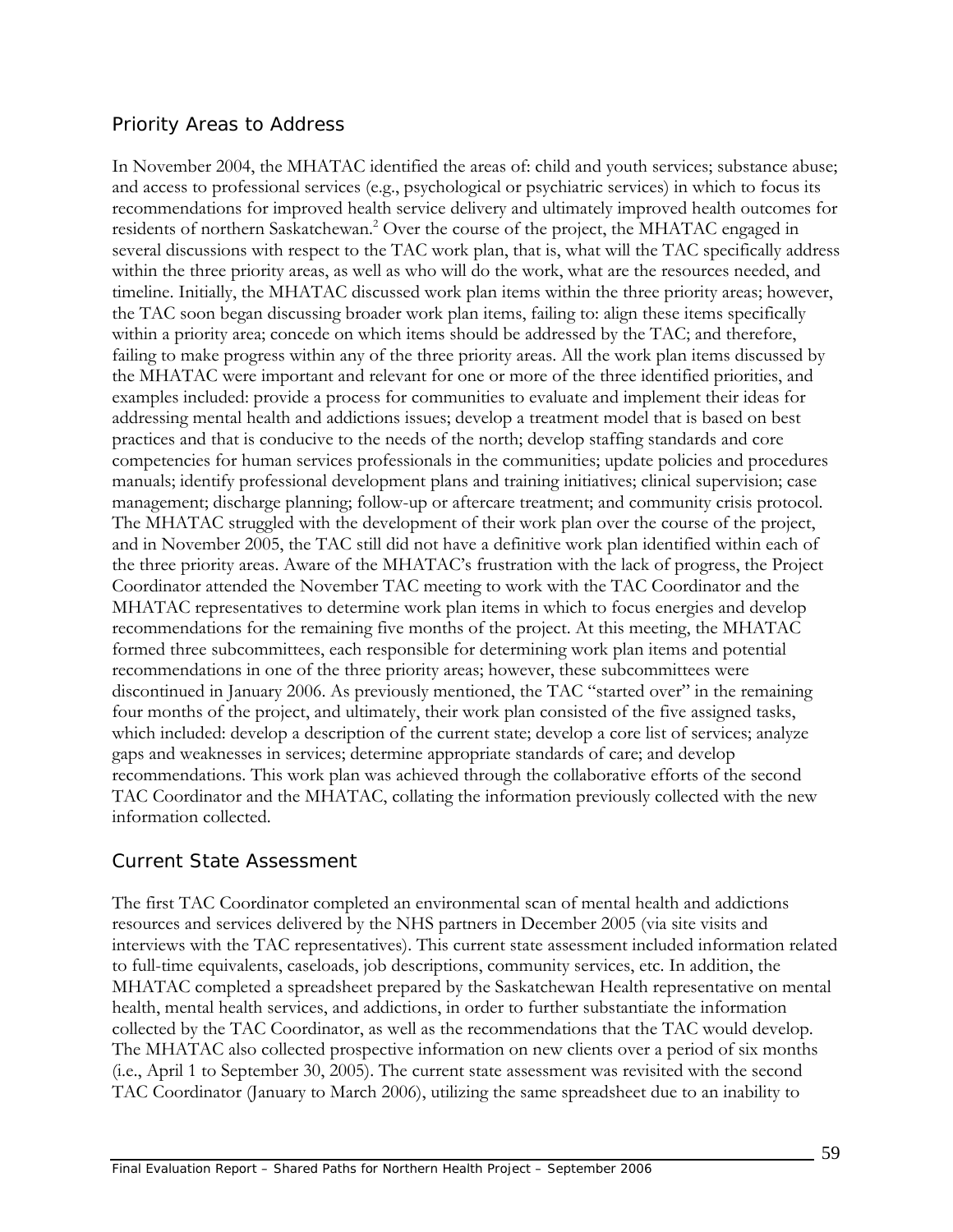## Priority Areas to Address

In November 2004, the MHATAC identified the areas of: child and youth services; substance abuse; and access to professional services (e.g., psychological or psychiatric services) in which to focus its recommendations for improved health service delivery and ultimately improved health outcomes for residents of northern Saskatchewan.[2] Over the course of the project, the MHATAC engaged in several discussions with respect to the TAC work plan, that is, what will the TAC specifically address within the three priority areas, as well as who will do the work, what are the resources needed, and timeline. Initially, the MHATAC discussed work plan items within the three priority areas; however, the TAC soon began discussing broader work plan items, failing to: align these items specifically within a priority area; concede on which items should be addressed by the TAC; and therefore, failing to make progress within any of the three priority areas. All the work plan items discussed by the MHATAC were important and relevant for one or more of the three identified priorities, and examples included: provide a process for communities to evaluate and implement their ideas for addressing mental health and addictions issues; develop a treatment model that is based on best practices and that is conducive to the needs of the north; develop staffing standards and core competencies for human services professionals in the communities; update policies and procedures manuals; identify professional development plans and training initiatives; clinical supervision; case management; discharge planning; follow-up or aftercare treatment; and community crisis protocol. The MHATAC struggled with the development of their work plan over the course of the project, and in November 2005, the TAC still did not have a definitive work plan identified within each of the three priority areas. Aware of the MHATAC's frustration with the lack of progress, the Project Coordinator attended the November TAC meeting to work with the TAC Coordinator and the MHATAC representatives to determine work plan items in which to focus energies and develop recommendations for the remaining five months of the project. At this meeting, the MHATAC formed three subcommittees, each responsible for determining work plan items and potential recommendations in one of the three priority areas; however, these subcommittees were discontinued in January 2006. As previously mentioned, the TAC "started over" in the remaining four months of the project, and ultimately, their work plan consisted of the five assigned tasks, which included: develop a description of the current state; develop a core list of services; analyze gaps and weaknesses in services; determine appropriate standards of care; and develop recommendations. This work plan was achieved through the collaborative efforts of the second TAC Coordinator and the MHATAC, collating the information previously collected with the new information collected.

## Current State Assessment

The first TAC Coordinator completed an environmental scan of mental health and addictions resources and services delivered by the NHS partners in December 2005 (via site visits and interviews with the TAC representatives). This current state assessment included information related to full-time equivalents, caseloads, job descriptions, community services, etc. In addition, the MHATAC completed a spreadsheet prepared by the Saskatchewan Health representative on mental health, mental health services, and addictions, in order to further substantiate the information collected by the TAC Coordinator, as well as the recommendations that the TAC would develop. The MHATAC also collected prospective information on new clients over a period of six months (i.e., April 1 to September 30, 2005). The current state assessment was revisited with the second TAC Coordinator (January to March 2006), utilizing the same spreadsheet due to an inability to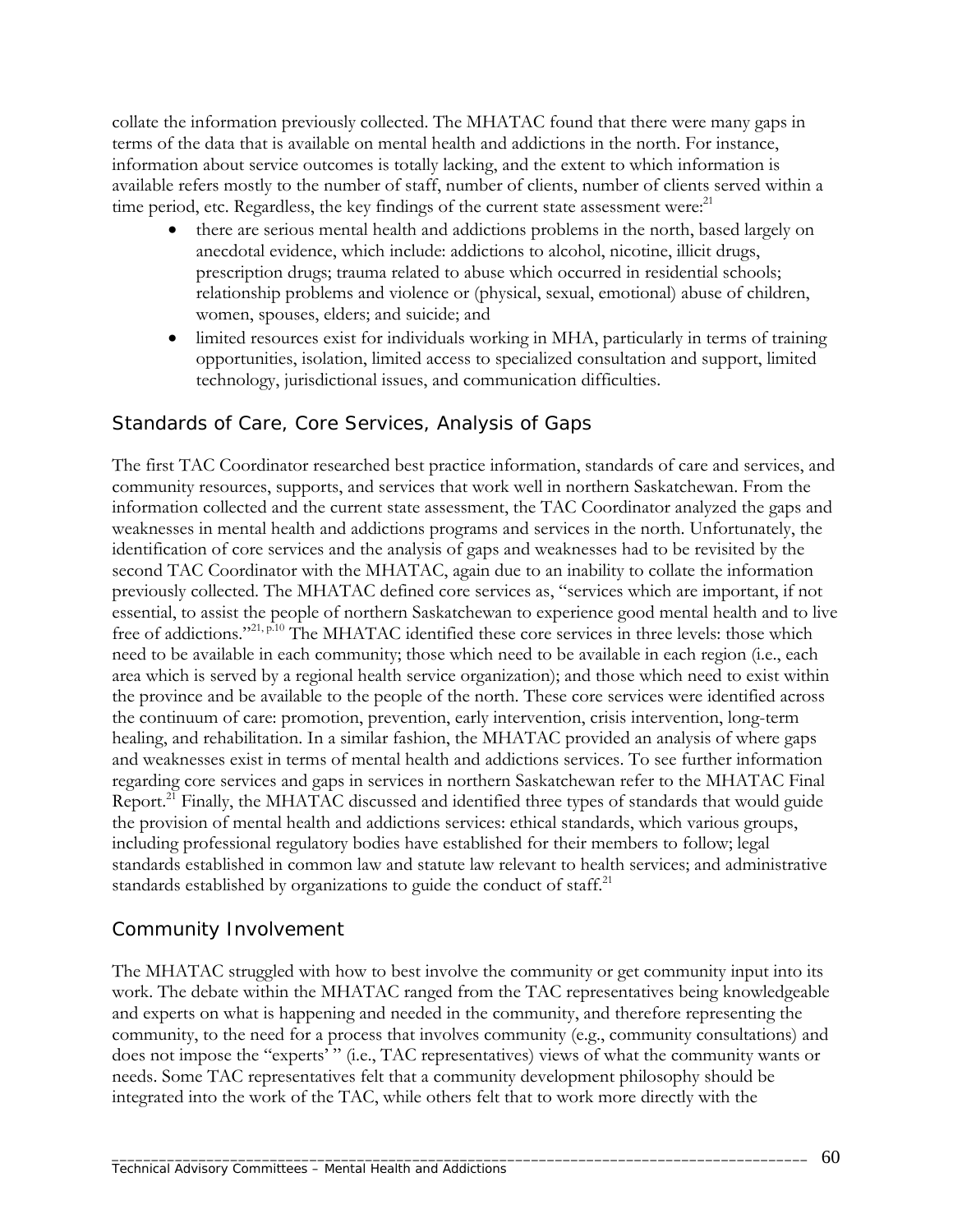collate the information previously collected. The MHATAC found that there were many gaps in terms of the data that is available on mental health and addictions in the north. For instance, information about service outcomes is totally lacking, and the extent to which information is available refers mostly to the number of staff, number of clients, number of clients served within a time period, etc. Regardless, the key findings of the current state assessment were:[21]

- there are serious mental health and addictions problems in the north, based largely on anecdotal evidence, which include: addictions to alcohol, nicotine, illicit drugs, prescription drugs; trauma related to abuse which occurred in residential schools; relationship problems and violence or (physical, sexual, emotional) abuse of children, women, spouses, elders; and suicide; and
- limited resources exist for individuals working in MHA, particularly in terms of training opportunities, isolation, limited access to specialized consultation and support, limited technology, jurisdictional issues, and communication difficulties.

## Standards of Care, Core Services, Analysis of Gaps

The first TAC Coordinator researched best practice information, standards of care and services, and community resources, supports, and services that work well in northern Saskatchewan. From the information collected and the current state assessment, the TAC Coordinator analyzed the gaps and weaknesses in mental health and addictions programs and services in the north. Unfortunately, the identification of core services and the analysis of gaps and weaknesses had to be revisited by the second TAC Coordinator with the MHATAC, again due to an inability to collate the information previously collected. The MHATAC defined core services as, "services which are important, if not essential, to assist the people of northern Saskatchewan to experience good mental health and to live free of addictions."[21, p.10] The MHATAC identified these core services in three levels: those which need to be available in each community; those which need to be available in each region (i.e., each area which is served by a regional health service organization); and those which need to exist within the province and be available to the people of the north. These core services were identified across the continuum of care: promotion, prevention, early intervention, crisis intervention, long-term healing, and rehabilitation. In a similar fashion, the MHATAC provided an analysis of where gaps and weaknesses exist in terms of mental health and addictions services. To see further information regarding core services and gaps in services in northern Saskatchewan refer to the MHATAC Final Report.[21] Finally, the MHATAC discussed and identified three types of standards that would guide the provision of mental health and addictions services: ethical standards, which various groups, including professional regulatory bodies have established for their members to follow; legal standards established in common law and statute law relevant to health services; and administrative standards established by organizations to guide the conduct of staff.[21]

## Community Involvement

The MHATAC struggled with how to best involve the community or get community input into its work. The debate within the MHATAC ranged from the TAC representatives being knowledgeable and experts on what is happening and needed in the community, and therefore representing the community, to the need for a process that involves community (e.g., community consultations) and does not impose the "experts' " (i.e., TAC representatives) views of what the community wants or needs. Some TAC representatives felt that a community development philosophy should be integrated into the work of the TAC, while others felt that to work more directly with the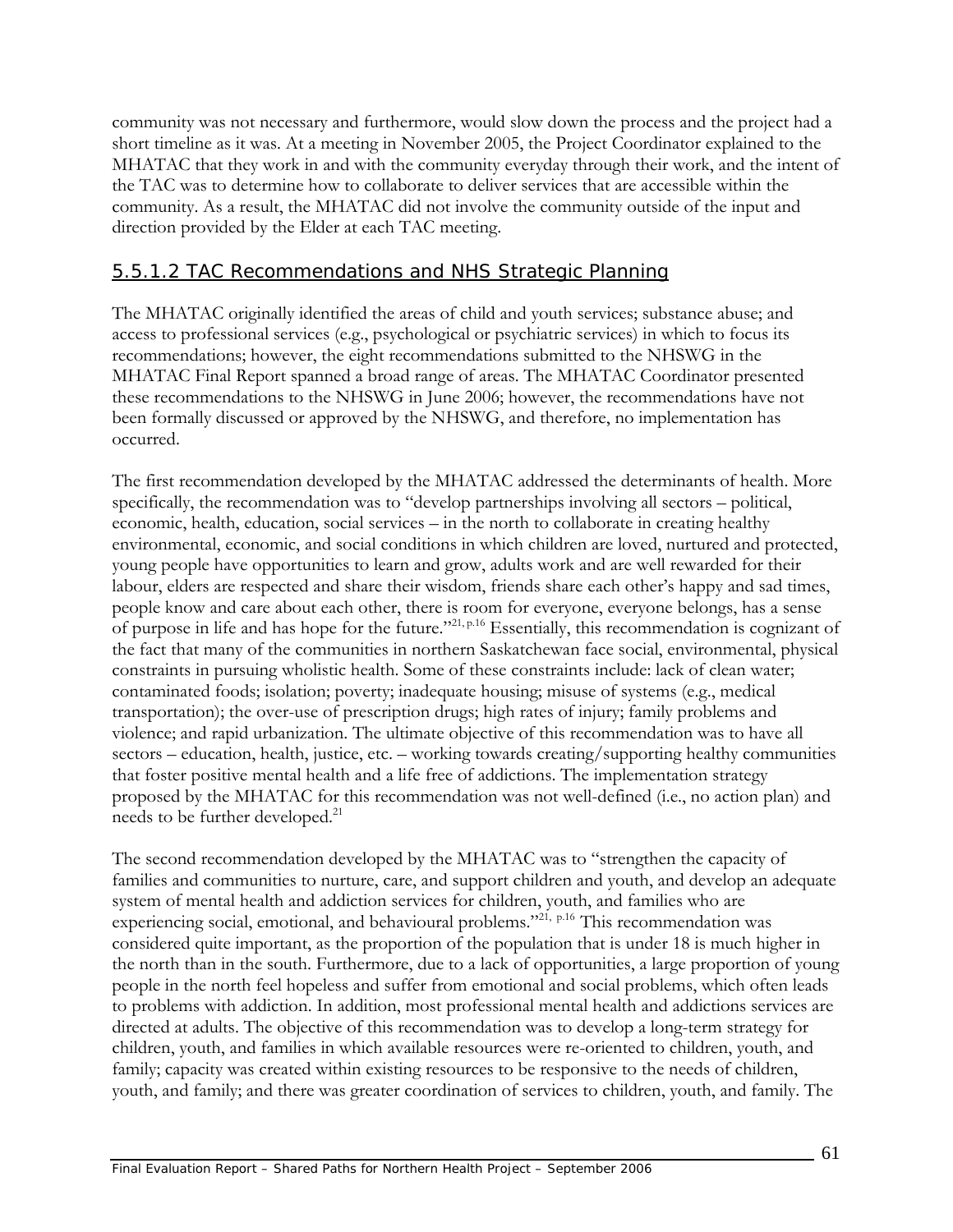community was not necessary and furthermore, would slow down the process and the project had a short timeline as it was. At a meeting in November 2005, the Project Coordinator explained to the MHATAC that they work in and with the community everyday through their work, and the intent of the TAC was to determine how to collaborate to deliver services that are accessible within the community. As a result, the MHATAC did not involve the community outside of the input and direction provided by the Elder at each TAC meeting.

#### 5.5.1.2 TAC Recommendations and NHS Strategic Planning

The MHATAC originally identified the areas of child and youth services; substance abuse; and access to professional services (e.g., psychological or psychiatric services) in which to focus its recommendations; however, the eight recommendations submitted to the NHSWG in the MHATAC Final Report spanned a broad range of areas. The MHATAC Coordinator presented these recommendations to the NHSWG in June 2006; however, the recommendations have not been formally discussed or approved by the NHSWG, and therefore, no implementation has occurred.

The first recommendation developed by the MHATAC addressed the determinants of health. More specifically, the recommendation was to "develop partnerships involving all sectors – political, economic, health, education, social services – in the north to collaborate in creating healthy environmental, economic, and social conditions in which children are loved, nurtured and protected, young people have opportunities to learn and grow, adults work and are well rewarded for their labour, elders are respected and share their wisdom, friends share each other's happy and sad times, people know and care about each other, there is room for everyone, everyone belongs, has a sense of purpose in life and has hope for the future."[21, p.16] Essentially, this recommendation is cognizant of the fact that many of the communities in northern Saskatchewan face social, environmental, physical constraints in pursuing wholistic health. Some of these constraints include: lack of clean water; contaminated foods; isolation; poverty; inadequate housing; misuse of systems (e.g., medical transportation); the over-use of prescription drugs; high rates of injury; family problems and violence; and rapid urbanization. The ultimate objective of this recommendation was to have all sectors – education, health, justice, etc. – working towards creating/supporting healthy communities that foster positive mental health and a life free of addictions. The implementation strategy proposed by the MHATAC for this recommendation was not well-defined (i.e., no action plan) and needs to be further developed.[21]

The second recommendation developed by the MHATAC was to "strengthen the capacity of families and communities to nurture, care, and support children and youth, and develop an adequate system of mental health and addiction services for children, youth, and families who are experiencing social, emotional, and behavioural problems."[21, p.16] This recommendation was considered quite important, as the proportion of the population that is under 18 is much higher in the north than in the south. Furthermore, due to a lack of opportunities, a large proportion of young people in the north feel hopeless and suffer from emotional and social problems, which often leads to problems with addiction. In addition, most professional mental health and addictions services are directed at adults. The objective of this recommendation was to develop a long-term strategy for children, youth, and families in which available resources were re-oriented to children, youth, and family; capacity was created within existing resources to be responsive to the needs of children, youth, and family; and there was greater coordination of services to children, youth, and family. The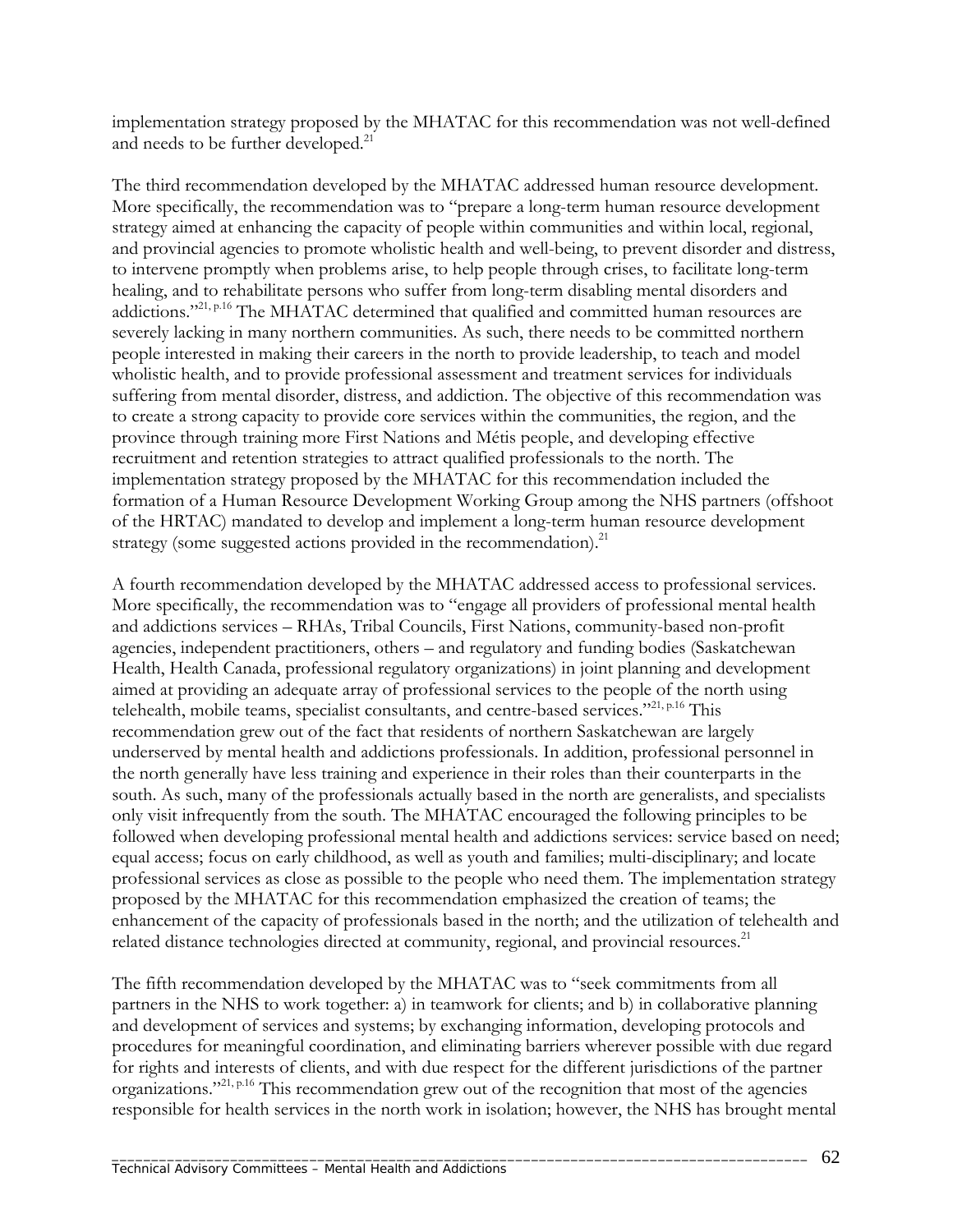implementation strategy proposed by the MHATAC for this recommendation was not well-defined and needs to be further developed.[21]

The third recommendation developed by the MHATAC addressed human resource development. More specifically, the recommendation was to "prepare a long-term human resource development strategy aimed at enhancing the capacity of people within communities and within local, regional, and provincial agencies to promote wholistic health and well-being, to prevent disorder and distress, to intervene promptly when problems arise, to help people through crises, to facilitate long-term healing, and to rehabilitate persons who suffer from long-term disabling mental disorders and addictions."[21, p.16] The MHATAC determined that qualified and committed human resources are severely lacking in many northern communities. As such, there needs to be committed northern people interested in making their careers in the north to provide leadership, to teach and model wholistic health, and to provide professional assessment and treatment services for individuals suffering from mental disorder, distress, and addiction. The objective of this recommendation was to create a strong capacity to provide core services within the communities, the region, and the province through training more First Nations and Métis people, and developing effective recruitment and retention strategies to attract qualified professionals to the north. The implementation strategy proposed by the MHATAC for this recommendation included the formation of a Human Resource Development Working Group among the NHS partners (offshoot of the HRTAC) mandated to develop and implement a long-term human resource development strategy (some suggested actions provided in the recommendation).[21]

A fourth recommendation developed by the MHATAC addressed access to professional services. More specifically, the recommendation was to "engage all providers of professional mental health and addictions services – RHAs, Tribal Councils, First Nations, community-based non-profit agencies, independent practitioners, others – and regulatory and funding bodies (Saskatchewan Health, Health Canada, professional regulatory organizations) in joint planning and development aimed at providing an adequate array of professional services to the people of the north using telehealth, mobile teams, specialist consultants, and centre-based services."[21, p.16] This recommendation grew out of the fact that residents of northern Saskatchewan are largely underserved by mental health and addictions professionals. In addition, professional personnel in the north generally have less training and experience in their roles than their counterparts in the south. As such, many of the professionals actually based in the north are generalists, and specialists only visit infrequently from the south. The MHATAC encouraged the following principles to be followed when developing professional mental health and addictions services: service based on need; equal access; focus on early childhood, as well as youth and families; multi-disciplinary; and locate professional services as close as possible to the people who need them. The implementation strategy proposed by the MHATAC for this recommendation emphasized the creation of teams; the enhancement of the capacity of professionals based in the north; and the utilization of telehealth and related distance technologies directed at community, regional, and provincial resources.[21]

The fifth recommendation developed by the MHATAC was to "seek commitments from all partners in the NHS to work together: a) in teamwork for clients; and b) in collaborative planning and development of services and systems; by exchanging information, developing protocols and procedures for meaningful coordination, and eliminating barriers wherever possible with due regard for rights and interests of clients, and with due respect for the different jurisdictions of the partner organizations."[21, p.16] This recommendation grew out of the recognition that most of the agencies responsible for health services in the north work in isolation; however, the NHS has brought mental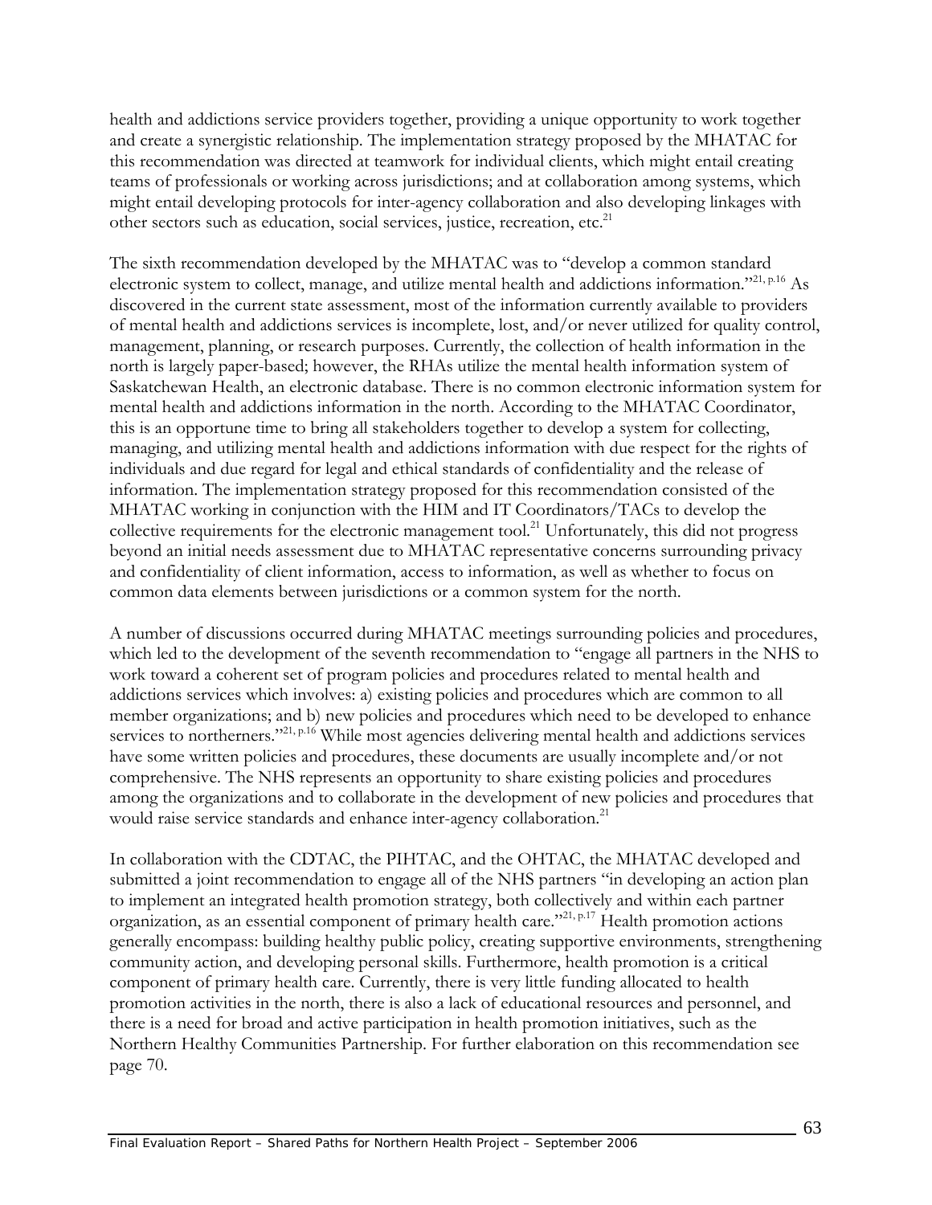health and addictions service providers together, providing a unique opportunity to work together and create a synergistic relationship. The implementation strategy proposed by the MHATAC for this recommendation was directed at teamwork for individual clients, which might entail creating teams of professionals or working across jurisdictions; and at collaboration among systems, which might entail developing protocols for inter-agency collaboration and also developing linkages with other sectors such as education, social services, justice, recreation, etc.[21]

The sixth recommendation developed by the MHATAC was to "develop a common standard electronic system to collect, manage, and utilize mental health and addictions information."[21, p.16] As discovered in the current state assessment, most of the information currently available to providers of mental health and addictions services is incomplete, lost, and/or never utilized for quality control, management, planning, or research purposes. Currently, the collection of health information in the north is largely paper-based; however, the RHAs utilize the mental health information system of Saskatchewan Health, an electronic database. There is no common electronic information system for mental health and addictions information in the north. According to the MHATAC Coordinator, this is an opportune time to bring all stakeholders together to develop a system for collecting, managing, and utilizing mental health and addictions information with due respect for the rights of individuals and due regard for legal and ethical standards of confidentiality and the release of information. The implementation strategy proposed for this recommendation consisted of the MHATAC working in conjunction with the HIM and IT Coordinators/TACs to develop the collective requirements for the electronic management tool.[21] Unfortunately, this did not progress beyond an initial needs assessment due to MHATAC representative concerns surrounding privacy and confidentiality of client information, access to information, as well as whether to focus on common data elements between jurisdictions or a common system for the north.

A number of discussions occurred during MHATAC meetings surrounding policies and procedures, which led to the development of the seventh recommendation to "engage all partners in the NHS to work toward a coherent set of program policies and procedures related to mental health and addictions services which involves: a) existing policies and procedures which are common to all member organizations; and b) new policies and procedures which need to be developed to enhance services to northerners."[21, p.16] While most agencies delivering mental health and addictions services have some written policies and procedures, these documents are usually incomplete and/or not comprehensive. The NHS represents an opportunity to share existing policies and procedures among the organizations and to collaborate in the development of new policies and procedures that would raise service standards and enhance inter-agency collaboration.[21]

In collaboration with the CDTAC, the PIHTAC, and the OHTAC, the MHATAC developed and submitted a joint recommendation to engage all of the NHS partners "in developing an action plan to implement an integrated health promotion strategy, both collectively and within each partner organization, as an essential component of primary health care."[21, p.17] Health promotion actions generally encompass: building healthy public policy, creating supportive environments, strengthening community action, and developing personal skills. Furthermore, health promotion is a critical component of primary health care. Currently, there is very little funding allocated to health promotion activities in the north, there is also a lack of educational resources and personnel, and there is a need for broad and active participation in health promotion initiatives, such as the Northern Healthy Communities Partnership. For further elaboration on this recommendation see page 70.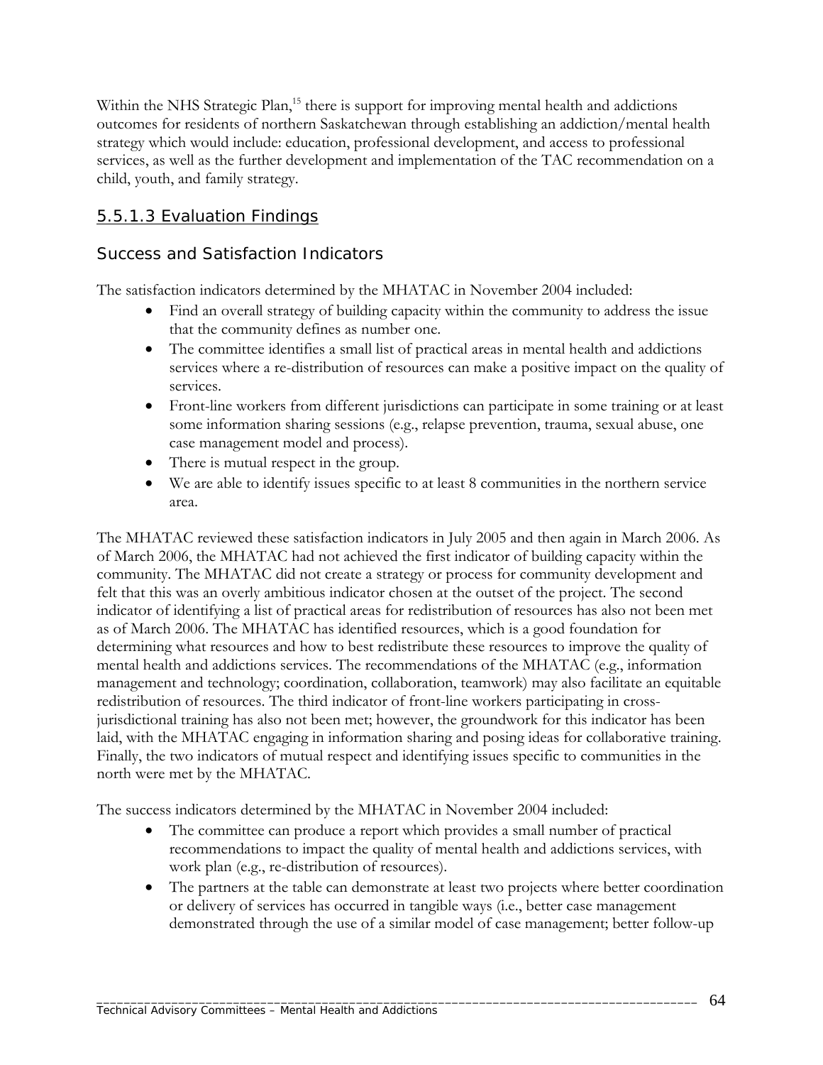Within the NHS Strategic Plan,[15] there is support for improving mental health and addictions outcomes for residents of northern Saskatchewan through establishing an addiction/mental health strategy which would include: education, professional development, and access to professional services, as well as the further development and implementation of the TAC recommendation on a child, youth, and family strategy.

### 5.5.1.3 Evaluation Findings

#### Success and Satisfaction Indicators

The satisfaction indicators determined by the MHATAC in November 2004 included:

- Find an overall strategy of building capacity within the community to address the issue that the community defines as number one.
- The committee identifies a small list of practical areas in mental health and addictions services where a re-distribution of resources can make a positive impact on the quality of services.
- Front-line workers from different jurisdictions can participate in some training or at least some information sharing sessions (e.g., relapse prevention, trauma, sexual abuse, one case management model and process).
- There is mutual respect in the group.
- We are able to identify issues specific to at least 8 communities in the northern service area.

The MHATAC reviewed these satisfaction indicators in July 2005 and then again in March 2006. As of March 2006, the MHATAC had not achieved the first indicator of building capacity within the community. The MHATAC did not create a strategy or process for community development and felt that this was an overly ambitious indicator chosen at the outset of the project. The second indicator of identifying a list of practical areas for redistribution of resources has also not been met as of March 2006. The MHATAC has identified resources, which is a good foundation for determining what resources and how to best redistribute these resources to improve the quality of mental health and addictions services. The recommendations of the MHATAC (e.g., information management and technology; coordination, collaboration, teamwork) may also facilitate an equitable redistribution of resources. The third indicator of front-line workers participating in cross-jurisdictional training has also not been met; however, the groundwork for this indicator has been laid, with the MHATAC engaging in information sharing and posing ideas for collaborative training. Finally, the two indicators of mutual respect and identifying issues specific to communities in the north were met by the MHATAC.

The success indicators determined by the MHATAC in November 2004 included:

- The committee can produce a report which provides a small number of practical recommendations to impact the quality of mental health and addictions services, with work plan (e.g., re-distribution of resources).
- The partners at the table can demonstrate at least two projects where better coordination or delivery of services has occurred in tangible ways (i.e., better case management demonstrated through the use of a similar model of case management; better follow-up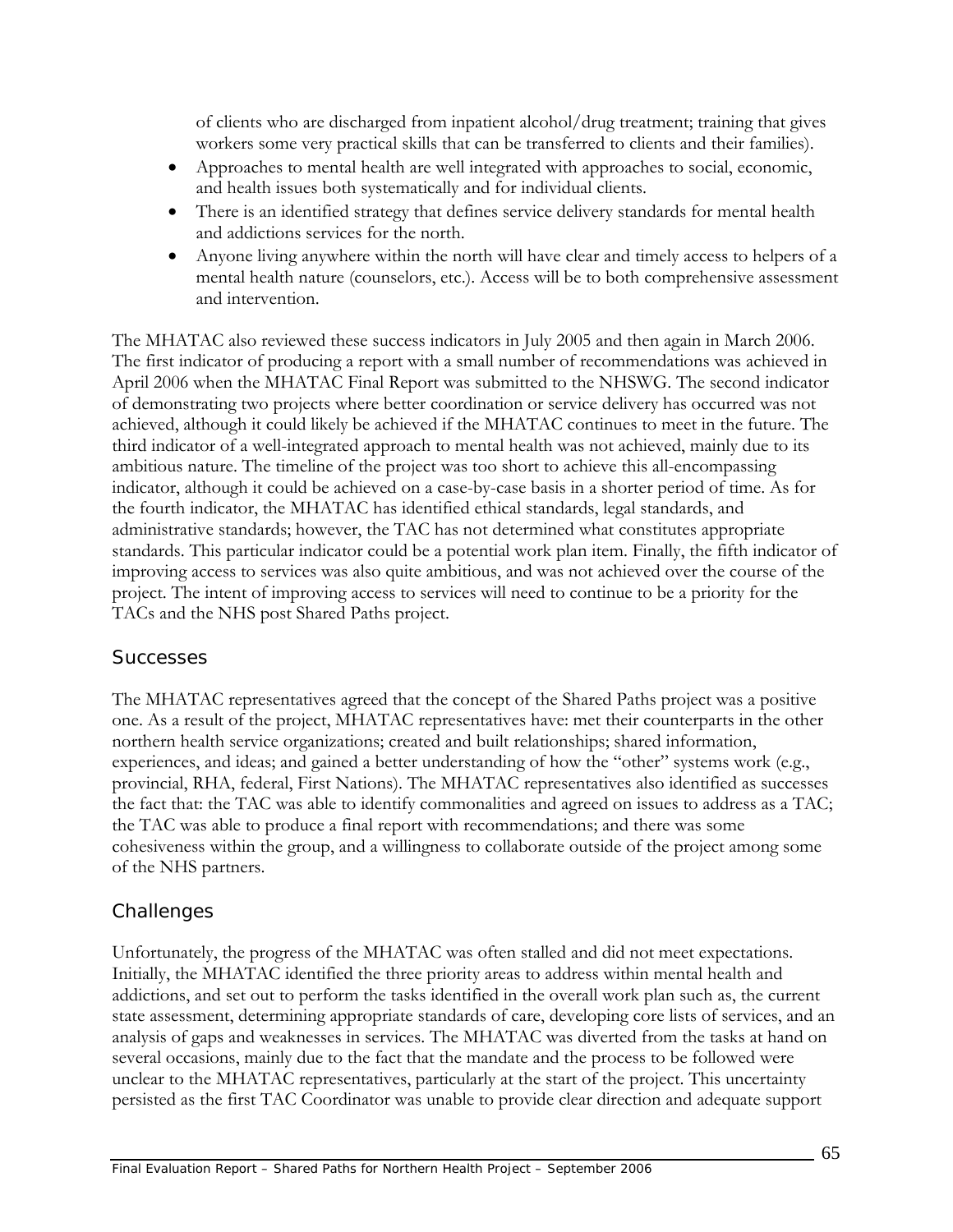of clients who are discharged from inpatient alcohol/drug treatment; training that gives workers some very practical skills that can be transferred to clients and their families).

- Approaches to mental health are well integrated with approaches to social, economic, and health issues both systematically and for individual clients.
- There is an identified strategy that defines service delivery standards for mental health and addictions services for the north.
- Anyone living anywhere within the north will have clear and timely access to helpers of a mental health nature (counselors, etc.). Access will be to both comprehensive assessment and intervention.

The MHATAC also reviewed these success indicators in July 2005 and then again in March 2006. The first indicator of producing a report with a small number of recommendations was achieved in April 2006 when the MHATAC Final Report was submitted to the NHSWG. The second indicator of demonstrating two projects where better coordination or service delivery has occurred was not achieved, although it could likely be achieved if the MHATAC continues to meet in the future. The third indicator of a well-integrated approach to mental health was not achieved, mainly due to its ambitious nature. The timeline of the project was too short to achieve this all-encompassing indicator, although it could be achieved on a case-by-case basis in a shorter period of time. As for the fourth indicator, the MHATAC has identified ethical standards, legal standards, and administrative standards; however, the TAC has not determined what constitutes appropriate standards. This particular indicator could be a potential work plan item. Finally, the fifth indicator of improving access to services was also quite ambitious, and was not achieved over the course of the project. The intent of improving access to services will need to continue to be a priority for the TACs and the NHS post Shared Paths project.

## Successes

The MHATAC representatives agreed that the concept of the Shared Paths project was a positive one. As a result of the project, MHATAC representatives have: met their counterparts in the other northern health service organizations; created and built relationships; shared information, experiences, and ideas; and gained a better understanding of how the "other" systems work (e.g., provincial, RHA, federal, First Nations). The MHATAC representatives also identified as successes the fact that: the TAC was able to identify commonalities and agreed on issues to address as a TAC; the TAC was able to produce a final report with recommendations; and there was some cohesiveness within the group, and a willingness to collaborate outside of the project among some of the NHS partners.

## Challenges

Unfortunately, the progress of the MHATAC was often stalled and did not meet expectations. Initially, the MHATAC identified the three priority areas to address within mental health and addictions, and set out to perform the tasks identified in the overall work plan such as, the current state assessment, determining appropriate standards of care, developing core lists of services, and an analysis of gaps and weaknesses in services. The MHATAC was diverted from the tasks at hand on several occasions, mainly due to the fact that the mandate and the process to be followed were unclear to the MHATAC representatives, particularly at the start of the project. This uncertainty persisted as the first TAC Coordinator was unable to provide clear direction and adequate support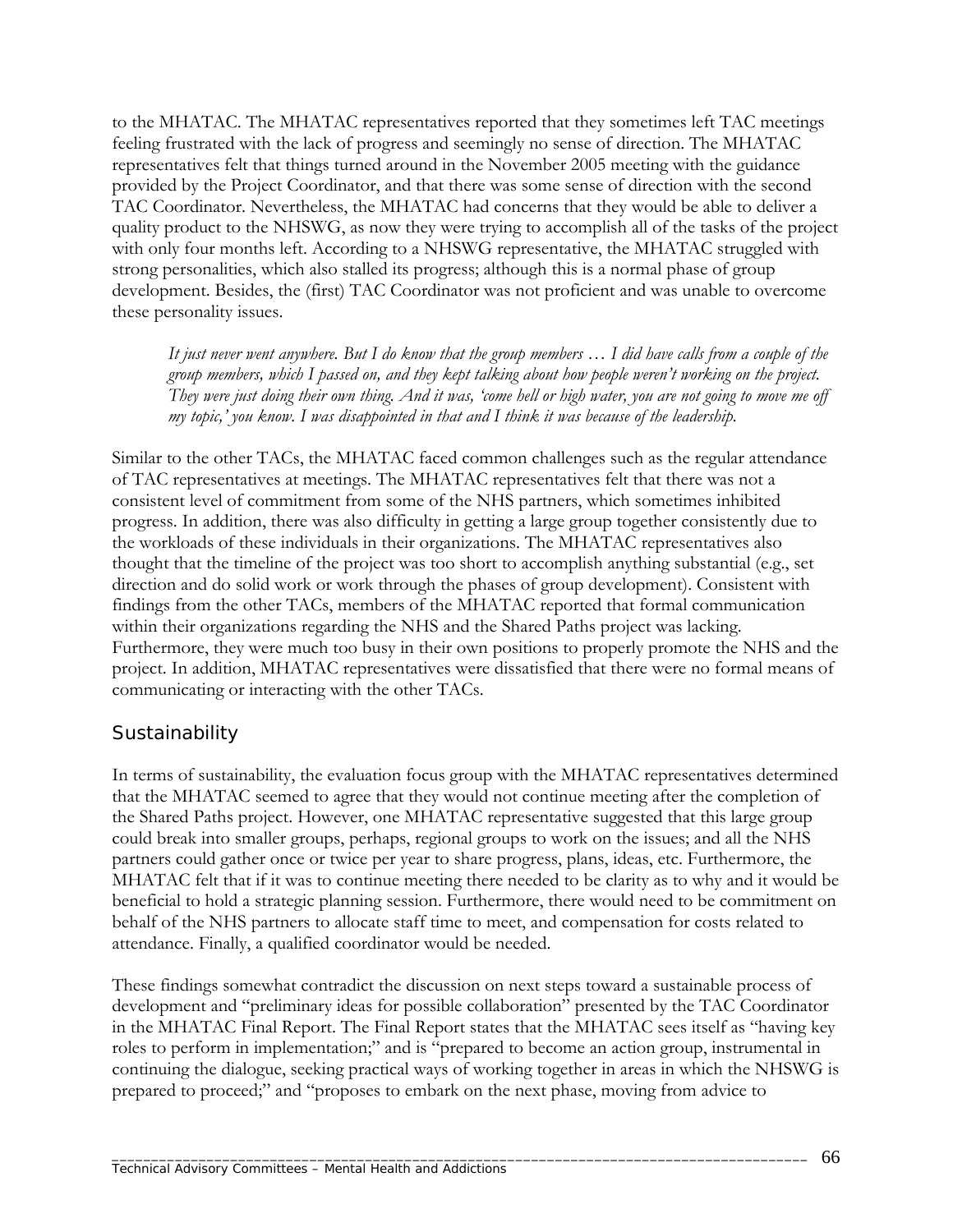to the MHATAC. The MHATAC representatives reported that they sometimes left TAC meetings feeling frustrated with the lack of progress and seemingly no sense of direction. The MHATAC representatives felt that things turned around in the November 2005 meeting with the guidance provided by the Project Coordinator, and that there was some sense of direction with the second TAC Coordinator. Nevertheless, the MHATAC had concerns that they would be able to deliver a quality product to the NHSWG, as now they were trying to accomplish all of the tasks of the project with only four months left. According to a NHSWG representative, the MHATAC struggled with strong personalities, which also stalled its progress; although this is a normal phase of group development. Besides, the (first) TAC Coordinator was not proficient and was unable to overcome these personality issues.

> *It just never went anywhere. But I do know that the group members … I did have calls from a couple of the group members, which I passed on, and they kept talking about how people weren't working on the project. They were just doing their own thing. And it was, 'come hell or high water, you are not going to move me off my topic,' you know. I was disappointed in that and I think it was because of the leadership.*

Similar to the other TACs, the MHATAC faced common challenges such as the regular attendance of TAC representatives at meetings. The MHATAC representatives felt that there was not a consistent level of commitment from some of the NHS partners, which sometimes inhibited progress. In addition, there was also difficulty in getting a large group together consistently due to the workloads of these individuals in their organizations. The MHATAC representatives also thought that the timeline of the project was too short to accomplish anything substantial (e.g., set direction and do solid work or work through the phases of group development). Consistent with findings from the other TACs, members of the MHATAC reported that formal communication within their organizations regarding the NHS and the Shared Paths project was lacking. Furthermore, they were much too busy in their own positions to properly promote the NHS and the project. In addition, MHATAC representatives were dissatisfied that there were no formal means of communicating or interacting with the other TACs.

## Sustainability

In terms of sustainability, the evaluation focus group with the MHATAC representatives determined that the MHATAC seemed to agree that they would not continue meeting after the completion of the Shared Paths project. However, one MHATAC representative suggested that this large group could break into smaller groups, perhaps, regional groups to work on the issues; and all the NHS partners could gather once or twice per year to share progress, plans, ideas, etc. Furthermore, the MHATAC felt that if it was to continue meeting there needed to be clarity as to why and it would be beneficial to hold a strategic planning session. Furthermore, there would need to be commitment on behalf of the NHS partners to allocate staff time to meet, and compensation for costs related to attendance. Finally, a qualified coordinator would be needed.

These findings somewhat contradict the discussion on next steps toward a sustainable process of development and "preliminary ideas for possible collaboration" presented by the TAC Coordinator in the MHATAC Final Report. The Final Report states that the MHATAC sees itself as "having key roles to perform in implementation;" and is "prepared to become an action group, instrumental in continuing the dialogue, seeking practical ways of working together in areas in which the NHSWG is prepared to proceed;" and "proposes to embark on the next phase, moving from advice to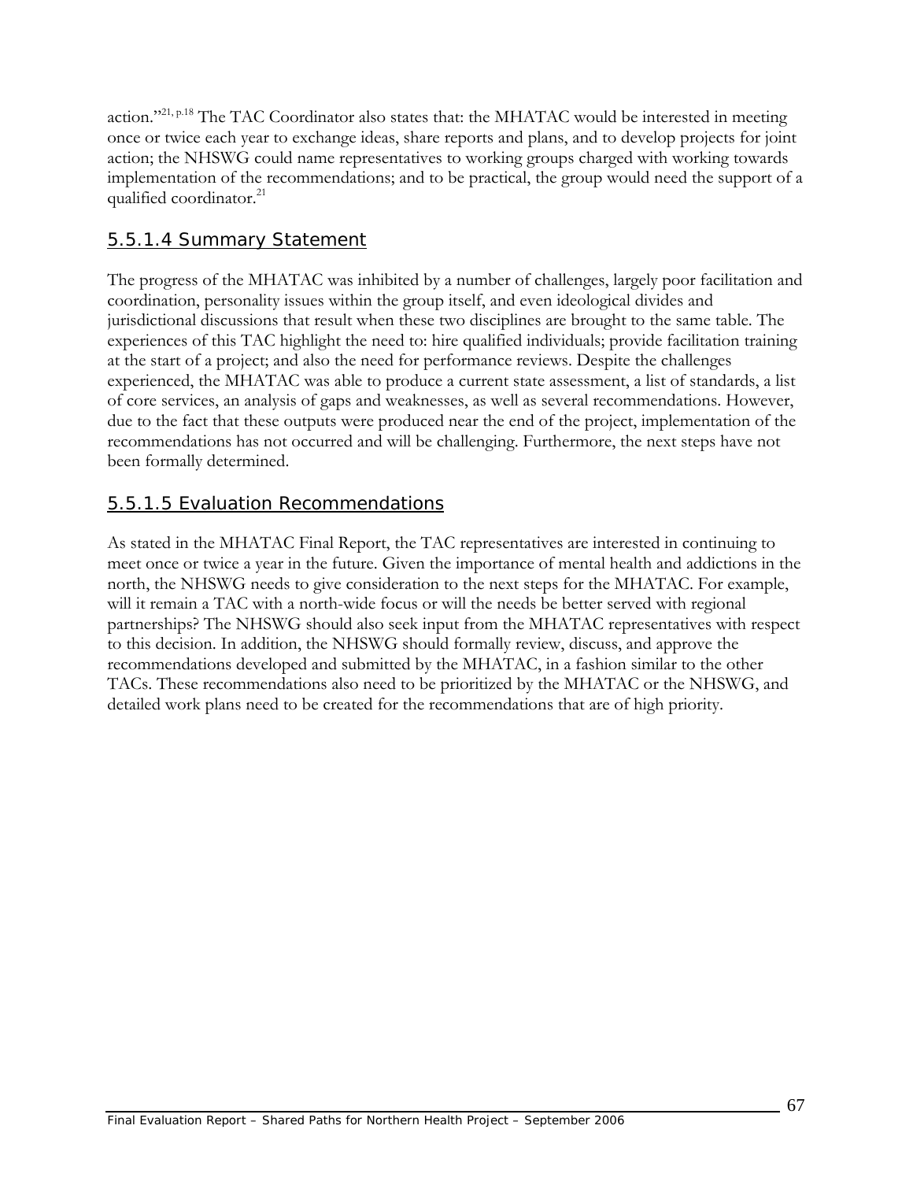action."[21, p.18] The TAC Coordinator also states that: the MHATAC would be interested in meeting once or twice each year to exchange ideas, share reports and plans, and to develop projects for joint action; the NHSWG could name representatives to working groups charged with working towards implementation of the recommendations; and to be practical, the group would need the support of a qualified coordinator.[21]

#### 5.5.1.4 Summary Statement

The progress of the MHATAC was inhibited by a number of challenges, largely poor facilitation and coordination, personality issues within the group itself, and even ideological divides and jurisdictional discussions that result when these two disciplines are brought to the same table. The experiences of this TAC highlight the need to: hire qualified individuals; provide facilitation training at the start of a project; and also the need for performance reviews. Despite the challenges experienced, the MHATAC was able to produce a current state assessment, a list of standards, a list of core services, an analysis of gaps and weaknesses, as well as several recommendations. However, due to the fact that these outputs were produced near the end of the project, implementation of the recommendations has not occurred and will be challenging. Furthermore, the next steps have not been formally determined.

#### 5.5.1.5 Evaluation Recommendations

As stated in the MHATAC Final Report, the TAC representatives are interested in continuing to meet once or twice a year in the future. Given the importance of mental health and addictions in the north, the NHSWG needs to give consideration to the next steps for the MHATAC. For example, will it remain a TAC with a north-wide focus or will the needs be better served with regional partnerships? The NHSWG should also seek input from the MHATAC representatives with respect to this decision. In addition, the NHSWG should formally review, discuss, and approve the recommendations developed and submitted by the MHATAC, in a fashion similar to the other TACs. These recommendations also need to be prioritized by the MHATAC or the NHSWG, and detailed work plans need to be created for the recommendations that are of high priority.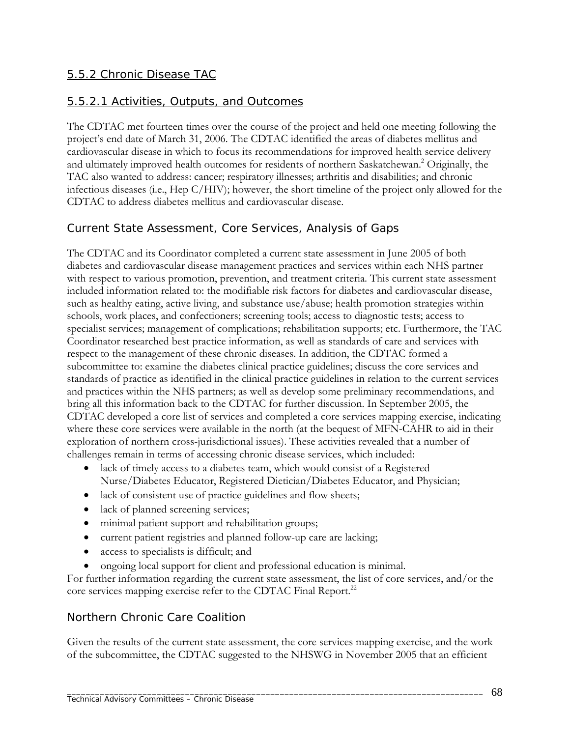## 5.5.2 Chronic Disease TAC

### 5.5.2.1 Activities, Outputs, and Outcomes

The CDTAC met fourteen times over the course of the project and held one meeting following the project's end date of March 31, 2006. The CDTAC identified the areas of diabetes mellitus and cardiovascular disease in which to focus its recommendations for improved health service delivery and ultimately improved health outcomes for residents of northern Saskatchewan.[2] Originally, the TAC also wanted to address: cancer; respiratory illnesses; arthritis and disabilities; and chronic infectious diseases (i.e., Hep C/HIV); however, the short timeline of the project only allowed for the CDTAC to address diabetes mellitus and cardiovascular disease.

#### Current State Assessment, Core Services, Analysis of Gaps

The CDTAC and its Coordinator completed a current state assessment in June 2005 of both diabetes and cardiovascular disease management practices and services within each NHS partner with respect to various promotion, prevention, and treatment criteria. This current state assessment included information related to: the modifiable risk factors for diabetes and cardiovascular disease, such as healthy eating, active living, and substance use/abuse; health promotion strategies within schools, work places, and confectioners; screening tools; access to diagnostic tests; access to specialist services; management of complications; rehabilitation supports; etc. Furthermore, the TAC Coordinator researched best practice information, as well as standards of care and services with respect to the management of these chronic diseases. In addition, the CDTAC formed a subcommittee to: examine the diabetes clinical practice guidelines; discuss the core services and standards of practice as identified in the clinical practice guidelines in relation to the current services and practices within the NHS partners; as well as develop some preliminary recommendations, and bring all this information back to the CDTAC for further discussion. In September 2005, the CDTAC developed a core list of services and completed a core services mapping exercise, indicating where these core services were available in the north (at the bequest of MFN-CAHR to aid in their exploration of northern cross-jurisdictional issues). These activities revealed that a number of challenges remain in terms of accessing chronic disease services, which included:

- lack of timely access to a diabetes team, which would consist of a Registered Nurse/Diabetes Educator, Registered Dietician/Diabetes Educator, and Physician;
- lack of consistent use of practice guidelines and flow sheets;
- lack of planned screening services;
- minimal patient support and rehabilitation groups;
- current patient registries and planned follow-up care are lacking;
- access to specialists is difficult; and
- ongoing local support for client and professional education is minimal.

For further information regarding the current state assessment, the list of core services, and/or the core services mapping exercise refer to the CDTAC Final Report.[22]

#### Northern Chronic Care Coalition

Given the results of the current state assessment, the core services mapping exercise, and the work of the subcommittee, the CDTAC suggested to the NHSWG in November 2005 that an efficient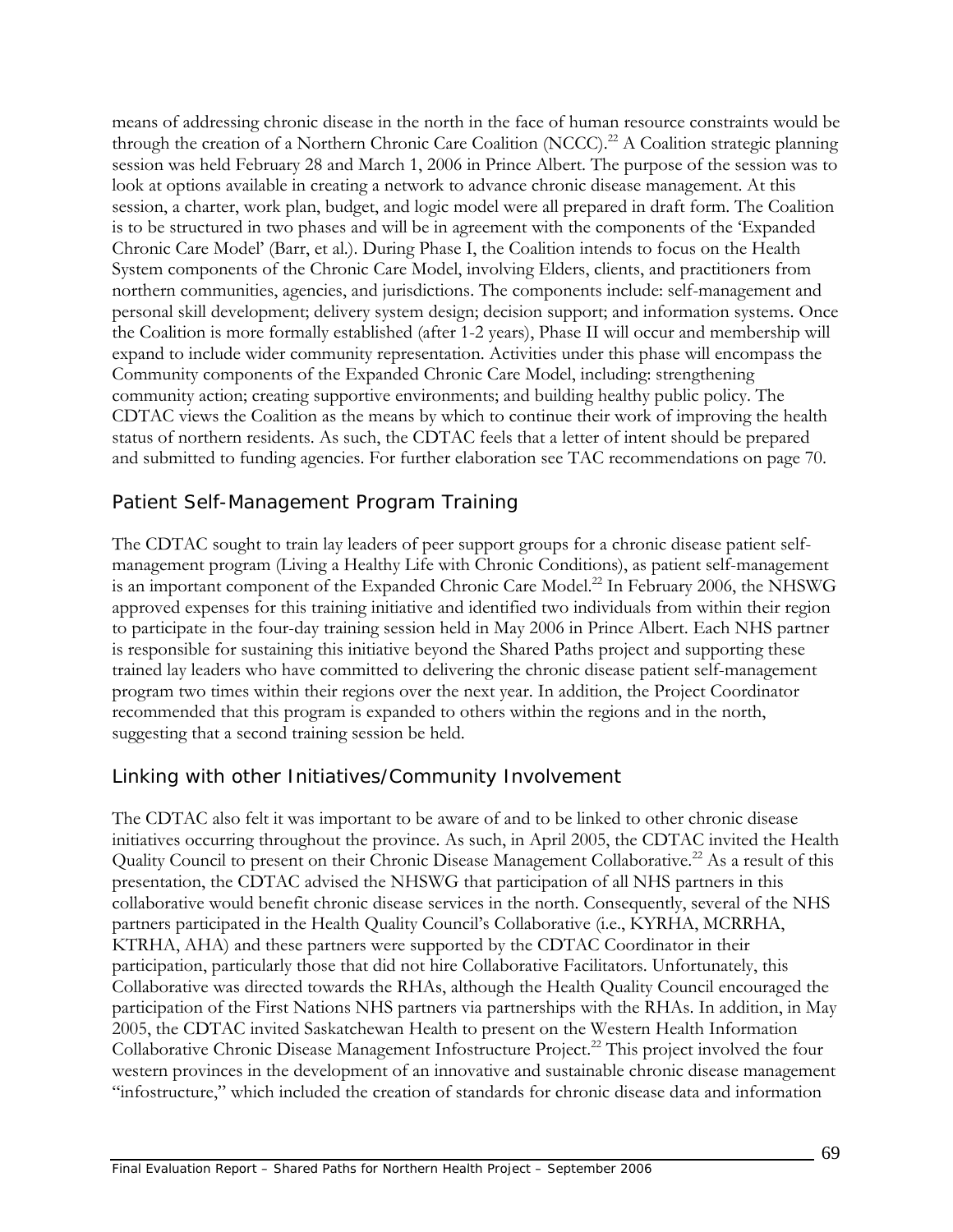means of addressing chronic disease in the north in the face of human resource constraints would be through the creation of a Northern Chronic Care Coalition (NCCC).[22] A Coalition strategic planning session was held February 28 and March 1, 2006 in Prince Albert. The purpose of the session was to look at options available in creating a network to advance chronic disease management. At this session, a charter, work plan, budget, and logic model were all prepared in draft form. The Coalition is to be structured in two phases and will be in agreement with the components of the 'Expanded Chronic Care Model' (Barr, et al.). During Phase I, the Coalition intends to focus on the Health System components of the Chronic Care Model, involving Elders, clients, and practitioners from northern communities, agencies, and jurisdictions. The components include: self-management and personal skill development; delivery system design; decision support; and information systems. Once the Coalition is more formally established (after 1-2 years), Phase II will occur and membership will expand to include wider community representation. Activities under this phase will encompass the Community components of the Expanded Chronic Care Model, including: strengthening community action; creating supportive environments; and building healthy public policy. The CDTAC views the Coalition as the means by which to continue their work of improving the health status of northern residents. As such, the CDTAC feels that a letter of intent should be prepared and submitted to funding agencies. For further elaboration see TAC recommendations on page 70.

## Patient Self-Management Program Training

The CDTAC sought to train lay leaders of peer support groups for a chronic disease patient self-management program (Living a Healthy Life with Chronic Conditions), as patient self-management is an important component of the Expanded Chronic Care Model.[22] In February 2006, the NHSWG approved expenses for this training initiative and identified two individuals from within their region to participate in the four-day training session held in May 2006 in Prince Albert. Each NHS partner is responsible for sustaining this initiative beyond the Shared Paths project and supporting these trained lay leaders who have committed to delivering the chronic disease patient self-management program two times within their regions over the next year. In addition, the Project Coordinator recommended that this program is expanded to others within the regions and in the north, suggesting that a second training session be held.

## Linking with other Initiatives/Community Involvement

The CDTAC also felt it was important to be aware of and to be linked to other chronic disease initiatives occurring throughout the province. As such, in April 2005, the CDTAC invited the Health Quality Council to present on their Chronic Disease Management Collaborative.[22] As a result of this presentation, the CDTAC advised the NHSWG that participation of all NHS partners in this collaborative would benefit chronic disease services in the north. Consequently, several of the NHS partners participated in the Health Quality Council's Collaborative (i.e., KYRHA, MCRRHA, KTRHA, AHA) and these partners were supported by the CDTAC Coordinator in their participation, particularly those that did not hire Collaborative Facilitators. Unfortunately, this Collaborative was directed towards the RHAs, although the Health Quality Council encouraged the participation of the First Nations NHS partners via partnerships with the RHAs. In addition, in May 2005, the CDTAC invited Saskatchewan Health to present on the Western Health Information Collaborative Chronic Disease Management Infostructure Project.[22] This project involved the four western provinces in the development of an innovative and sustainable chronic disease management "infostructure," which included the creation of standards for chronic disease data and information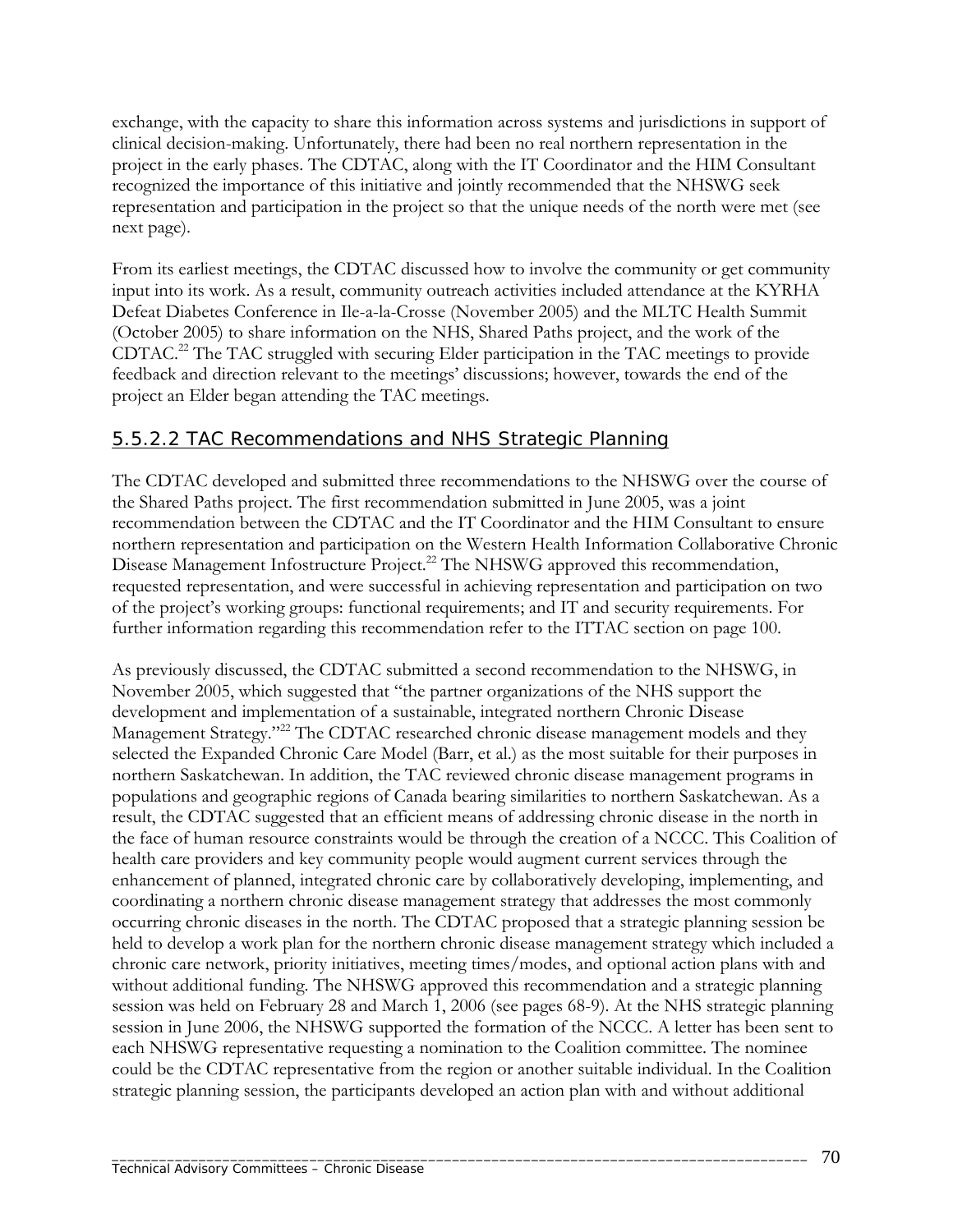exchange, with the capacity to share this information across systems and jurisdictions in support of clinical decision-making. Unfortunately, there had been no real northern representation in the project in the early phases. The CDTAC, along with the IT Coordinator and the HIM Consultant recognized the importance of this initiative and jointly recommended that the NHSWG seek representation and participation in the project so that the unique needs of the north were met (see next page).

From its earliest meetings, the CDTAC discussed how to involve the community or get community input into its work. As a result, community outreach activities included attendance at the KYRHA Defeat Diabetes Conference in Ile-a-la-Crosse (November 2005) and the MLTC Health Summit (October 2005) to share information on the NHS, Shared Paths project, and the work of the CDTAC.[22] The TAC struggled with securing Elder participation in the TAC meetings to provide feedback and direction relevant to the meetings' discussions; however, towards the end of the project an Elder began attending the TAC meetings.

### 5.5.2.2 TAC Recommendations and NHS Strategic Planning

The CDTAC developed and submitted three recommendations to the NHSWG over the course of the Shared Paths project. The first recommendation submitted in June 2005, was a joint recommendation between the CDTAC and the IT Coordinator and the HIM Consultant to ensure northern representation and participation on the Western Health Information Collaborative Chronic Disease Management Infostructure Project.[22] The NHSWG approved this recommendation, requested representation, and were successful in achieving representation and participation on two of the project's working groups: functional requirements; and IT and security requirements. For further information regarding this recommendation refer to the ITTAC section on page 100.

As previously discussed, the CDTAC submitted a second recommendation to the NHSWG, in November 2005, which suggested that "the partner organizations of the NHS support the development and implementation of a sustainable, integrated northern Chronic Disease Management Strategy."[22] The CDTAC researched chronic disease management models and they selected the Expanded Chronic Care Model (Barr, et al.) as the most suitable for their purposes in northern Saskatchewan. In addition, the TAC reviewed chronic disease management programs in populations and geographic regions of Canada bearing similarities to northern Saskatchewan. As a result, the CDTAC suggested that an efficient means of addressing chronic disease in the north in the face of human resource constraints would be through the creation of a NCCC. This Coalition of health care providers and key community people would augment current services through the enhancement of planned, integrated chronic care by collaboratively developing, implementing, and coordinating a northern chronic disease management strategy that addresses the most commonly occurring chronic diseases in the north. The CDTAC proposed that a strategic planning session be held to develop a work plan for the northern chronic disease management strategy which included a chronic care network, priority initiatives, meeting times/modes, and optional action plans with and without additional funding. The NHSWG approved this recommendation and a strategic planning session was held on February 28 and March 1, 2006 (see pages 68-9). At the NHS strategic planning session in June 2006, the NHSWG supported the formation of the NCCC. A letter has been sent to each NHSWG representative requesting a nomination to the Coalition committee. The nominee could be the CDTAC representative from the region or another suitable individual. In the Coalition strategic planning session, the participants developed an action plan with and without additional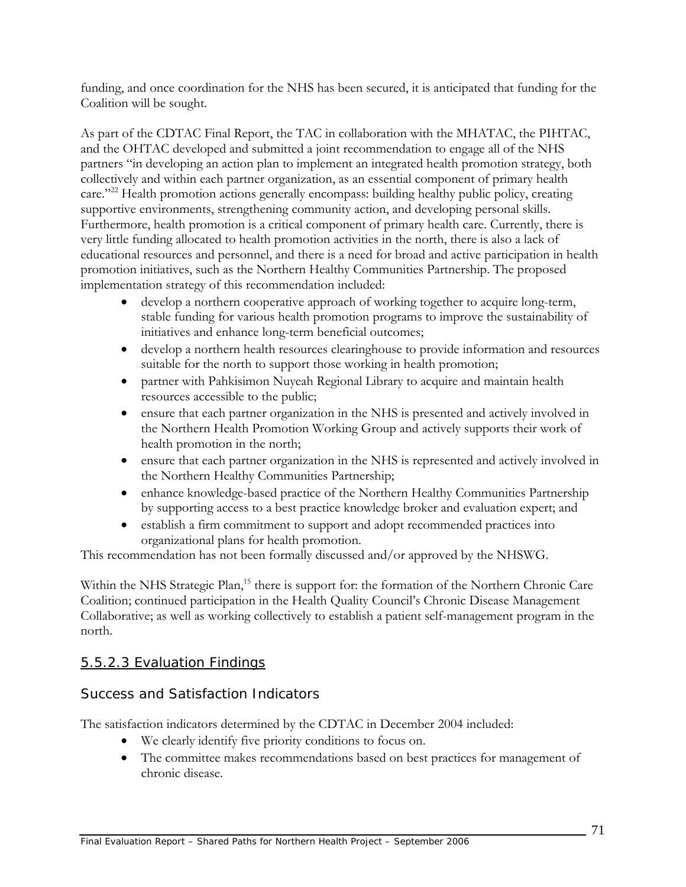funding, and once coordination for the NHS has been secured, it is anticipated that funding for the Coalition will be sought.

As part of the CDTAC Final Report, the TAC in collaboration with the MHATAC, the PIHTAC, and the OHTAC developed and submitted a joint recommendation to engage all of the NHS partners "in developing an action plan to implement an integrated health promotion strategy, both collectively and within each partner organization, as an essential component of primary health care."[22] Health promotion actions generally encompass: building healthy public policy, creating supportive environments, strengthening community action, and developing personal skills. Furthermore, health promotion is a critical component of primary health care. Currently, there is very little funding allocated to health promotion activities in the north, there is also a lack of educational resources and personnel, and there is a need for broad and active participation in health promotion initiatives, such as the Northern Healthy Communities Partnership. The proposed implementation strategy of this recommendation included:

- develop a northern cooperative approach of working together to acquire long-term, stable funding for various health promotion programs to improve the sustainability of initiatives and enhance long-term beneficial outcomes;
- develop a northern health resources clearinghouse to provide information and resources suitable for the north to support those working in health promotion;
- partner with Pahkisimon Nuyeah Regional Library to acquire and maintain health resources accessible to the public;
- ensure that each partner organization in the NHS is presented and actively involved in the Northern Health Promotion Working Group and actively supports their work of health promotion in the north;
- ensure that each partner organization in the NHS is represented and actively involved in the Northern Healthy Communities Partnership;
- enhance knowledge-based practice of the Northern Healthy Communities Partnership by supporting access to a best practice knowledge broker and evaluation expert; and
- establish a firm commitment to support and adopt recommended practices into organizational plans for health promotion.

This recommendation has not been formally discussed and/or approved by the NHSWG.

Within the NHS Strategic Plan,[15] there is support for: the formation of the Northern Chronic Care Coalition; continued participation in the Health Quality Council's Chronic Disease Management Collaborative; as well as working collectively to establish a patient self-management program in the north.

### 5.5.2.3 Evaluation Findings

#### Success and Satisfaction Indicators

The satisfaction indicators determined by the CDTAC in December 2004 included:

- We clearly identify five priority conditions to focus on.
- The committee makes recommendations based on best practices for management of chronic disease.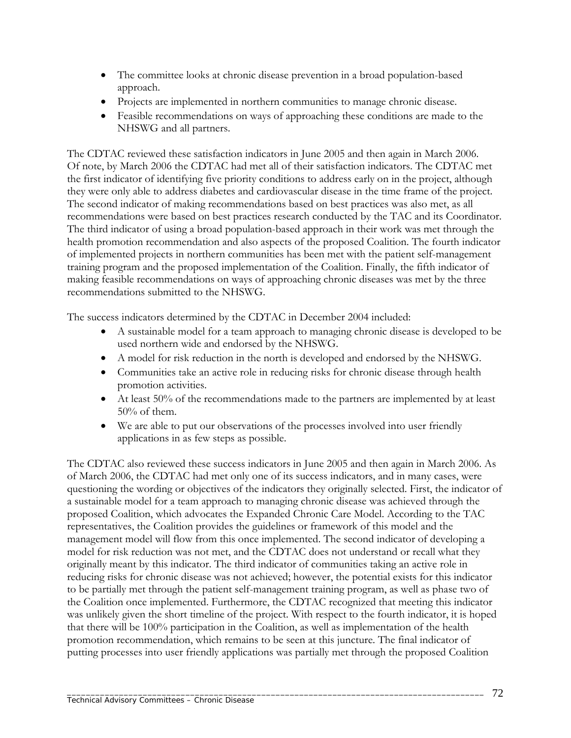- The committee looks at chronic disease prevention in a broad population-based approach.
- Projects are implemented in northern communities to manage chronic disease.
- Feasible recommendations on ways of approaching these conditions are made to the NHSWG and all partners.

The CDTAC reviewed these satisfaction indicators in June 2005 and then again in March 2006. Of note, by March 2006 the CDTAC had met all of their satisfaction indicators. The CDTAC met the first indicator of identifying five priority conditions to address early on in the project, although they were only able to address diabetes and cardiovascular disease in the time frame of the project. The second indicator of making recommendations based on best practices was also met, as all recommendations were based on best practices research conducted by the TAC and its Coordinator. The third indicator of using a broad population-based approach in their work was met through the health promotion recommendation and also aspects of the proposed Coalition. The fourth indicator of implemented projects in northern communities has been met with the patient self-management training program and the proposed implementation of the Coalition. Finally, the fifth indicator of making feasible recommendations on ways of approaching chronic diseases was met by the three recommendations submitted to the NHSWG.

The success indicators determined by the CDTAC in December 2004 included:

- A sustainable model for a team approach to managing chronic disease is developed to be used northern wide and endorsed by the NHSWG.
- A model for risk reduction in the north is developed and endorsed by the NHSWG.
- Communities take an active role in reducing risks for chronic disease through health promotion activities.
- At least 50% of the recommendations made to the partners are implemented by at least 50% of them.
- We are able to put our observations of the processes involved into user friendly applications in as few steps as possible.

The CDTAC also reviewed these success indicators in June 2005 and then again in March 2006. As of March 2006, the CDTAC had met only one of its success indicators, and in many cases, were questioning the wording or objectives of the indicators they originally selected. First, the indicator of a sustainable model for a team approach to managing chronic disease was achieved through the proposed Coalition, which advocates the Expanded Chronic Care Model. According to the TAC representatives, the Coalition provides the guidelines or framework of this model and the management model will flow from this once implemented. The second indicator of developing a model for risk reduction was not met, and the CDTAC does not understand or recall what they originally meant by this indicator. The third indicator of communities taking an active role in reducing risks for chronic disease was not achieved; however, the potential exists for this indicator to be partially met through the patient self-management training program, as well as phase two of the Coalition once implemented. Furthermore, the CDTAC recognized that meeting this indicator was unlikely given the short timeline of the project. With respect to the fourth indicator, it is hoped that there will be 100% participation in the Coalition, as well as implementation of the health promotion recommendation, which remains to be seen at this juncture. The final indicator of putting processes into user friendly applications was partially met through the proposed Coalition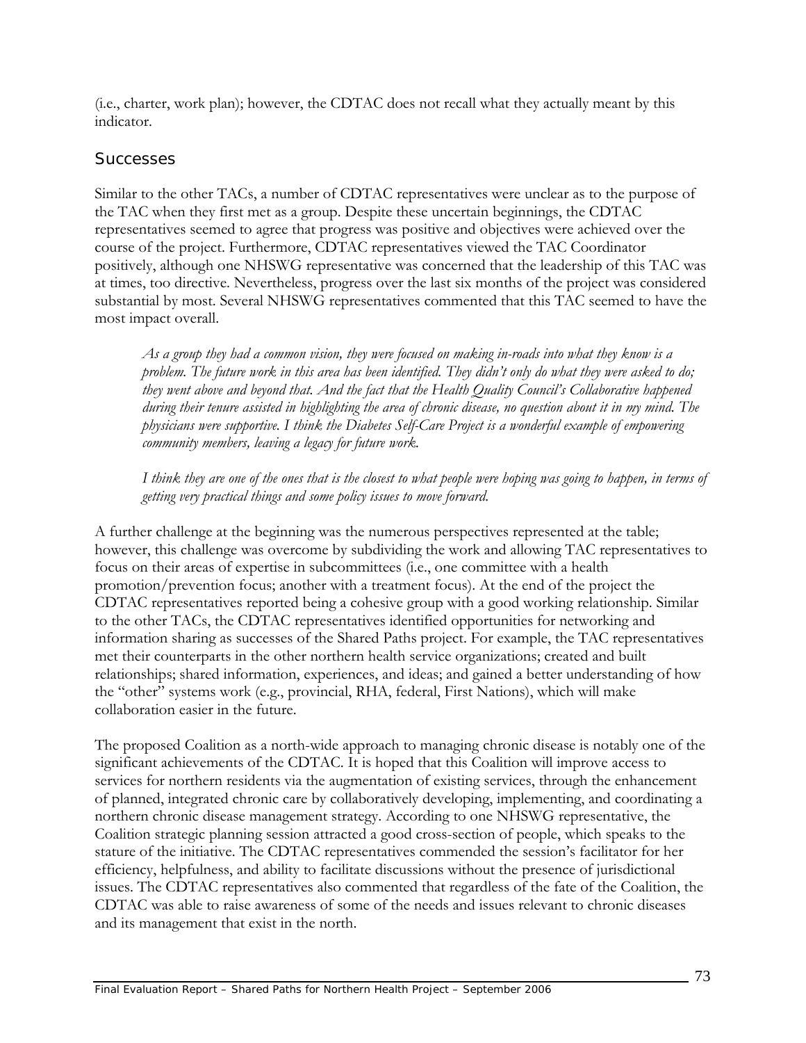(i.e., charter, work plan); however, the CDTAC does not recall what they actually meant by this indicator.

## Successes

Similar to the other TACs, a number of CDTAC representatives were unclear as to the purpose of the TAC when they first met as a group. Despite these uncertain beginnings, the CDTAC representatives seemed to agree that progress was positive and objectives were achieved over the course of the project. Furthermore, CDTAC representatives viewed the TAC Coordinator positively, although one NHSWG representative was concerned that the leadership of this TAC was at times, too directive. Nevertheless, progress over the last six months of the project was considered substantial by most. Several NHSWG representatives commented that this TAC seemed to have the most impact overall.

> *As a group they had a common vision, they were focused on making in-roads into what they know is a problem. The future work in this area has been identified. They didn't only do what they were asked to do; they went above and beyond that. And the fact that the Health Quality Council's Collaborative happened during their tenure assisted in highlighting the area of chronic disease, no question about it in my mind. The physicians were supportive. I think the Diabetes Self-Care Project is a wonderful example of empowering community members, leaving a legacy for future work.*

> *I think they are one of the ones that is the closest to what people were hoping was going to happen, in terms of getting very practical things and some policy issues to move forward.*

A further challenge at the beginning was the numerous perspectives represented at the table; however, this challenge was overcome by subdividing the work and allowing TAC representatives to focus on their areas of expertise in subcommittees (i.e., one committee with a health promotion/prevention focus; another with a treatment focus). At the end of the project the CDTAC representatives reported being a cohesive group with a good working relationship. Similar to the other TACs, the CDTAC representatives identified opportunities for networking and information sharing as successes of the Shared Paths project. For example, the TAC representatives met their counterparts in the other northern health service organizations; created and built relationships; shared information, experiences, and ideas; and gained a better understanding of how the "other" systems work (e.g., provincial, RHA, federal, First Nations), which will make collaboration easier in the future.

The proposed Coalition as a north-wide approach to managing chronic disease is notably one of the significant achievements of the CDTAC. It is hoped that this Coalition will improve access to services for northern residents via the augmentation of existing services, through the enhancement of planned, integrated chronic care by collaboratively developing, implementing, and coordinating a northern chronic disease management strategy. According to one NHSWG representative, the Coalition strategic planning session attracted a good cross-section of people, which speaks to the stature of the initiative. The CDTAC representatives commended the session's facilitator for her efficiency, helpfulness, and ability to facilitate discussions without the presence of jurisdictional issues. The CDTAC representatives also commented that regardless of the fate of the Coalition, the CDTAC was able to raise awareness of some of the needs and issues relevant to chronic diseases and its management that exist in the north.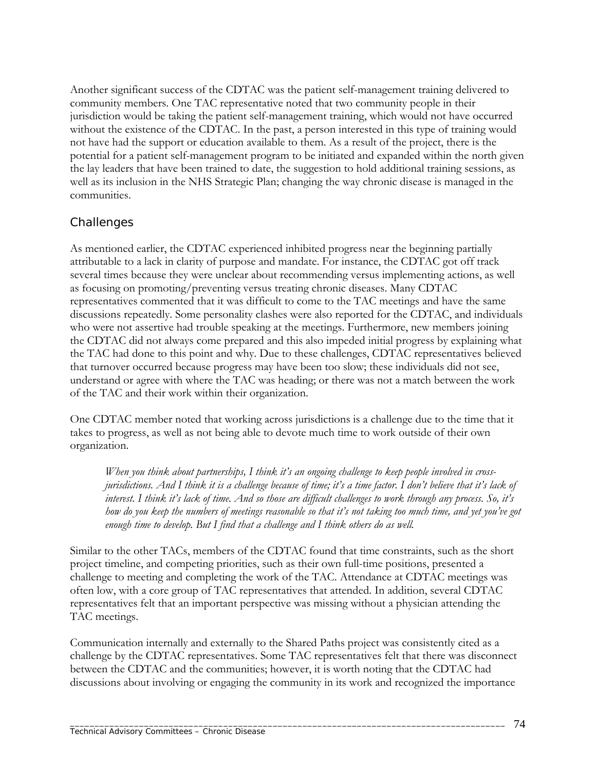Another significant success of the CDTAC was the patient self-management training delivered to community members. One TAC representative noted that two community people in their jurisdiction would be taking the patient self-management training, which would not have occurred without the existence of the CDTAC. In the past, a person interested in this type of training would not have had the support or education available to them. As a result of the project, there is the potential for a patient self-management program to be initiated and expanded within the north given the lay leaders that have been trained to date, the suggestion to hold additional training sessions, as well as its inclusion in the NHS Strategic Plan; changing the way chronic disease is managed in the communities.

## Challenges

As mentioned earlier, the CDTAC experienced inhibited progress near the beginning partially attributable to a lack in clarity of purpose and mandate. For instance, the CDTAC got off track several times because they were unclear about recommending versus implementing actions, as well as focusing on promoting/preventing versus treating chronic diseases. Many CDTAC representatives commented that it was difficult to come to the TAC meetings and have the same discussions repeatedly. Some personality clashes were also reported for the CDTAC, and individuals who were not assertive had trouble speaking at the meetings. Furthermore, new members joining the CDTAC did not always come prepared and this also impeded initial progress by explaining what the TAC had done to this point and why. Due to these challenges, CDTAC representatives believed that turnover occurred because progress may have been too slow; these individuals did not see, understand or agree with where the TAC was heading; or there was not a match between the work of the TAC and their work within their organization.

One CDTAC member noted that working across jurisdictions is a challenge due to the time that it takes to progress, as well as not being able to devote much time to work outside of their own organization.

> *When you think about partnerships, I think it's an ongoing challenge to keep people involved in cross-jurisdictions. And I think it is a challenge because of time; it's a time factor. I don't believe that it's lack of interest. I think it's lack of time. And so those are difficult challenges to work through any process. So, it's how do you keep the numbers of meetings reasonable so that it's not taking too much time, and yet you've got enough time to develop. But I find that a challenge and I think others do as well.*

Similar to the other TACs, members of the CDTAC found that time constraints, such as the short project timeline, and competing priorities, such as their own full-time positions, presented a challenge to meeting and completing the work of the TAC. Attendance at CDTAC meetings was often low, with a core group of TAC representatives that attended. In addition, several CDTAC representatives felt that an important perspective was missing without a physician attending the TAC meetings.

Communication internally and externally to the Shared Paths project was consistently cited as a challenge by the CDTAC representatives. Some TAC representatives felt that there was disconnect between the CDTAC and the communities; however, it is worth noting that the CDTAC had discussions about involving or engaging the community in its work and recognized the importance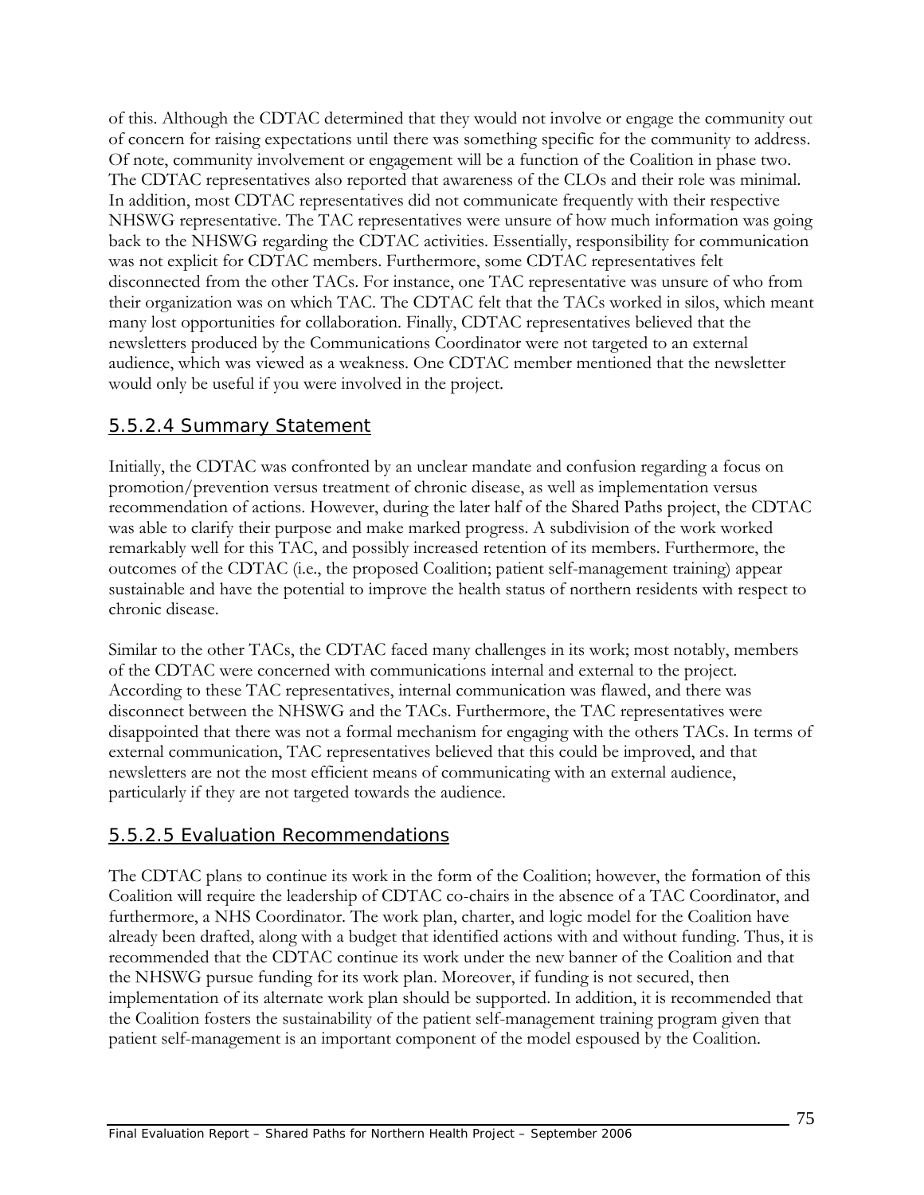of this. Although the CDTAC determined that they would not involve or engage the community out of concern for raising expectations until there was something specific for the community to address. Of note, community involvement or engagement will be a function of the Coalition in phase two. The CDTAC representatives also reported that awareness of the CLOs and their role was minimal. In addition, most CDTAC representatives did not communicate frequently with their respective NHSWG representative. The TAC representatives were unsure of how much information was going back to the NHSWG regarding the CDTAC activities. Essentially, responsibility for communication was not explicit for CDTAC members. Furthermore, some CDTAC representatives felt disconnected from the other TACs. For instance, one TAC representative was unsure of who from their organization was on which TAC. The CDTAC felt that the TACs worked in silos, which meant many lost opportunities for collaboration. Finally, CDTAC representatives believed that the newsletters produced by the Communications Coordinator were not targeted to an external audience, which was viewed as a weakness. One CDTAC member mentioned that the newsletter would only be useful if you were involved in the project.

#### 5.5.2.4 Summary Statement

Initially, the CDTAC was confronted by an unclear mandate and confusion regarding a focus on promotion/prevention versus treatment of chronic disease, as well as implementation versus recommendation of actions. However, during the later half of the Shared Paths project, the CDTAC was able to clarify their purpose and make marked progress. A subdivision of the work worked remarkably well for this TAC, and possibly increased retention of its members. Furthermore, the outcomes of the CDTAC (i.e., the proposed Coalition; patient self-management training) appear sustainable and have the potential to improve the health status of northern residents with respect to chronic disease.

Similar to the other TACs, the CDTAC faced many challenges in its work; most notably, members of the CDTAC were concerned with communications internal and external to the project. According to these TAC representatives, internal communication was flawed, and there was disconnect between the NHSWG and the TACs. Furthermore, the TAC representatives were disappointed that there was not a formal mechanism for engaging with the others TACs. In terms of external communication, TAC representatives believed that this could be improved, and that newsletters are not the most efficient means of communicating with an external audience, particularly if they are not targeted towards the audience.

#### 5.5.2.5 Evaluation Recommendations

The CDTAC plans to continue its work in the form of the Coalition; however, the formation of this Coalition will require the leadership of CDTAC co-chairs in the absence of a TAC Coordinator, and furthermore, a NHS Coordinator. The work plan, charter, and logic model for the Coalition have already been drafted, along with a budget that identified actions with and without funding. Thus, it is recommended that the CDTAC continue its work under the new banner of the Coalition and that the NHSWG pursue funding for its work plan. Moreover, if funding is not secured, then implementation of its alternate work plan should be supported. In addition, it is recommended that the Coalition fosters the sustainability of the patient self-management training program given that patient self-management is an important component of the model espoused by the Coalition.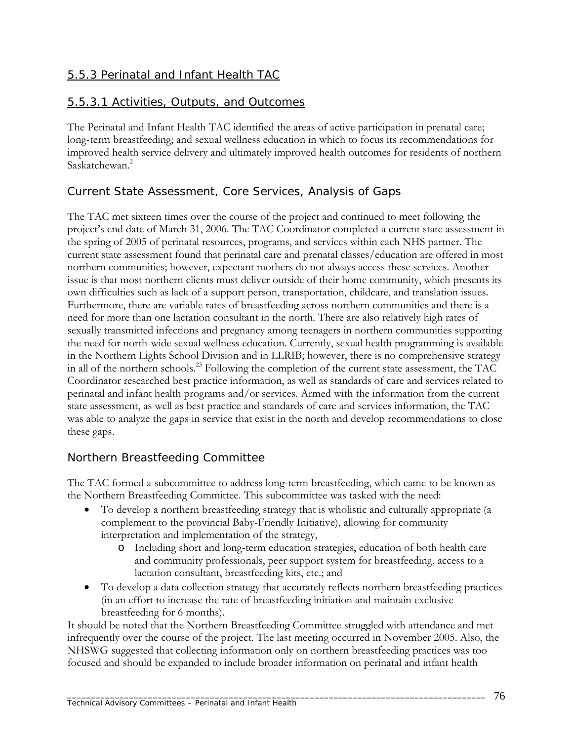## 5.5.3 Perinatal and Infant Health TAC

### 5.5.3.1 Activities, Outputs, and Outcomes

The Perinatal and Infant Health TAC identified the areas of active participation in prenatal care; long-term breastfeeding; and sexual wellness education in which to focus its recommendations for improved health service delivery and ultimately improved health outcomes for residents of northern Saskatchewan.[2]

#### Current State Assessment, Core Services, Analysis of Gaps

The TAC met sixteen times over the course of the project and continued to meet following the project's end date of March 31, 2006. The TAC Coordinator completed a current state assessment in the spring of 2005 of perinatal resources, programs, and services within each NHS partner. The current state assessment found that perinatal care and prenatal classes/education are offered in most northern communities; however, expectant mothers do not always access these services. Another issue is that most northern clients must deliver outside of their home community, which presents its own difficulties such as lack of a support person, transportation, childcare, and translation issues. Furthermore, there are variable rates of breastfeeding across northern communities and there is a need for more than one lactation consultant in the north. There are also relatively high rates of sexually transmitted infections and pregnancy among teenagers in northern communities supporting the need for north-wide sexual wellness education. Currently, sexual health programming is available in the Northern Lights School Division and in LLRIB; however, there is no comprehensive strategy in all of the northern schools.[23] Following the completion of the current state assessment, the TAC Coordinator researched best practice information, as well as standards of care and services related to perinatal and infant health programs and/or services. Armed with the information from the current state assessment, as well as best practice and standards of care and services information, the TAC was able to analyze the gaps in service that exist in the north and develop recommendations to close these gaps.

#### Northern Breastfeeding Committee

The TAC formed a subcommittee to address long-term breastfeeding, which came to be known as the Northern Breastfeeding Committee. This subcommittee was tasked with the need:

- To develop a northern breastfeeding strategy that is wholistic and culturally appropriate (a complement to the provincial Baby-Friendly Initiative), allowing for community interpretation and implementation of the strategy,
  - Including short and long-term education strategies, education of both health care and community professionals, peer support system for breastfeeding, access to a lactation consultant, breastfeeding kits, etc.; and
- To develop a data collection strategy that accurately reflects northern breastfeeding practices (in an effort to increase the rate of breastfeeding initiation and maintain exclusive breastfeeding for 6 months).

It should be noted that the Northern Breastfeeding Committee struggled with attendance and met infrequently over the course of the project. The last meeting occurred in November 2005. Also, the NHSWG suggested that collecting information only on northern breastfeeding practices was too focused and should be expanded to include broader information on perinatal and infant health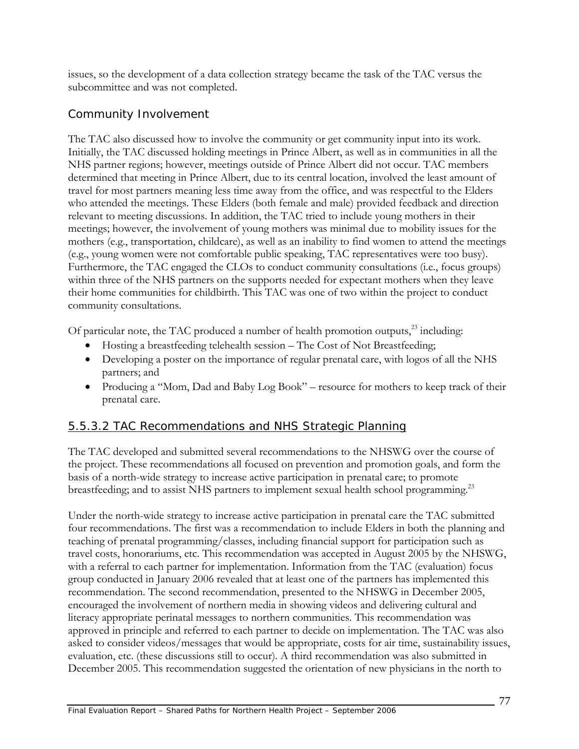issues, so the development of a data collection strategy became the task of the TAC versus the subcommittee and was not completed.

### Community Involvement

The TAC also discussed how to involve the community or get community input into its work. Initially, the TAC discussed holding meetings in Prince Albert, as well as in communities in all the NHS partner regions; however, meetings outside of Prince Albert did not occur. TAC members determined that meeting in Prince Albert, due to its central location, involved the least amount of travel for most partners meaning less time away from the office, and was respectful to the Elders who attended the meetings. These Elders (both female and male) provided feedback and direction relevant to meeting discussions. In addition, the TAC tried to include young mothers in their meetings; however, the involvement of young mothers was minimal due to mobility issues for the mothers (e.g., transportation, childcare), as well as an inability to find women to attend the meetings (e.g., young women were not comfortable public speaking, TAC representatives were too busy). Furthermore, the TAC engaged the CLOs to conduct community consultations (i.e., focus groups) within three of the NHS partners on the supports needed for expectant mothers when they leave their home communities for childbirth. This TAC was one of two within the project to conduct community consultations.

Of particular note, the TAC produced a number of health promotion outputs,[23] including:

- Hosting a breastfeeding telehealth session – The Cost of Not Breastfeeding;
- Developing a poster on the importance of regular prenatal care, with logos of all the NHS partners; and
- Producing a "Mom, Dad and Baby Log Book" – resource for mothers to keep track of their prenatal care.

### 5.5.3.2 TAC Recommendations and NHS Strategic Planning

The TAC developed and submitted several recommendations to the NHSWG over the course of the project. These recommendations all focused on prevention and promotion goals, and form the basis of a north-wide strategy to increase active participation in prenatal care; to promote breastfeeding; and to assist NHS partners to implement sexual health school programming.[23]

Under the north-wide strategy to increase active participation in prenatal care the TAC submitted four recommendations. The first was a recommendation to include Elders in both the planning and teaching of prenatal programming/classes, including financial support for participation such as travel costs, honorariums, etc. This recommendation was accepted in August 2005 by the NHSWG, with a referral to each partner for implementation. Information from the TAC (evaluation) focus group conducted in January 2006 revealed that at least one of the partners has implemented this recommendation. The second recommendation, presented to the NHSWG in December 2005, encouraged the involvement of northern media in showing videos and delivering cultural and literacy appropriate perinatal messages to northern communities. This recommendation was approved in principle and referred to each partner to decide on implementation. The TAC was also asked to consider videos/messages that would be appropriate, costs for air time, sustainability issues, evaluation, etc. (these discussions still to occur). A third recommendation was also submitted in December 2005. This recommendation suggested the orientation of new physicians in the north to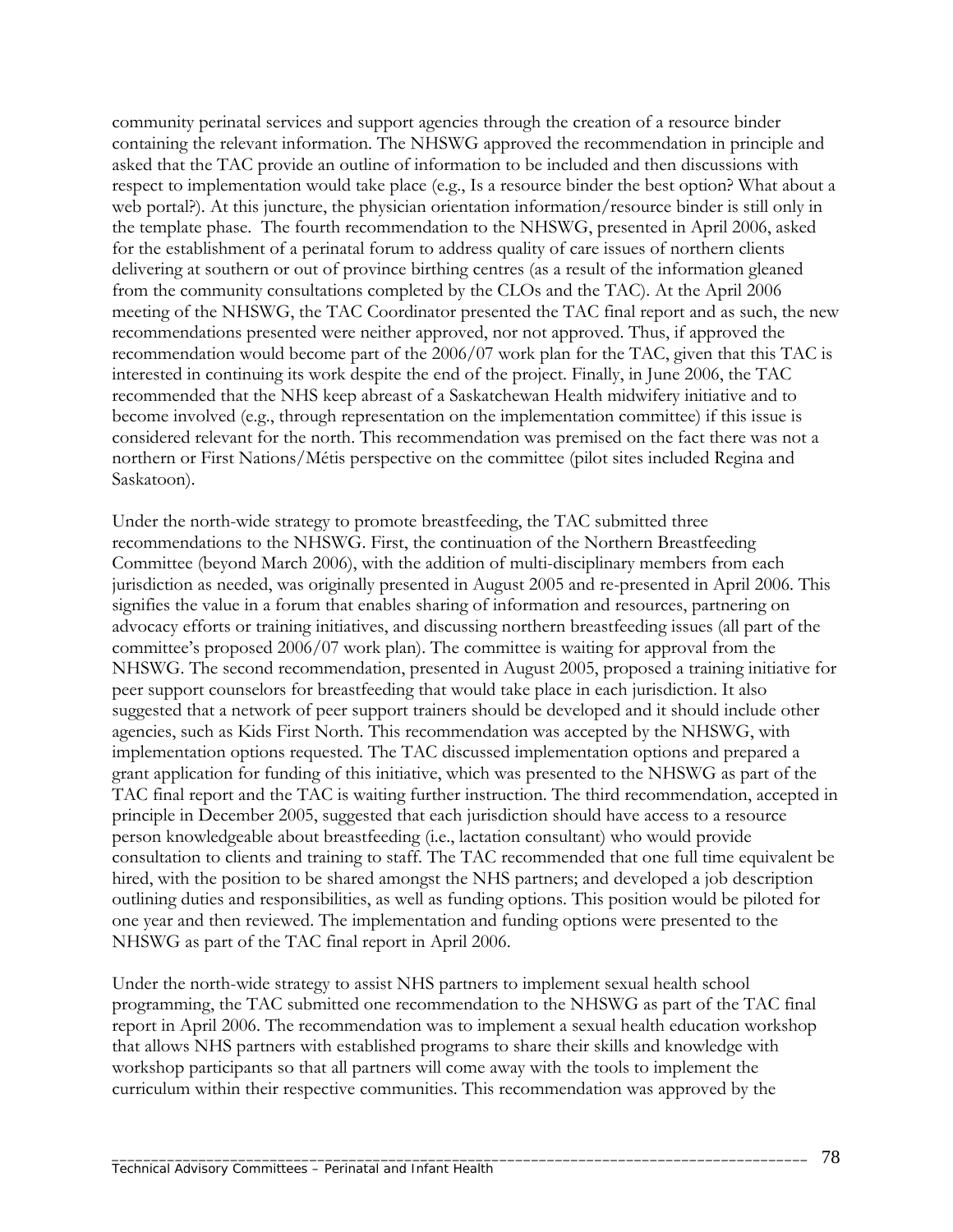community perinatal services and support agencies through the creation of a resource binder containing the relevant information. The NHSWG approved the recommendation in principle and asked that the TAC provide an outline of information to be included and then discussions with respect to implementation would take place (e.g., Is a resource binder the best option? What about a web portal?). At this juncture, the physician orientation information/resource binder is still only in the template phase. The fourth recommendation to the NHSWG, presented in April 2006, asked for the establishment of a perinatal forum to address quality of care issues of northern clients delivering at southern or out of province birthing centres (as a result of the information gleaned from the community consultations completed by the CLOs and the TAC). At the April 2006 meeting of the NHSWG, the TAC Coordinator presented the TAC final report and as such, the new recommendations presented were neither approved, nor not approved. Thus, if approved the recommendation would become part of the 2006/07 work plan for the TAC, given that this TAC is interested in continuing its work despite the end of the project. Finally, in June 2006, the TAC recommended that the NHS keep abreast of a Saskatchewan Health midwifery initiative and to become involved (e.g., through representation on the implementation committee) if this issue is considered relevant for the north. This recommendation was premised on the fact there was not a northern or First Nations/Métis perspective on the committee (pilot sites included Regina and Saskatoon).

Under the north-wide strategy to promote breastfeeding, the TAC submitted three recommendations to the NHSWG. First, the continuation of the Northern Breastfeeding Committee (beyond March 2006), with the addition of multi-disciplinary members from each jurisdiction as needed, was originally presented in August 2005 and re-presented in April 2006. This signifies the value in a forum that enables sharing of information and resources, partnering on advocacy efforts or training initiatives, and discussing northern breastfeeding issues (all part of the committee's proposed 2006/07 work plan). The committee is waiting for approval from the NHSWG. The second recommendation, presented in August 2005, proposed a training initiative for peer support counselors for breastfeeding that would take place in each jurisdiction. It also suggested that a network of peer support trainers should be developed and it should include other agencies, such as Kids First North. This recommendation was accepted by the NHSWG, with implementation options requested. The TAC discussed implementation options and prepared a grant application for funding of this initiative, which was presented to the NHSWG as part of the TAC final report and the TAC is waiting further instruction. The third recommendation, accepted in principle in December 2005, suggested that each jurisdiction should have access to a resource person knowledgeable about breastfeeding (i.e., lactation consultant) who would provide consultation to clients and training to staff. The TAC recommended that one full time equivalent be hired, with the position to be shared amongst the NHS partners; and developed a job description outlining duties and responsibilities, as well as funding options. This position would be piloted for one year and then reviewed. The implementation and funding options were presented to the NHSWG as part of the TAC final report in April 2006.

Under the north-wide strategy to assist NHS partners to implement sexual health school programming, the TAC submitted one recommendation to the NHSWG as part of the TAC final report in April 2006. The recommendation was to implement a sexual health education workshop that allows NHS partners with established programs to share their skills and knowledge with workshop participants so that all partners will come away with the tools to implement the curriculum within their respective communities. This recommendation was approved by the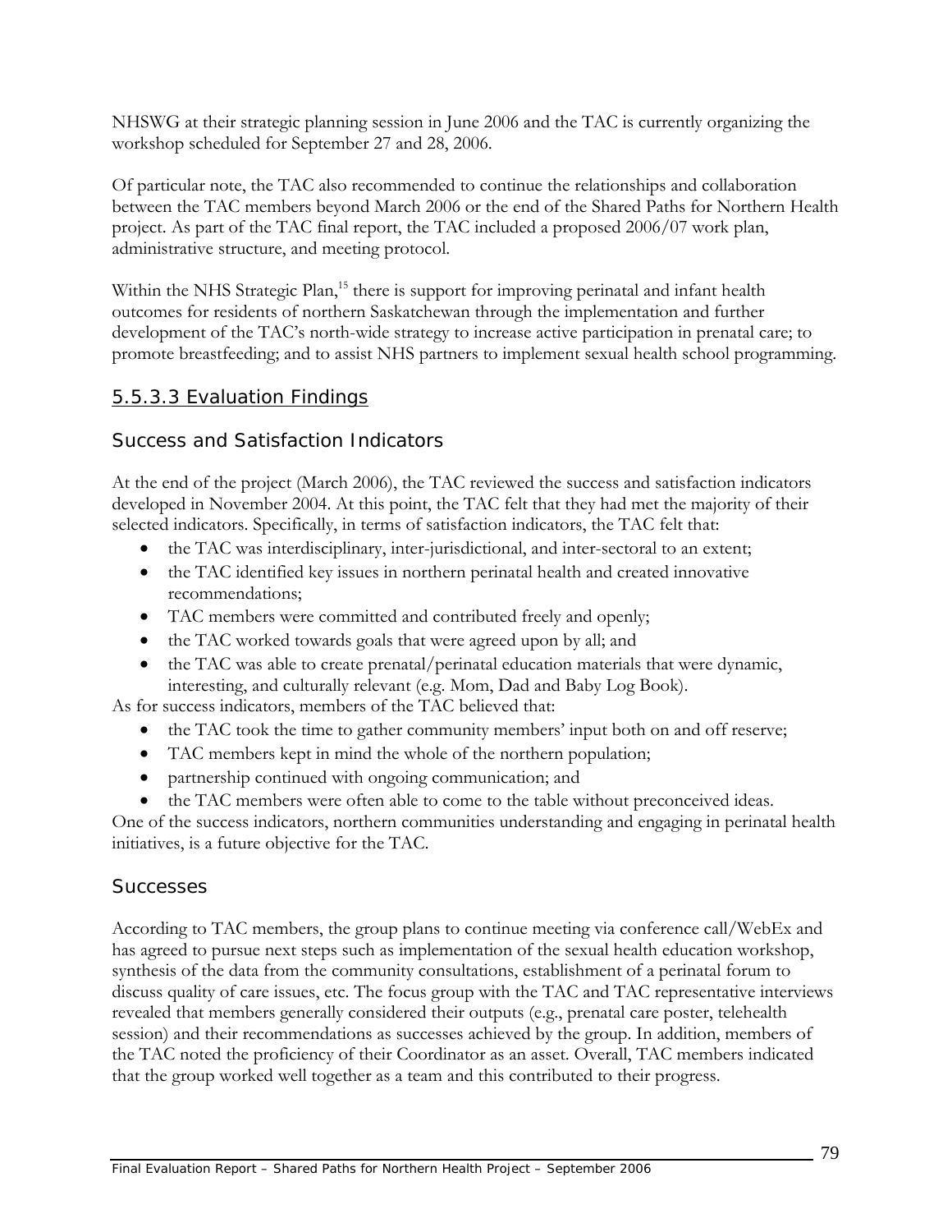NHSWG at their strategic planning session in June 2006 and the TAC is currently organizing the workshop scheduled for September 27 and 28, 2006.

Of particular note, the TAC also recommended to continue the relationships and collaboration between the TAC members beyond March 2006 or the end of the Shared Paths for Northern Health project. As part of the TAC final report, the TAC included a proposed 2006/07 work plan, administrative structure, and meeting protocol.

Within the NHS Strategic Plan,[15] there is support for improving perinatal and infant health outcomes for residents of northern Saskatchewan through the implementation and further development of the TAC's north-wide strategy to increase active participation in prenatal care; to promote breastfeeding; and to assist NHS partners to implement sexual health school programming.

### 5.5.3.3 Evaluation Findings

#### Success and Satisfaction Indicators

At the end of the project (March 2006), the TAC reviewed the success and satisfaction indicators developed in November 2004. At this point, the TAC felt that they had met the majority of their selected indicators. Specifically, in terms of satisfaction indicators, the TAC felt that:

- the TAC was interdisciplinary, inter-jurisdictional, and inter-sectoral to an extent;
- the TAC identified key issues in northern perinatal health and created innovative recommendations;
- TAC members were committed and contributed freely and openly;
- the TAC worked towards goals that were agreed upon by all; and
- the TAC was able to create prenatal/perinatal education materials that were dynamic, interesting, and culturally relevant (e.g. Mom, Dad and Baby Log Book).

As for success indicators, members of the TAC believed that:

- the TAC took the time to gather community members' input both on and off reserve;
- TAC members kept in mind the whole of the northern population;
- partnership continued with ongoing communication; and
- the TAC members were often able to come to the table without preconceived ideas.

One of the success indicators, northern communities understanding and engaging in perinatal health initiatives, is a future objective for the TAC.

#### Successes

According to TAC members, the group plans to continue meeting via conference call/WebEx and has agreed to pursue next steps such as implementation of the sexual health education workshop, synthesis of the data from the community consultations, establishment of a perinatal forum to discuss quality of care issues, etc. The focus group with the TAC and TAC representative interviews revealed that members generally considered their outputs (e.g., prenatal care poster, telehealth session) and their recommendations as successes achieved by the group. In addition, members of the TAC noted the proficiency of their Coordinator as an asset. Overall, TAC members indicated that the group worked well together as a team and this contributed to their progress.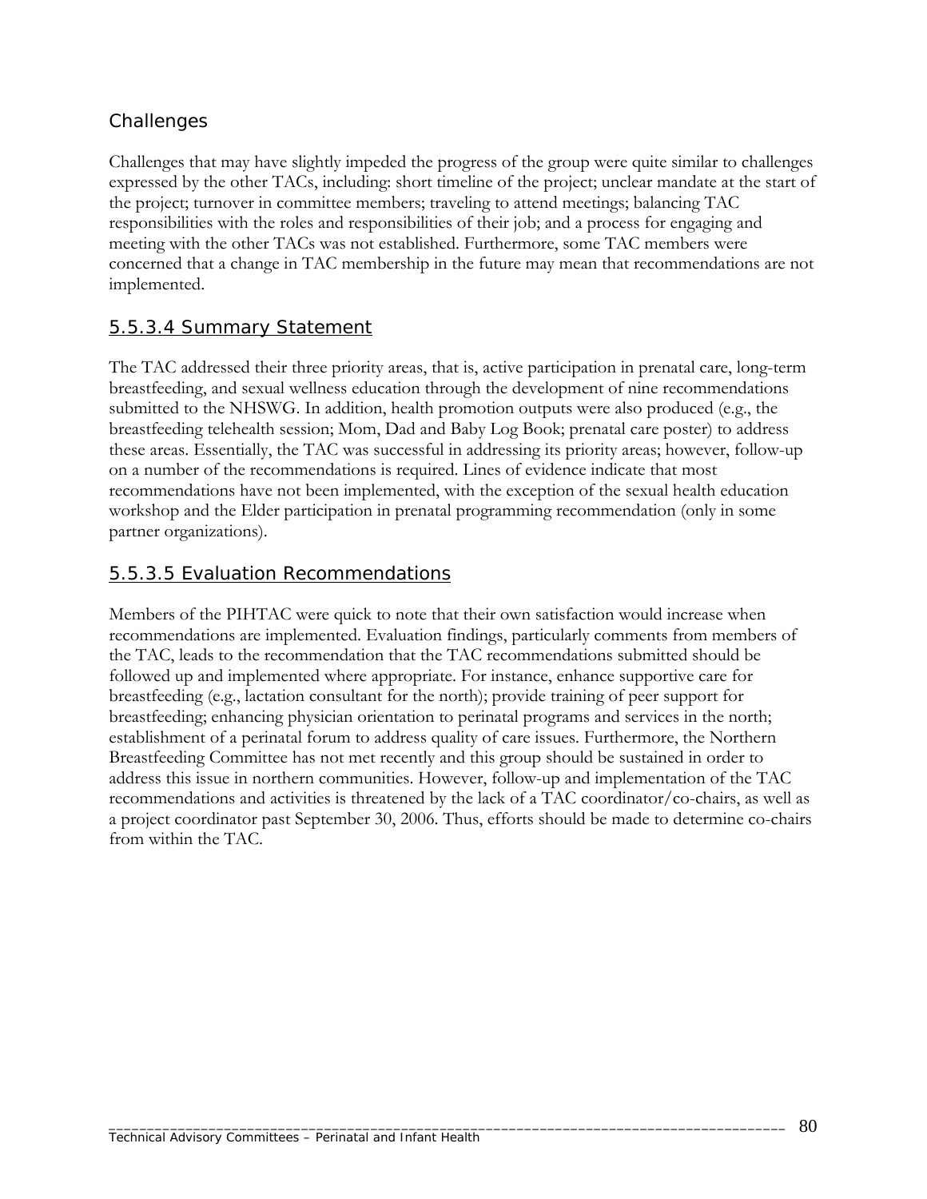### Challenges

Challenges that may have slightly impeded the progress of the group were quite similar to challenges expressed by the other TACs, including: short timeline of the project; unclear mandate at the start of the project; turnover in committee members; traveling to attend meetings; balancing TAC responsibilities with the roles and responsibilities of their job; and a process for engaging and meeting with the other TACs was not established. Furthermore, some TAC members were concerned that a change in TAC membership in the future may mean that recommendations are not implemented.

## 5.5.3.4 Summary Statement

The TAC addressed their three priority areas, that is, active participation in prenatal care, long-term breastfeeding, and sexual wellness education through the development of nine recommendations submitted to the NHSWG. In addition, health promotion outputs were also produced (e.g., the breastfeeding telehealth session; Mom, Dad and Baby Log Book; prenatal care poster) to address these areas. Essentially, the TAC was successful in addressing its priority areas; however, follow-up on a number of the recommendations is required. Lines of evidence indicate that most recommendations have not been implemented, with the exception of the sexual health education workshop and the Elder participation in prenatal programming recommendation (only in some partner organizations).

## 5.5.3.5 Evaluation Recommendations

Members of the PIHTAC were quick to note that their own satisfaction would increase when recommendations are implemented. Evaluation findings, particularly comments from members of the TAC, leads to the recommendation that the TAC recommendations submitted should be followed up and implemented where appropriate. For instance, enhance supportive care for breastfeeding (e.g., lactation consultant for the north); provide training of peer support for breastfeeding; enhancing physician orientation to perinatal programs and services in the north; establishment of a perinatal forum to address quality of care issues. Furthermore, the Northern Breastfeeding Committee has not met recently and this group should be sustained in order to address this issue in northern communities. However, follow-up and implementation of the TAC recommendations and activities is threatened by the lack of a TAC coordinator/co-chairs, as well as a project coordinator past September 30, 2006. Thus, efforts should be made to determine co-chairs from within the TAC.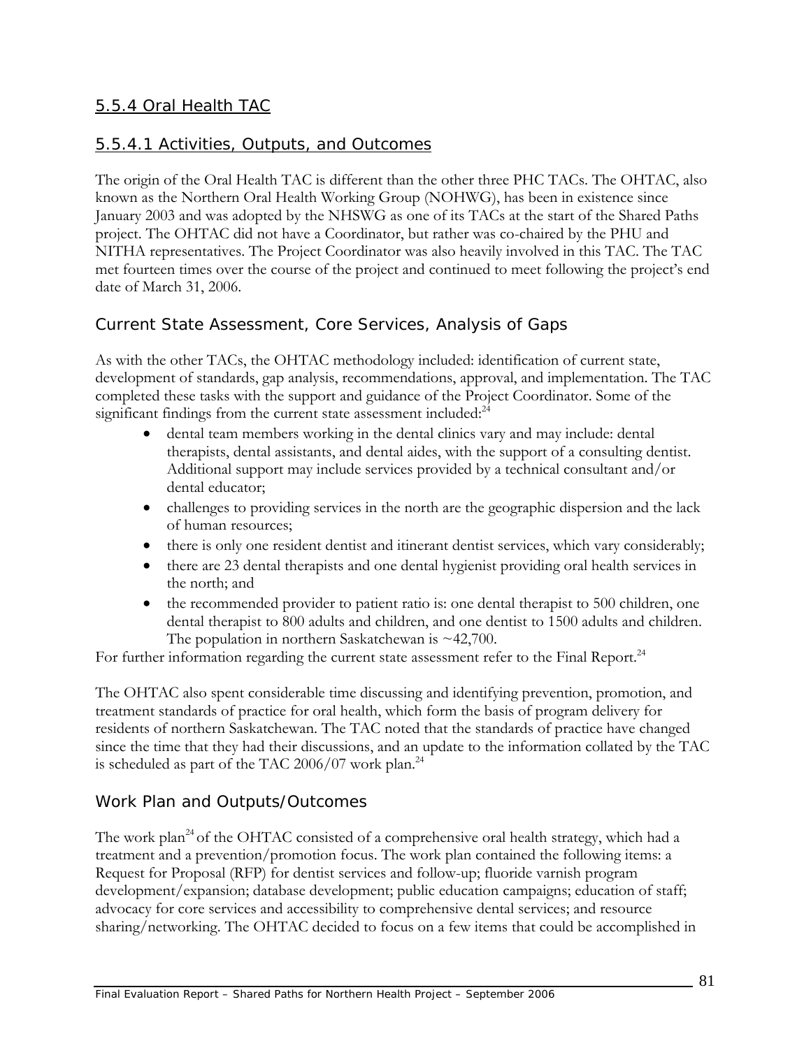## 5.5.4 Oral Health TAC

### 5.5.4.1 Activities, Outputs, and Outcomes

The origin of the Oral Health TAC is different than the other three PHC TACs. The OHTAC, also known as the Northern Oral Health Working Group (NOHWG), has been in existence since January 2003 and was adopted by the NHSWG as one of its TACs at the start of the Shared Paths project. The OHTAC did not have a Coordinator, but rather was co-chaired by the PHU and NITHA representatives. The Project Coordinator was also heavily involved in this TAC. The TAC met fourteen times over the course of the project and continued to meet following the project's end date of March 31, 2006.

#### Current State Assessment, Core Services, Analysis of Gaps

As with the other TACs, the OHTAC methodology included: identification of current state, development of standards, gap analysis, recommendations, approval, and implementation. The TAC completed these tasks with the support and guidance of the Project Coordinator. Some of the significant findings from the current state assessment included:[24]

- dental team members working in the dental clinics vary and may include: dental therapists, dental assistants, and dental aides, with the support of a consulting dentist. Additional support may include services provided by a technical consultant and/or dental educator;
- challenges to providing services in the north are the geographic dispersion and the lack of human resources;
- there is only one resident dentist and itinerant dentist services, which vary considerably;
- there are 23 dental therapists and one dental hygienist providing oral health services in the north; and
- the recommended provider to patient ratio is: one dental therapist to 500 children, one dental therapist to 800 adults and children, and one dentist to 1500 adults and children. The population in northern Saskatchewan is ~42,700.

For further information regarding the current state assessment refer to the Final Report.[24]

The OHTAC also spent considerable time discussing and identifying prevention, promotion, and treatment standards of practice for oral health, which form the basis of program delivery for residents of northern Saskatchewan. The TAC noted that the standards of practice have changed since the time that they had their discussions, and an update to the information collated by the TAC is scheduled as part of the TAC 2006/07 work plan.[24]

#### Work Plan and Outputs/Outcomes

The work plan[24] of the OHTAC consisted of a comprehensive oral health strategy, which had a treatment and a prevention/promotion focus. The work plan contained the following items: a Request for Proposal (RFP) for dentist services and follow-up; fluoride varnish program development/expansion; database development; public education campaigns; education of staff; advocacy for core services and accessibility to comprehensive dental services; and resource sharing/networking. The OHTAC decided to focus on a few items that could be accomplished in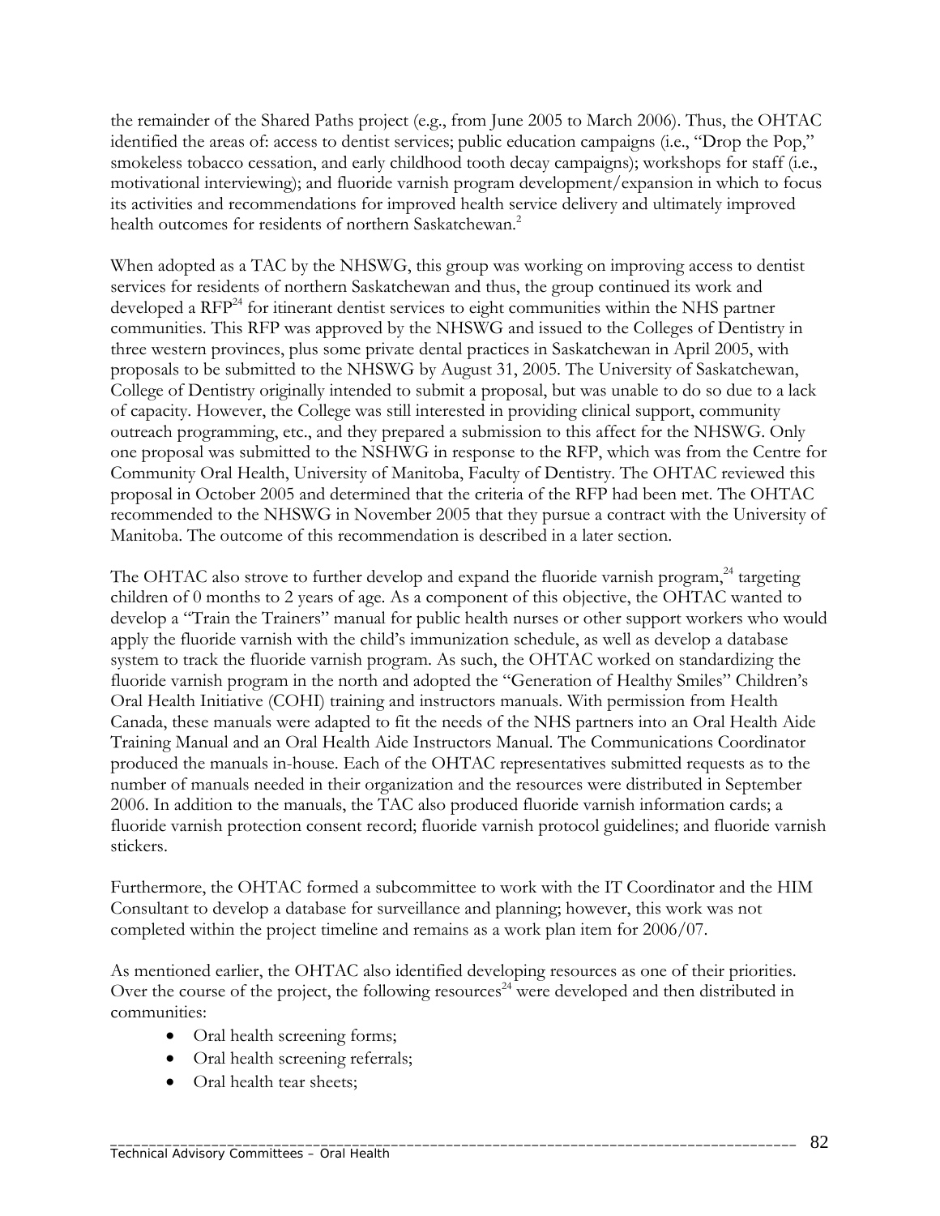the remainder of the Shared Paths project (e.g., from June 2005 to March 2006). Thus, the OHTAC identified the areas of: access to dentist services; public education campaigns (i.e., "Drop the Pop," smokeless tobacco cessation, and early childhood tooth decay campaigns); workshops for staff (i.e., motivational interviewing); and fluoride varnish program development/expansion in which to focus its activities and recommendations for improved health service delivery and ultimately improved health outcomes for residents of northern Saskatchewan.[2]

When adopted as a TAC by the NHSWG, this group was working on improving access to dentist services for residents of northern Saskatchewan and thus, the group continued its work and developed a RFP[24] for itinerant dentist services to eight communities within the NHS partner communities. This RFP was approved by the NHSWG and issued to the Colleges of Dentistry in three western provinces, plus some private dental practices in Saskatchewan in April 2005, with proposals to be submitted to the NHSWG by August 31, 2005. The University of Saskatchewan, College of Dentistry originally intended to submit a proposal, but was unable to do so due to a lack of capacity. However, the College was still interested in providing clinical support, community outreach programming, etc., and they prepared a submission to this affect for the NHSWG. Only one proposal was submitted to the NSHWG in response to the RFP, which was from the Centre for Community Oral Health, University of Manitoba, Faculty of Dentistry. The OHTAC reviewed this proposal in October 2005 and determined that the criteria of the RFP had been met. The OHTAC recommended to the NHSWG in November 2005 that they pursue a contract with the University of Manitoba. The outcome of this recommendation is described in a later section.

The OHTAC also strove to further develop and expand the fluoride varnish program,[24] targeting children of 0 months to 2 years of age. As a component of this objective, the OHTAC wanted to develop a "Train the Trainers" manual for public health nurses or other support workers who would apply the fluoride varnish with the child's immunization schedule, as well as develop a database system to track the fluoride varnish program. As such, the OHTAC worked on standardizing the fluoride varnish program in the north and adopted the "Generation of Healthy Smiles" Children's Oral Health Initiative (COHI) training and instructors manuals. With permission from Health Canada, these manuals were adapted to fit the needs of the NHS partners into an Oral Health Aide Training Manual and an Oral Health Aide Instructors Manual. The Communications Coordinator produced the manuals in-house. Each of the OHTAC representatives submitted requests as to the number of manuals needed in their organization and the resources were distributed in September 2006. In addition to the manuals, the TAC also produced fluoride varnish information cards; a fluoride varnish protection consent record; fluoride varnish protocol guidelines; and fluoride varnish stickers.

Furthermore, the OHTAC formed a subcommittee to work with the IT Coordinator and the HIM Consultant to develop a database for surveillance and planning; however, this work was not completed within the project timeline and remains as a work plan item for 2006/07.

As mentioned earlier, the OHTAC also identified developing resources as one of their priorities. Over the course of the project, the following resources[24] were developed and then distributed in communities:

- Oral health screening forms;
- Oral health screening referrals;
- Oral health tear sheets;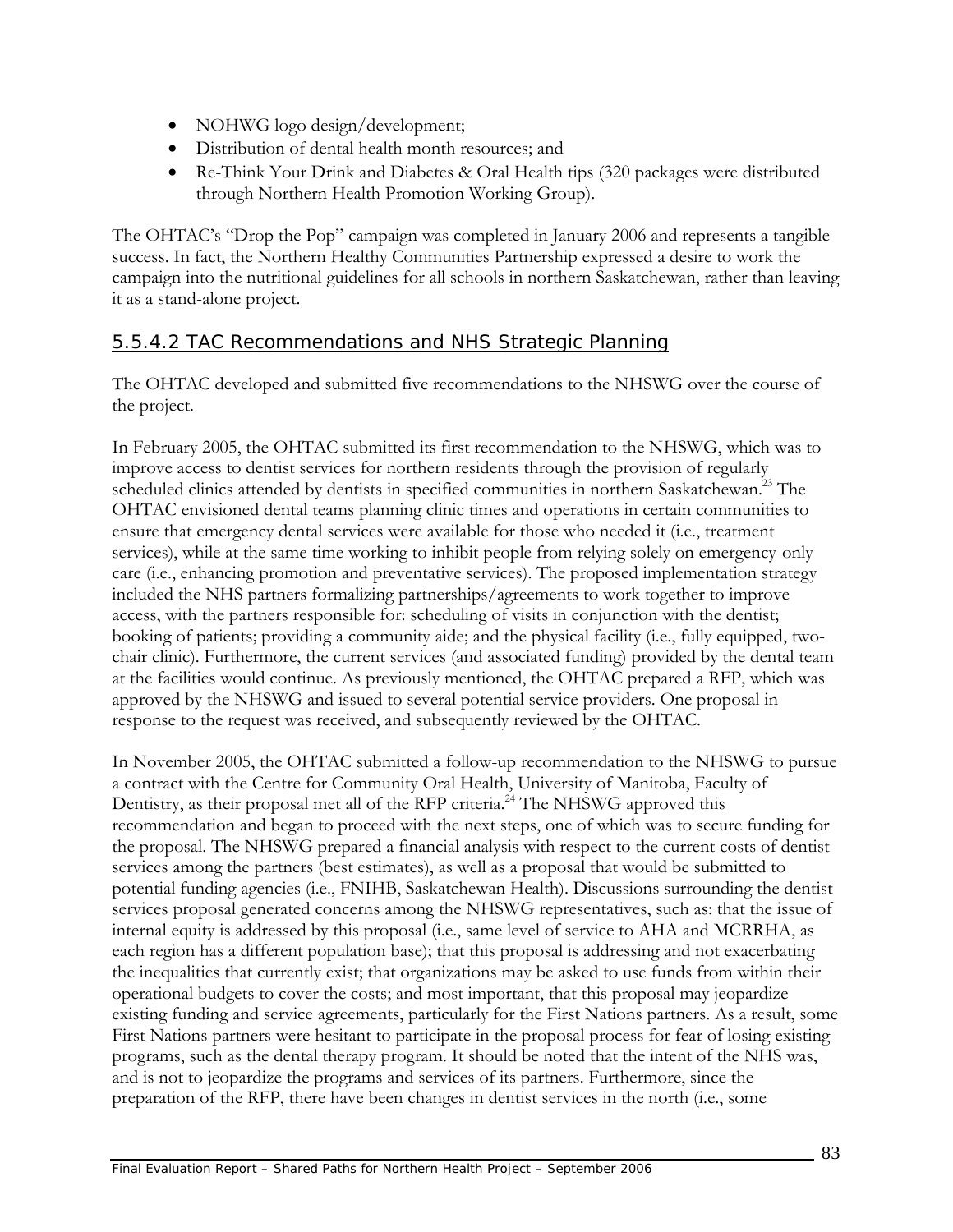- NOHWG logo design/development;
- Distribution of dental health month resources; and
- Re-Think Your Drink and Diabetes & Oral Health tips (320 packages were distributed through Northern Health Promotion Working Group).

The OHTAC's "Drop the Pop" campaign was completed in January 2006 and represents a tangible success. In fact, the Northern Healthy Communities Partnership expressed a desire to work the campaign into the nutritional guidelines for all schools in northern Saskatchewan, rather than leaving it as a stand-alone project.

### 5.5.4.2 TAC Recommendations and NHS Strategic Planning

The OHTAC developed and submitted five recommendations to the NHSWG over the course of the project.

In February 2005, the OHTAC submitted its first recommendation to the NHSWG, which was to improve access to dentist services for northern residents through the provision of regularly scheduled clinics attended by dentists in specified communities in northern Saskatchewan.[23] The OHTAC envisioned dental teams planning clinic times and operations in certain communities to ensure that emergency dental services were available for those who needed it (i.e., treatment services), while at the same time working to inhibit people from relying solely on emergency-only care (i.e., enhancing promotion and preventative services). The proposed implementation strategy included the NHS partners formalizing partnerships/agreements to work together to improve access, with the partners responsible for: scheduling of visits in conjunction with the dentist; booking of patients; providing a community aide; and the physical facility (i.e., fully equipped, two-chair clinic). Furthermore, the current services (and associated funding) provided by the dental team at the facilities would continue. As previously mentioned, the OHTAC prepared a RFP, which was approved by the NHSWG and issued to several potential service providers. One proposal in response to the request was received, and subsequently reviewed by the OHTAC.

In November 2005, the OHTAC submitted a follow-up recommendation to the NHSWG to pursue a contract with the Centre for Community Oral Health, University of Manitoba, Faculty of Dentistry, as their proposal met all of the RFP criteria.[24] The NHSWG approved this recommendation and began to proceed with the next steps, one of which was to secure funding for the proposal. The NHSWG prepared a financial analysis with respect to the current costs of dentist services among the partners (best estimates), as well as a proposal that would be submitted to potential funding agencies (i.e., FNIHB, Saskatchewan Health). Discussions surrounding the dentist services proposal generated concerns among the NHSWG representatives, such as: that the issue of internal equity is addressed by this proposal (i.e., same level of service to AHA and MCRRHA, as each region has a different population base); that this proposal is addressing and not exacerbating the inequalities that currently exist; that organizations may be asked to use funds from within their operational budgets to cover the costs; and most important, that this proposal may jeopardize existing funding and service agreements, particularly for the First Nations partners. As a result, some First Nations partners were hesitant to participate in the proposal process for fear of losing existing programs, such as the dental therapy program. It should be noted that the intent of the NHS was, and is not to jeopardize the programs and services of its partners. Furthermore, since the preparation of the RFP, there have been changes in dentist services in the north (i.e., some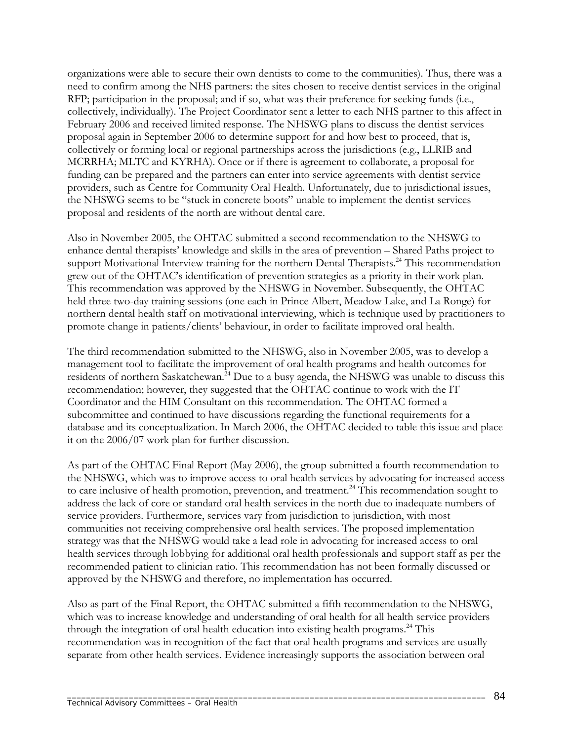organizations were able to secure their own dentists to come to the communities). Thus, there was a need to confirm among the NHS partners: the sites chosen to receive dentist services in the original RFP; participation in the proposal; and if so, what was their preference for seeking funds (i.e., collectively, individually). The Project Coordinator sent a letter to each NHS partner to this affect in February 2006 and received limited response. The NHSWG plans to discuss the dentist services proposal again in September 2006 to determine support for and how best to proceed, that is, collectively or forming local or regional partnerships across the jurisdictions (e.g., LLRIB and MCRRHA; MLTC and KYRHA). Once or if there is agreement to collaborate, a proposal for funding can be prepared and the partners can enter into service agreements with dentist service providers, such as Centre for Community Oral Health. Unfortunately, due to jurisdictional issues, the NHSWG seems to be "stuck in concrete boots" unable to implement the dentist services proposal and residents of the north are without dental care.

Also in November 2005, the OHTAC submitted a second recommendation to the NHSWG to enhance dental therapists' knowledge and skills in the area of prevention – Shared Paths project to support Motivational Interview training for the northern Dental Therapists.[24] This recommendation grew out of the OHTAC's identification of prevention strategies as a priority in their work plan. This recommendation was approved by the NHSWG in November. Subsequently, the OHTAC held three two-day training sessions (one each in Prince Albert, Meadow Lake, and La Ronge) for northern dental health staff on motivational interviewing, which is technique used by practitioners to promote change in patients/clients' behaviour, in order to facilitate improved oral health.

The third recommendation submitted to the NHSWG, also in November 2005, was to develop a management tool to facilitate the improvement of oral health programs and health outcomes for residents of northern Saskatchewan.[24] Due to a busy agenda, the NHSWG was unable to discuss this recommendation; however, they suggested that the OHTAC continue to work with the IT Coordinator and the HIM Consultant on this recommendation. The OHTAC formed a subcommittee and continued to have discussions regarding the functional requirements for a database and its conceptualization. In March 2006, the OHTAC decided to table this issue and place it on the 2006/07 work plan for further discussion.

As part of the OHTAC Final Report (May 2006), the group submitted a fourth recommendation to the NHSWG, which was to improve access to oral health services by advocating for increased access to care inclusive of health promotion, prevention, and treatment.[24] This recommendation sought to address the lack of core or standard oral health services in the north due to inadequate numbers of service providers. Furthermore, services vary from jurisdiction to jurisdiction, with most communities not receiving comprehensive oral health services. The proposed implementation strategy was that the NHSWG would take a lead role in advocating for increased access to oral health services through lobbying for additional oral health professionals and support staff as per the recommended patient to clinician ratio. This recommendation has not been formally discussed or approved by the NHSWG and therefore, no implementation has occurred.

Also as part of the Final Report, the OHTAC submitted a fifth recommendation to the NHSWG, which was to increase knowledge and understanding of oral health for all health service providers through the integration of oral health education into existing health programs.[24] This recommendation was in recognition of the fact that oral health programs and services are usually separate from other health services. Evidence increasingly supports the association between oral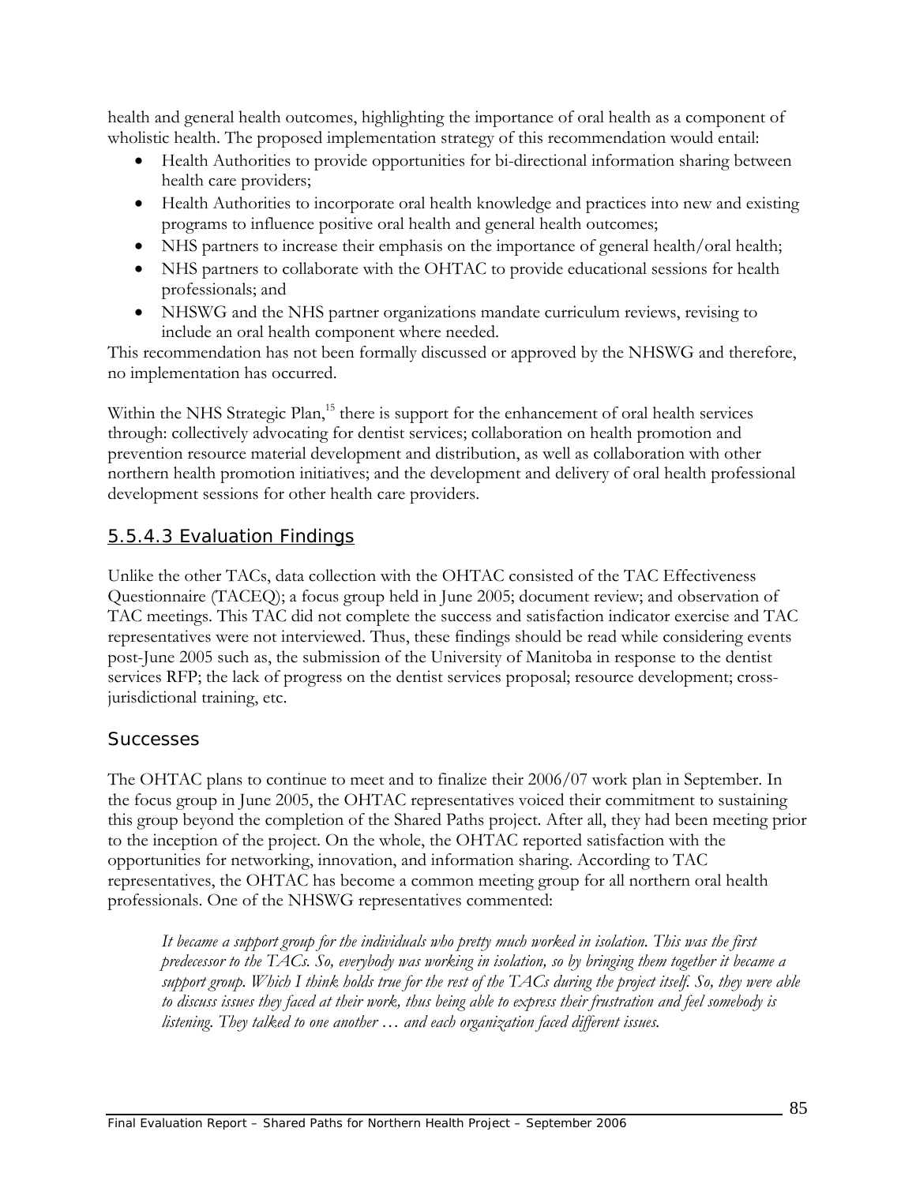health and general health outcomes, highlighting the importance of oral health as a component of wholistic health. The proposed implementation strategy of this recommendation would entail:

- Health Authorities to provide opportunities for bi-directional information sharing between health care providers;
- Health Authorities to incorporate oral health knowledge and practices into new and existing programs to influence positive oral health and general health outcomes;
- NHS partners to increase their emphasis on the importance of general health/oral health;
- NHS partners to collaborate with the OHTAC to provide educational sessions for health professionals; and
- NHSWG and the NHS partner organizations mandate curriculum reviews, revising to include an oral health component where needed.

This recommendation has not been formally discussed or approved by the NHSWG and therefore, no implementation has occurred.

Within the NHS Strategic Plan,[15] there is support for the enhancement of oral health services through: collectively advocating for dentist services; collaboration on health promotion and prevention resource material development and distribution, as well as collaboration with other northern health promotion initiatives; and the development and delivery of oral health professional development sessions for other health care providers.

### 5.5.4.3 Evaluation Findings

Unlike the other TACs, data collection with the OHTAC consisted of the TAC Effectiveness Questionnaire (TACEQ); a focus group held in June 2005; document review; and observation of TAC meetings. This TAC did not complete the success and satisfaction indicator exercise and TAC representatives were not interviewed. Thus, these findings should be read while considering events post-June 2005 such as, the submission of the University of Manitoba in response to the dentist services RFP; the lack of progress on the dentist services proposal; resource development; cross-jurisdictional training, etc.

#### Successes

The OHTAC plans to continue to meet and to finalize their 2006/07 work plan in September. In the focus group in June 2005, the OHTAC representatives voiced their commitment to sustaining this group beyond the completion of the Shared Paths project. After all, they had been meeting prior to the inception of the project. On the whole, the OHTAC reported satisfaction with the opportunities for networking, innovation, and information sharing. According to TAC representatives, the OHTAC has become a common meeting group for all northern oral health professionals. One of the NHSWG representatives commented:

> *It became a support group for the individuals who pretty much worked in isolation. This was the first predecessor to the TACs. So, everybody was working in isolation, so by bringing them together it became a support group. Which I think holds true for the rest of the TACs during the project itself. So, they were able to discuss issues they faced at their work, thus being able to express their frustration and feel somebody is listening. They talked to one another … and each organization faced different issues.*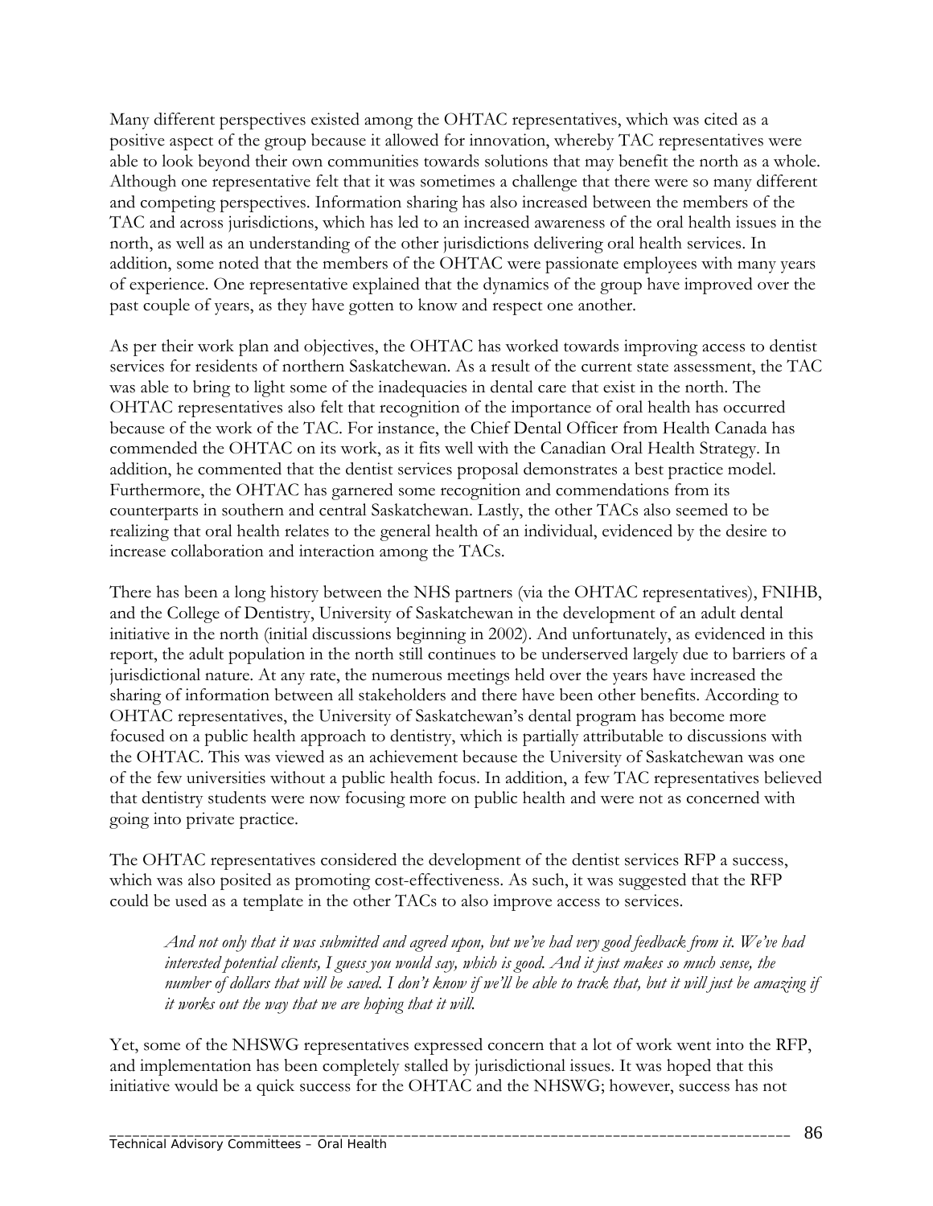Many different perspectives existed among the OHTAC representatives, which was cited as a positive aspect of the group because it allowed for innovation, whereby TAC representatives were able to look beyond their own communities towards solutions that may benefit the north as a whole. Although one representative felt that it was sometimes a challenge that there were so many different and competing perspectives. Information sharing has also increased between the members of the TAC and across jurisdictions, which has led to an increased awareness of the oral health issues in the north, as well as an understanding of the other jurisdictions delivering oral health services. In addition, some noted that the members of the OHTAC were passionate employees with many years of experience. One representative explained that the dynamics of the group have improved over the past couple of years, as they have gotten to know and respect one another.

As per their work plan and objectives, the OHTAC has worked towards improving access to dentist services for residents of northern Saskatchewan. As a result of the current state assessment, the TAC was able to bring to light some of the inadequacies in dental care that exist in the north. The OHTAC representatives also felt that recognition of the importance of oral health has occurred because of the work of the TAC. For instance, the Chief Dental Officer from Health Canada has commended the OHTAC on its work, as it fits well with the Canadian Oral Health Strategy. In addition, he commented that the dentist services proposal demonstrates a best practice model. Furthermore, the OHTAC has garnered some recognition and commendations from its counterparts in southern and central Saskatchewan. Lastly, the other TACs also seemed to be realizing that oral health relates to the general health of an individual, evidenced by the desire to increase collaboration and interaction among the TACs.

There has been a long history between the NHS partners (via the OHTAC representatives), FNIHB, and the College of Dentistry, University of Saskatchewan in the development of an adult dental initiative in the north (initial discussions beginning in 2002). And unfortunately, as evidenced in this report, the adult population in the north still continues to be underserved largely due to barriers of a jurisdictional nature. At any rate, the numerous meetings held over the years have increased the sharing of information between all stakeholders and there have been other benefits. According to OHTAC representatives, the University of Saskatchewan's dental program has become more focused on a public health approach to dentistry, which is partially attributable to discussions with the OHTAC. This was viewed as an achievement because the University of Saskatchewan was one of the few universities without a public health focus. In addition, a few TAC representatives believed that dentistry students were now focusing more on public health and were not as concerned with going into private practice.

The OHTAC representatives considered the development of the dentist services RFP a success, which was also posited as promoting cost-effectiveness. As such, it was suggested that the RFP could be used as a template in the other TACs to also improve access to services.

> *And not only that it was submitted and agreed upon, but we've had very good feedback from it. We've had interested potential clients, I guess you would say, which is good. And it just makes so much sense, the number of dollars that will be saved. I don't know if we'll be able to track that, but it will just be amazing if it works out the way that we are hoping that it will.*

Yet, some of the NHSWG representatives expressed concern that a lot of work went into the RFP, and implementation has been completely stalled by jurisdictional issues. It was hoped that this initiative would be a quick success for the OHTAC and the NHSWG; however, success has not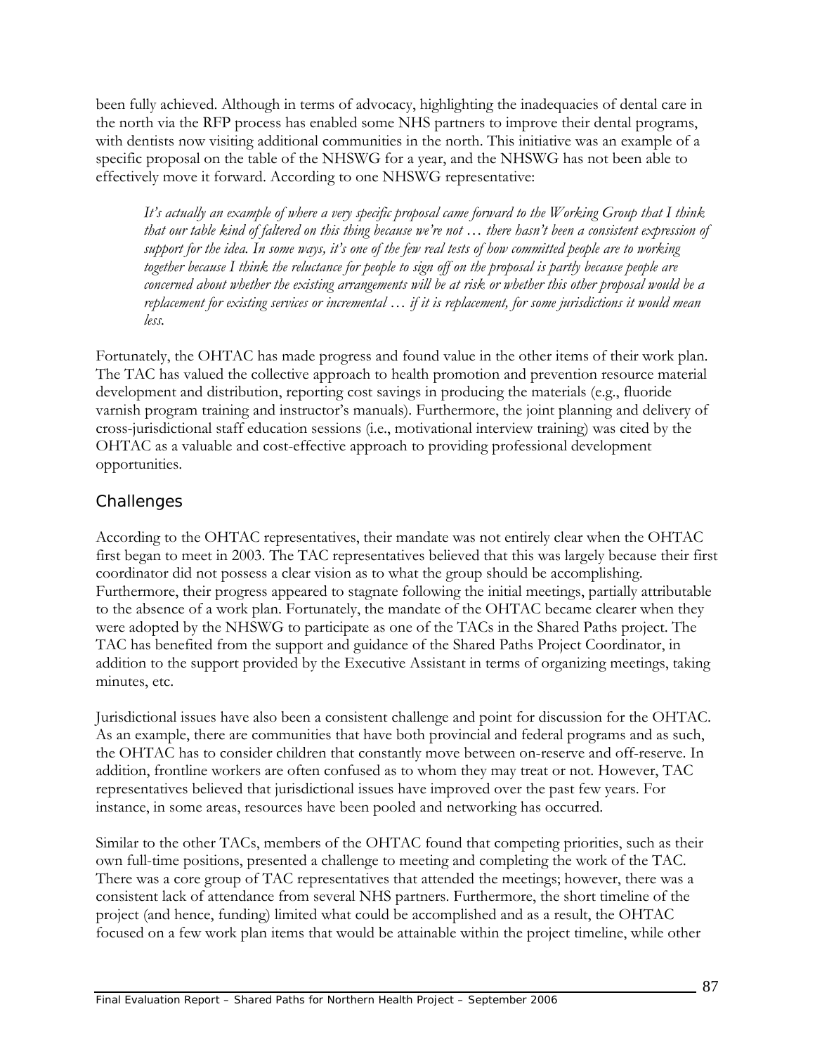been fully achieved. Although in terms of advocacy, highlighting the inadequacies of dental care in the north via the RFP process has enabled some NHS partners to improve their dental programs, with dentists now visiting additional communities in the north. This initiative was an example of a specific proposal on the table of the NHSWG for a year, and the NHSWG has not been able to effectively move it forward. According to one NHSWG representative:

> *It's actually an example of where a very specific proposal came forward to the Working Group that I think that our table kind of faltered on this thing because we're not … there hasn't been a consistent expression of support for the idea. In some ways, it's one of the few real tests of how committed people are to working together because I think the reluctance for people to sign off on the proposal is partly because people are concerned about whether the existing arrangements will be at risk or whether this other proposal would be a replacement for existing services or incremental … if it is replacement, for some jurisdictions it would mean less.*

Fortunately, the OHTAC has made progress and found value in the other items of their work plan. The TAC has valued the collective approach to health promotion and prevention resource material development and distribution, reporting cost savings in producing the materials (e.g., fluoride varnish program training and instructor's manuals). Furthermore, the joint planning and delivery of cross-jurisdictional staff education sessions (i.e., motivational interview training) was cited by the OHTAC as a valuable and cost-effective approach to providing professional development opportunities.

## Challenges

According to the OHTAC representatives, their mandate was not entirely clear when the OHTAC first began to meet in 2003. The TAC representatives believed that this was largely because their first coordinator did not possess a clear vision as to what the group should be accomplishing. Furthermore, their progress appeared to stagnate following the initial meetings, partially attributable to the absence of a work plan. Fortunately, the mandate of the OHTAC became clearer when they were adopted by the NHSWG to participate as one of the TACs in the Shared Paths project. The TAC has benefited from the support and guidance of the Shared Paths Project Coordinator, in addition to the support provided by the Executive Assistant in terms of organizing meetings, taking minutes, etc.

Jurisdictional issues have also been a consistent challenge and point for discussion for the OHTAC. As an example, there are communities that have both provincial and federal programs and as such, the OHTAC has to consider children that constantly move between on-reserve and off-reserve. In addition, frontline workers are often confused as to whom they may treat or not. However, TAC representatives believed that jurisdictional issues have improved over the past few years. For instance, in some areas, resources have been pooled and networking has occurred.

Similar to the other TACs, members of the OHTAC found that competing priorities, such as their own full-time positions, presented a challenge to meeting and completing the work of the TAC. There was a core group of TAC representatives that attended the meetings; however, there was a consistent lack of attendance from several NHS partners. Furthermore, the short timeline of the project (and hence, funding) limited what could be accomplished and as a result, the OHTAC focused on a few work plan items that would be attainable within the project timeline, while other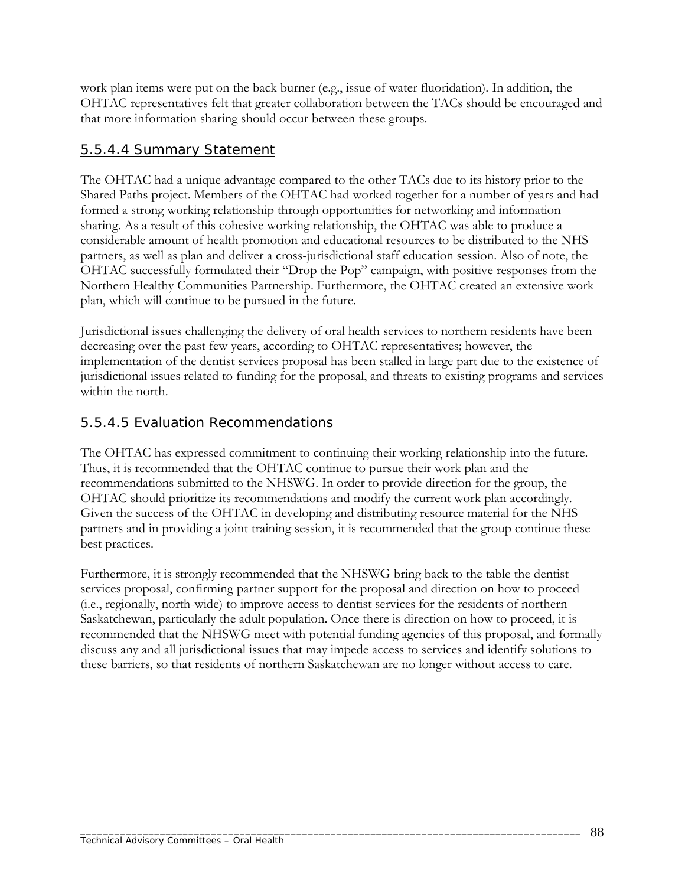work plan items were put on the back burner (e.g., issue of water fluoridation). In addition, the OHTAC representatives felt that greater collaboration between the TACs should be encouraged and that more information sharing should occur between these groups.

#### 5.5.4.4 Summary Statement

The OHTAC had a unique advantage compared to the other TACs due to its history prior to the Shared Paths project. Members of the OHTAC had worked together for a number of years and had formed a strong working relationship through opportunities for networking and information sharing. As a result of this cohesive working relationship, the OHTAC was able to produce a considerable amount of health promotion and educational resources to be distributed to the NHS partners, as well as plan and deliver a cross-jurisdictional staff education session. Also of note, the OHTAC successfully formulated their "Drop the Pop" campaign, with positive responses from the Northern Healthy Communities Partnership. Furthermore, the OHTAC created an extensive work plan, which will continue to be pursued in the future.

Jurisdictional issues challenging the delivery of oral health services to northern residents have been decreasing over the past few years, according to OHTAC representatives; however, the implementation of the dentist services proposal has been stalled in large part due to the existence of jurisdictional issues related to funding for the proposal, and threats to existing programs and services within the north.

#### 5.5.4.5 Evaluation Recommendations

The OHTAC has expressed commitment to continuing their working relationship into the future. Thus, it is recommended that the OHTAC continue to pursue their work plan and the recommendations submitted to the NHSWG. In order to provide direction for the group, the OHTAC should prioritize its recommendations and modify the current work plan accordingly. Given the success of the OHTAC in developing and distributing resource material for the NHS partners and in providing a joint training session, it is recommended that the group continue these best practices.

Furthermore, it is strongly recommended that the NHSWG bring back to the table the dentist services proposal, confirming partner support for the proposal and direction on how to proceed (i.e., regionally, north-wide) to improve access to dentist services for the residents of northern Saskatchewan, particularly the adult population. Once there is direction on how to proceed, it is recommended that the NHSWG meet with potential funding agencies of this proposal, and formally discuss any and all jurisdictional issues that may impede access to services and identify solutions to these barriers, so that residents of northern Saskatchewan are no longer without access to care.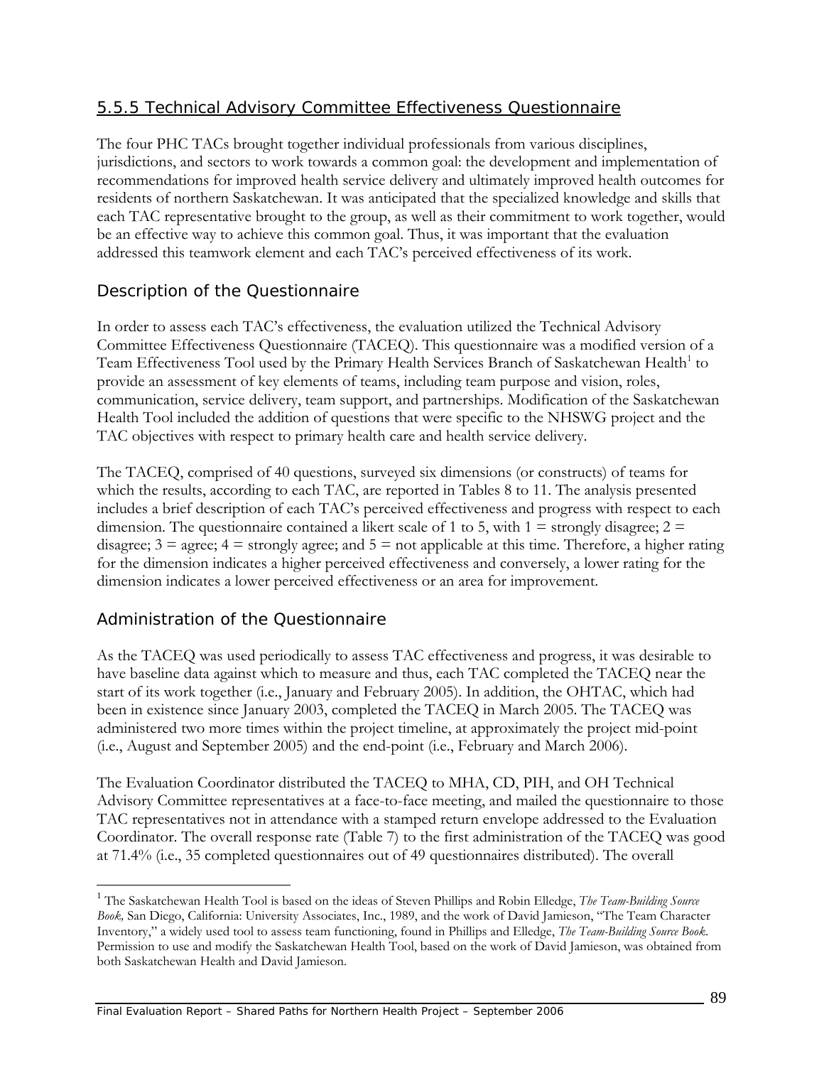## 5.5.5 Technical Advisory Committee Effectiveness Questionnaire

The four PHC TACs brought together individual professionals from various disciplines, jurisdictions, and sectors to work towards a common goal: the development and implementation of recommendations for improved health service delivery and ultimately improved health outcomes for residents of northern Saskatchewan. It was anticipated that the specialized knowledge and skills that each TAC representative brought to the group, as well as their commitment to work together, would be an effective way to achieve this common goal. Thus, it was important that the evaluation addressed this teamwork element and each TAC's perceived effectiveness of its work.

### Description of the Questionnaire

In order to assess each TAC's effectiveness, the evaluation utilized the Technical Advisory Committee Effectiveness Questionnaire (TACEQ). This questionnaire was a modified version of a Team Effectiveness Tool used by the Primary Health Services Branch of Saskatchewan Health[1] to provide an assessment of key elements of teams, including team purpose and vision, roles, communication, service delivery, team support, and partnerships. Modification of the Saskatchewan Health Tool included the addition of questions that were specific to the NHSWG project and the TAC objectives with respect to primary health care and health service delivery.

The TACEQ, comprised of 40 questions, surveyed six dimensions (or constructs) of teams for which the results, according to each TAC, are reported in Tables 8 to 11. The analysis presented includes a brief description of each TAC's perceived effectiveness and progress with respect to each dimension. The questionnaire contained a likert scale of 1 to 5, with 1 = strongly disagree; 2 = disagree; 3 = agree; 4 = strongly agree; and 5 = not applicable at this time. Therefore, a higher rating for the dimension indicates a higher perceived effectiveness and conversely, a lower rating for the dimension indicates a lower perceived effectiveness or an area for improvement.

### Administration of the Questionnaire

As the TACEQ was used periodically to assess TAC effectiveness and progress, it was desirable to have baseline data against which to measure and thus, each TAC completed the TACEQ near the start of its work together (i.e., January and February 2005). In addition, the OHTAC, which had been in existence since January 2003, completed the TACEQ in March 2005. The TACEQ was administered two more times within the project timeline, at approximately the project mid-point (i.e., August and September 2005) and the end-point (i.e., February and March 2006).

The Evaluation Coordinator distributed the TACEQ to MHA, CD, PIH, and OH Technical Advisory Committee representatives at a face-to-face meeting, and mailed the questionnaire to those TAC representatives not in attendance with a stamped return envelope addressed to the Evaluation Coordinator. The overall response rate (Table 7) to the first administration of the TACEQ was good at 71.4% (i.e., 35 completed questionnaires out of 49 questionnaires distributed). The overall

---

[1] The Saskatchewan Health Tool is based on the ideas of Steven Phillips and Robin Elledge, *The Team-Building Source Book,* San Diego, California: University Associates, Inc., 1989, and the work of David Jamieson, "The Team Character Inventory," a widely used tool to assess team functioning, found in Phillips and Elledge, *The Team-Building Source Book.* Permission to use and modify the Saskatchewan Health Tool, based on the work of David Jamieson, was obtained from both Saskatchewan Health and David Jamieson.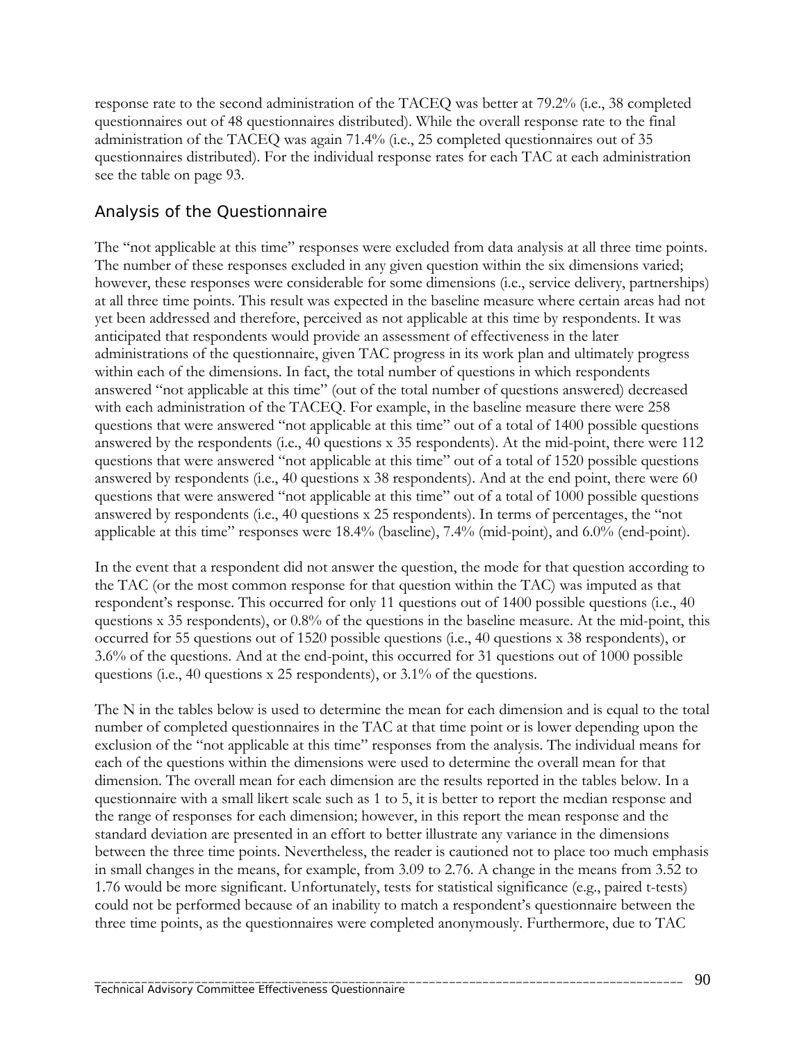response rate to the second administration of the TACEQ was better at 79.2% (i.e., 38 completed questionnaires out of 48 questionnaires distributed). While the overall response rate to the final administration of the TACEQ was again 71.4% (i.e., 25 completed questionnaires out of 35 questionnaires distributed). For the individual response rates for each TAC at each administration see the table on page 93.

## Analysis of the Questionnaire

The "not applicable at this time" responses were excluded from data analysis at all three time points. The number of these responses excluded in any given question within the six dimensions varied; however, these responses were considerable for some dimensions (i.e., service delivery, partnerships) at all three time points. This result was expected in the baseline measure where certain areas had not yet been addressed and therefore, perceived as not applicable at this time by respondents. It was anticipated that respondents would provide an assessment of effectiveness in the later administrations of the questionnaire, given TAC progress in its work plan and ultimately progress within each of the dimensions. In fact, the total number of questions in which respondents answered "not applicable at this time" (out of the total number of questions answered) decreased with each administration of the TACEQ. For example, in the baseline measure there were 258 questions that were answered "not applicable at this time" out of a total of 1400 possible questions answered by the respondents (i.e., 40 questions x 35 respondents). At the mid-point, there were 112 questions that were answered "not applicable at this time" out of a total of 1520 possible questions answered by respondents (i.e., 40 questions x 38 respondents). And at the end point, there were 60 questions that were answered "not applicable at this time" out of a total of 1000 possible questions answered by respondents (i.e., 40 questions x 25 respondents). In terms of percentages, the "not applicable at this time" responses were 18.4% (baseline), 7.4% (mid-point), and 6.0% (end-point).

In the event that a respondent did not answer the question, the mode for that question according to the TAC (or the most common response for that question within the TAC) was imputed as that respondent's response. This occurred for only 11 questions out of 1400 possible questions (i.e., 40 questions x 35 respondents), or 0.8% of the questions in the baseline measure. At the mid-point, this occurred for 55 questions out of 1520 possible questions (i.e., 40 questions x 38 respondents), or 3.6% of the questions. And at the end-point, this occurred for 31 questions out of 1000 possible questions (i.e., 40 questions x 25 respondents), or 3.1% of the questions.

The N in the tables below is used to determine the mean for each dimension and is equal to the total number of completed questionnaires in the TAC at that time point or is lower depending upon the exclusion of the "not applicable at this time" responses from the analysis. The individual means for each of the questions within the dimensions were used to determine the overall mean for that dimension. The overall mean for each dimension are the results reported in the tables below. In a questionnaire with a small likert scale such as 1 to 5, it is better to report the median response and the range of responses for each dimension; however, in this report the mean response and the standard deviation are presented in an effort to better illustrate any variance in the dimensions between the three time points. Nevertheless, the reader is cautioned not to place too much emphasis in small changes in the means, for example, from 3.09 to 2.76. A change in the means from 3.52 to 1.76 would be more significant. Unfortunately, tests for statistical significance (e.g., paired t-tests) could not be performed because of an inability to match a respondent's questionnaire between the three time points, as the questionnaires were completed anonymously. Furthermore, due to TAC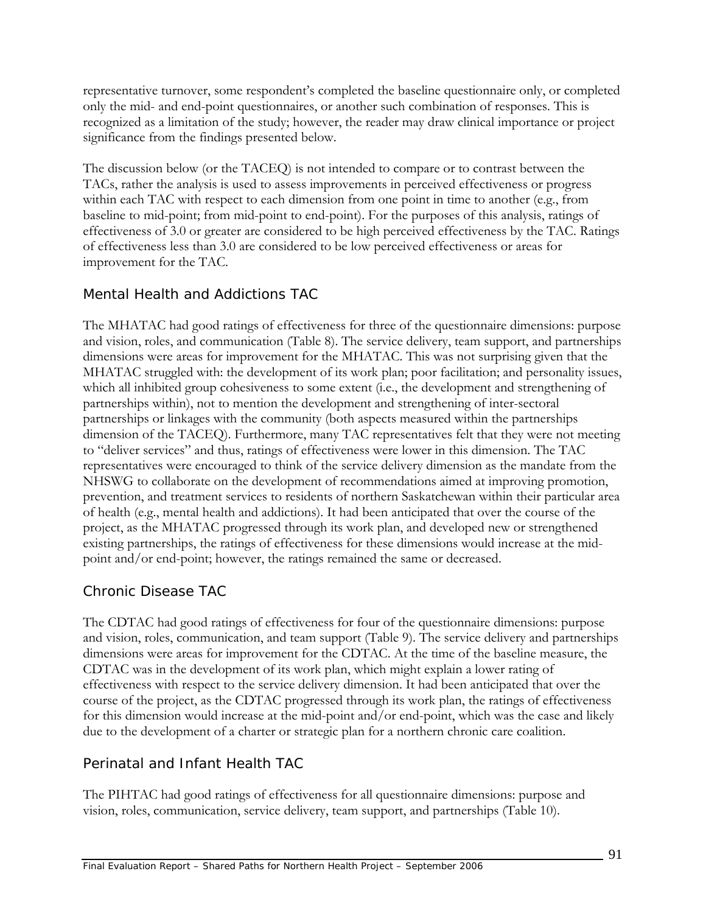representative turnover, some respondent's completed the baseline questionnaire only, or completed only the mid- and end-point questionnaires, or another such combination of responses. This is recognized as a limitation of the study; however, the reader may draw clinical importance or project significance from the findings presented below.

The discussion below (or the TACEQ) is not intended to compare or to contrast between the TACs, rather the analysis is used to assess improvements in perceived effectiveness or progress within each TAC with respect to each dimension from one point in time to another (e.g., from baseline to mid-point; from mid-point to end-point). For the purposes of this analysis, ratings of effectiveness of 3.0 or greater are considered to be high perceived effectiveness by the TAC. Ratings of effectiveness less than 3.0 are considered to be low perceived effectiveness or areas for improvement for the TAC.

## Mental Health and Addictions TAC

The MHATAC had good ratings of effectiveness for three of the questionnaire dimensions: purpose and vision, roles, and communication (Table 8). The service delivery, team support, and partnerships dimensions were areas for improvement for the MHATAC. This was not surprising given that the MHATAC struggled with: the development of its work plan; poor facilitation; and personality issues, which all inhibited group cohesiveness to some extent (i.e., the development and strengthening of partnerships within), not to mention the development and strengthening of inter-sectoral partnerships or linkages with the community (both aspects measured within the partnerships dimension of the TACEQ). Furthermore, many TAC representatives felt that they were not meeting to "deliver services" and thus, ratings of effectiveness were lower in this dimension. The TAC representatives were encouraged to think of the service delivery dimension as the mandate from the NHSWG to collaborate on the development of recommendations aimed at improving promotion, prevention, and treatment services to residents of northern Saskatchewan within their particular area of health (e.g., mental health and addictions). It had been anticipated that over the course of the project, as the MHATAC progressed through its work plan, and developed new or strengthened existing partnerships, the ratings of effectiveness for these dimensions would increase at the mid-point and/or end-point; however, the ratings remained the same or decreased.

## Chronic Disease TAC

The CDTAC had good ratings of effectiveness for four of the questionnaire dimensions: purpose and vision, roles, communication, and team support (Table 9). The service delivery and partnerships dimensions were areas for improvement for the CDTAC. At the time of the baseline measure, the CDTAC was in the development of its work plan, which might explain a lower rating of effectiveness with respect to the service delivery dimension. It had been anticipated that over the course of the project, as the CDTAC progressed through its work plan, the ratings of effectiveness for this dimension would increase at the mid-point and/or end-point, which was the case and likely due to the development of a charter or strategic plan for a northern chronic care coalition.

## Perinatal and Infant Health TAC

The PIHTAC had good ratings of effectiveness for all questionnaire dimensions: purpose and vision, roles, communication, service delivery, team support, and partnerships (Table 10).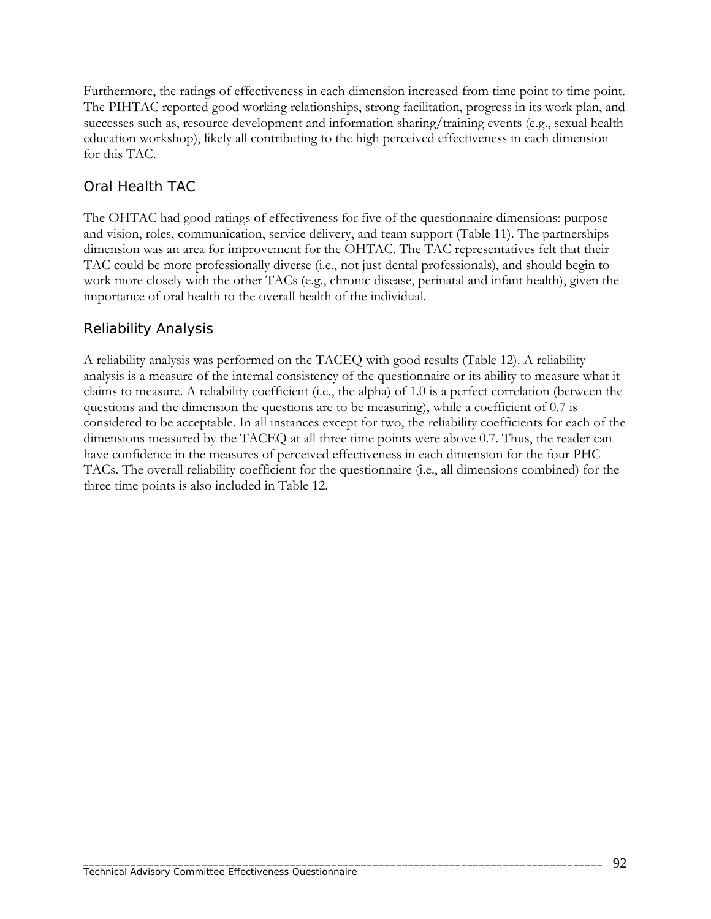Furthermore, the ratings of effectiveness in each dimension increased from time point to time point. The PIHTAC reported good working relationships, strong facilitation, progress in its work plan, and successes such as, resource development and information sharing/training events (e.g., sexual health education workshop), likely all contributing to the high perceived effectiveness in each dimension for this TAC.

## Oral Health TAC

The OHTAC had good ratings of effectiveness for five of the questionnaire dimensions: purpose and vision, roles, communication, service delivery, and team support (Table 11). The partnerships dimension was an area for improvement for the OHTAC. The TAC representatives felt that their TAC could be more professionally diverse (i.e., not just dental professionals), and should begin to work more closely with the other TACs (e.g., chronic disease, perinatal and infant health), given the importance of oral health to the overall health of the individual.

## Reliability Analysis

A reliability analysis was performed on the TACEQ with good results (Table 12). A reliability analysis is a measure of the internal consistency of the questionnaire or its ability to measure what it claims to measure. A reliability coefficient (i.e., the alpha) of 1.0 is a perfect correlation (between the questions and the dimension the questions are to be measuring), while a coefficient of 0.7 is considered to be acceptable. In all instances except for two, the reliability coefficients for each of the dimensions measured by the TACEQ at all three time points were above 0.7. Thus, the reader can have confidence in the measures of perceived effectiveness in each dimension for the four PHC TACs. The overall reliability coefficient for the questionnaire (i.e., all dimensions combined) for the three time points is also included in Table 12.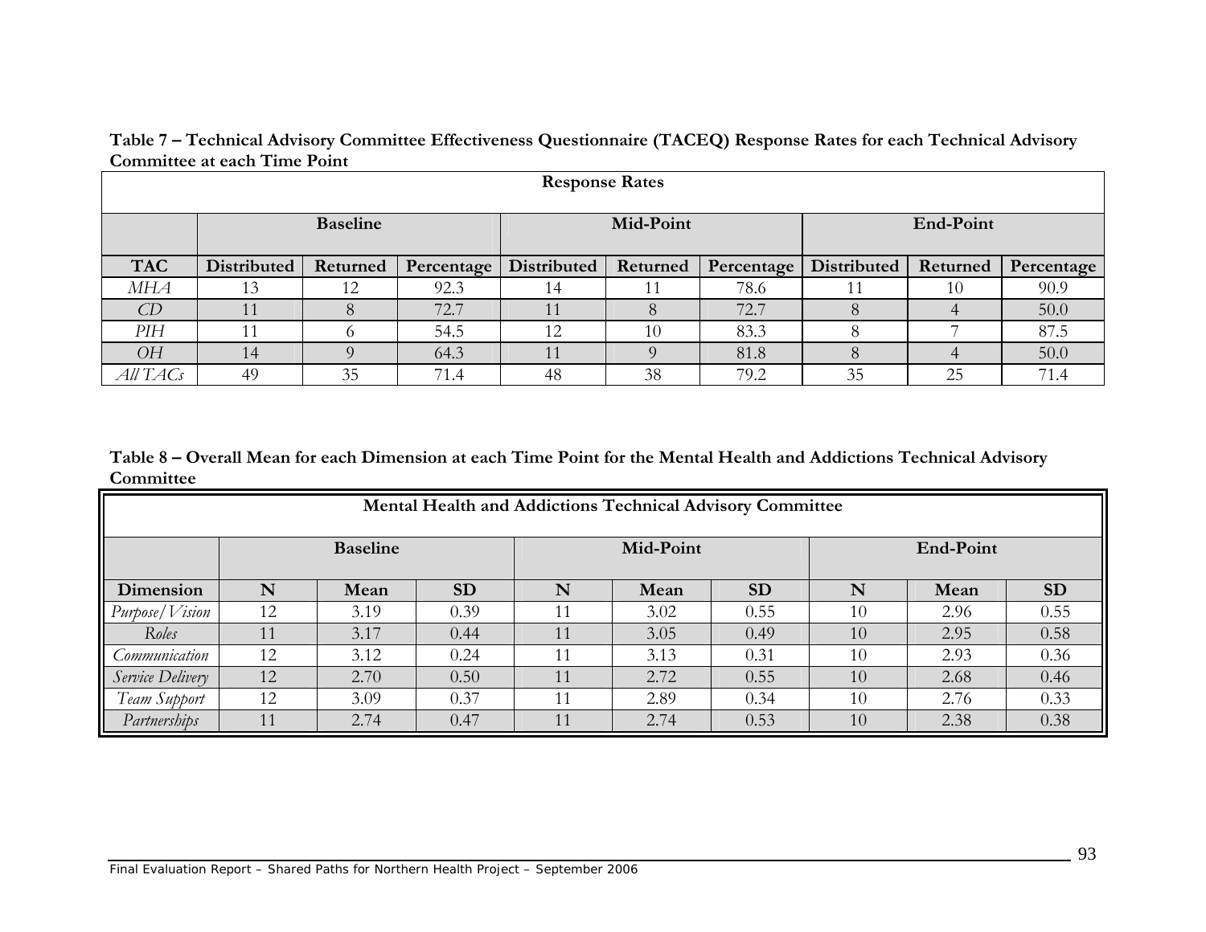**Table 7 – Technical Advisory Committee Effectiveness Questionnaire (TACEQ) Response Rates for each Technical Advisory Committee at each Time Point**

| Response Rates | | | | | | | | | |
|---|---|---|---|---|---|---|---|---|---|
| | **Baseline** | | | **Mid-Point** | | | **End-Point** | | |
| **TAC** | **Distributed** | **Returned** | **Percentage** | **Distributed** | **Returned** | **Percentage** | **Distributed** | **Returned** | **Percentage** |
| *MHA* | 13 | 12 | 92.3 | 14 | 11 | 78.6 | 11 | 10 | 90.9 |
| *CD* | 11 | 8 | 72.7 | 11 | 8 | 72.7 | 8 | 4 | 50.0 |
| *PIH* | 11 | 6 | 54.5 | 12 | 10 | 83.3 | 8 | 7 | 87.5 |
| *OH* | 14 | 9 | 64.3 | 11 | 9 | 81.8 | 8 | 4 | 50.0 |
| *All TACs* | 49 | 35 | 71.4 | 48 | 38 | 79.2 | 35 | 25 | 71.4 |

**Table 8 – Overall Mean for each Dimension at each Time Point for the Mental Health and Addictions Technical Advisory Committee**

| Mental Health and Addictions Technical Advisory Committee | | | | | | | | | |
|---|---|---|---|---|---|---|---|---|---|
| | **Baseline** | | | **Mid-Point** | | | **End-Point** | | |
| **Dimension** | **N** | **Mean** | **SD** | **N** | **Mean** | **SD** | **N** | **Mean** | **SD** |
| *Purpose/Vision* | 12 | 3.19 | 0.39 | 11 | 3.02 | 0.55 | 10 | 2.96 | 0.55 |
| *Roles* | 11 | 3.17 | 0.44 | 11 | 3.05 | 0.49 | 10 | 2.95 | 0.58 |
| *Communication* | 12 | 3.12 | 0.24 | 11 | 3.13 | 0.31 | 10 | 2.93 | 0.36 |
| *Service Delivery* | 12 | 2.70 | 0.50 | 11 | 2.72 | 0.55 | 10 | 2.68 | 0.46 |
| *Team Support* | 12 | 3.09 | 0.37 | 11 | 2.89 | 0.34 | 10 | 2.76 | 0.33 |
| *Partnerships* | 11 | 2.74 | 0.47 | 11 | 2.74 | 0.53 | 10 | 2.38 | 0.38 |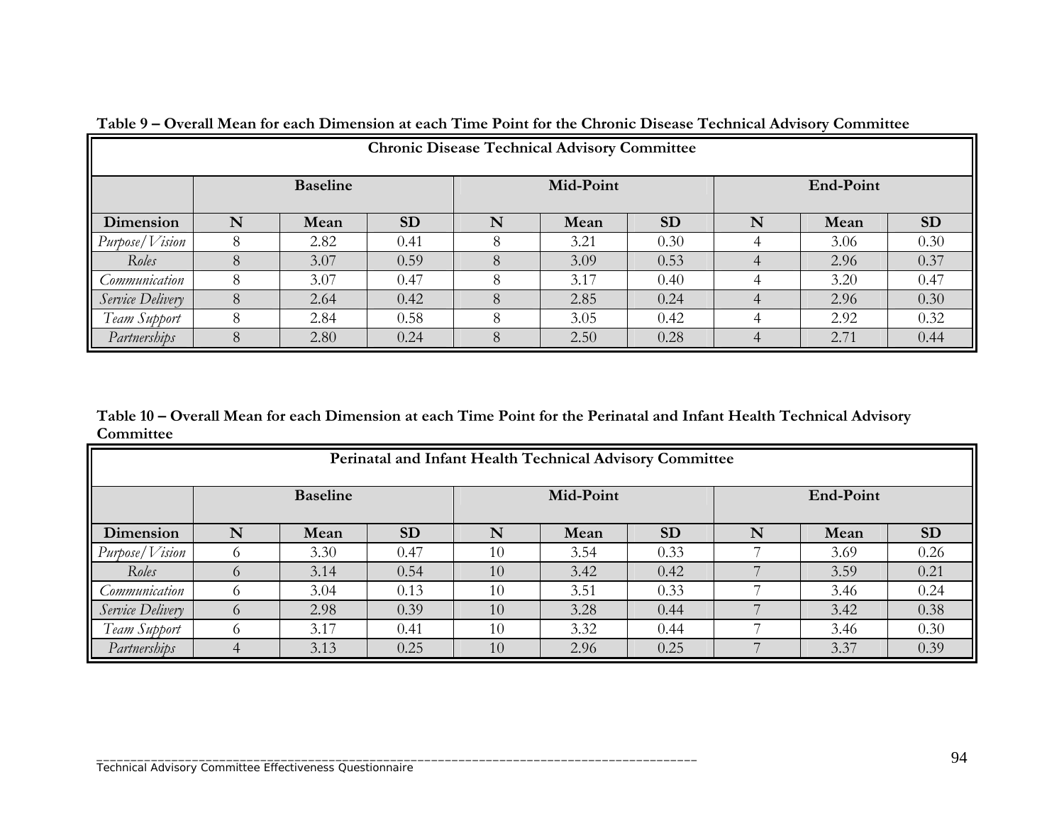**Table 9 – Overall Mean for each Dimension at each Time Point for the Chronic Disease Technical Advisory Committee**

| Chronic Disease Technical Advisory Committee | | | | | | | | | |
|---|---|---|---|---|---|---|---|---|---|
| | Baseline | | | Mid-Point | | | End-Point | | |
| **Dimension** | **N** | **Mean** | **SD** | **N** | **Mean** | **SD** | **N** | **Mean** | **SD** |
| *Purpose/Vision* | 8 | 2.82 | 0.41 | 8 | 3.21 | 0.30 | 4 | 3.06 | 0.30 |
| *Roles* | 8 | 3.07 | 0.59 | 8 | 3.09 | 0.53 | 4 | 2.96 | 0.37 |
| *Communication* | 8 | 3.07 | 0.47 | 8 | 3.17 | 0.40 | 4 | 3.20 | 0.47 |
| *Service Delivery* | 8 | 2.64 | 0.42 | 8 | 2.85 | 0.24 | 4 | 2.96 | 0.30 |
| *Team Support* | 8 | 2.84 | 0.58 | 8 | 3.05 | 0.42 | 4 | 2.92 | 0.32 |
| *Partnerships* | 8 | 2.80 | 0.24 | 8 | 2.50 | 0.28 | 4 | 2.71 | 0.44 |

**Table 10 – Overall Mean for each Dimension at each Time Point for the Perinatal and Infant Health Technical Advisory Committee**

| Perinatal and Infant Health Technical Advisory Committee | | | | | | | | | |
|---|---|---|---|---|---|---|---|---|---|
| | Baseline | | | Mid-Point | | | End-Point | | |
| **Dimension** | **N** | **Mean** | **SD** | **N** | **Mean** | **SD** | **N** | **Mean** | **SD** |
| *Purpose/Vision* | 6 | 3.30 | 0.47 | 10 | 3.54 | 0.33 | 7 | 3.69 | 0.26 |
| *Roles* | 6 | 3.14 | 0.54 | 10 | 3.42 | 0.42 | 7 | 3.59 | 0.21 |
| *Communication* | 6 | 3.04 | 0.13 | 10 | 3.51 | 0.33 | 7 | 3.46 | 0.24 |
| *Service Delivery* | 6 | 2.98 | 0.39 | 10 | 3.28 | 0.44 | 7 | 3.42 | 0.38 |
| *Team Support* | 6 | 3.17 | 0.41 | 10 | 3.32 | 0.44 | 7 | 3.46 | 0.30 |
| *Partnerships* | 4 | 3.13 | 0.25 | 10 | 2.96 | 0.25 | 7 | 3.37 | 0.39 |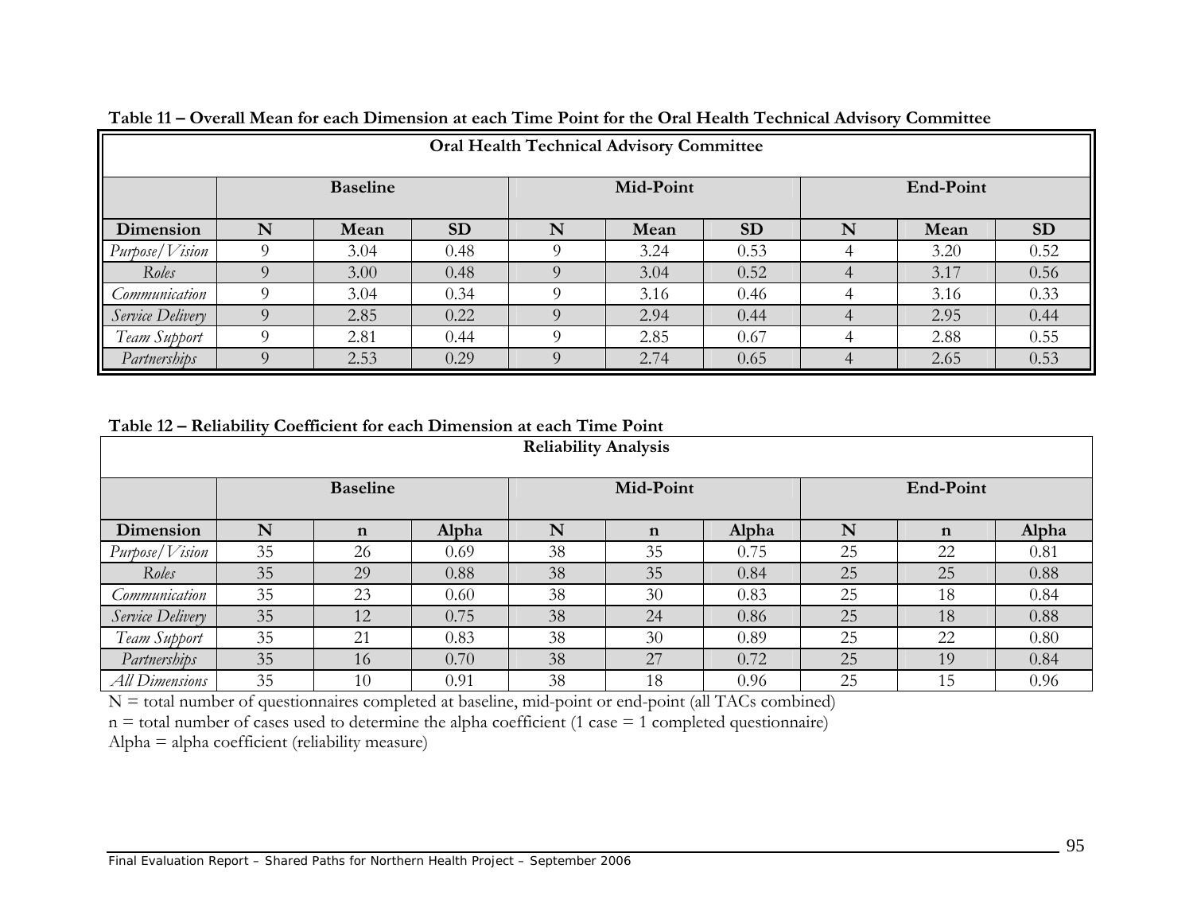**Table 11 – Overall Mean for each Dimension at each Time Point for the Oral Health Technical Advisory Committee**

| Oral Health Technical Advisory Committee | | | | | | | | | |
|---|---|---|---|---|---|---|---|---|---|
| | Baseline | | | Mid-Point | | | End-Point | | |
| **Dimension** | **N** | **Mean** | **SD** | **N** | **Mean** | **SD** | **N** | **Mean** | **SD** |
| *Purpose/Vision* | 9 | 3.04 | 0.48 | 9 | 3.24 | 0.53 | 4 | 3.20 | 0.52 |
| *Roles* | 9 | 3.00 | 0.48 | 9 | 3.04 | 0.52 | 4 | 3.17 | 0.56 |
| *Communication* | 9 | 3.04 | 0.34 | 9 | 3.16 | 0.46 | 4 | 3.16 | 0.33 |
| *Service Delivery* | 9 | 2.85 | 0.22 | 9 | 2.94 | 0.44 | 4 | 2.95 | 0.44 |
| *Team Support* | 9 | 2.81 | 0.44 | 9 | 2.85 | 0.67 | 4 | 2.88 | 0.55 |
| *Partnerships* | 9 | 2.53 | 0.29 | 9 | 2.74 | 0.65 | 4 | 2.65 | 0.53 |

**Table 12 – Reliability Coefficient for each Dimension at each Time Point**

| Reliability Analysis | | | | | | | | | |
|---|---|---|---|---|---|---|---|---|---|
| | Baseline | | | Mid-Point | | | End-Point | | |
| **Dimension** | **N** | **n** | **Alpha** | **N** | **n** | **Alpha** | **N** | **n** | **Alpha** |
| *Purpose/Vision* | 35 | 26 | 0.69 | 38 | 35 | 0.75 | 25 | 22 | 0.81 |
| *Roles* | 35 | 29 | 0.88 | 38 | 35 | 0.84 | 25 | 25 | 0.88 |
| *Communication* | 35 | 23 | 0.60 | 38 | 30 | 0.83 | 25 | 18 | 0.84 |
| *Service Delivery* | 35 | 12 | 0.75 | 38 | 24 | 0.86 | 25 | 18 | 0.88 |
| *Team Support* | 35 | 21 | 0.83 | 38 | 30 | 0.89 | 25 | 22 | 0.80 |
| *Partnerships* | 35 | 16 | 0.70 | 38 | 27 | 0.72 | 25 | 19 | 0.84 |
| *All Dimensions* | 35 | 10 | 0.91 | 38 | 18 | 0.96 | 25 | 15 | 0.96 |

N = total number of questionnaires completed at baseline, mid-point or end-point (all TACs combined)

n = total number of cases used to determine the alpha coefficient (1 case = 1 completed questionnaire)

Alpha = alpha coefficient (reliability measure)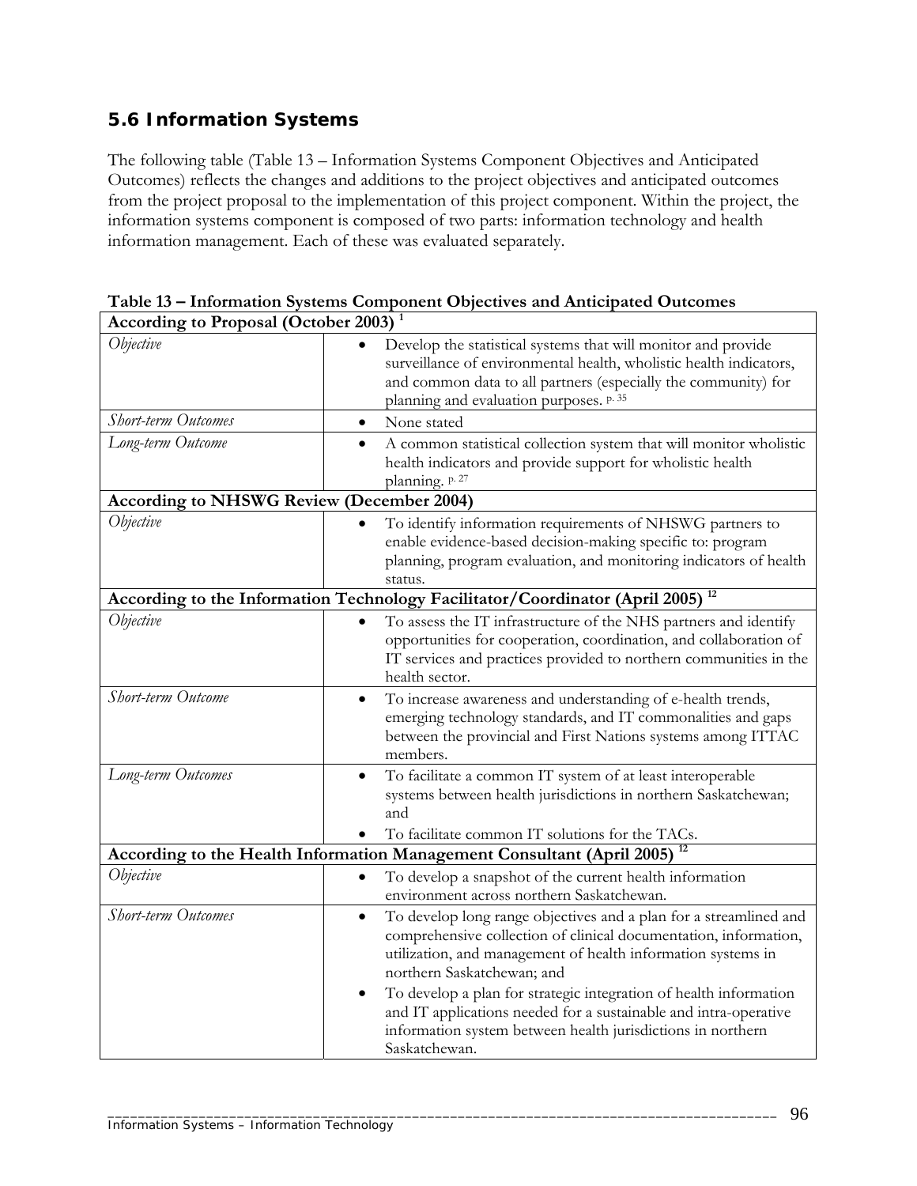## 5.6 Information Systems

The following table (Table 13 – Information Systems Component Objectives and Anticipated Outcomes) reflects the changes and additions to the project objectives and anticipated outcomes from the project proposal to the implementation of this project component. Within the project, the information systems component is composed of two parts: information technology and health information management. Each of these was evaluated separately.

**Table 13 – Information Systems Component Objectives and Anticipated Outcomes**

| **According to Proposal (October 2003)** [1] | |
|---|---|
| *Objective* | • Develop the statistical systems that will monitor and provide surveillance of environmental health, wholistic health indicators, and common data to all partners (especially the community) for planning and evaluation purposes. p. 35 |
| *Short-term Outcomes* | • None stated |
| *Long-term Outcome* | • A common statistical collection system that will monitor wholistic health indicators and provide support for wholistic health planning. p. 27 |
| **According to NHSWG Review (December 2004)** | |
| *Objective* | • To identify information requirements of NHSWG partners to enable evidence-based decision-making specific to: program planning, program evaluation, and monitoring indicators of health status. |
| **According to the Information Technology Facilitator/Coordinator (April 2005)** [12] | |
| *Objective* | • To assess the IT infrastructure of the NHS partners and identify opportunities for cooperation, coordination, and collaboration of IT services and practices provided to northern communities in the health sector. |
| *Short-term Outcome* | • To increase awareness and understanding of e-health trends, emerging technology standards, and IT commonalities and gaps between the provincial and First Nations systems among ITTAC members. |
| *Long-term Outcomes* | • To facilitate a common IT system of at least interoperable systems between health jurisdictions in northern Saskatchewan; and<br>• To facilitate common IT solutions for the TACs. |
| **According to the Health Information Management Consultant (April 2005)** [12] | |
| *Objective* | • To develop a snapshot of the current health information environment across northern Saskatchewan. |
| *Short-term Outcomes* | • To develop long range objectives and a plan for a streamlined and comprehensive collection of clinical documentation, information, utilization, and management of health information systems in northern Saskatchewan; and<br>• To develop a plan for strategic integration of health information and IT applications needed for a sustainable and intra-operative information system between health jurisdictions in northern Saskatchewan. |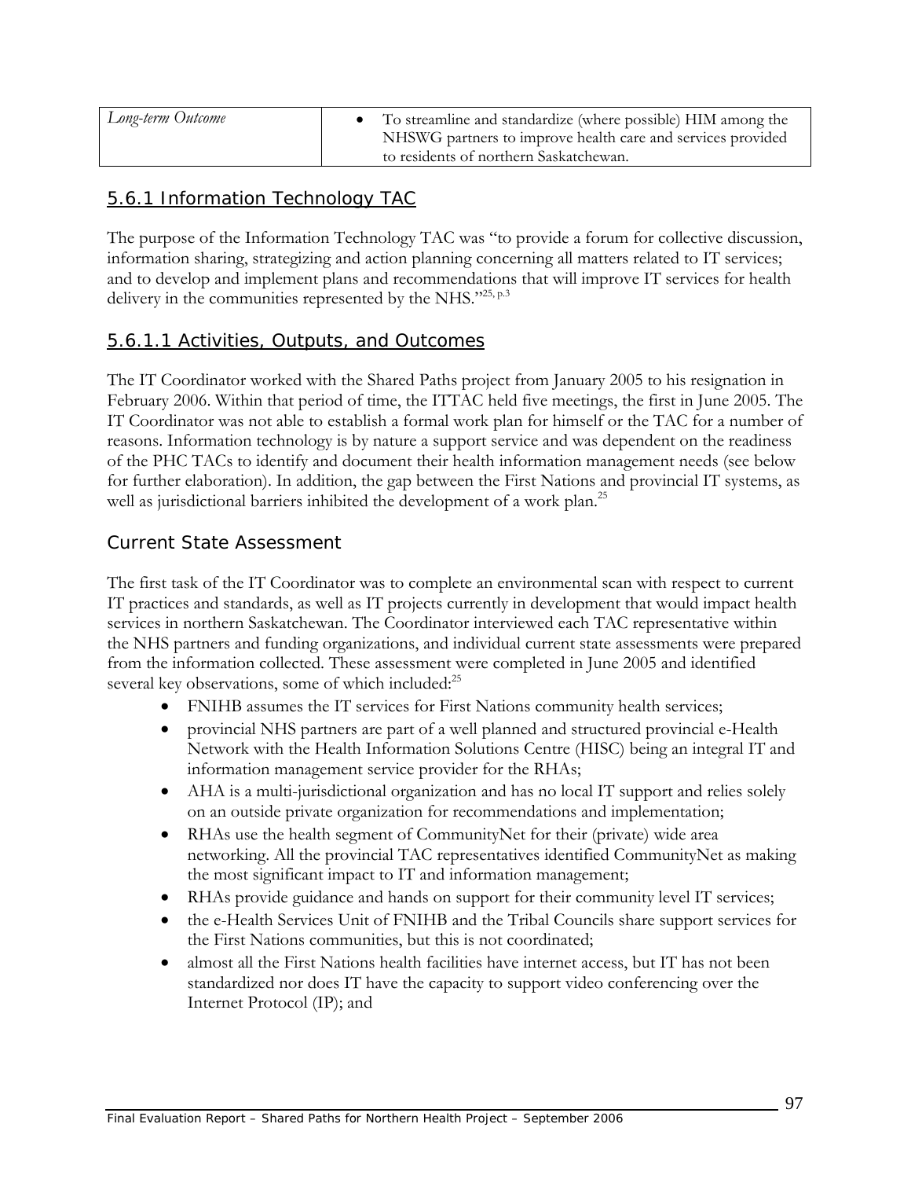| Long-term Outcome | • To streamline and standardize (where possible) HIM among the NHSWG partners to improve health care and services provided to residents of northern Saskatchewan. |
|---|---|

### 5.6.1 Information Technology TAC

The purpose of the Information Technology TAC was "to provide a forum for collective discussion, information sharing, strategizing and action planning concerning all matters related to IT services; and to develop and implement plans and recommendations that will improve IT services for health delivery in the communities represented by the NHS."[25, p.3]

#### 5.6.1.1 Activities, Outputs, and Outcomes

The IT Coordinator worked with the Shared Paths project from January 2005 to his resignation in February 2006. Within that period of time, the ITTAC held five meetings, the first in June 2005. The IT Coordinator was not able to establish a formal work plan for himself or the TAC for a number of reasons. Information technology is by nature a support service and was dependent on the readiness of the PHC TACs to identify and document their health information management needs (see below for further elaboration). In addition, the gap between the First Nations and provincial IT systems, as well as jurisdictional barriers inhibited the development of a work plan.[25]

#### Current State Assessment

The first task of the IT Coordinator was to complete an environmental scan with respect to current IT practices and standards, as well as IT projects currently in development that would impact health services in northern Saskatchewan. The Coordinator interviewed each TAC representative within the NHS partners and funding organizations, and individual current state assessments were prepared from the information collected. These assessment were completed in June 2005 and identified several key observations, some of which included:[25]

- FNIHB assumes the IT services for First Nations community health services;
- provincial NHS partners are part of a well planned and structured provincial e-Health Network with the Health Information Solutions Centre (HISC) being an integral IT and information management service provider for the RHAs;
- AHA is a multi-jurisdictional organization and has no local IT support and relies solely on an outside private organization for recommendations and implementation;
- RHAs use the health segment of CommunityNet for their (private) wide area networking. All the provincial TAC representatives identified CommunityNet as making the most significant impact to IT and information management;
- RHAs provide guidance and hands on support for their community level IT services;
- the e-Health Services Unit of FNIHB and the Tribal Councils share support services for the First Nations communities, but this is not coordinated;
- almost all the First Nations health facilities have internet access, but IT has not been standardized nor does IT have the capacity to support video conferencing over the Internet Protocol (IP); and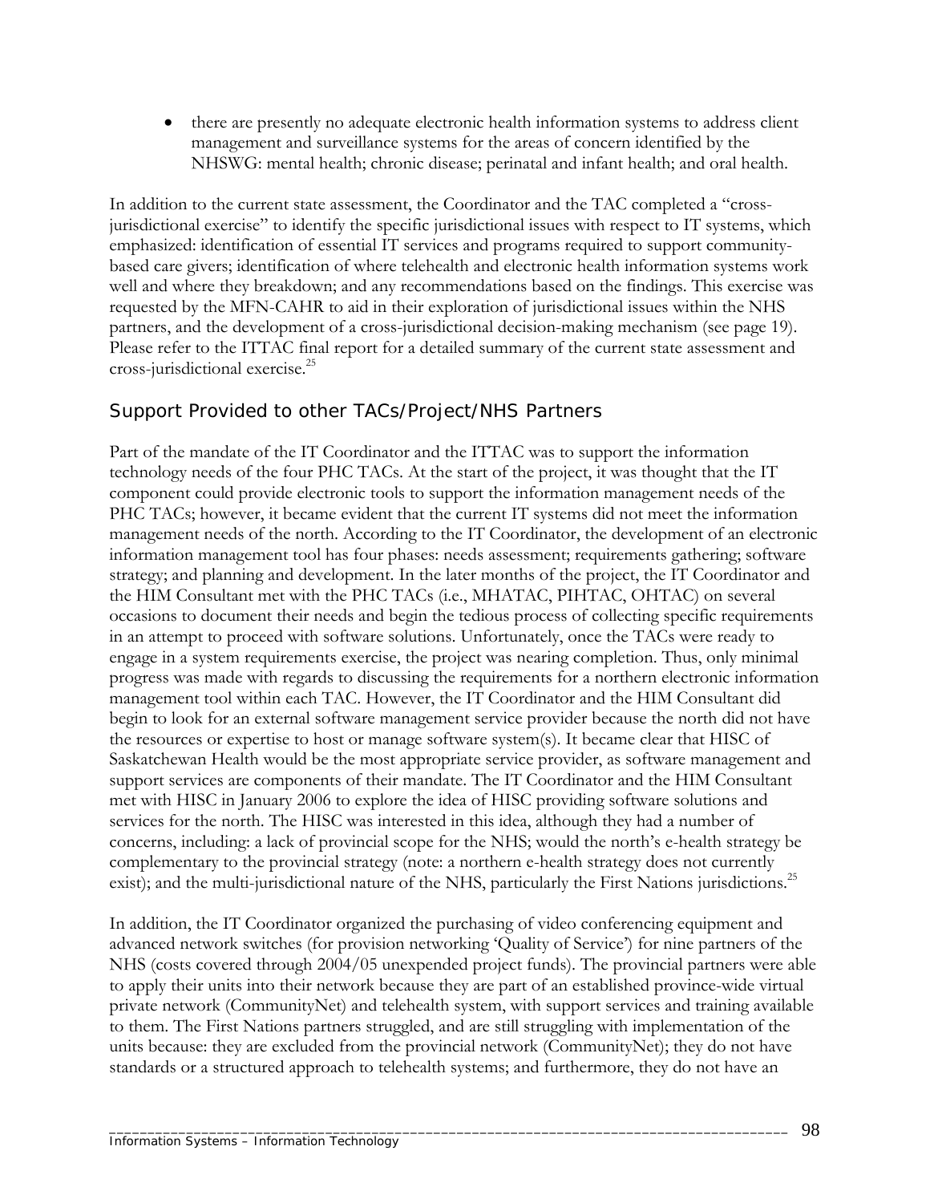- there are presently no adequate electronic health information systems to address client management and surveillance systems for the areas of concern identified by the NHSWG: mental health; chronic disease; perinatal and infant health; and oral health.

In addition to the current state assessment, the Coordinator and the TAC completed a "cross-jurisdictional exercise" to identify the specific jurisdictional issues with respect to IT systems, which emphasized: identification of essential IT services and programs required to support community-based care givers; identification of where telehealth and electronic health information systems work well and where they breakdown; and any recommendations based on the findings. This exercise was requested by the MFN-CAHR to aid in their exploration of jurisdictional issues within the NHS partners, and the development of a cross-jurisdictional decision-making mechanism (see page 19). Please refer to the ITTAC final report for a detailed summary of the current state assessment and cross-jurisdictional exercise.[25]

## Support Provided to other TACs/Project/NHS Partners

Part of the mandate of the IT Coordinator and the ITTAC was to support the information technology needs of the four PHC TACs. At the start of the project, it was thought that the IT component could provide electronic tools to support the information management needs of the PHC TACs; however, it became evident that the current IT systems did not meet the information management needs of the north. According to the IT Coordinator, the development of an electronic information management tool has four phases: needs assessment; requirements gathering; software strategy; and planning and development. In the later months of the project, the IT Coordinator and the HIM Consultant met with the PHC TACs (i.e., MHATAC, PIHTAC, OHTAC) on several occasions to document their needs and begin the tedious process of collecting specific requirements in an attempt to proceed with software solutions. Unfortunately, once the TACs were ready to engage in a system requirements exercise, the project was nearing completion. Thus, only minimal progress was made with regards to discussing the requirements for a northern electronic information management tool within each TAC. However, the IT Coordinator and the HIM Consultant did begin to look for an external software management service provider because the north did not have the resources or expertise to host or manage software system(s). It became clear that HISC of Saskatchewan Health would be the most appropriate service provider, as software management and support services are components of their mandate. The IT Coordinator and the HIM Consultant met with HISC in January 2006 to explore the idea of HISC providing software solutions and services for the north. The HISC was interested in this idea, although they had a number of concerns, including: a lack of provincial scope for the NHS; would the north's e-health strategy be complementary to the provincial strategy (note: a northern e-health strategy does not currently exist); and the multi-jurisdictional nature of the NHS, particularly the First Nations jurisdictions.[25]

In addition, the IT Coordinator organized the purchasing of video conferencing equipment and advanced network switches (for provision networking 'Quality of Service') for nine partners of the NHS (costs covered through 2004/05 unexpended project funds). The provincial partners were able to apply their units into their network because they are part of an established province-wide virtual private network (CommunityNet) and telehealth system, with support services and training available to them. The First Nations partners struggled, and are still struggling with implementation of the units because: they are excluded from the provincial network (CommunityNet); they do not have standards or a structured approach to telehealth systems; and furthermore, they do not have an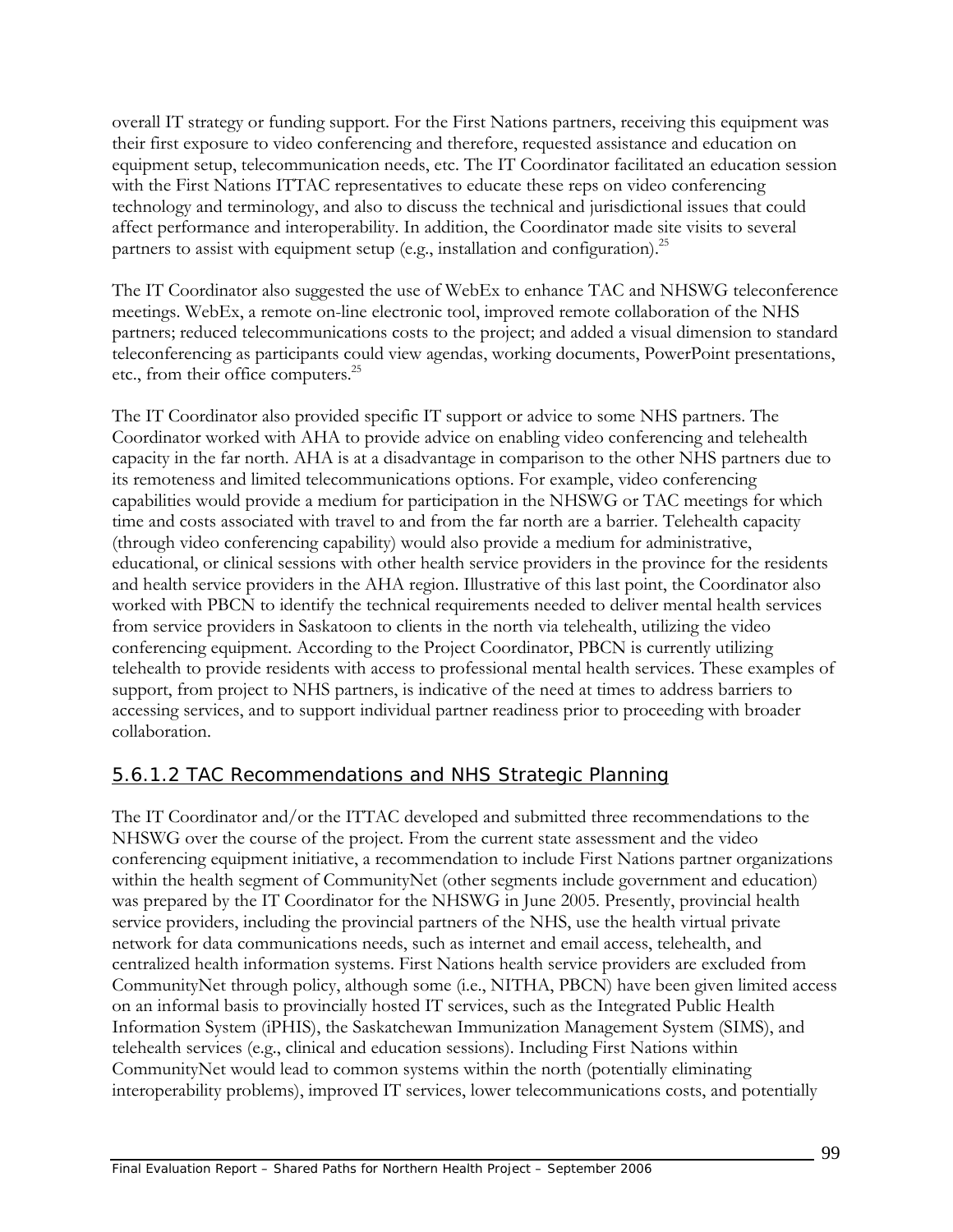overall IT strategy or funding support. For the First Nations partners, receiving this equipment was their first exposure to video conferencing and therefore, requested assistance and education on equipment setup, telecommunication needs, etc. The IT Coordinator facilitated an education session with the First Nations ITTAC representatives to educate these reps on video conferencing technology and terminology, and also to discuss the technical and jurisdictional issues that could affect performance and interoperability. In addition, the Coordinator made site visits to several partners to assist with equipment setup (e.g., installation and configuration).[25]

The IT Coordinator also suggested the use of WebEx to enhance TAC and NHSWG teleconference meetings. WebEx, a remote on-line electronic tool, improved remote collaboration of the NHS partners; reduced telecommunications costs to the project; and added a visual dimension to standard teleconferencing as participants could view agendas, working documents, PowerPoint presentations, etc., from their office computers.[25]

The IT Coordinator also provided specific IT support or advice to some NHS partners. The Coordinator worked with AHA to provide advice on enabling video conferencing and telehealth capacity in the far north. AHA is at a disadvantage in comparison to the other NHS partners due to its remoteness and limited telecommunications options. For example, video conferencing capabilities would provide a medium for participation in the NHSWG or TAC meetings for which time and costs associated with travel to and from the far north are a barrier. Telehealth capacity (through video conferencing capability) would also provide a medium for administrative, educational, or clinical sessions with other health service providers in the province for the residents and health service providers in the AHA region. Illustrative of this last point, the Coordinator also worked with PBCN to identify the technical requirements needed to deliver mental health services from service providers in Saskatoon to clients in the north via telehealth, utilizing the video conferencing equipment. According to the Project Coordinator, PBCN is currently utilizing telehealth to provide residents with access to professional mental health services. These examples of support, from project to NHS partners, is indicative of the need at times to address barriers to accessing services, and to support individual partner readiness prior to proceeding with broader collaboration.

#### 5.6.1.2 TAC Recommendations and NHS Strategic Planning

The IT Coordinator and/or the ITTAC developed and submitted three recommendations to the NHSWG over the course of the project. From the current state assessment and the video conferencing equipment initiative, a recommendation to include First Nations partner organizations within the health segment of CommunityNet (other segments include government and education) was prepared by the IT Coordinator for the NHSWG in June 2005. Presently, provincial health service providers, including the provincial partners of the NHS, use the health virtual private network for data communications needs, such as internet and email access, telehealth, and centralized health information systems. First Nations health service providers are excluded from CommunityNet through policy, although some (i.e., NITHA, PBCN) have been given limited access on an informal basis to provincially hosted IT services, such as the Integrated Public Health Information System (iPHIS), the Saskatchewan Immunization Management System (SIMS), and telehealth services (e.g., clinical and education sessions). Including First Nations within CommunityNet would lead to common systems within the north (potentially eliminating interoperability problems), improved IT services, lower telecommunications costs, and potentially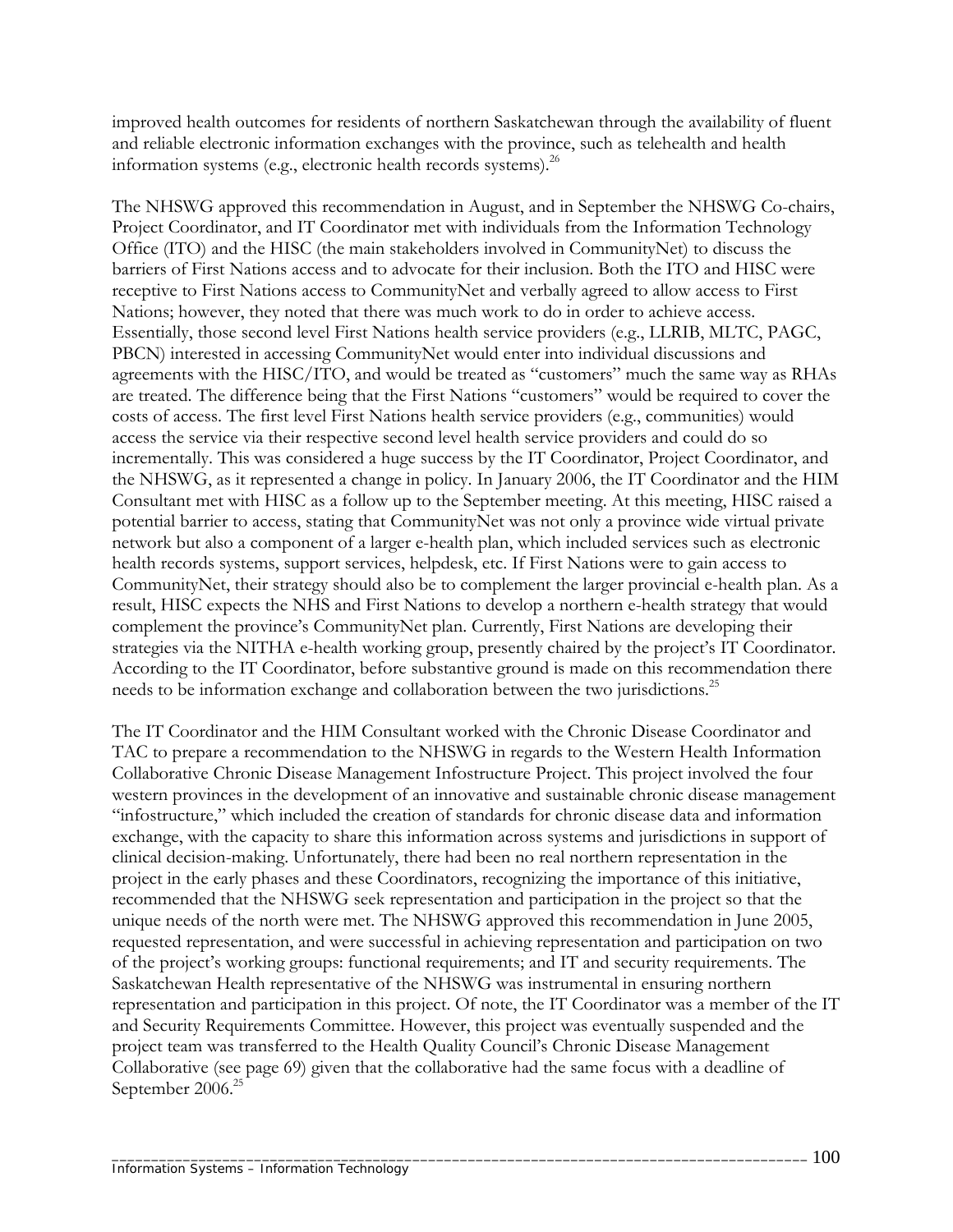improved health outcomes for residents of northern Saskatchewan through the availability of fluent and reliable electronic information exchanges with the province, such as telehealth and health information systems (e.g., electronic health records systems).[26]

The NHSWG approved this recommendation in August, and in September the NHSWG Co-chairs, Project Coordinator, and IT Coordinator met with individuals from the Information Technology Office (ITO) and the HISC (the main stakeholders involved in CommunityNet) to discuss the barriers of First Nations access and to advocate for their inclusion. Both the ITO and HISC were receptive to First Nations access to CommunityNet and verbally agreed to allow access to First Nations; however, they noted that there was much work to do in order to achieve access. Essentially, those second level First Nations health service providers (e.g., LLRIB, MLTC, PAGC, PBCN) interested in accessing CommunityNet would enter into individual discussions and agreements with the HISC/ITO, and would be treated as "customers" much the same way as RHAs are treated. The difference being that the First Nations "customers" would be required to cover the costs of access. The first level First Nations health service providers (e.g., communities) would access the service via their respective second level health service providers and could do so incrementally. This was considered a huge success by the IT Coordinator, Project Coordinator, and the NHSWG, as it represented a change in policy. In January 2006, the IT Coordinator and the HIM Consultant met with HISC as a follow up to the September meeting. At this meeting, HISC raised a potential barrier to access, stating that CommunityNet was not only a province wide virtual private network but also a component of a larger e-health plan, which included services such as electronic health records systems, support services, helpdesk, etc. If First Nations were to gain access to CommunityNet, their strategy should also be to complement the larger provincial e-health plan. As a result, HISC expects the NHS and First Nations to develop a northern e-health strategy that would complement the province's CommunityNet plan. Currently, First Nations are developing their strategies via the NITHA e-health working group, presently chaired by the project's IT Coordinator. According to the IT Coordinator, before substantive ground is made on this recommendation there needs to be information exchange and collaboration between the two jurisdictions.[25]

The IT Coordinator and the HIM Consultant worked with the Chronic Disease Coordinator and TAC to prepare a recommendation to the NHSWG in regards to the Western Health Information Collaborative Chronic Disease Management Infostructure Project. This project involved the four western provinces in the development of an innovative and sustainable chronic disease management "infostructure," which included the creation of standards for chronic disease data and information exchange, with the capacity to share this information across systems and jurisdictions in support of clinical decision-making. Unfortunately, there had been no real northern representation in the project in the early phases and these Coordinators, recognizing the importance of this initiative, recommended that the NHSWG seek representation and participation in the project so that the unique needs of the north were met. The NHSWG approved this recommendation in June 2005, requested representation, and were successful in achieving representation and participation on two of the project's working groups: functional requirements; and IT and security requirements. The Saskatchewan Health representative of the NHSWG was instrumental in ensuring northern representation and participation in this project. Of note, the IT Coordinator was a member of the IT and Security Requirements Committee. However, this project was eventually suspended and the project team was transferred to the Health Quality Council's Chronic Disease Management Collaborative (see page 69) given that the collaborative had the same focus with a deadline of September 2006.[25]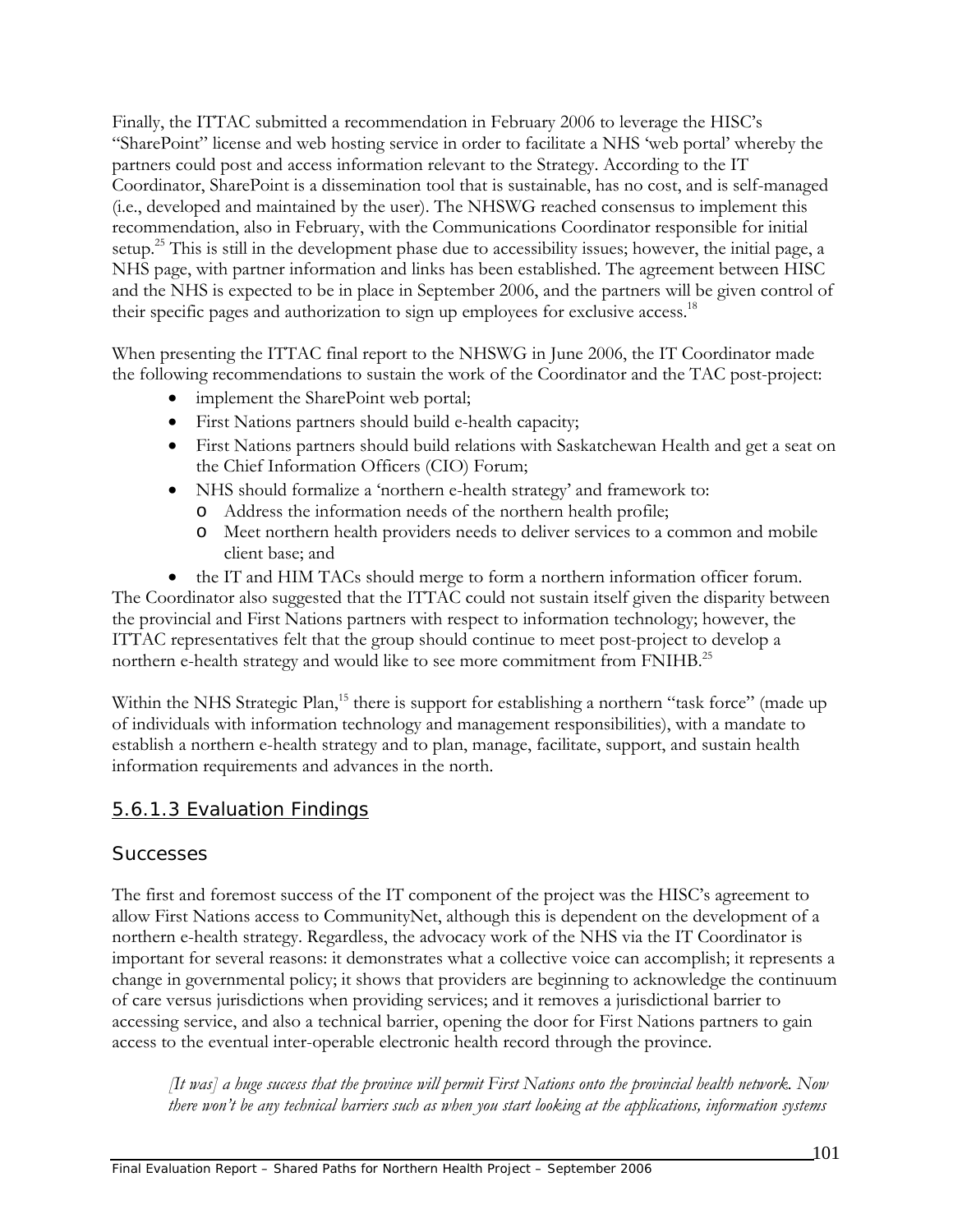Finally, the ITTAC submitted a recommendation in February 2006 to leverage the HISC's "SharePoint" license and web hosting service in order to facilitate a NHS 'web portal' whereby the partners could post and access information relevant to the Strategy. According to the IT Coordinator, SharePoint is a dissemination tool that is sustainable, has no cost, and is self-managed (i.e., developed and maintained by the user). The NHSWG reached consensus to implement this recommendation, also in February, with the Communications Coordinator responsible for initial setup.[25] This is still in the development phase due to accessibility issues; however, the initial page, a NHS page, with partner information and links has been established. The agreement between HISC and the NHS is expected to be in place in September 2006, and the partners will be given control of their specific pages and authorization to sign up employees for exclusive access.[18]

When presenting the ITTAC final report to the NHSWG in June 2006, the IT Coordinator made the following recommendations to sustain the work of the Coordinator and the TAC post-project:

- implement the SharePoint web portal;
- First Nations partners should build e-health capacity;
- First Nations partners should build relations with Saskatchewan Health and get a seat on the Chief Information Officers (CIO) Forum;
- NHS should formalize a 'northern e-health strategy' and framework to:
  - Address the information needs of the northern health profile;
  - Meet northern health providers needs to deliver services to a common and mobile client base; and
- the IT and HIM TACs should merge to form a northern information officer forum.

The Coordinator also suggested that the ITTAC could not sustain itself given the disparity between the provincial and First Nations partners with respect to information technology; however, the ITTAC representatives felt that the group should continue to meet post-project to develop a northern e-health strategy and would like to see more commitment from FNIHB.[25]

Within the NHS Strategic Plan,[15] there is support for establishing a northern "task force" (made up of individuals with information technology and management responsibilities), with a mandate to establish a northern e-health strategy and to plan, manage, facilitate, support, and sustain health information requirements and advances in the north.

### 5.6.1.3 Evaluation Findings

#### Successes

The first and foremost success of the IT component of the project was the HISC's agreement to allow First Nations access to CommunityNet, although this is dependent on the development of a northern e-health strategy. Regardless, the advocacy work of the NHS via the IT Coordinator is important for several reasons: it demonstrates what a collective voice can accomplish; it represents a change in governmental policy; it shows that providers are beginning to acknowledge the continuum of care versus jurisdictions when providing services; and it removes a jurisdictional barrier to accessing service, and also a technical barrier, opening the door for First Nations partners to gain access to the eventual inter-operable electronic health record through the province.

> *[It was] a huge success that the province will permit First Nations onto the provincial health network. Now there won't be any technical barriers such as when you start looking at the applications, information systems*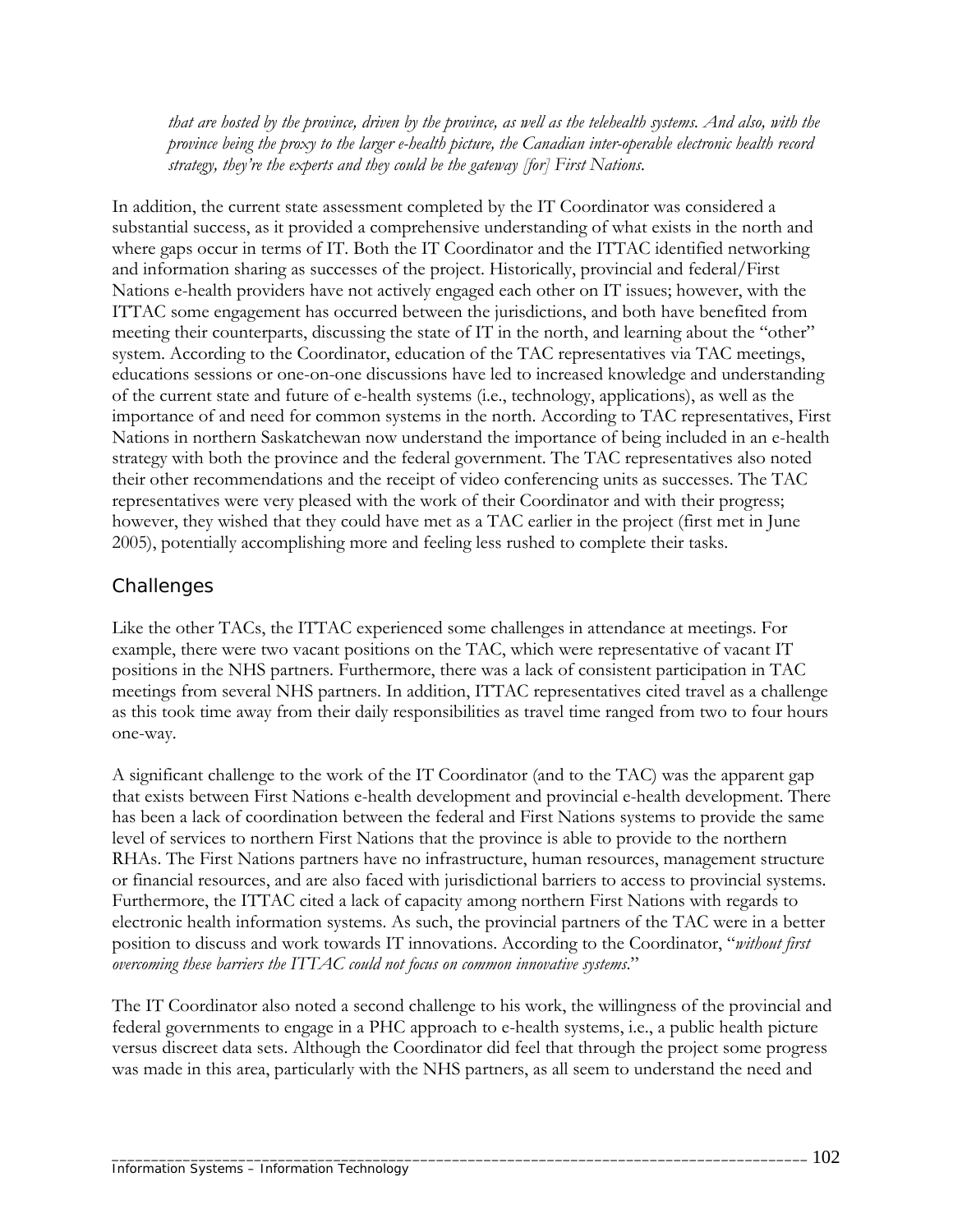*that are hosted by the province, driven by the province, as well as the telehealth systems. And also, with the province being the proxy to the larger e-health picture, the Canadian inter-operable electronic health record strategy, they're the experts and they could be the gateway [for] First Nations.*

In addition, the current state assessment completed by the IT Coordinator was considered a substantial success, as it provided a comprehensive understanding of what exists in the north and where gaps occur in terms of IT. Both the IT Coordinator and the ITTAC identified networking and information sharing as successes of the project. Historically, provincial and federal/First Nations e-health providers have not actively engaged each other on IT issues; however, with the ITTAC some engagement has occurred between the jurisdictions, and both have benefited from meeting their counterparts, discussing the state of IT in the north, and learning about the "other" system. According to the Coordinator, education of the TAC representatives via TAC meetings, educations sessions or one-on-one discussions have led to increased knowledge and understanding of the current state and future of e-health systems (i.e., technology, applications), as well as the importance of and need for common systems in the north. According to TAC representatives, First Nations in northern Saskatchewan now understand the importance of being included in an e-health strategy with both the province and the federal government. The TAC representatives also noted their other recommendations and the receipt of video conferencing units as successes. The TAC representatives were very pleased with the work of their Coordinator and with their progress; however, they wished that they could have met as a TAC earlier in the project (first met in June 2005), potentially accomplishing more and feeling less rushed to complete their tasks.

## Challenges

Like the other TACs, the ITTAC experienced some challenges in attendance at meetings. For example, there were two vacant positions on the TAC, which were representative of vacant IT positions in the NHS partners. Furthermore, there was a lack of consistent participation in TAC meetings from several NHS partners. In addition, ITTAC representatives cited travel as a challenge as this took time away from their daily responsibilities as travel time ranged from two to four hours one-way.

A significant challenge to the work of the IT Coordinator (and to the TAC) was the apparent gap that exists between First Nations e-health development and provincial e-health development. There has been a lack of coordination between the federal and First Nations systems to provide the same level of services to northern First Nations that the province is able to provide to the northern RHAs. The First Nations partners have no infrastructure, human resources, management structure or financial resources, and are also faced with jurisdictional barriers to access to provincial systems. Furthermore, the ITTAC cited a lack of capacity among northern First Nations with regards to electronic health information systems. As such, the provincial partners of the TAC were in a better position to discuss and work towards IT innovations. According to the Coordinator, "*without first overcoming these barriers the ITTAC could not focus on common innovative systems*."

The IT Coordinator also noted a second challenge to his work, the willingness of the provincial and federal governments to engage in a PHC approach to e-health systems, i.e., a public health picture versus discreet data sets. Although the Coordinator did feel that through the project some progress was made in this area, particularly with the NHS partners, as all seem to understand the need and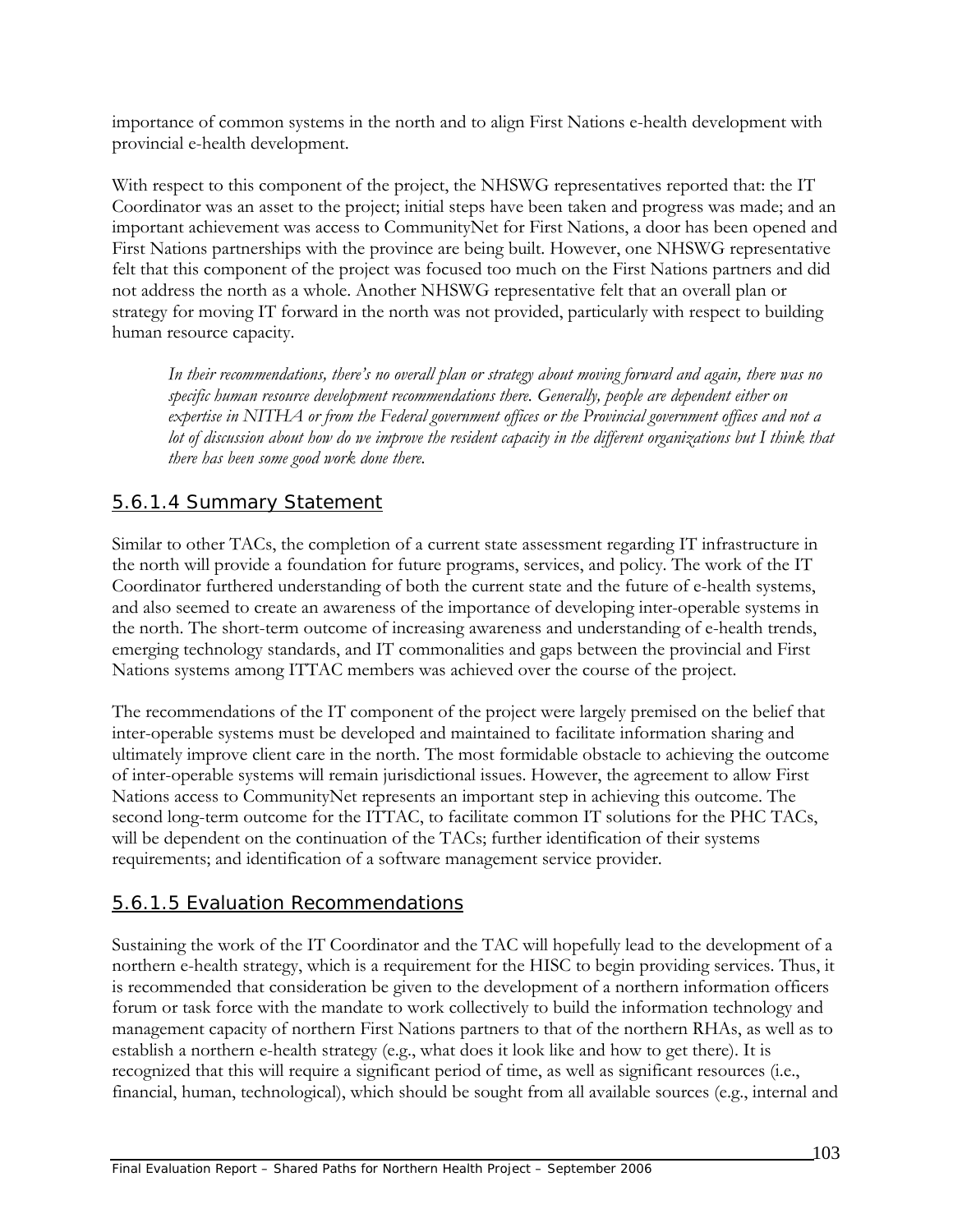importance of common systems in the north and to align First Nations e-health development with provincial e-health development.

With respect to this component of the project, the NHSWG representatives reported that: the IT Coordinator was an asset to the project; initial steps have been taken and progress was made; and an important achievement was access to CommunityNet for First Nations, a door has been opened and First Nations partnerships with the province are being built. However, one NHSWG representative felt that this component of the project was focused too much on the First Nations partners and did not address the north as a whole. Another NHSWG representative felt that an overall plan or strategy for moving IT forward in the north was not provided, particularly with respect to building human resource capacity.

> *In their recommendations, there's no overall plan or strategy about moving forward and again, there was no specific human resource development recommendations there. Generally, people are dependent either on expertise in NITHA or from the Federal government offices or the Provincial government offices and not a lot of discussion about how do we improve the resident capacity in the different organizations but I think that there has been some good work done there.*

### 5.6.1.4 Summary Statement

Similar to other TACs, the completion of a current state assessment regarding IT infrastructure in the north will provide a foundation for future programs, services, and policy. The work of the IT Coordinator furthered understanding of both the current state and the future of e-health systems, and also seemed to create an awareness of the importance of developing inter-operable systems in the north. The short-term outcome of increasing awareness and understanding of e-health trends, emerging technology standards, and IT commonalities and gaps between the provincial and First Nations systems among ITTAC members was achieved over the course of the project.

The recommendations of the IT component of the project were largely premised on the belief that inter-operable systems must be developed and maintained to facilitate information sharing and ultimately improve client care in the north. The most formidable obstacle to achieving the outcome of inter-operable systems will remain jurisdictional issues. However, the agreement to allow First Nations access to CommunityNet represents an important step in achieving this outcome. The second long-term outcome for the ITTAC, to facilitate common IT solutions for the PHC TACs, will be dependent on the continuation of the TACs; further identification of their systems requirements; and identification of a software management service provider.

### 5.6.1.5 Evaluation Recommendations

Sustaining the work of the IT Coordinator and the TAC will hopefully lead to the development of a northern e-health strategy, which is a requirement for the HISC to begin providing services. Thus, it is recommended that consideration be given to the development of a northern information officers forum or task force with the mandate to work collectively to build the information technology and management capacity of northern First Nations partners to that of the northern RHAs, as well as to establish a northern e-health strategy (e.g., what does it look like and how to get there). It is recognized that this will require a significant period of time, as well as significant resources (i.e., financial, human, technological), which should be sought from all available sources (e.g., internal and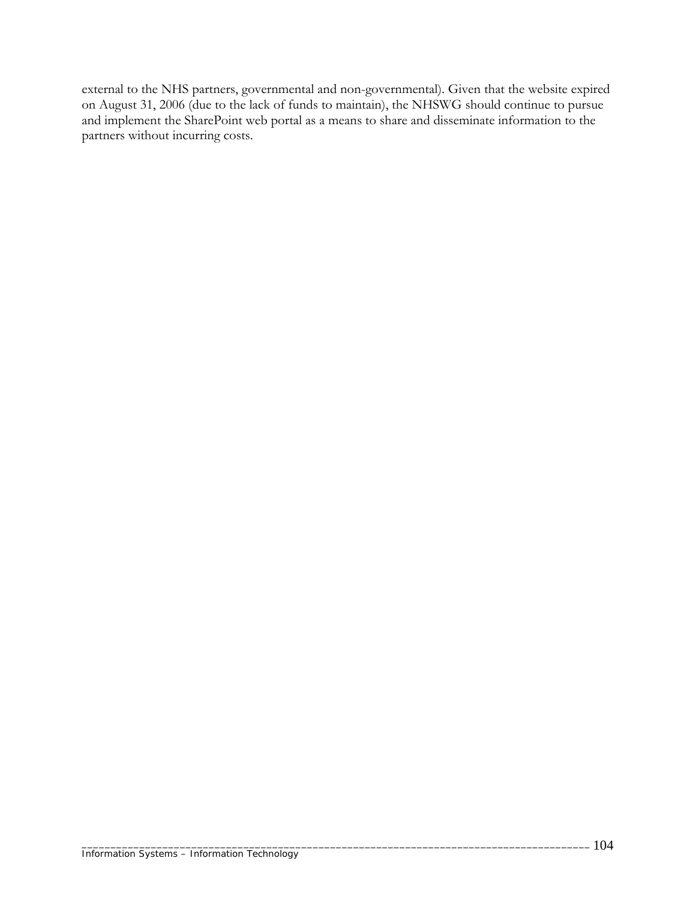external to the NHS partners, governmental and non-governmental). Given that the website expired on August 31, 2006 (due to the lack of funds to maintain), the NHSWG should continue to pursue and implement the SharePoint web portal as a means to share and disseminate information to the partners without incurring costs.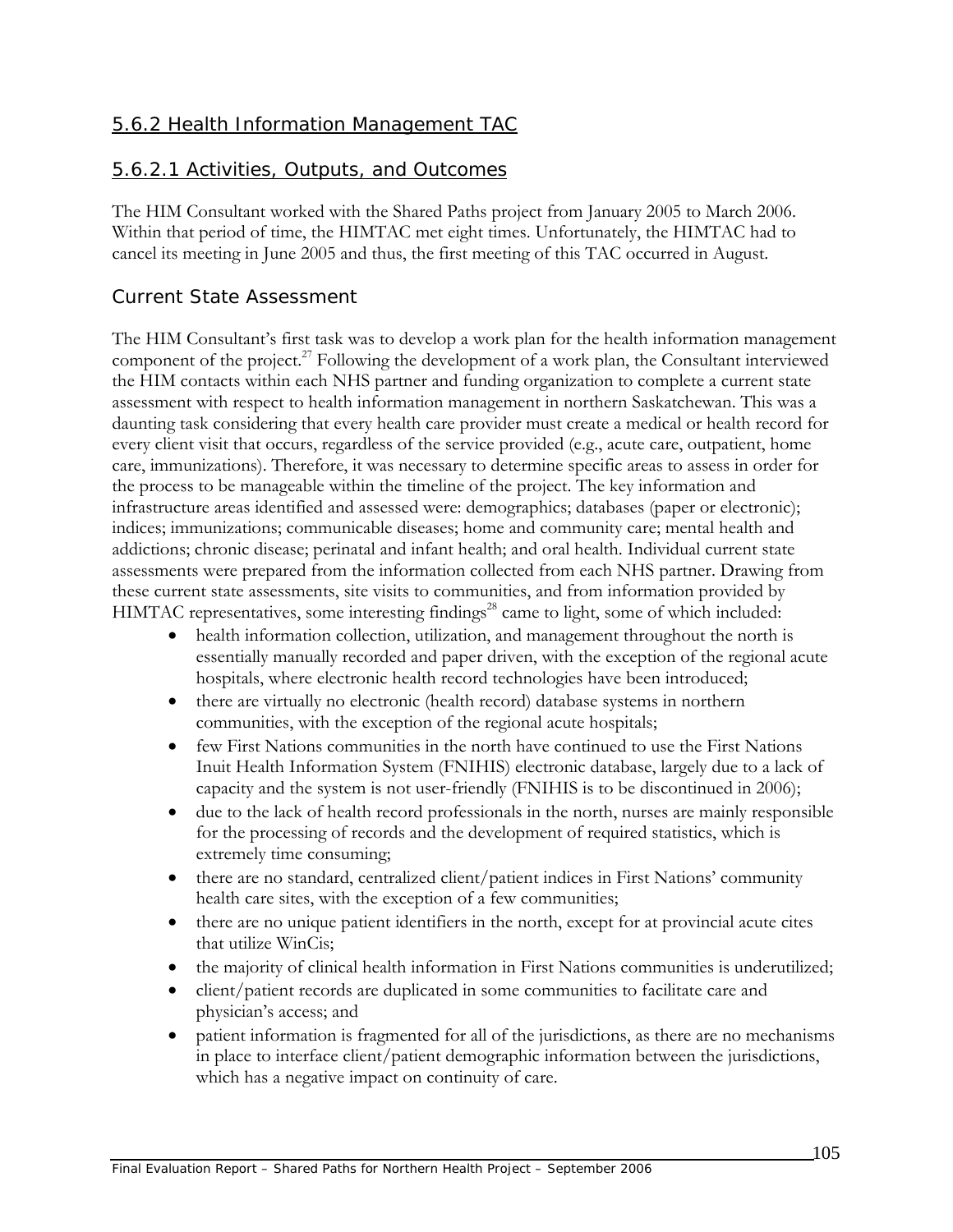### 5.6.2 Health Information Management TAC

#### 5.6.2.1 Activities, Outputs, and Outcomes

The HIM Consultant worked with the Shared Paths project from January 2005 to March 2006. Within that period of time, the HIMTAC met eight times. Unfortunately, the HIMTAC had to cancel its meeting in June 2005 and thus, the first meeting of this TAC occurred in August.

#### Current State Assessment

The HIM Consultant's first task was to develop a work plan for the health information management component of the project.[27] Following the development of a work plan, the Consultant interviewed the HIM contacts within each NHS partner and funding organization to complete a current state assessment with respect to health information management in northern Saskatchewan. This was a daunting task considering that every health care provider must create a medical or health record for every client visit that occurs, regardless of the service provided (e.g., acute care, outpatient, home care, immunizations). Therefore, it was necessary to determine specific areas to assess in order for the process to be manageable within the timeline of the project. The key information and infrastructure areas identified and assessed were: demographics; databases (paper or electronic); indices; immunizations; communicable diseases; home and community care; mental health and addictions; chronic disease; perinatal and infant health; and oral health. Individual current state assessments were prepared from the information collected from each NHS partner. Drawing from these current state assessments, site visits to communities, and from information provided by HIMTAC representatives, some interesting findings[28] came to light, some of which included:

- health information collection, utilization, and management throughout the north is essentially manually recorded and paper driven, with the exception of the regional acute hospitals, where electronic health record technologies have been introduced;
- there are virtually no electronic (health record) database systems in northern communities, with the exception of the regional acute hospitals;
- few First Nations communities in the north have continued to use the First Nations Inuit Health Information System (FNIHIS) electronic database, largely due to a lack of capacity and the system is not user-friendly (FNIHIS is to be discontinued in 2006);
- due to the lack of health record professionals in the north, nurses are mainly responsible for the processing of records and the development of required statistics, which is extremely time consuming;
- there are no standard, centralized client/patient indices in First Nations' community health care sites, with the exception of a few communities;
- there are no unique patient identifiers in the north, except for at provincial acute cites that utilize WinCis;
- the majority of clinical health information in First Nations communities is underutilized;
- client/patient records are duplicated in some communities to facilitate care and physician's access; and
- patient information is fragmented for all of the jurisdictions, as there are no mechanisms in place to interface client/patient demographic information between the jurisdictions, which has a negative impact on continuity of care.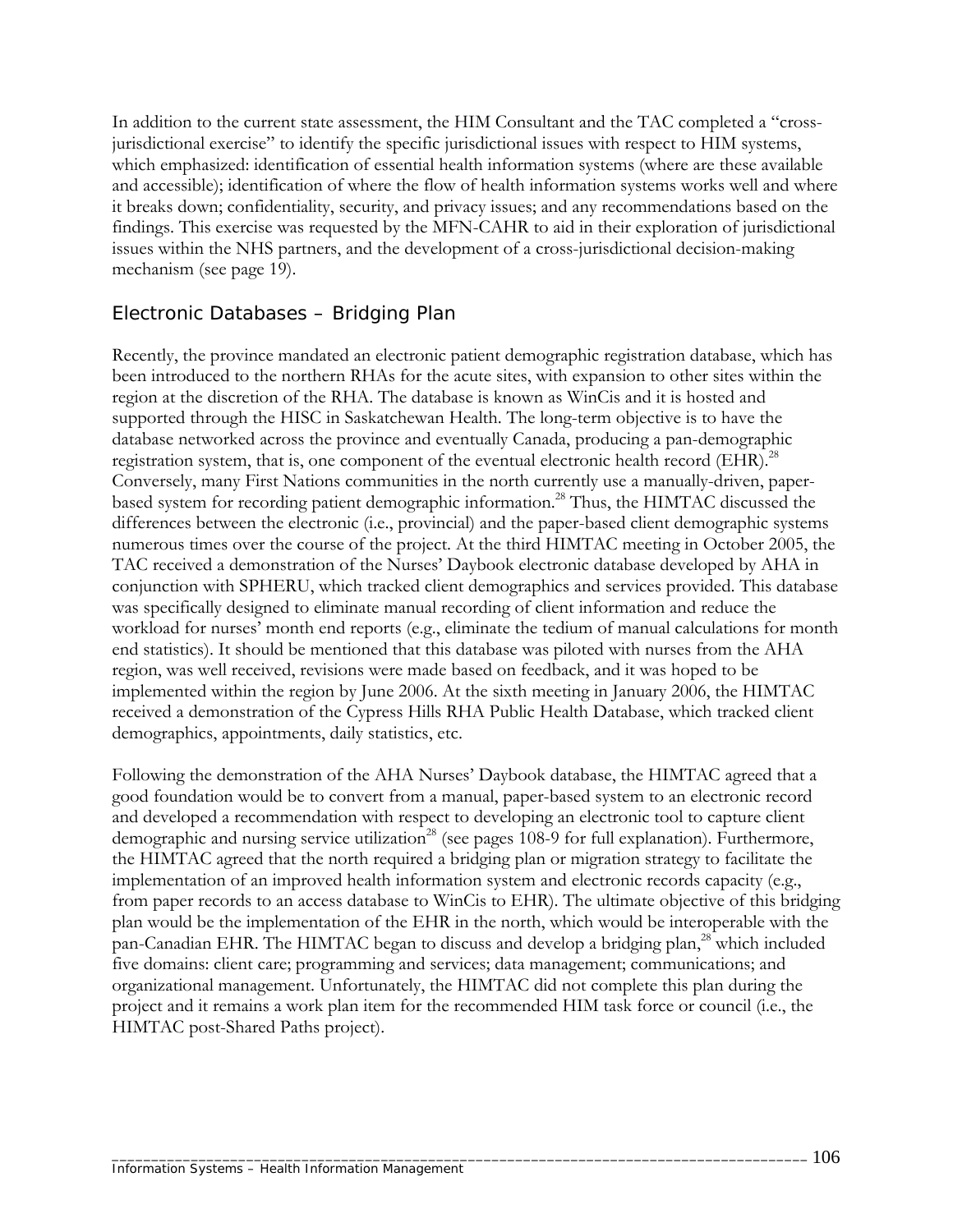In addition to the current state assessment, the HIM Consultant and the TAC completed a "cross-jurisdictional exercise" to identify the specific jurisdictional issues with respect to HIM systems, which emphasized: identification of essential health information systems (where are these available and accessible); identification of where the flow of health information systems works well and where it breaks down; confidentiality, security, and privacy issues; and any recommendations based on the findings. This exercise was requested by the MFN-CAHR to aid in their exploration of jurisdictional issues within the NHS partners, and the development of a cross-jurisdictional decision-making mechanism (see page 19).

## Electronic Databases – Bridging Plan

Recently, the province mandated an electronic patient demographic registration database, which has been introduced to the northern RHAs for the acute sites, with expansion to other sites within the region at the discretion of the RHA. The database is known as WinCis and it is hosted and supported through the HISC in Saskatchewan Health. The long-term objective is to have the database networked across the province and eventually Canada, producing a pan-demographic registration system, that is, one component of the eventual electronic health record (EHR).[28] Conversely, many First Nations communities in the north currently use a manually-driven, paper-based system for recording patient demographic information.[28] Thus, the HIMTAC discussed the differences between the electronic (i.e., provincial) and the paper-based client demographic systems numerous times over the course of the project. At the third HIMTAC meeting in October 2005, the TAC received a demonstration of the Nurses' Daybook electronic database developed by AHA in conjunction with SPHERU, which tracked client demographics and services provided. This database was specifically designed to eliminate manual recording of client information and reduce the workload for nurses' month end reports (e.g., eliminate the tedium of manual calculations for month end statistics). It should be mentioned that this database was piloted with nurses from the AHA region, was well received, revisions were made based on feedback, and it was hoped to be implemented within the region by June 2006. At the sixth meeting in January 2006, the HIMTAC received a demonstration of the Cypress Hills RHA Public Health Database, which tracked client demographics, appointments, daily statistics, etc.

Following the demonstration of the AHA Nurses' Daybook database, the HIMTAC agreed that a good foundation would be to convert from a manual, paper-based system to an electronic record and developed a recommendation with respect to developing an electronic tool to capture client demographic and nursing service utilization[28] (see pages 108-9 for full explanation). Furthermore, the HIMTAC agreed that the north required a bridging plan or migration strategy to facilitate the implementation of an improved health information system and electronic records capacity (e.g., from paper records to an access database to WinCis to EHR). The ultimate objective of this bridging plan would be the implementation of the EHR in the north, which would be interoperable with the pan-Canadian EHR. The HIMTAC began to discuss and develop a bridging plan,[28] which included five domains: client care; programming and services; data management; communications; and organizational management. Unfortunately, the HIMTAC did not complete this plan during the project and it remains a work plan item for the recommended HIM task force or council (i.e., the HIMTAC post-Shared Paths project).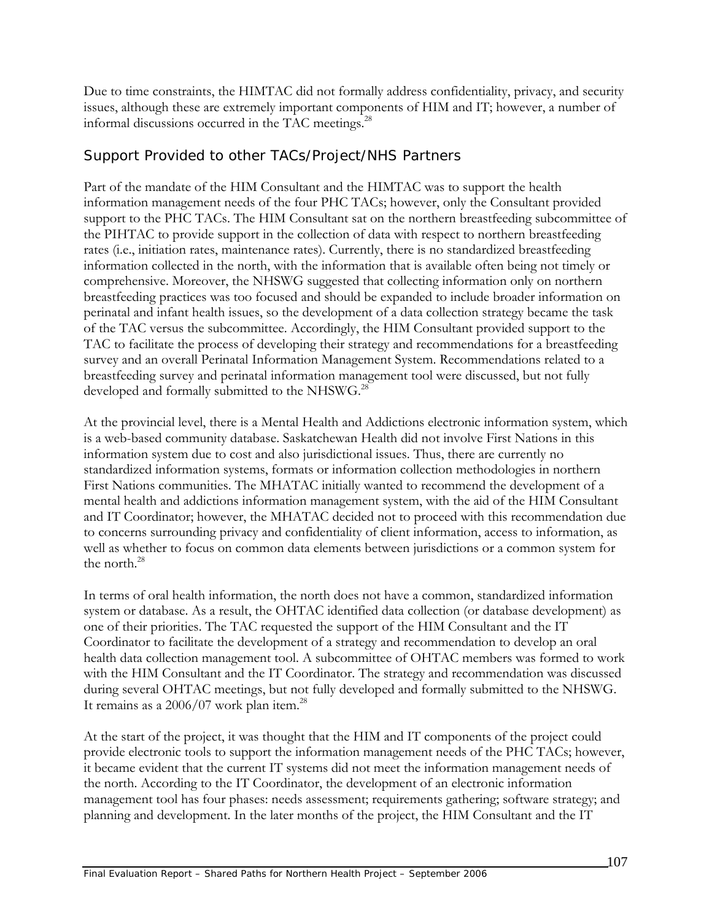Due to time constraints, the HIMTAC did not formally address confidentiality, privacy, and security issues, although these are extremely important components of HIM and IT; however, a number of informal discussions occurred in the TAC meetings.[28]

## Support Provided to other TACs/Project/NHS Partners

Part of the mandate of the HIM Consultant and the HIMTAC was to support the health information management needs of the four PHC TACs; however, only the Consultant provided support to the PHC TACs. The HIM Consultant sat on the northern breastfeeding subcommittee of the PIHTAC to provide support in the collection of data with respect to northern breastfeeding rates (i.e., initiation rates, maintenance rates). Currently, there is no standardized breastfeeding information collected in the north, with the information that is available often being not timely or comprehensive. Moreover, the NHSWG suggested that collecting information only on northern breastfeeding practices was too focused and should be expanded to include broader information on perinatal and infant health issues, so the development of a data collection strategy became the task of the TAC versus the subcommittee. Accordingly, the HIM Consultant provided support to the TAC to facilitate the process of developing their strategy and recommendations for a breastfeeding survey and an overall Perinatal Information Management System. Recommendations related to a breastfeeding survey and perinatal information management tool were discussed, but not fully developed and formally submitted to the NHSWG.[28]

At the provincial level, there is a Mental Health and Addictions electronic information system, which is a web-based community database. Saskatchewan Health did not involve First Nations in this information system due to cost and also jurisdictional issues. Thus, there are currently no standardized information systems, formats or information collection methodologies in northern First Nations communities. The MHATAC initially wanted to recommend the development of a mental health and addictions information management system, with the aid of the HIM Consultant and IT Coordinator; however, the MHATAC decided not to proceed with this recommendation due to concerns surrounding privacy and confidentiality of client information, access to information, as well as whether to focus on common data elements between jurisdictions or a common system for the north.[28]

In terms of oral health information, the north does not have a common, standardized information system or database. As a result, the OHTAC identified data collection (or database development) as one of their priorities. The TAC requested the support of the HIM Consultant and the IT Coordinator to facilitate the development of a strategy and recommendation to develop an oral health data collection management tool. A subcommittee of OHTAC members was formed to work with the HIM Consultant and the IT Coordinator. The strategy and recommendation was discussed during several OHTAC meetings, but not fully developed and formally submitted to the NHSWG. It remains as a 2006/07 work plan item.[28]

At the start of the project, it was thought that the HIM and IT components of the project could provide electronic tools to support the information management needs of the PHC TACs; however, it became evident that the current IT systems did not meet the information management needs of the north. According to the IT Coordinator, the development of an electronic information management tool has four phases: needs assessment; requirements gathering; software strategy; and planning and development. In the later months of the project, the HIM Consultant and the IT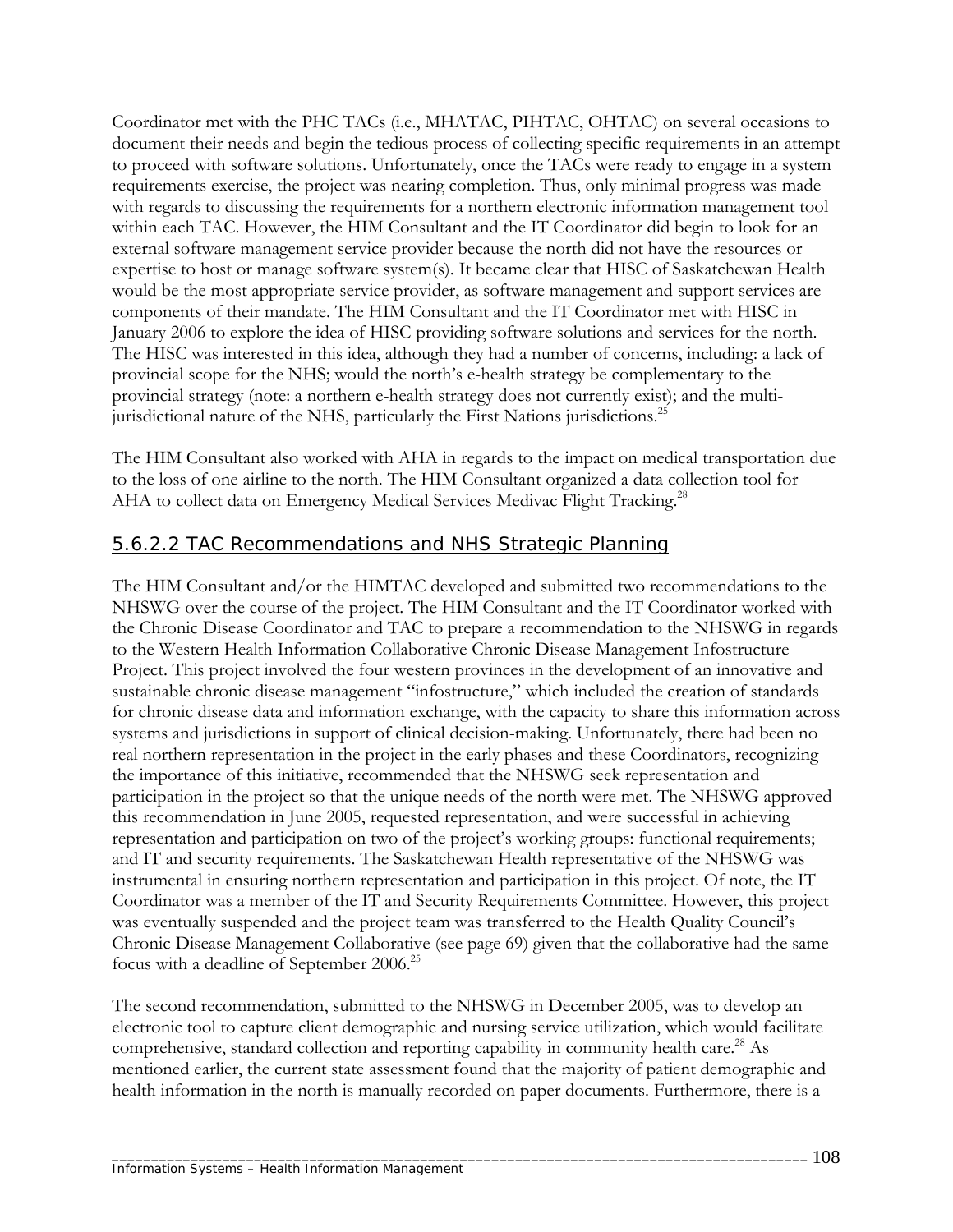Coordinator met with the PHC TACs (i.e., MHATAC, PIHTAC, OHTAC) on several occasions to document their needs and begin the tedious process of collecting specific requirements in an attempt to proceed with software solutions. Unfortunately, once the TACs were ready to engage in a system requirements exercise, the project was nearing completion. Thus, only minimal progress was made with regards to discussing the requirements for a northern electronic information management tool within each TAC. However, the HIM Consultant and the IT Coordinator did begin to look for an external software management service provider because the north did not have the resources or expertise to host or manage software system(s). It became clear that HISC of Saskatchewan Health would be the most appropriate service provider, as software management and support services are components of their mandate. The HIM Consultant and the IT Coordinator met with HISC in January 2006 to explore the idea of HISC providing software solutions and services for the north. The HISC was interested in this idea, although they had a number of concerns, including: a lack of provincial scope for the NHS; would the north's e-health strategy be complementary to the provincial strategy (note: a northern e-health strategy does not currently exist); and the multi-jurisdictional nature of the NHS, particularly the First Nations jurisdictions.[25]

The HIM Consultant also worked with AHA in regards to the impact on medical transportation due to the loss of one airline to the north. The HIM Consultant organized a data collection tool for AHA to collect data on Emergency Medical Services Medivac Flight Tracking.[28]

### 5.6.2.2 TAC Recommendations and NHS Strategic Planning

The HIM Consultant and/or the HIMTAC developed and submitted two recommendations to the NHSWG over the course of the project. The HIM Consultant and the IT Coordinator worked with the Chronic Disease Coordinator and TAC to prepare a recommendation to the NHSWG in regards to the Western Health Information Collaborative Chronic Disease Management Infostructure Project. This project involved the four western provinces in the development of an innovative and sustainable chronic disease management "infostructure," which included the creation of standards for chronic disease data and information exchange, with the capacity to share this information across systems and jurisdictions in support of clinical decision-making. Unfortunately, there had been no real northern representation in the project in the early phases and these Coordinators, recognizing the importance of this initiative, recommended that the NHSWG seek representation and participation in the project so that the unique needs of the north were met. The NHSWG approved this recommendation in June 2005, requested representation, and were successful in achieving representation and participation on two of the project's working groups: functional requirements; and IT and security requirements. The Saskatchewan Health representative of the NHSWG was instrumental in ensuring northern representation and participation in this project. Of note, the IT Coordinator was a member of the IT and Security Requirements Committee. However, this project was eventually suspended and the project team was transferred to the Health Quality Council's Chronic Disease Management Collaborative (see page 69) given that the collaborative had the same focus with a deadline of September 2006.[25]

The second recommendation, submitted to the NHSWG in December 2005, was to develop an electronic tool to capture client demographic and nursing service utilization, which would facilitate comprehensive, standard collection and reporting capability in community health care.[28] As mentioned earlier, the current state assessment found that the majority of patient demographic and health information in the north is manually recorded on paper documents. Furthermore, there is a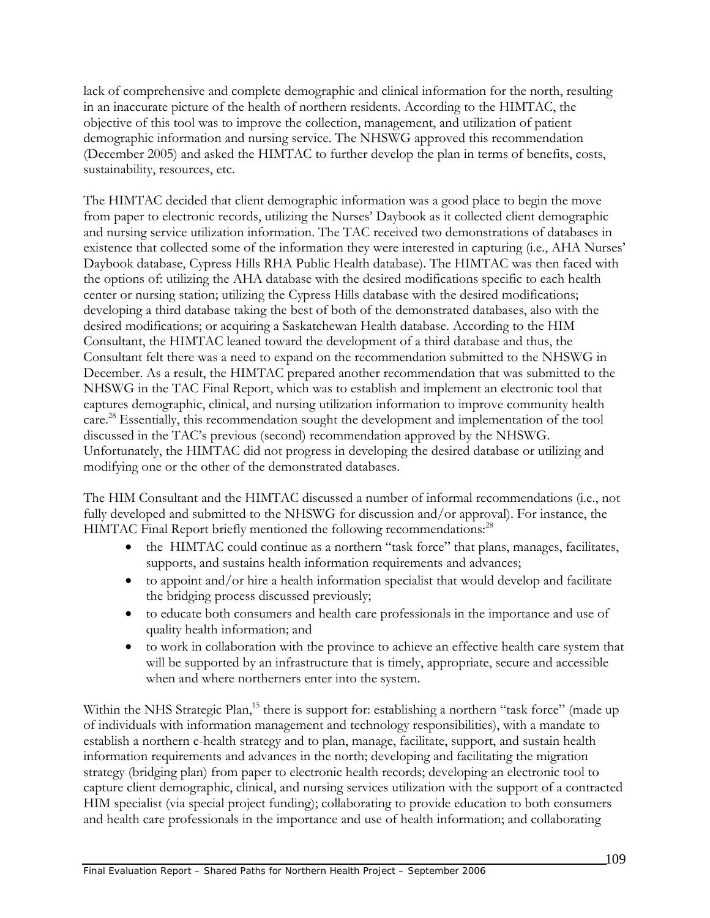lack of comprehensive and complete demographic and clinical information for the north, resulting in an inaccurate picture of the health of northern residents. According to the HIMTAC, the objective of this tool was to improve the collection, management, and utilization of patient demographic information and nursing service. The NHSWG approved this recommendation (December 2005) and asked the HIMTAC to further develop the plan in terms of benefits, costs, sustainability, resources, etc.

The HIMTAC decided that client demographic information was a good place to begin the move from paper to electronic records, utilizing the Nurses' Daybook as it collected client demographic and nursing service utilization information. The TAC received two demonstrations of databases in existence that collected some of the information they were interested in capturing (i.e., AHA Nurses' Daybook database, Cypress Hills RHA Public Health database). The HIMTAC was then faced with the options of: utilizing the AHA database with the desired modifications specific to each health center or nursing station; utilizing the Cypress Hills database with the desired modifications; developing a third database taking the best of both of the demonstrated databases, also with the desired modifications; or acquiring a Saskatchewan Health database. According to the HIM Consultant, the HIMTAC leaned toward the development of a third database and thus, the Consultant felt there was a need to expand on the recommendation submitted to the NHSWG in December. As a result, the HIMTAC prepared another recommendation that was submitted to the NHSWG in the TAC Final Report, which was to establish and implement an electronic tool that captures demographic, clinical, and nursing utilization information to improve community health care.[28] Essentially, this recommendation sought the development and implementation of the tool discussed in the TAC's previous (second) recommendation approved by the NHSWG. Unfortunately, the HIMTAC did not progress in developing the desired database or utilizing and modifying one or the other of the demonstrated databases.

The HIM Consultant and the HIMTAC discussed a number of informal recommendations (i.e., not fully developed and submitted to the NHSWG for discussion and/or approval). For instance, the HIMTAC Final Report briefly mentioned the following recommendations:[28]

- the HIMTAC could continue as a northern "task force" that plans, manages, facilitates, supports, and sustains health information requirements and advances;
- to appoint and/or hire a health information specialist that would develop and facilitate the bridging process discussed previously;
- to educate both consumers and health care professionals in the importance and use of quality health information; and
- to work in collaboration with the province to achieve an effective health care system that will be supported by an infrastructure that is timely, appropriate, secure and accessible when and where northerners enter into the system.

Within the NHS Strategic Plan,[15] there is support for: establishing a northern "task force" (made up of individuals with information management and technology responsibilities), with a mandate to establish a northern e-health strategy and to plan, manage, facilitate, support, and sustain health information requirements and advances in the north; developing and facilitating the migration strategy (bridging plan) from paper to electronic health records; developing an electronic tool to capture client demographic, clinical, and nursing services utilization with the support of a contracted HIM specialist (via special project funding); collaborating to provide education to both consumers and health care professionals in the importance and use of health information; and collaborating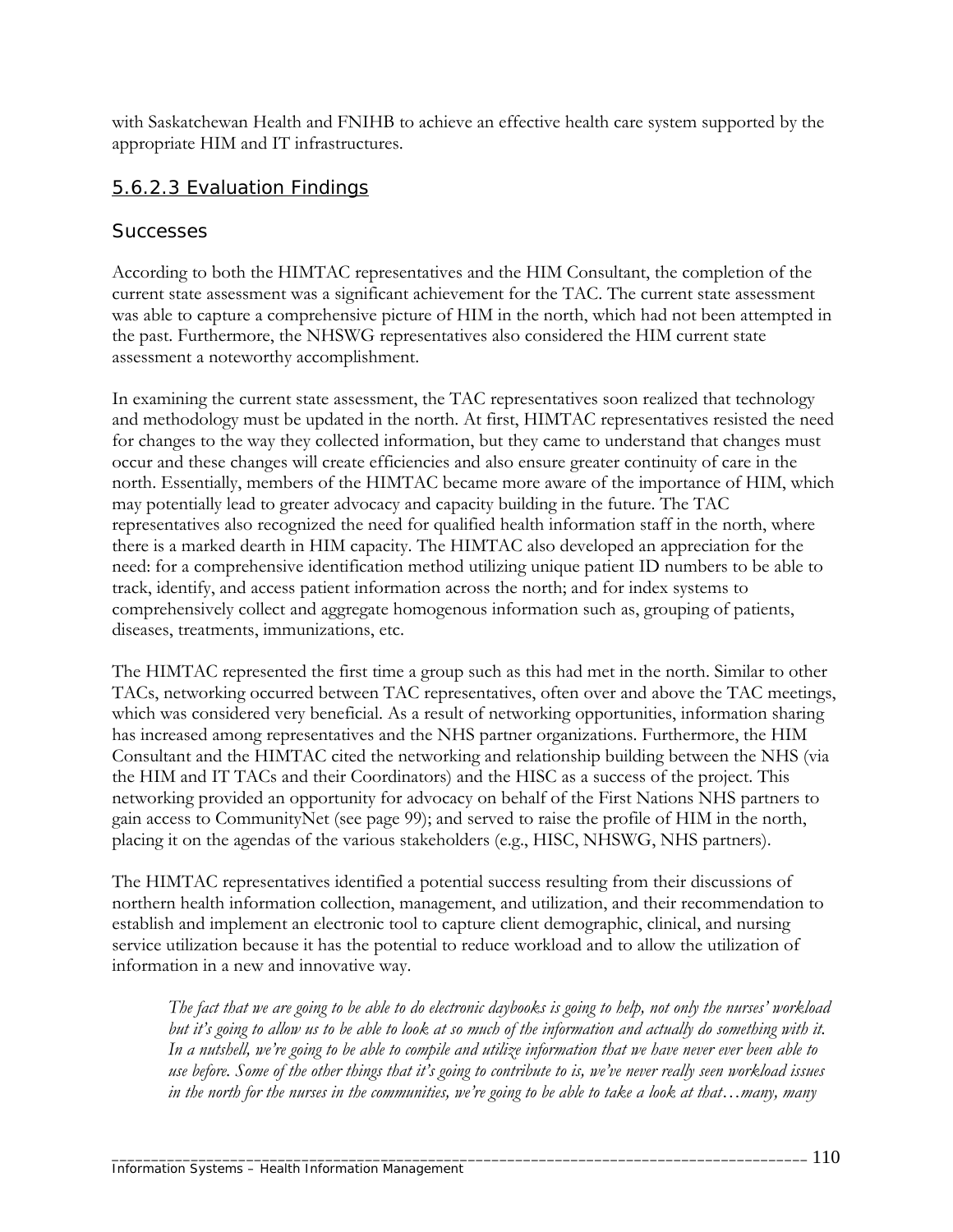with Saskatchewan Health and FNIHB to achieve an effective health care system supported by the appropriate HIM and IT infrastructures.

### 5.6.2.3 Evaluation Findings

#### Successes

According to both the HIMTAC representatives and the HIM Consultant, the completion of the current state assessment was a significant achievement for the TAC. The current state assessment was able to capture a comprehensive picture of HIM in the north, which had not been attempted in the past. Furthermore, the NHSWG representatives also considered the HIM current state assessment a noteworthy accomplishment.

In examining the current state assessment, the TAC representatives soon realized that technology and methodology must be updated in the north. At first, HIMTAC representatives resisted the need for changes to the way they collected information, but they came to understand that changes must occur and these changes will create efficiencies and also ensure greater continuity of care in the north. Essentially, members of the HIMTAC became more aware of the importance of HIM, which may potentially lead to greater advocacy and capacity building in the future. The TAC representatives also recognized the need for qualified health information staff in the north, where there is a marked dearth in HIM capacity. The HIMTAC also developed an appreciation for the need: for a comprehensive identification method utilizing unique patient ID numbers to be able to track, identify, and access patient information across the north; and for index systems to comprehensively collect and aggregate homogenous information such as, grouping of patients, diseases, treatments, immunizations, etc.

The HIMTAC represented the first time a group such as this had met in the north. Similar to other TACs, networking occurred between TAC representatives, often over and above the TAC meetings, which was considered very beneficial. As a result of networking opportunities, information sharing has increased among representatives and the NHS partner organizations. Furthermore, the HIM Consultant and the HIMTAC cited the networking and relationship building between the NHS (via the HIM and IT TACs and their Coordinators) and the HISC as a success of the project. This networking provided an opportunity for advocacy on behalf of the First Nations NHS partners to gain access to CommunityNet (see page 99); and served to raise the profile of HIM in the north, placing it on the agendas of the various stakeholders (e.g., HISC, NHSWG, NHS partners).

The HIMTAC representatives identified a potential success resulting from their discussions of northern health information collection, management, and utilization, and their recommendation to establish and implement an electronic tool to capture client demographic, clinical, and nursing service utilization because it has the potential to reduce workload and to allow the utilization of information in a new and innovative way.

> *The fact that we are going to be able to do electronic daybooks is going to help, not only the nurses' workload but it's going to allow us to be able to look at so much of the information and actually do something with it. In a nutshell, we're going to be able to compile and utilize information that we have never ever been able to use before. Some of the other things that it's going to contribute to is, we've never really seen workload issues in the north for the nurses in the communities, we're going to be able to take a look at that…many, many*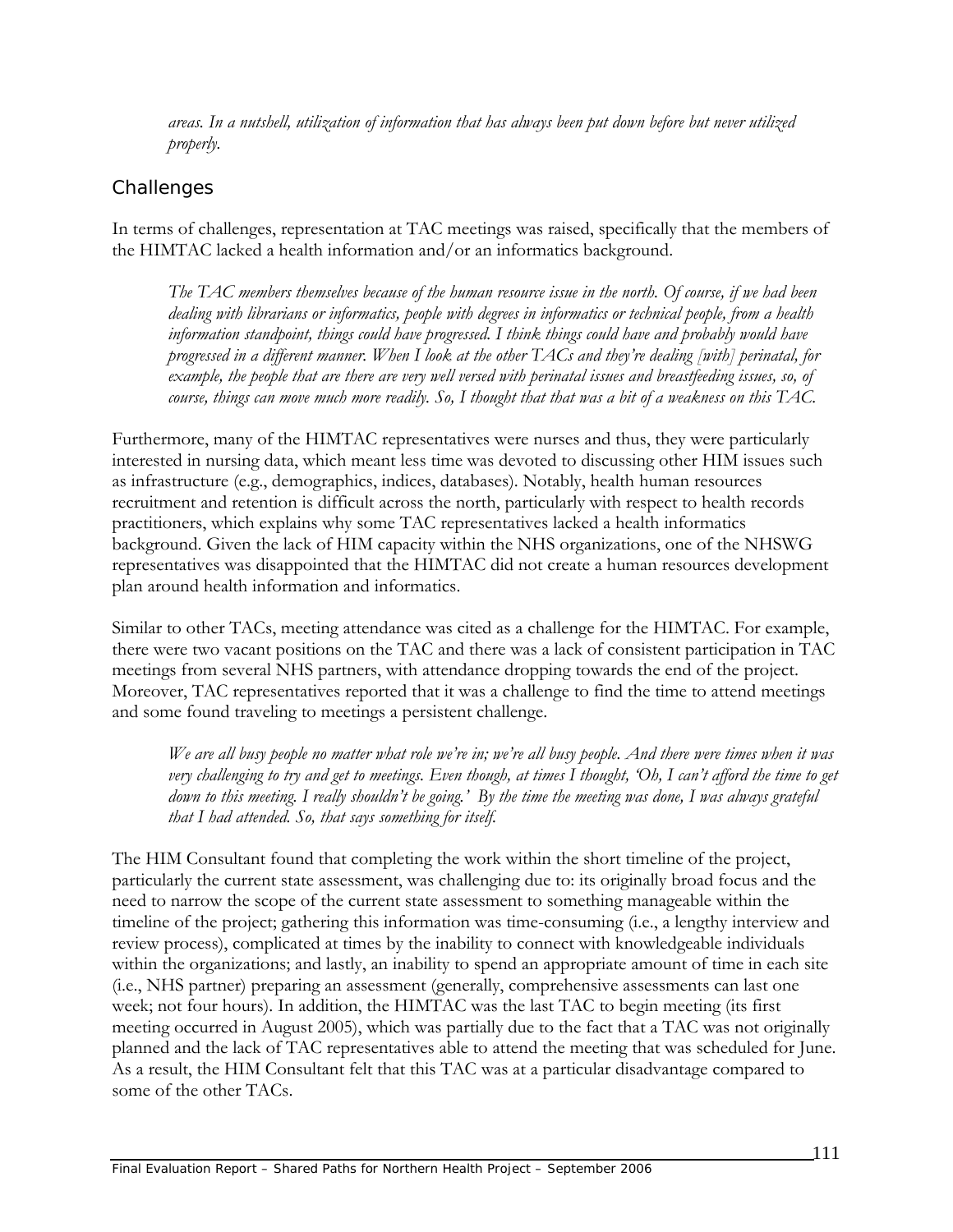*areas. In a nutshell, utilization of information that has always been put down before but never utilized properly.*

## Challenges

In terms of challenges, representation at TAC meetings was raised, specifically that the members of the HIMTAC lacked a health information and/or an informatics background.

> *The TAC members themselves because of the human resource issue in the north. Of course, if we had been dealing with librarians or informatics, people with degrees in informatics or technical people, from a health information standpoint, things could have progressed. I think things could have and probably would have progressed in a different manner. When I look at the other TACs and they're dealing [with] perinatal, for example, the people that are there are very well versed with perinatal issues and breastfeeding issues, so, of course, things can move much more readily. So, I thought that that was a bit of a weakness on this TAC.*

Furthermore, many of the HIMTAC representatives were nurses and thus, they were particularly interested in nursing data, which meant less time was devoted to discussing other HIM issues such as infrastructure (e.g., demographics, indices, databases). Notably, health human resources recruitment and retention is difficult across the north, particularly with respect to health records practitioners, which explains why some TAC representatives lacked a health informatics background. Given the lack of HIM capacity within the NHS organizations, one of the NHSWG representatives was disappointed that the HIMTAC did not create a human resources development plan around health information and informatics.

Similar to other TACs, meeting attendance was cited as a challenge for the HIMTAC. For example, there were two vacant positions on the TAC and there was a lack of consistent participation in TAC meetings from several NHS partners, with attendance dropping towards the end of the project. Moreover, TAC representatives reported that it was a challenge to find the time to attend meetings and some found traveling to meetings a persistent challenge.

> *We are all busy people no matter what role we're in; we're all busy people. And there were times when it was very challenging to try and get to meetings. Even though, at times I thought, 'Oh, I can't afford the time to get down to this meeting. I really shouldn't be going.' By the time the meeting was done, I was always grateful that I had attended. So, that says something for itself.*

The HIM Consultant found that completing the work within the short timeline of the project, particularly the current state assessment, was challenging due to: its originally broad focus and the need to narrow the scope of the current state assessment to something manageable within the timeline of the project; gathering this information was time-consuming (i.e., a lengthy interview and review process), complicated at times by the inability to connect with knowledgeable individuals within the organizations; and lastly, an inability to spend an appropriate amount of time in each site (i.e., NHS partner) preparing an assessment (generally, comprehensive assessments can last one week; not four hours). In addition, the HIMTAC was the last TAC to begin meeting (its first meeting occurred in August 2005), which was partially due to the fact that a TAC was not originally planned and the lack of TAC representatives able to attend the meeting that was scheduled for June. As a result, the HIM Consultant felt that this TAC was at a particular disadvantage compared to some of the other TACs.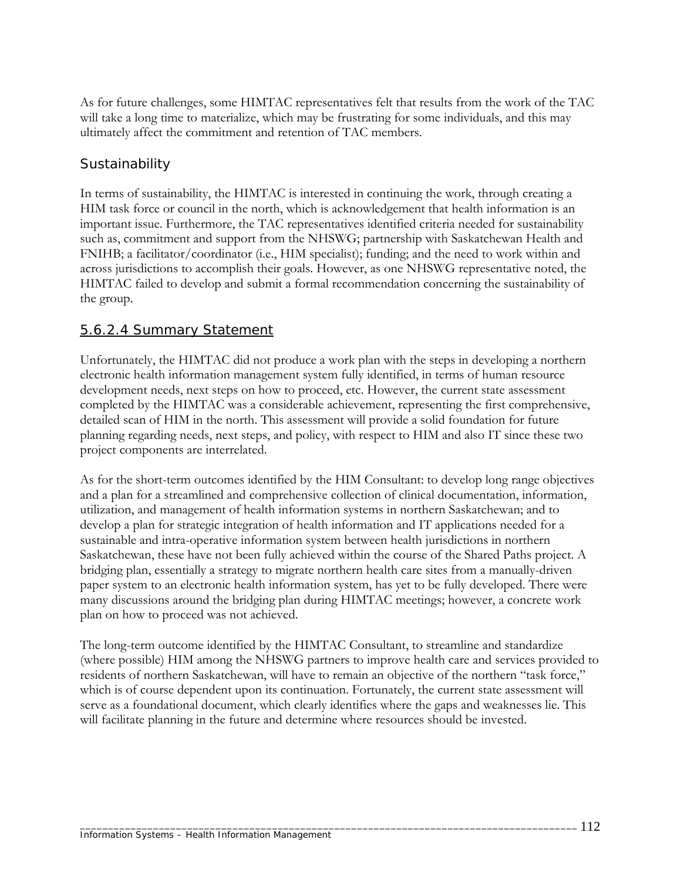As for future challenges, some HIMTAC representatives felt that results from the work of the TAC will take a long time to materialize, which may be frustrating for some individuals, and this may ultimately affect the commitment and retention of TAC members.

### Sustainability

In terms of sustainability, the HIMTAC is interested in continuing the work, through creating a HIM task force or council in the north, which is acknowledgement that health information is an important issue. Furthermore, the TAC representatives identified criteria needed for sustainability such as, commitment and support from the NHSWG; partnership with Saskatchewan Health and FNIHB; a facilitator/coordinator (i.e., HIM specialist); funding; and the need to work within and across jurisdictions to accomplish their goals. However, as one NHSWG representative noted, the HIMTAC failed to develop and submit a formal recommendation concerning the sustainability of the group.

## 5.6.2.4 Summary Statement

Unfortunately, the HIMTAC did not produce a work plan with the steps in developing a northern electronic health information management system fully identified, in terms of human resource development needs, next steps on how to proceed, etc. However, the current state assessment completed by the HIMTAC was a considerable achievement, representing the first comprehensive, detailed scan of HIM in the north. This assessment will provide a solid foundation for future planning regarding needs, next steps, and policy, with respect to HIM and also IT since these two project components are interrelated.

As for the short-term outcomes identified by the HIM Consultant: to develop long range objectives and a plan for a streamlined and comprehensive collection of clinical documentation, information, utilization, and management of health information systems in northern Saskatchewan; and to develop a plan for strategic integration of health information and IT applications needed for a sustainable and intra-operative information system between health jurisdictions in northern Saskatchewan, these have not been fully achieved within the course of the Shared Paths project. A bridging plan, essentially a strategy to migrate northern health care sites from a manually-driven paper system to an electronic health information system, has yet to be fully developed. There were many discussions around the bridging plan during HIMTAC meetings; however, a concrete work plan on how to proceed was not achieved.

The long-term outcome identified by the HIMTAC Consultant, to streamline and standardize (where possible) HIM among the NHSWG partners to improve health care and services provided to residents of northern Saskatchewan, will have to remain an objective of the northern "task force," which is of course dependent upon its continuation. Fortunately, the current state assessment will serve as a foundational document, which clearly identifies where the gaps and weaknesses lie. This will facilitate planning in the future and determine where resources should be invested.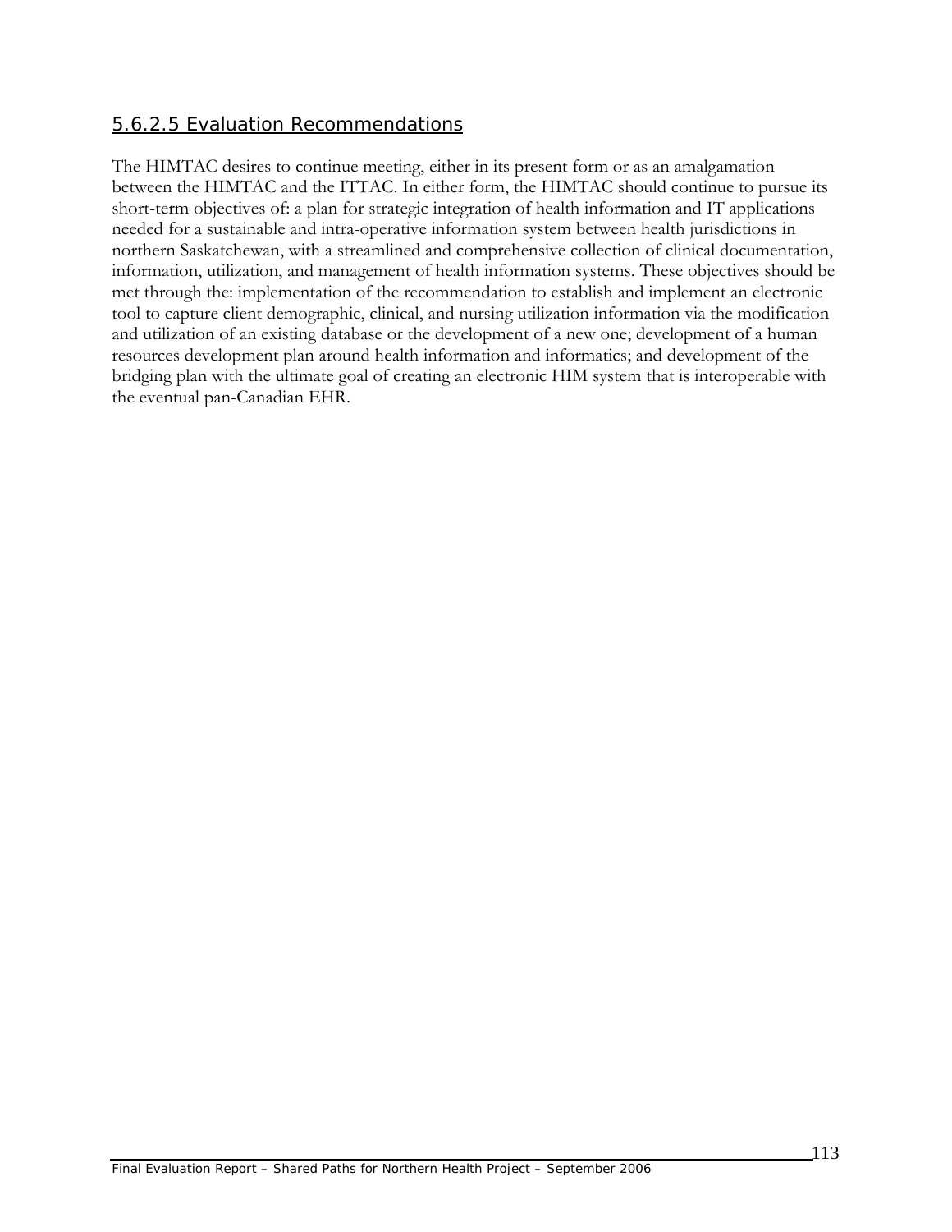#### 5.6.2.5 Evaluation Recommendations

The HIMTAC desires to continue meeting, either in its present form or as an amalgamation between the HIMTAC and the ITTAC. In either form, the HIMTAC should continue to pursue its short-term objectives of: a plan for strategic integration of health information and IT applications needed for a sustainable and intra-operative information system between health jurisdictions in northern Saskatchewan, with a streamlined and comprehensive collection of clinical documentation, information, utilization, and management of health information systems. These objectives should be met through the: implementation of the recommendation to establish and implement an electronic tool to capture client demographic, clinical, and nursing utilization information via the modification and utilization of an existing database or the development of a new one; development of a human resources development plan around health information and informatics; and development of the bridging plan with the ultimate goal of creating an electronic HIM system that is interoperable with the eventual pan-Canadian EHR.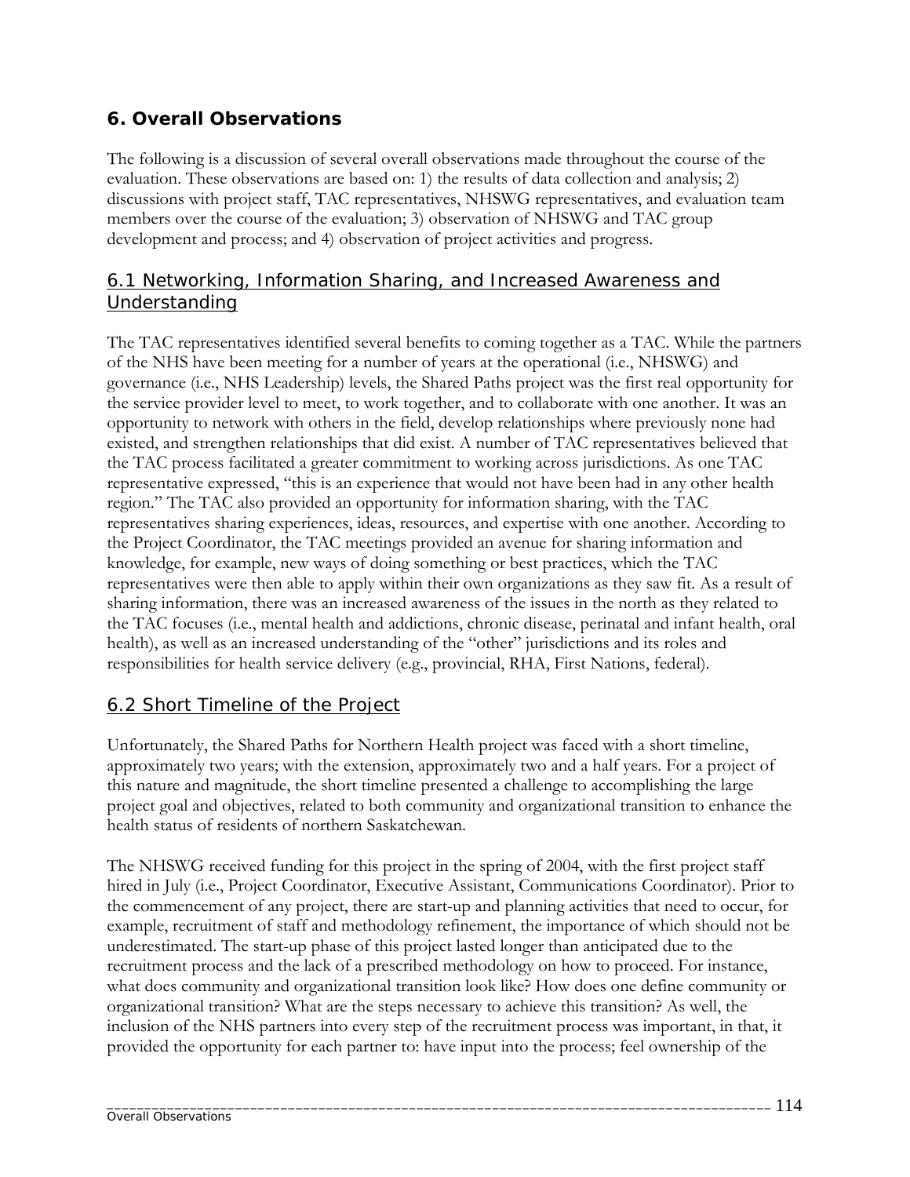## 6. Overall Observations

The following is a discussion of several overall observations made throughout the course of the evaluation. These observations are based on: 1) the results of data collection and analysis; 2) discussions with project staff, TAC representatives, NHSWG representatives, and evaluation team members over the course of the evaluation; 3) observation of NHSWG and TAC group development and process; and 4) observation of project activities and progress.

### 6.1 Networking, Information Sharing, and Increased Awareness and Understanding

The TAC representatives identified several benefits to coming together as a TAC. While the partners of the NHS have been meeting for a number of years at the operational (i.e., NHSWG) and governance (i.e., NHS Leadership) levels, the Shared Paths project was the first real opportunity for the service provider level to meet, to work together, and to collaborate with one another. It was an opportunity to network with others in the field, develop relationships where previously none had existed, and strengthen relationships that did exist. A number of TAC representatives believed that the TAC process facilitated a greater commitment to working across jurisdictions. As one TAC representative expressed, "this is an experience that would not have been had in any other health region." The TAC also provided an opportunity for information sharing, with the TAC representatives sharing experiences, ideas, resources, and expertise with one another. According to the Project Coordinator, the TAC meetings provided an avenue for sharing information and knowledge, for example, new ways of doing something or best practices, which the TAC representatives were then able to apply within their own organizations as they saw fit. As a result of sharing information, there was an increased awareness of the issues in the north as they related to the TAC focuses (i.e., mental health and addictions, chronic disease, perinatal and infant health, oral health), as well as an increased understanding of the "other" jurisdictions and its roles and responsibilities for health service delivery (e.g., provincial, RHA, First Nations, federal).

### 6.2 Short Timeline of the Project

Unfortunately, the Shared Paths for Northern Health project was faced with a short timeline, approximately two years; with the extension, approximately two and a half years. For a project of this nature and magnitude, the short timeline presented a challenge to accomplishing the large project goal and objectives, related to both community and organizational transition to enhance the health status of residents of northern Saskatchewan.

The NHSWG received funding for this project in the spring of 2004, with the first project staff hired in July (i.e., Project Coordinator, Executive Assistant, Communications Coordinator). Prior to the commencement of any project, there are start-up and planning activities that need to occur, for example, recruitment of staff and methodology refinement, the importance of which should not be underestimated. The start-up phase of this project lasted longer than anticipated due to the recruitment process and the lack of a prescribed methodology on how to proceed. For instance, what does community and organizational transition look like? How does one define community or organizational transition? What are the steps necessary to achieve this transition? As well, the inclusion of the NHS partners into every step of the recruitment process was important, in that, it provided the opportunity for each partner to: have input into the process; feel ownership of the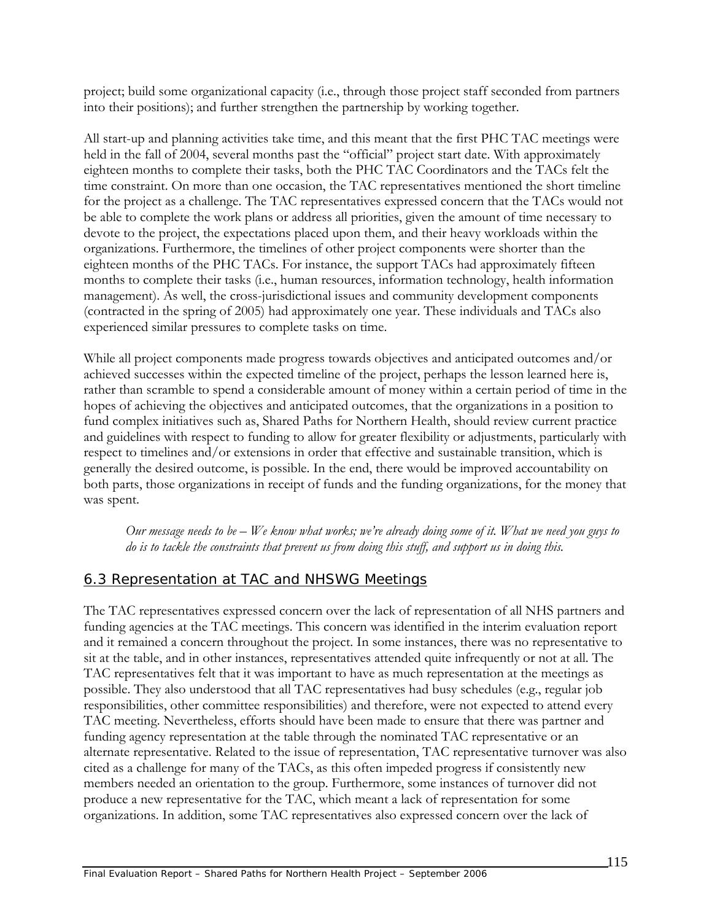project; build some organizational capacity (i.e., through those project staff seconded from partners into their positions); and further strengthen the partnership by working together.

All start-up and planning activities take time, and this meant that the first PHC TAC meetings were held in the fall of 2004, several months past the "official" project start date. With approximately eighteen months to complete their tasks, both the PHC TAC Coordinators and the TACs felt the time constraint. On more than one occasion, the TAC representatives mentioned the short timeline for the project as a challenge. The TAC representatives expressed concern that the TACs would not be able to complete the work plans or address all priorities, given the amount of time necessary to devote to the project, the expectations placed upon them, and their heavy workloads within the organizations. Furthermore, the timelines of other project components were shorter than the eighteen months of the PHC TACs. For instance, the support TACs had approximately fifteen months to complete their tasks (i.e., human resources, information technology, health information management). As well, the cross-jurisdictional issues and community development components (contracted in the spring of 2005) had approximately one year. These individuals and TACs also experienced similar pressures to complete tasks on time.

While all project components made progress towards objectives and anticipated outcomes and/or achieved successes within the expected timeline of the project, perhaps the lesson learned here is, rather than scramble to spend a considerable amount of money within a certain period of time in the hopes of achieving the objectives and anticipated outcomes, that the organizations in a position to fund complex initiatives such as, Shared Paths for Northern Health, should review current practice and guidelines with respect to funding to allow for greater flexibility or adjustments, particularly with respect to timelines and/or extensions in order that effective and sustainable transition, which is generally the desired outcome, is possible. In the end, there would be improved accountability on both parts, those organizations in receipt of funds and the funding organizations, for the money that was spent.

> *Our message needs to be – We know what works; we're already doing some of it. What we need you guys to do is to tackle the constraints that prevent us from doing this stuff, and support us in doing this.*

## 6.3 Representation at TAC and NHSWG Meetings

The TAC representatives expressed concern over the lack of representation of all NHS partners and funding agencies at the TAC meetings. This concern was identified in the interim evaluation report and it remained a concern throughout the project. In some instances, there was no representative to sit at the table, and in other instances, representatives attended quite infrequently or not at all. The TAC representatives felt that it was important to have as much representation at the meetings as possible. They also understood that all TAC representatives had busy schedules (e.g., regular job responsibilities, other committee responsibilities) and therefore, were not expected to attend every TAC meeting. Nevertheless, efforts should have been made to ensure that there was partner and funding agency representation at the table through the nominated TAC representative or an alternate representative. Related to the issue of representation, TAC representative turnover was also cited as a challenge for many of the TACs, as this often impeded progress if consistently new members needed an orientation to the group. Furthermore, some instances of turnover did not produce a new representative for the TAC, which meant a lack of representation for some organizations. In addition, some TAC representatives also expressed concern over the lack of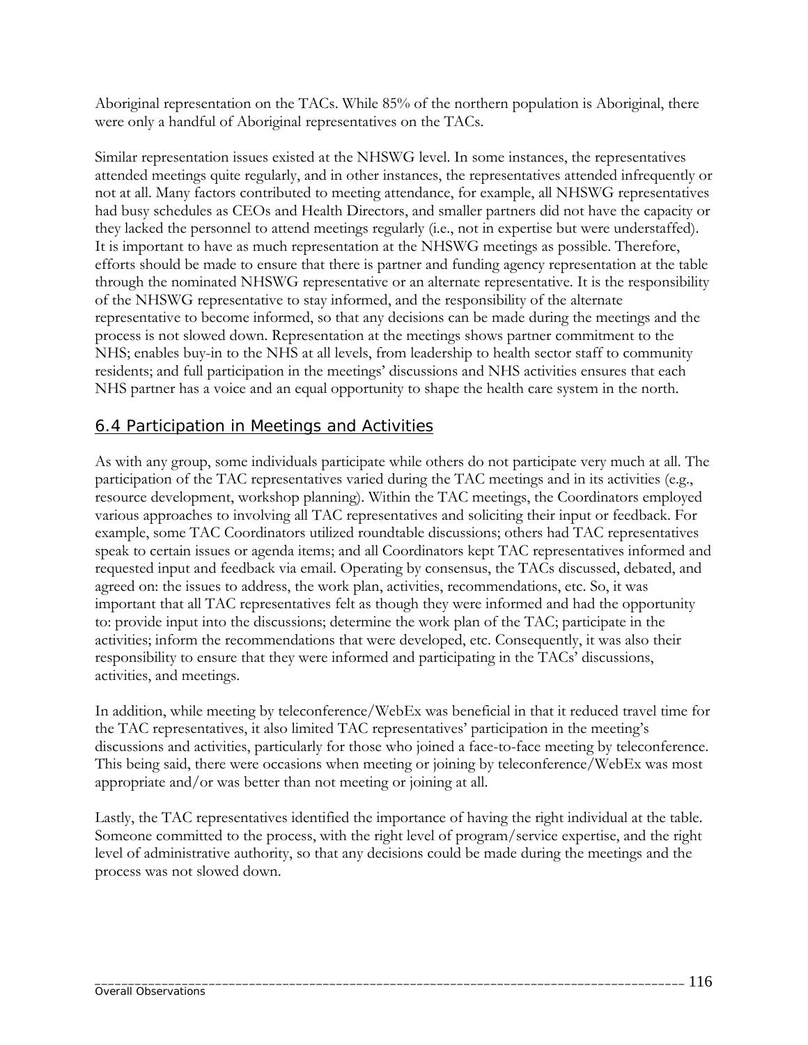Aboriginal representation on the TACs. While 85% of the northern population is Aboriginal, there were only a handful of Aboriginal representatives on the TACs.

Similar representation issues existed at the NHSWG level. In some instances, the representatives attended meetings quite regularly, and in other instances, the representatives attended infrequently or not at all. Many factors contributed to meeting attendance, for example, all NHSWG representatives had busy schedules as CEOs and Health Directors, and smaller partners did not have the capacity or they lacked the personnel to attend meetings regularly (i.e., not in expertise but were understaffed). It is important to have as much representation at the NHSWG meetings as possible. Therefore, efforts should be made to ensure that there is partner and funding agency representation at the table through the nominated NHSWG representative or an alternate representative. It is the responsibility of the NHSWG representative to stay informed, and the responsibility of the alternate representative to become informed, so that any decisions can be made during the meetings and the process is not slowed down. Representation at the meetings shows partner commitment to the NHS; enables buy-in to the NHS at all levels, from leadership to health sector staff to community residents; and full participation in the meetings' discussions and NHS activities ensures that each NHS partner has a voice and an equal opportunity to shape the health care system in the north.

## 6.4 Participation in Meetings and Activities

As with any group, some individuals participate while others do not participate very much at all. The participation of the TAC representatives varied during the TAC meetings and in its activities (e.g., resource development, workshop planning). Within the TAC meetings, the Coordinators employed various approaches to involving all TAC representatives and soliciting their input or feedback. For example, some TAC Coordinators utilized roundtable discussions; others had TAC representatives speak to certain issues or agenda items; and all Coordinators kept TAC representatives informed and requested input and feedback via email. Operating by consensus, the TACs discussed, debated, and agreed on: the issues to address, the work plan, activities, recommendations, etc. So, it was important that all TAC representatives felt as though they were informed and had the opportunity to: provide input into the discussions; determine the work plan of the TAC; participate in the activities; inform the recommendations that were developed, etc. Consequently, it was also their responsibility to ensure that they were informed and participating in the TACs' discussions, activities, and meetings.

In addition, while meeting by teleconference/WebEx was beneficial in that it reduced travel time for the TAC representatives, it also limited TAC representatives' participation in the meeting's discussions and activities, particularly for those who joined a face-to-face meeting by teleconference. This being said, there were occasions when meeting or joining by teleconference/WebEx was most appropriate and/or was better than not meeting or joining at all.

Lastly, the TAC representatives identified the importance of having the right individual at the table. Someone committed to the process, with the right level of program/service expertise, and the right level of administrative authority, so that any decisions could be made during the meetings and the process was not slowed down.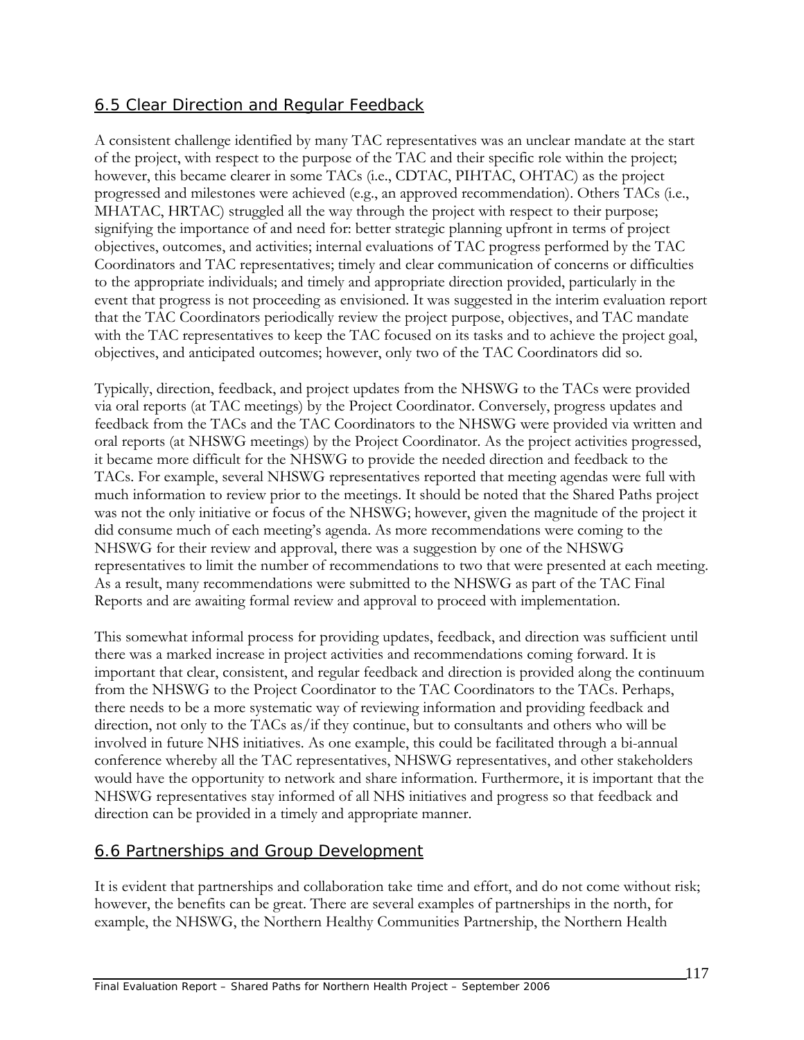## 6.5 Clear Direction and Regular Feedback

A consistent challenge identified by many TAC representatives was an unclear mandate at the start of the project, with respect to the purpose of the TAC and their specific role within the project; however, this became clearer in some TACs (i.e., CDTAC, PIHTAC, OHTAC) as the project progressed and milestones were achieved (e.g., an approved recommendation). Others TACs (i.e., MHATAC, HRTAC) struggled all the way through the project with respect to their purpose; signifying the importance of and need for: better strategic planning upfront in terms of project objectives, outcomes, and activities; internal evaluations of TAC progress performed by the TAC Coordinators and TAC representatives; timely and clear communication of concerns or difficulties to the appropriate individuals; and timely and appropriate direction provided, particularly in the event that progress is not proceeding as envisioned. It was suggested in the interim evaluation report that the TAC Coordinators periodically review the project purpose, objectives, and TAC mandate with the TAC representatives to keep the TAC focused on its tasks and to achieve the project goal, objectives, and anticipated outcomes; however, only two of the TAC Coordinators did so.

Typically, direction, feedback, and project updates from the NHSWG to the TACs were provided via oral reports (at TAC meetings) by the Project Coordinator. Conversely, progress updates and feedback from the TACs and the TAC Coordinators to the NHSWG were provided via written and oral reports (at NHSWG meetings) by the Project Coordinator. As the project activities progressed, it became more difficult for the NHSWG to provide the needed direction and feedback to the TACs. For example, several NHSWG representatives reported that meeting agendas were full with much information to review prior to the meetings. It should be noted that the Shared Paths project was not the only initiative or focus of the NHSWG; however, given the magnitude of the project it did consume much of each meeting's agenda. As more recommendations were coming to the NHSWG for their review and approval, there was a suggestion by one of the NHSWG representatives to limit the number of recommendations to two that were presented at each meeting. As a result, many recommendations were submitted to the NHSWG as part of the TAC Final Reports and are awaiting formal review and approval to proceed with implementation.

This somewhat informal process for providing updates, feedback, and direction was sufficient until there was a marked increase in project activities and recommendations coming forward. It is important that clear, consistent, and regular feedback and direction is provided along the continuum from the NHSWG to the Project Coordinator to the TAC Coordinators to the TACs. Perhaps, there needs to be a more systematic way of reviewing information and providing feedback and direction, not only to the TACs as/if they continue, but to consultants and others who will be involved in future NHS initiatives. As one example, this could be facilitated through a bi-annual conference whereby all the TAC representatives, NHSWG representatives, and other stakeholders would have the opportunity to network and share information. Furthermore, it is important that the NHSWG representatives stay informed of all NHS initiatives and progress so that feedback and direction can be provided in a timely and appropriate manner.

## 6.6 Partnerships and Group Development

It is evident that partnerships and collaboration take time and effort, and do not come without risk; however, the benefits can be great. There are several examples of partnerships in the north, for example, the NHSWG, the Northern Healthy Communities Partnership, the Northern Health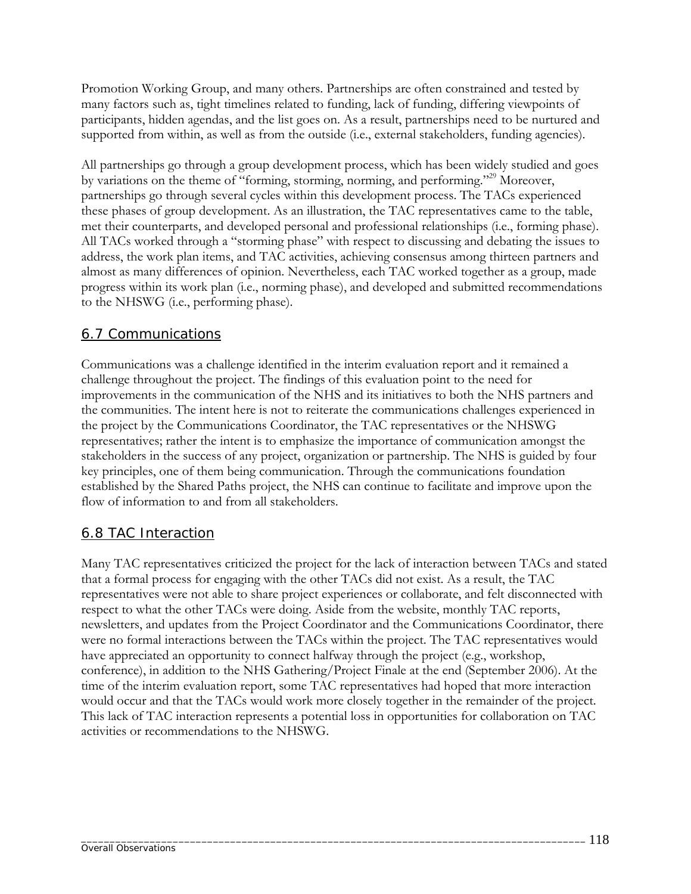Promotion Working Group, and many others. Partnerships are often constrained and tested by many factors such as, tight timelines related to funding, lack of funding, differing viewpoints of participants, hidden agendas, and the list goes on. As a result, partnerships need to be nurtured and supported from within, as well as from the outside (i.e., external stakeholders, funding agencies).

All partnerships go through a group development process, which has been widely studied and goes by variations on the theme of "forming, storming, norming, and performing."[29] Moreover, partnerships go through several cycles within this development process. The TACs experienced these phases of group development. As an illustration, the TAC representatives came to the table, met their counterparts, and developed personal and professional relationships (i.e., forming phase). All TACs worked through a "storming phase" with respect to discussing and debating the issues to address, the work plan items, and TAC activities, achieving consensus among thirteen partners and almost as many differences of opinion. Nevertheless, each TAC worked together as a group, made progress within its work plan (i.e., norming phase), and developed and submitted recommendations to the NHSWG (i.e., performing phase).

## 6.7 Communications

Communications was a challenge identified in the interim evaluation report and it remained a challenge throughout the project. The findings of this evaluation point to the need for improvements in the communication of the NHS and its initiatives to both the NHS partners and the communities. The intent here is not to reiterate the communications challenges experienced in the project by the Communications Coordinator, the TAC representatives or the NHSWG representatives; rather the intent is to emphasize the importance of communication amongst the stakeholders in the success of any project, organization or partnership. The NHS is guided by four key principles, one of them being communication. Through the communications foundation established by the Shared Paths project, the NHS can continue to facilitate and improve upon the flow of information to and from all stakeholders.

## 6.8 TAC Interaction

Many TAC representatives criticized the project for the lack of interaction between TACs and stated that a formal process for engaging with the other TACs did not exist. As a result, the TAC representatives were not able to share project experiences or collaborate, and felt disconnected with respect to what the other TACs were doing. Aside from the website, monthly TAC reports, newsletters, and updates from the Project Coordinator and the Communications Coordinator, there were no formal interactions between the TACs within the project. The TAC representatives would have appreciated an opportunity to connect halfway through the project (e.g., workshop, conference), in addition to the NHS Gathering/Project Finale at the end (September 2006). At the time of the interim evaluation report, some TAC representatives had hoped that more interaction would occur and that the TACs would work more closely together in the remainder of the project. This lack of TAC interaction represents a potential loss in opportunities for collaboration on TAC activities or recommendations to the NHSWG.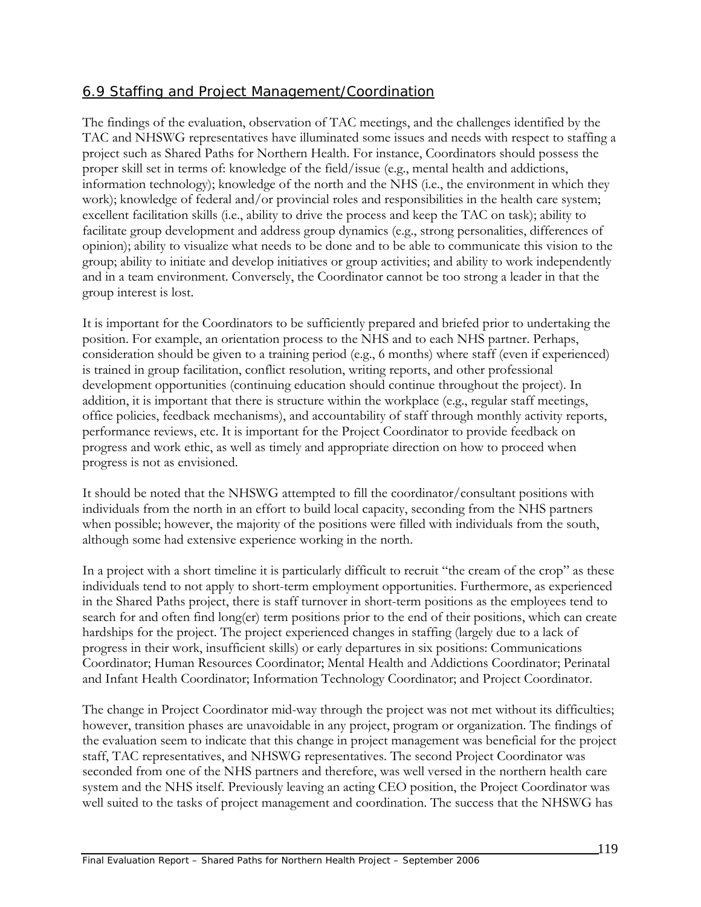## 6.9 Staffing and Project Management/Coordination

The findings of the evaluation, observation of TAC meetings, and the challenges identified by the TAC and NHSWG representatives have illuminated some issues and needs with respect to staffing a project such as Shared Paths for Northern Health. For instance, Coordinators should possess the proper skill set in terms of: knowledge of the field/issue (e.g., mental health and addictions, information technology); knowledge of the north and the NHS (i.e., the environment in which they work); knowledge of federal and/or provincial roles and responsibilities in the health care system; excellent facilitation skills (i.e., ability to drive the process and keep the TAC on task); ability to facilitate group development and address group dynamics (e.g., strong personalities, differences of opinion); ability to visualize what needs to be done and to be able to communicate this vision to the group; ability to initiate and develop initiatives or group activities; and ability to work independently and in a team environment. Conversely, the Coordinator cannot be too strong a leader in that the group interest is lost.

It is important for the Coordinators to be sufficiently prepared and briefed prior to undertaking the position. For example, an orientation process to the NHS and to each NHS partner. Perhaps, consideration should be given to a training period (e.g., 6 months) where staff (even if experienced) is trained in group facilitation, conflict resolution, writing reports, and other professional development opportunities (continuing education should continue throughout the project). In addition, it is important that there is structure within the workplace (e.g., regular staff meetings, office policies, feedback mechanisms), and accountability of staff through monthly activity reports, performance reviews, etc. It is important for the Project Coordinator to provide feedback on progress and work ethic, as well as timely and appropriate direction on how to proceed when progress is not as envisioned.

It should be noted that the NHSWG attempted to fill the coordinator/consultant positions with individuals from the north in an effort to build local capacity, seconding from the NHS partners when possible; however, the majority of the positions were filled with individuals from the south, although some had extensive experience working in the north.

In a project with a short timeline it is particularly difficult to recruit "the cream of the crop" as these individuals tend to not apply to short-term employment opportunities. Furthermore, as experienced in the Shared Paths project, there is staff turnover in short-term positions as the employees tend to search for and often find long(er) term positions prior to the end of their positions, which can create hardships for the project. The project experienced changes in staffing (largely due to a lack of progress in their work, insufficient skills) or early departures in six positions: Communications Coordinator; Human Resources Coordinator; Mental Health and Addictions Coordinator; Perinatal and Infant Health Coordinator; Information Technology Coordinator; and Project Coordinator.

The change in Project Coordinator mid-way through the project was not met without its difficulties; however, transition phases are unavoidable in any project, program or organization. The findings of the evaluation seem to indicate that this change in project management was beneficial for the project staff, TAC representatives, and NHSWG representatives. The second Project Coordinator was seconded from one of the NHS partners and therefore, was well versed in the northern health care system and the NHS itself. Previously leaving an acting CEO position, the Project Coordinator was well suited to the tasks of project management and coordination. The success that the NHSWG has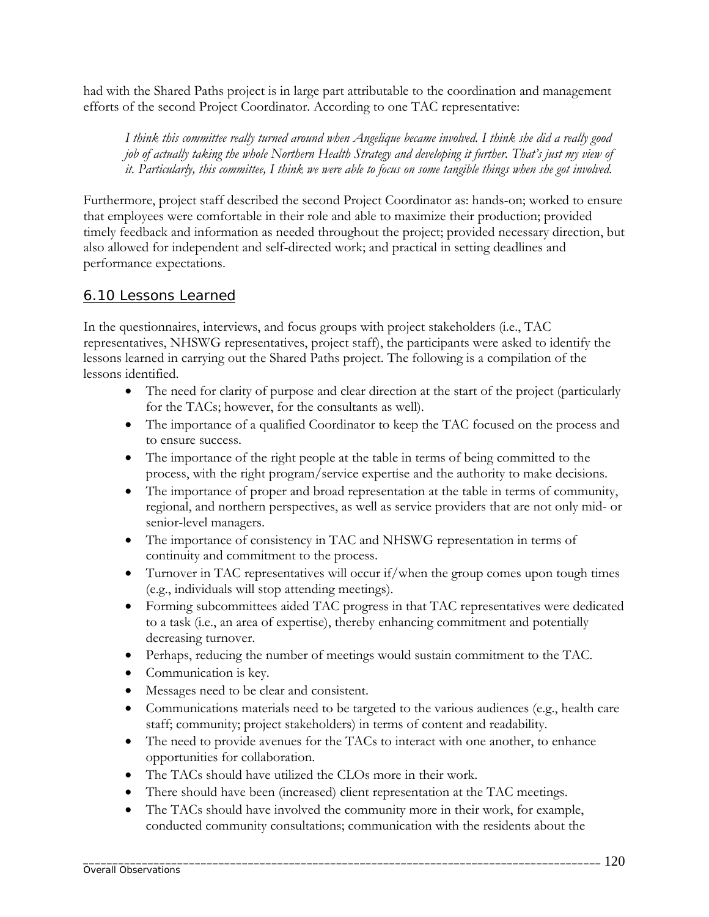had with the Shared Paths project is in large part attributable to the coordination and management efforts of the second Project Coordinator. According to one TAC representative:

> *I think this committee really turned around when Angelique became involved. I think she did a really good job of actually taking the whole Northern Health Strategy and developing it further. That's just my view of it. Particularly, this committee, I think we were able to focus on some tangible things when she got involved.*

Furthermore, project staff described the second Project Coordinator as: hands-on; worked to ensure that employees were comfortable in their role and able to maximize their production; provided timely feedback and information as needed throughout the project; provided necessary direction, but also allowed for independent and self-directed work; and practical in setting deadlines and performance expectations.

## 6.10 Lessons Learned

In the questionnaires, interviews, and focus groups with project stakeholders (i.e., TAC representatives, NHSWG representatives, project staff), the participants were asked to identify the lessons learned in carrying out the Shared Paths project. The following is a compilation of the lessons identified.

- The need for clarity of purpose and clear direction at the start of the project (particularly for the TACs; however, for the consultants as well).
- The importance of a qualified Coordinator to keep the TAC focused on the process and to ensure success.
- The importance of the right people at the table in terms of being committed to the process, with the right program/service expertise and the authority to make decisions.
- The importance of proper and broad representation at the table in terms of community, regional, and northern perspectives, as well as service providers that are not only mid- or senior-level managers.
- The importance of consistency in TAC and NHSWG representation in terms of continuity and commitment to the process.
- Turnover in TAC representatives will occur if/when the group comes upon tough times (e.g., individuals will stop attending meetings).
- Forming subcommittees aided TAC progress in that TAC representatives were dedicated to a task (i.e., an area of expertise), thereby enhancing commitment and potentially decreasing turnover.
- Perhaps, reducing the number of meetings would sustain commitment to the TAC.
- Communication is key.
- Messages need to be clear and consistent.
- Communications materials need to be targeted to the various audiences (e.g., health care staff; community; project stakeholders) in terms of content and readability.
- The need to provide avenues for the TACs to interact with one another, to enhance opportunities for collaboration.
- The TACs should have utilized the CLOs more in their work.
- There should have been (increased) client representation at the TAC meetings.
- The TACs should have involved the community more in their work, for example, conducted community consultations; communication with the residents about the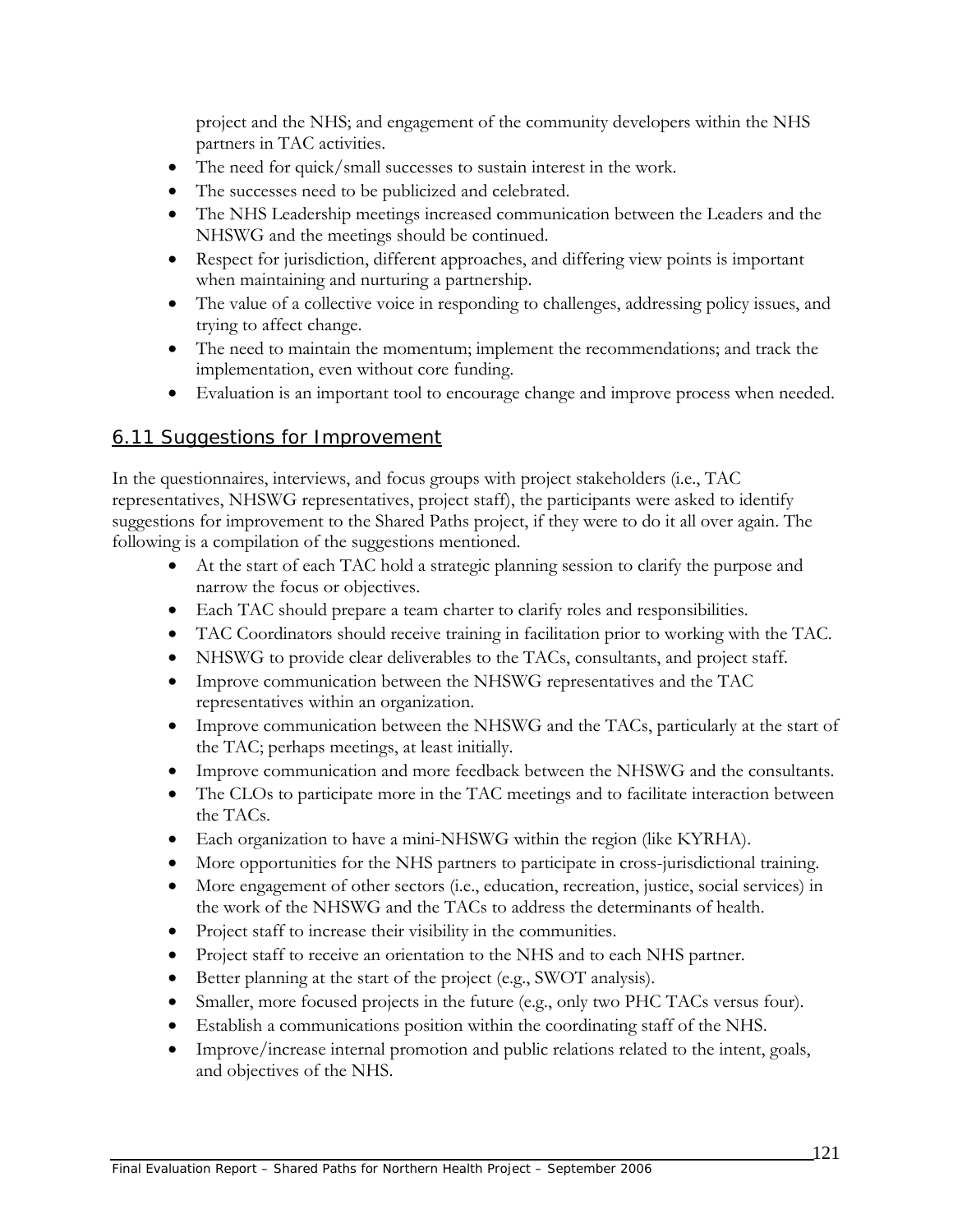project and the NHS; and engagement of the community developers within the NHS partners in TAC activities.

- The need for quick/small successes to sustain interest in the work.
- The successes need to be publicized and celebrated.
- The NHS Leadership meetings increased communication between the Leaders and the NHSWG and the meetings should be continued.
- Respect for jurisdiction, different approaches, and differing view points is important when maintaining and nurturing a partnership.
- The value of a collective voice in responding to challenges, addressing policy issues, and trying to affect change.
- The need to maintain the momentum; implement the recommendations; and track the implementation, even without core funding.
- Evaluation is an important tool to encourage change and improve process when needed.

## 6.11 Suggestions for Improvement

In the questionnaires, interviews, and focus groups with project stakeholders (i.e., TAC representatives, NHSWG representatives, project staff), the participants were asked to identify suggestions for improvement to the Shared Paths project, if they were to do it all over again. The following is a compilation of the suggestions mentioned.

- At the start of each TAC hold a strategic planning session to clarify the purpose and narrow the focus or objectives.
- Each TAC should prepare a team charter to clarify roles and responsibilities.
- TAC Coordinators should receive training in facilitation prior to working with the TAC.
- NHSWG to provide clear deliverables to the TACs, consultants, and project staff.
- Improve communication between the NHSWG representatives and the TAC representatives within an organization.
- Improve communication between the NHSWG and the TACs, particularly at the start of the TAC; perhaps meetings, at least initially.
- Improve communication and more feedback between the NHSWG and the consultants.
- The CLOs to participate more in the TAC meetings and to facilitate interaction between the TACs.
- Each organization to have a mini-NHSWG within the region (like KYRHA).
- More opportunities for the NHS partners to participate in cross-jurisdictional training.
- More engagement of other sectors (i.e., education, recreation, justice, social services) in the work of the NHSWG and the TACs to address the determinants of health.
- Project staff to increase their visibility in the communities.
- Project staff to receive an orientation to the NHS and to each NHS partner.
- Better planning at the start of the project (e.g., SWOT analysis).
- Smaller, more focused projects in the future (e.g., only two PHC TACs versus four).
- Establish a communications position within the coordinating staff of the NHS.
- Improve/increase internal promotion and public relations related to the intent, goals, and objectives of the NHS.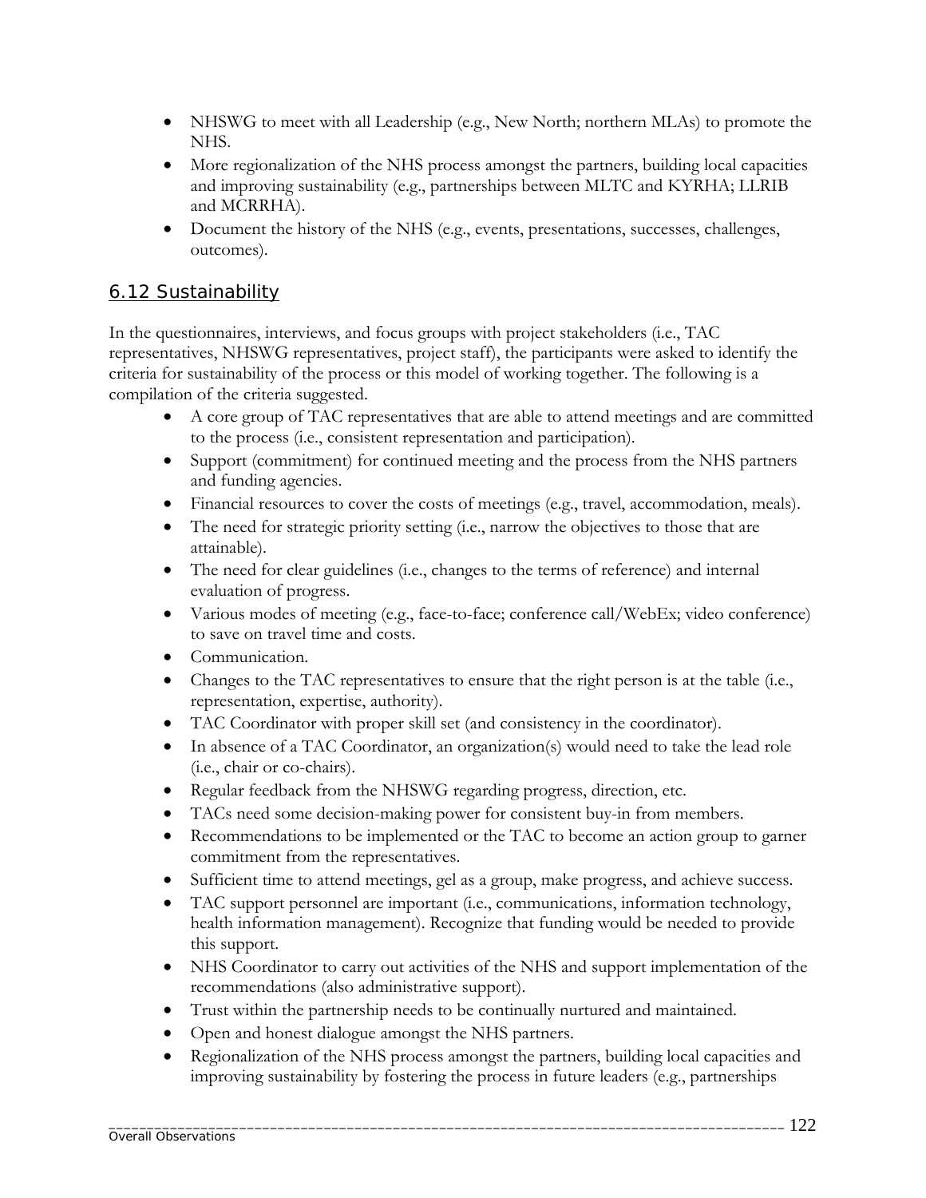- NHSWG to meet with all Leadership (e.g., New North; northern MLAs) to promote the NHS.
- More regionalization of the NHS process amongst the partners, building local capacities and improving sustainability (e.g., partnerships between MLTC and KYRHA; LLRIB and MCRRHA).
- Document the history of the NHS (e.g., events, presentations, successes, challenges, outcomes).

## 6.12 Sustainability

In the questionnaires, interviews, and focus groups with project stakeholders (i.e., TAC representatives, NHSWG representatives, project staff), the participants were asked to identify the criteria for sustainability of the process or this model of working together. The following is a compilation of the criteria suggested.

- A core group of TAC representatives that are able to attend meetings and are committed to the process (i.e., consistent representation and participation).
- Support (commitment) for continued meeting and the process from the NHS partners and funding agencies.
- Financial resources to cover the costs of meetings (e.g., travel, accommodation, meals).
- The need for strategic priority setting (i.e., narrow the objectives to those that are attainable).
- The need for clear guidelines (i.e., changes to the terms of reference) and internal evaluation of progress.
- Various modes of meeting (e.g., face-to-face; conference call/WebEx; video conference) to save on travel time and costs.
- Communication.
- Changes to the TAC representatives to ensure that the right person is at the table (i.e., representation, expertise, authority).
- TAC Coordinator with proper skill set (and consistency in the coordinator).
- In absence of a TAC Coordinator, an organization(s) would need to take the lead role (i.e., chair or co-chairs).
- Regular feedback from the NHSWG regarding progress, direction, etc.
- TACs need some decision-making power for consistent buy-in from members.
- Recommendations to be implemented or the TAC to become an action group to garner commitment from the representatives.
- Sufficient time to attend meetings, gel as a group, make progress, and achieve success.
- TAC support personnel are important (i.e., communications, information technology, health information management). Recognize that funding would be needed to provide this support.
- NHS Coordinator to carry out activities of the NHS and support implementation of the recommendations (also administrative support).
- Trust within the partnership needs to be continually nurtured and maintained.
- Open and honest dialogue amongst the NHS partners.
- Regionalization of the NHS process amongst the partners, building local capacities and improving sustainability by fostering the process in future leaders (e.g., partnerships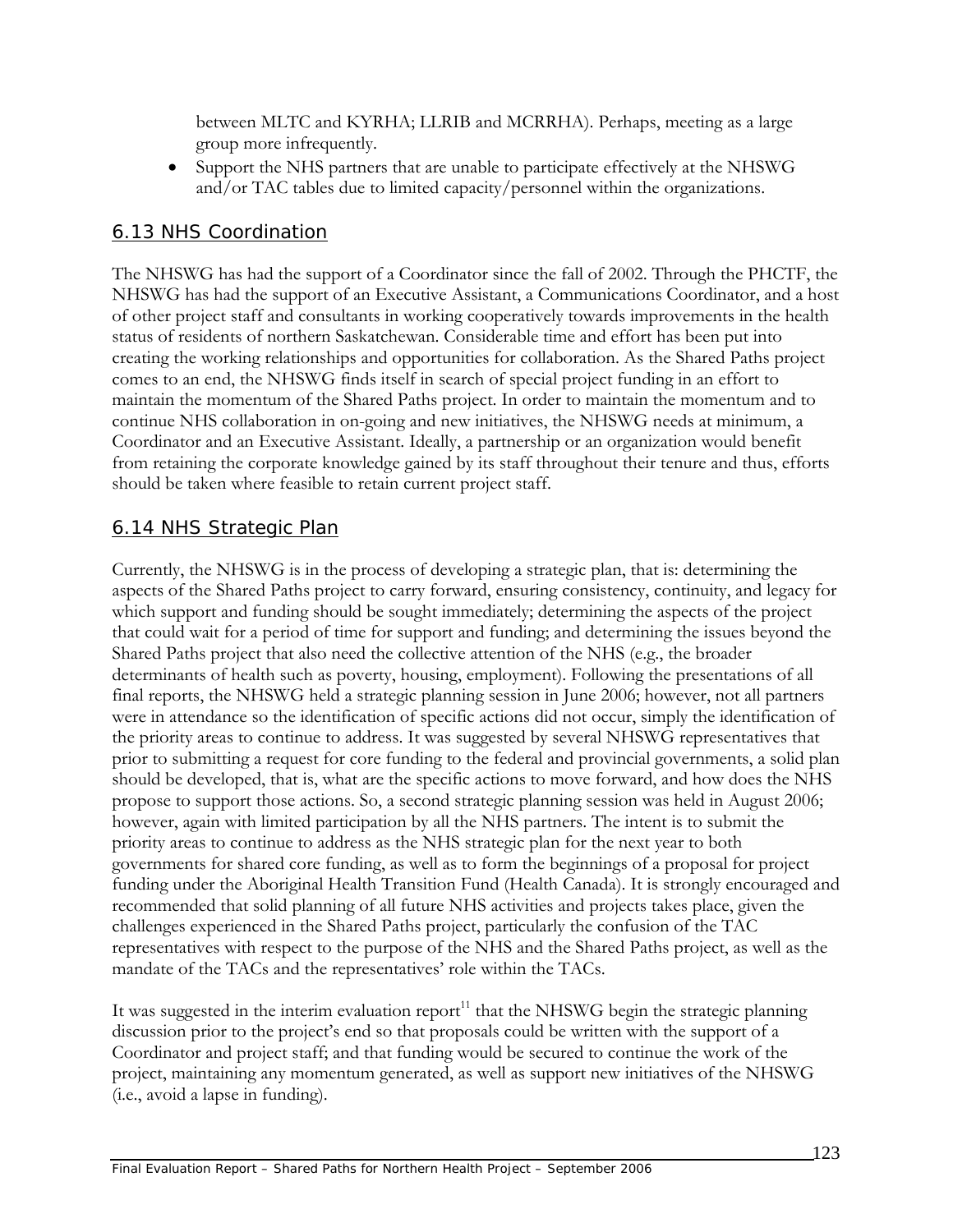between MLTC and KYRHA; LLRIB and MCRRHA). Perhaps, meeting as a large group more infrequently.

- Support the NHS partners that are unable to participate effectively at the NHSWG and/or TAC tables due to limited capacity/personnel within the organizations.

## 6.13 NHS Coordination

The NHSWG has had the support of a Coordinator since the fall of 2002. Through the PHCTF, the NHSWG has had the support of an Executive Assistant, a Communications Coordinator, and a host of other project staff and consultants in working cooperatively towards improvements in the health status of residents of northern Saskatchewan. Considerable time and effort has been put into creating the working relationships and opportunities for collaboration. As the Shared Paths project comes to an end, the NHSWG finds itself in search of special project funding in an effort to maintain the momentum of the Shared Paths project. In order to maintain the momentum and to continue NHS collaboration in on-going and new initiatives, the NHSWG needs at minimum, a Coordinator and an Executive Assistant. Ideally, a partnership or an organization would benefit from retaining the corporate knowledge gained by its staff throughout their tenure and thus, efforts should be taken where feasible to retain current project staff.

## 6.14 NHS Strategic Plan

Currently, the NHSWG is in the process of developing a strategic plan, that is: determining the aspects of the Shared Paths project to carry forward, ensuring consistency, continuity, and legacy for which support and funding should be sought immediately; determining the aspects of the project that could wait for a period of time for support and funding; and determining the issues beyond the Shared Paths project that also need the collective attention of the NHS (e.g., the broader determinants of health such as poverty, housing, employment). Following the presentations of all final reports, the NHSWG held a strategic planning session in June 2006; however, not all partners were in attendance so the identification of specific actions did not occur, simply the identification of the priority areas to continue to address. It was suggested by several NHSWG representatives that prior to submitting a request for core funding to the federal and provincial governments, a solid plan should be developed, that is, what are the specific actions to move forward, and how does the NHS propose to support those actions. So, a second strategic planning session was held in August 2006; however, again with limited participation by all the NHS partners. The intent is to submit the priority areas to continue to address as the NHS strategic plan for the next year to both governments for shared core funding, as well as to form the beginnings of a proposal for project funding under the Aboriginal Health Transition Fund (Health Canada). It is strongly encouraged and recommended that solid planning of all future NHS activities and projects takes place, given the challenges experienced in the Shared Paths project, particularly the confusion of the TAC representatives with respect to the purpose of the NHS and the Shared Paths project, as well as the mandate of the TACs and the representatives' role within the TACs.

It was suggested in the interim evaluation report[11] that the NHSWG begin the strategic planning discussion prior to the project's end so that proposals could be written with the support of a Coordinator and project staff; and that funding would be secured to continue the work of the project, maintaining any momentum generated, as well as support new initiatives of the NHSWG (i.e., avoid a lapse in funding).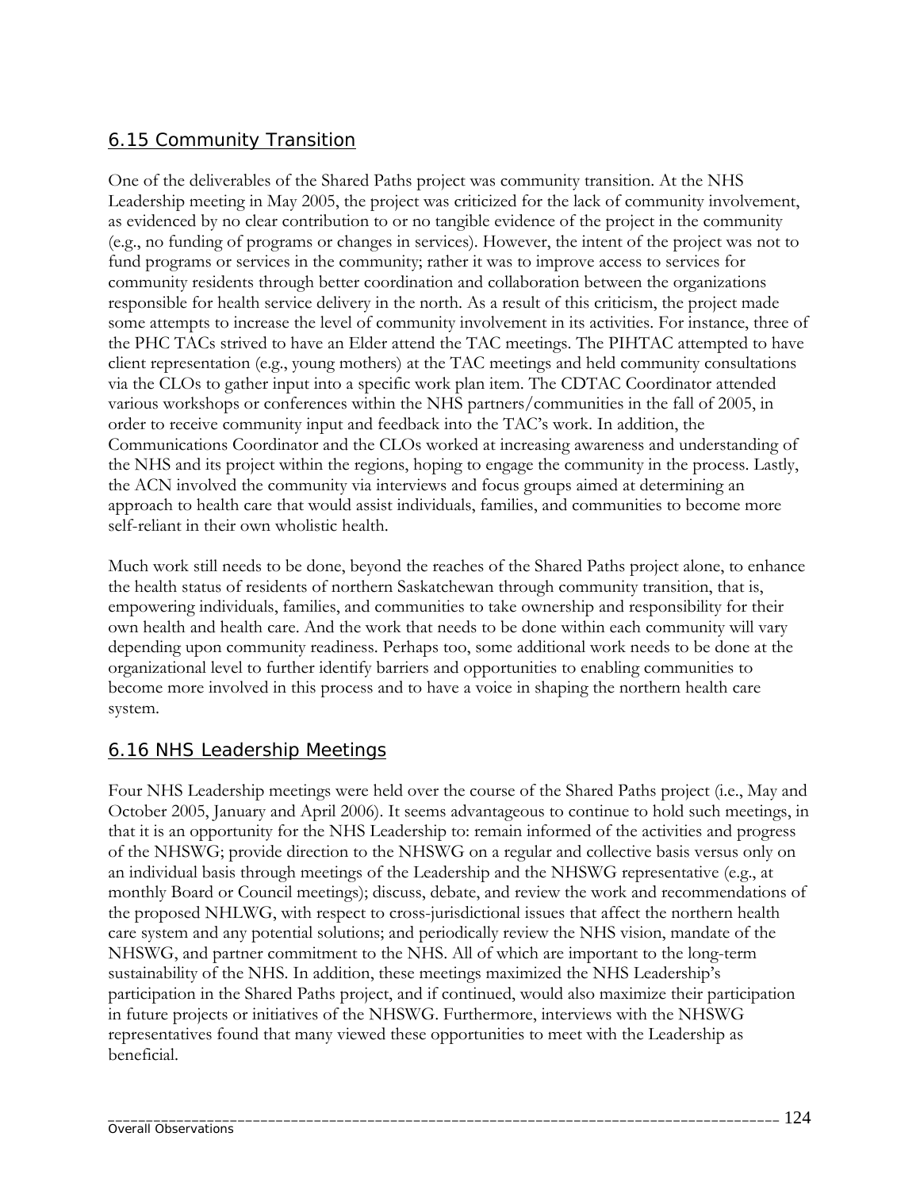## 6.15 Community Transition

One of the deliverables of the Shared Paths project was community transition. At the NHS Leadership meeting in May 2005, the project was criticized for the lack of community involvement, as evidenced by no clear contribution to or no tangible evidence of the project in the community (e.g., no funding of programs or changes in services). However, the intent of the project was not to fund programs or services in the community; rather it was to improve access to services for community residents through better coordination and collaboration between the organizations responsible for health service delivery in the north. As a result of this criticism, the project made some attempts to increase the level of community involvement in its activities. For instance, three of the PHC TACs strived to have an Elder attend the TAC meetings. The PIHTAC attempted to have client representation (e.g., young mothers) at the TAC meetings and held community consultations via the CLOs to gather input into a specific work plan item. The CDTAC Coordinator attended various workshops or conferences within the NHS partners/communities in the fall of 2005, in order to receive community input and feedback into the TAC's work. In addition, the Communications Coordinator and the CLOs worked at increasing awareness and understanding of the NHS and its project within the regions, hoping to engage the community in the process. Lastly, the ACN involved the community via interviews and focus groups aimed at determining an approach to health care that would assist individuals, families, and communities to become more self-reliant in their own wholistic health.

Much work still needs to be done, beyond the reaches of the Shared Paths project alone, to enhance the health status of residents of northern Saskatchewan through community transition, that is, empowering individuals, families, and communities to take ownership and responsibility for their own health and health care. And the work that needs to be done within each community will vary depending upon community readiness. Perhaps too, some additional work needs to be done at the organizational level to further identify barriers and opportunities to enabling communities to become more involved in this process and to have a voice in shaping the northern health care system.

## 6.16 NHS Leadership Meetings

Four NHS Leadership meetings were held over the course of the Shared Paths project (i.e., May and October 2005, January and April 2006). It seems advantageous to continue to hold such meetings, in that it is an opportunity for the NHS Leadership to: remain informed of the activities and progress of the NHSWG; provide direction to the NHSWG on a regular and collective basis versus only on an individual basis through meetings of the Leadership and the NHSWG representative (e.g., at monthly Board or Council meetings); discuss, debate, and review the work and recommendations of the proposed NHLWG, with respect to cross-jurisdictional issues that affect the northern health care system and any potential solutions; and periodically review the NHS vision, mandate of the NHSWG, and partner commitment to the NHS. All of which are important to the long-term sustainability of the NHS. In addition, these meetings maximized the NHS Leadership's participation in the Shared Paths project, and if continued, would also maximize their participation in future projects or initiatives of the NHSWG. Furthermore, interviews with the NHSWG representatives found that many viewed these opportunities to meet with the Leadership as beneficial.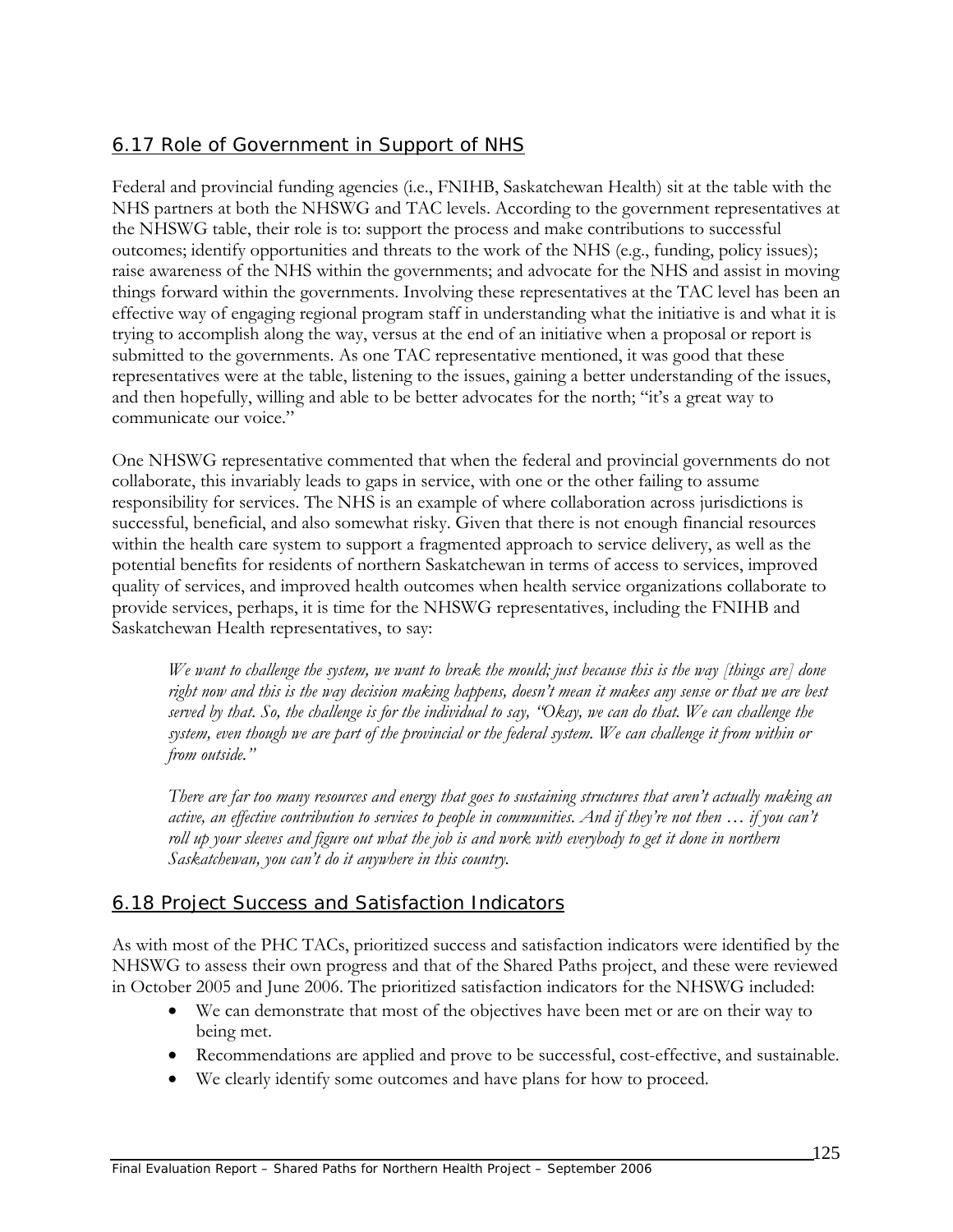## 6.17 Role of Government in Support of NHS

Federal and provincial funding agencies (i.e., FNIHB, Saskatchewan Health) sit at the table with the NHS partners at both the NHSWG and TAC levels. According to the government representatives at the NHSWG table, their role is to: support the process and make contributions to successful outcomes; identify opportunities and threats to the work of the NHS (e.g., funding, policy issues); raise awareness of the NHS within the governments; and advocate for the NHS and assist in moving things forward within the governments. Involving these representatives at the TAC level has been an effective way of engaging regional program staff in understanding what the initiative is and what it is trying to accomplish along the way, versus at the end of an initiative when a proposal or report is submitted to the governments. As one TAC representative mentioned, it was good that these representatives were at the table, listening to the issues, gaining a better understanding of the issues, and then hopefully, willing and able to be better advocates for the north; "it's a great way to communicate our voice."

One NHSWG representative commented that when the federal and provincial governments do not collaborate, this invariably leads to gaps in service, with one or the other failing to assume responsibility for services. The NHS is an example of where collaboration across jurisdictions is successful, beneficial, and also somewhat risky. Given that there is not enough financial resources within the health care system to support a fragmented approach to service delivery, as well as the potential benefits for residents of northern Saskatchewan in terms of access to services, improved quality of services, and improved health outcomes when health service organizations collaborate to provide services, perhaps, it is time for the NHSWG representatives, including the FNIHB and Saskatchewan Health representatives, to say:

> *We want to challenge the system, we want to break the mould; just because this is the way [things are] done right now and this is the way decision making happens, doesn't mean it makes any sense or that we are best served by that. So, the challenge is for the individual to say, "Okay, we can do that. We can challenge the system, even though we are part of the provincial or the federal system. We can challenge it from within or from outside."*
>
> *There are far too many resources and energy that goes to sustaining structures that aren't actually making an active, an effective contribution to services to people in communities. And if they're not then … if you can't roll up your sleeves and figure out what the job is and work with everybody to get it done in northern Saskatchewan, you can't do it anywhere in this country.*

## 6.18 Project Success and Satisfaction Indicators

As with most of the PHC TACs, prioritized success and satisfaction indicators were identified by the NHSWG to assess their own progress and that of the Shared Paths project, and these were reviewed in October 2005 and June 2006. The prioritized satisfaction indicators for the NHSWG included:

- We can demonstrate that most of the objectives have been met or are on their way to being met.
- Recommendations are applied and prove to be successful, cost-effective, and sustainable.
- We clearly identify some outcomes and have plans for how to proceed.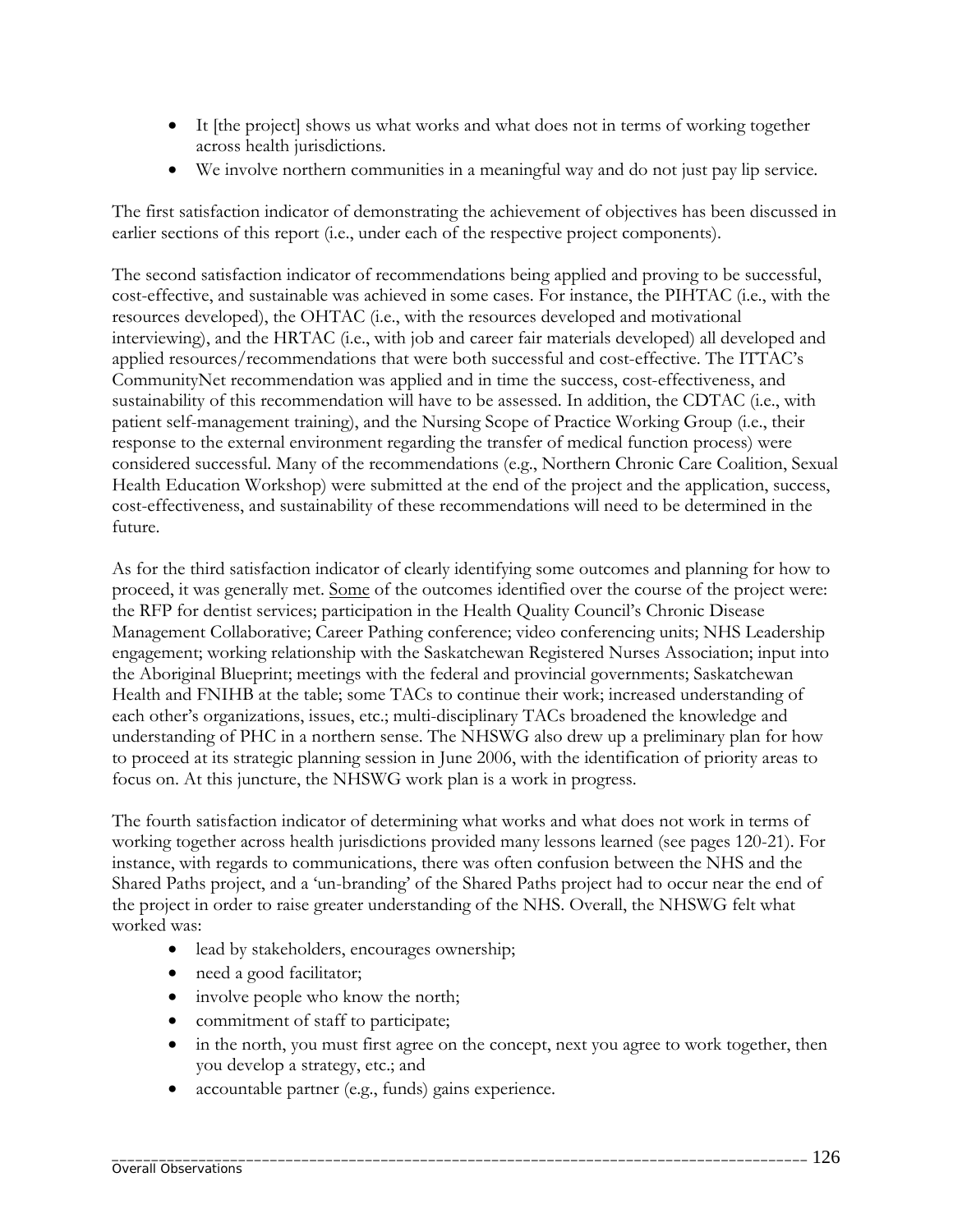- It [the project] shows us what works and what does not in terms of working together across health jurisdictions.
- We involve northern communities in a meaningful way and do not just pay lip service.

The first satisfaction indicator of demonstrating the achievement of objectives has been discussed in earlier sections of this report (i.e., under each of the respective project components).

The second satisfaction indicator of recommendations being applied and proving to be successful, cost-effective, and sustainable was achieved in some cases. For instance, the PIHTAC (i.e., with the resources developed), the OHTAC (i.e., with the resources developed and motivational interviewing), and the HRTAC (i.e., with job and career fair materials developed) all developed and applied resources/recommendations that were both successful and cost-effective. The ITTAC's CommunityNet recommendation was applied and in time the success, cost-effectiveness, and sustainability of this recommendation will have to be assessed. In addition, the CDTAC (i.e., with patient self-management training), and the Nursing Scope of Practice Working Group (i.e., their response to the external environment regarding the transfer of medical function process) were considered successful. Many of the recommendations (e.g., Northern Chronic Care Coalition, Sexual Health Education Workshop) were submitted at the end of the project and the application, success, cost-effectiveness, and sustainability of these recommendations will need to be determined in the future.

As for the third satisfaction indicator of clearly identifying some outcomes and planning for how to proceed, it was generally met. <u>Some</u> of the outcomes identified over the course of the project were: the RFP for dentist services; participation in the Health Quality Council's Chronic Disease Management Collaborative; Career Pathing conference; video conferencing units; NHS Leadership engagement; working relationship with the Saskatchewan Registered Nurses Association; input into the Aboriginal Blueprint; meetings with the federal and provincial governments; Saskatchewan Health and FNIHB at the table; some TACs to continue their work; increased understanding of each other's organizations, issues, etc.; multi-disciplinary TACs broadened the knowledge and understanding of PHC in a northern sense. The NHSWG also drew up a preliminary plan for how to proceed at its strategic planning session in June 2006, with the identification of priority areas to focus on. At this juncture, the NHSWG work plan is a work in progress.

The fourth satisfaction indicator of determining what works and what does not work in terms of working together across health jurisdictions provided many lessons learned (see pages 120-21). For instance, with regards to communications, there was often confusion between the NHS and the Shared Paths project, and a 'un-branding' of the Shared Paths project had to occur near the end of the project in order to raise greater understanding of the NHS. Overall, the NHSWG felt what worked was:

- lead by stakeholders, encourages ownership;
- need a good facilitator;
- involve people who know the north;
- commitment of staff to participate;
- in the north, you must first agree on the concept, next you agree to work together, then you develop a strategy, etc.; and
- accountable partner (e.g., funds) gains experience.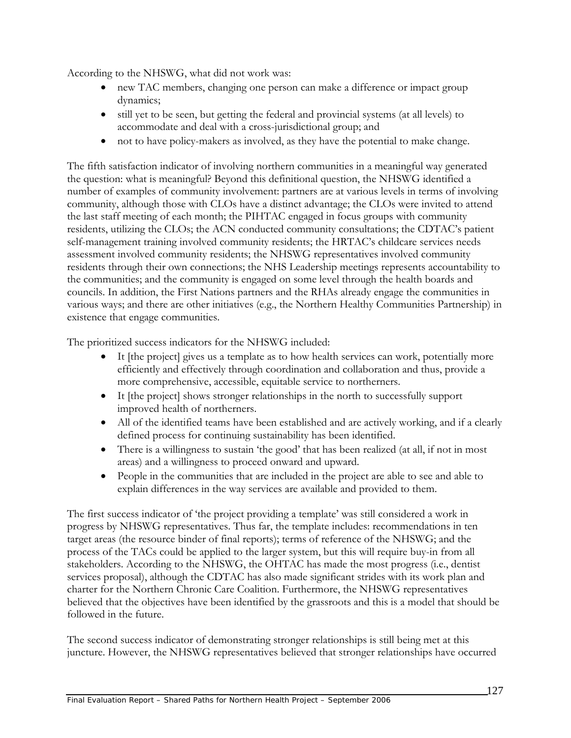According to the NHSWG, what did not work was:

- new TAC members, changing one person can make a difference or impact group dynamics;
- still yet to be seen, but getting the federal and provincial systems (at all levels) to accommodate and deal with a cross-jurisdictional group; and
- not to have policy-makers as involved, as they have the potential to make change.

The fifth satisfaction indicator of involving northern communities in a meaningful way generated the question: what is meaningful? Beyond this definitional question, the NHSWG identified a number of examples of community involvement: partners are at various levels in terms of involving community, although those with CLOs have a distinct advantage; the CLOs were invited to attend the last staff meeting of each month; the PIHTAC engaged in focus groups with community residents, utilizing the CLOs; the ACN conducted community consultations; the CDTAC's patient self-management training involved community residents; the HRTAC's childcare services needs assessment involved community residents; the NHSWG representatives involved community residents through their own connections; the NHS Leadership meetings represents accountability to the communities; and the community is engaged on some level through the health boards and councils. In addition, the First Nations partners and the RHAs already engage the communities in various ways; and there are other initiatives (e.g., the Northern Healthy Communities Partnership) in existence that engage communities.

The prioritized success indicators for the NHSWG included:

- It [the project] gives us a template as to how health services can work, potentially more efficiently and effectively through coordination and collaboration and thus, provide a more comprehensive, accessible, equitable service to northerners.
- It [the project] shows stronger relationships in the north to successfully support improved health of northerners.
- All of the identified teams have been established and are actively working, and if a clearly defined process for continuing sustainability has been identified.
- There is a willingness to sustain 'the good' that has been realized (at all, if not in most areas) and a willingness to proceed onward and upward.
- People in the communities that are included in the project are able to see and able to explain differences in the way services are available and provided to them.

The first success indicator of 'the project providing a template' was still considered a work in progress by NHSWG representatives. Thus far, the template includes: recommendations in ten target areas (the resource binder of final reports); terms of reference of the NHSWG; and the process of the TACs could be applied to the larger system, but this will require buy-in from all stakeholders. According to the NHSWG, the OHTAC has made the most progress (i.e., dentist services proposal), although the CDTAC has also made significant strides with its work plan and charter for the Northern Chronic Care Coalition. Furthermore, the NHSWG representatives believed that the objectives have been identified by the grassroots and this is a model that should be followed in the future.

The second success indicator of demonstrating stronger relationships is still being met at this juncture. However, the NHSWG representatives believed that stronger relationships have occurred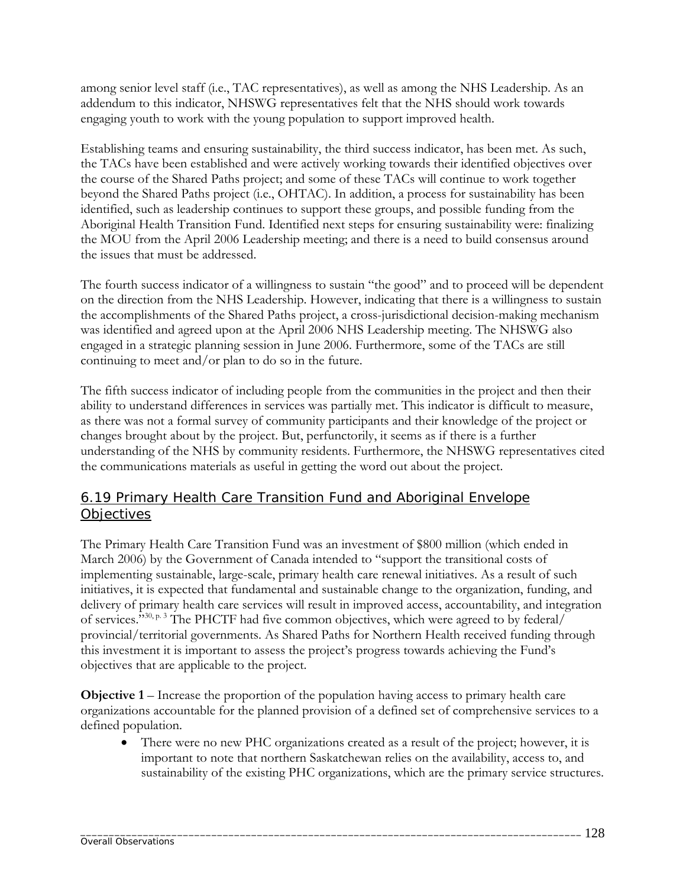among senior level staff (i.e., TAC representatives), as well as among the NHS Leadership. As an addendum to this indicator, NHSWG representatives felt that the NHS should work towards engaging youth to work with the young population to support improved health.

Establishing teams and ensuring sustainability, the third success indicator, has been met. As such, the TACs have been established and were actively working towards their identified objectives over the course of the Shared Paths project; and some of these TACs will continue to work together beyond the Shared Paths project (i.e., OHTAC). In addition, a process for sustainability has been identified, such as leadership continues to support these groups, and possible funding from the Aboriginal Health Transition Fund. Identified next steps for ensuring sustainability were: finalizing the MOU from the April 2006 Leadership meeting; and there is a need to build consensus around the issues that must be addressed.

The fourth success indicator of a willingness to sustain "the good" and to proceed will be dependent on the direction from the NHS Leadership. However, indicating that there is a willingness to sustain the accomplishments of the Shared Paths project, a cross-jurisdictional decision-making mechanism was identified and agreed upon at the April 2006 NHS Leadership meeting. The NHSWG also engaged in a strategic planning session in June 2006. Furthermore, some of the TACs are still continuing to meet and/or plan to do so in the future.

The fifth success indicator of including people from the communities in the project and then their ability to understand differences in services was partially met. This indicator is difficult to measure, as there was not a formal survey of community participants and their knowledge of the project or changes brought about by the project. But, perfunctorily, it seems as if there is a further understanding of the NHS by community residents. Furthermore, the NHSWG representatives cited the communications materials as useful in getting the word out about the project.

## 6.19 Primary Health Care Transition Fund and Aboriginal Envelope Objectives

The Primary Health Care Transition Fund was an investment of $800 million (which ended in March 2006) by the Government of Canada intended to "support the transitional costs of implementing sustainable, large-scale, primary health care renewal initiatives. As a result of such initiatives, it is expected that fundamental and sustainable change to the organization, funding, and delivery of primary health care services will result in improved access, accountability, and integration of services."[30, p. 3] The PHCTF had five common objectives, which were agreed to by federal/ provincial/territorial governments. As Shared Paths for Northern Health received funding through this investment it is important to assess the project's progress towards achieving the Fund's objectives that are applicable to the project.

**Objective 1** – Increase the proportion of the population having access to primary health care organizations accountable for the planned provision of a defined set of comprehensive services to a defined population.

- There were no new PHC organizations created as a result of the project; however, it is important to note that northern Saskatchewan relies on the availability, access to, and sustainability of the existing PHC organizations, which are the primary service structures.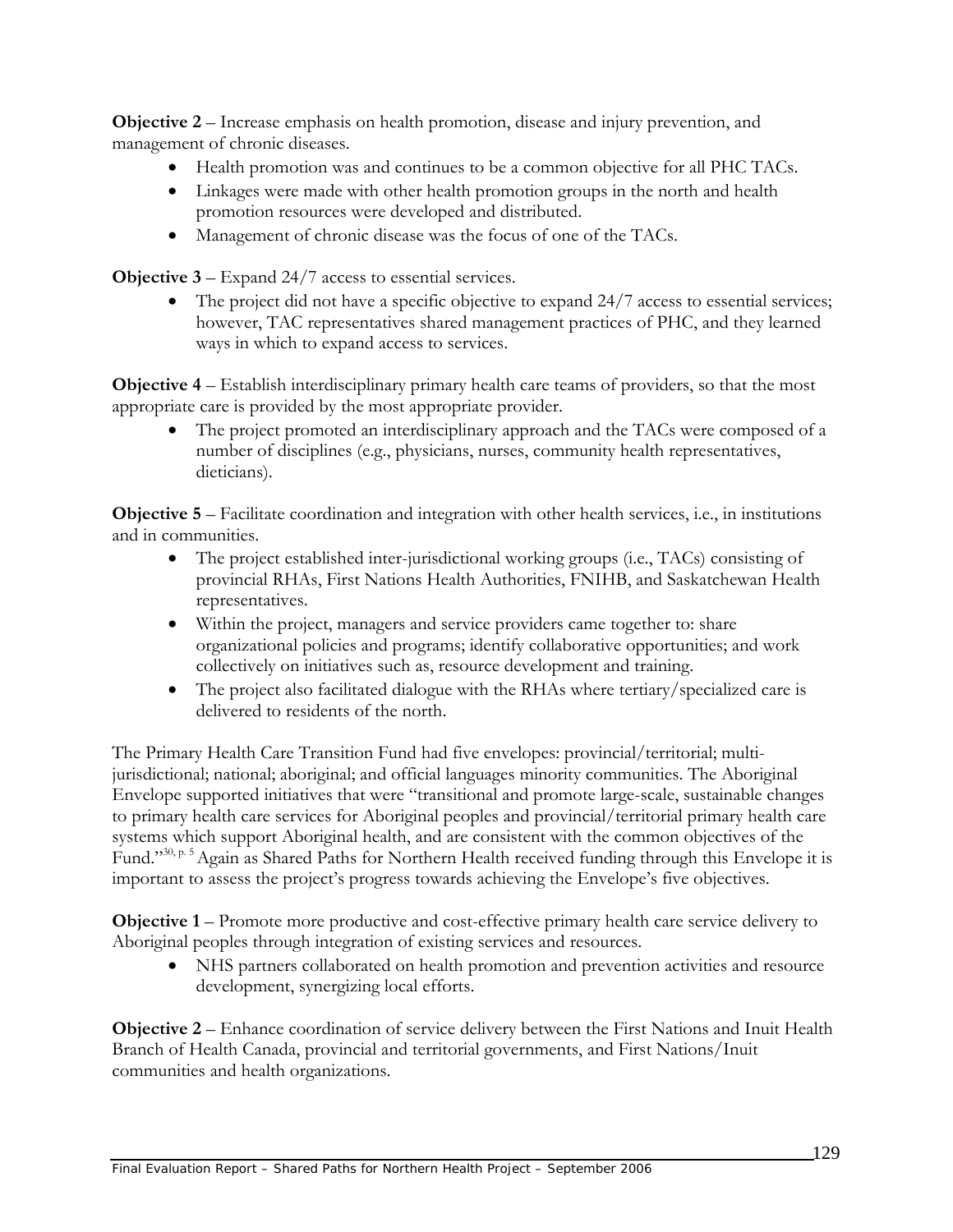**Objective 2** – Increase emphasis on health promotion, disease and injury prevention, and management of chronic diseases.

- Health promotion was and continues to be a common objective for all PHC TACs.
- Linkages were made with other health promotion groups in the north and health promotion resources were developed and distributed.
- Management of chronic disease was the focus of one of the TACs.

**Objective 3** – Expand 24/7 access to essential services.

- The project did not have a specific objective to expand 24/7 access to essential services; however, TAC representatives shared management practices of PHC, and they learned ways in which to expand access to services.

**Objective 4** – Establish interdisciplinary primary health care teams of providers, so that the most appropriate care is provided by the most appropriate provider.

- The project promoted an interdisciplinary approach and the TACs were composed of a number of disciplines (e.g., physicians, nurses, community health representatives, dieticians).

**Objective 5** – Facilitate coordination and integration with other health services, i.e., in institutions and in communities.

- The project established inter-jurisdictional working groups (i.e., TACs) consisting of provincial RHAs, First Nations Health Authorities, FNIHB, and Saskatchewan Health representatives.
- Within the project, managers and service providers came together to: share organizational policies and programs; identify collaborative opportunities; and work collectively on initiatives such as, resource development and training.
- The project also facilitated dialogue with the RHAs where tertiary/specialized care is delivered to residents of the north.

The Primary Health Care Transition Fund had five envelopes: provincial/territorial; multi-jurisdictional; national; aboriginal; and official languages minority communities. The Aboriginal Envelope supported initiatives that were "transitional and promote large-scale, sustainable changes to primary health care services for Aboriginal peoples and provincial/territorial primary health care systems which support Aboriginal health, and are consistent with the common objectives of the Fund."[30, p. 5] Again as Shared Paths for Northern Health received funding through this Envelope it is important to assess the project's progress towards achieving the Envelope's five objectives.

**Objective 1** – Promote more productive and cost-effective primary health care service delivery to Aboriginal peoples through integration of existing services and resources.

- NHS partners collaborated on health promotion and prevention activities and resource development, synergizing local efforts.

**Objective 2** – Enhance coordination of service delivery between the First Nations and Inuit Health Branch of Health Canada, provincial and territorial governments, and First Nations/Inuit communities and health organizations.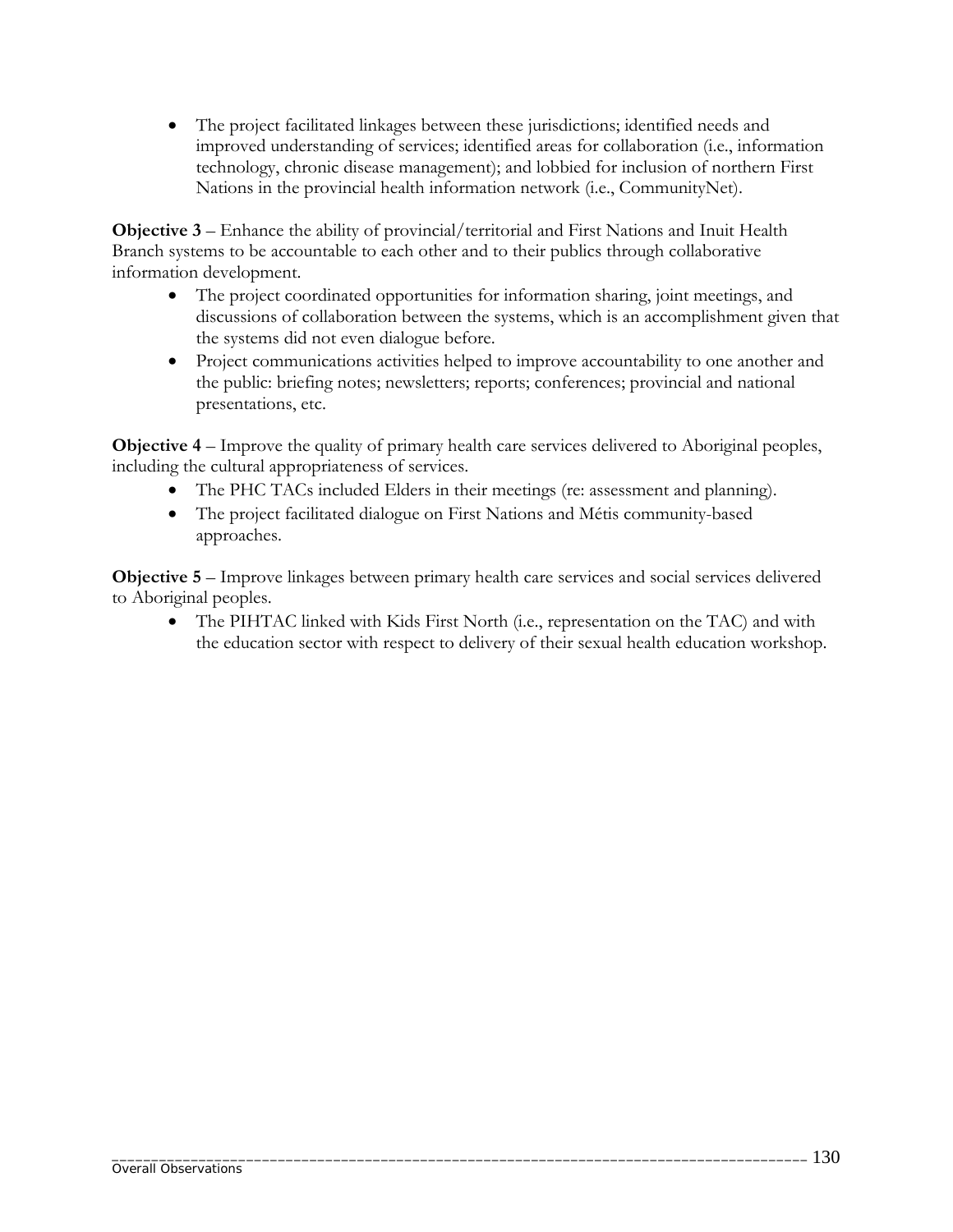- The project facilitated linkages between these jurisdictions; identified needs and improved understanding of services; identified areas for collaboration (i.e., information technology, chronic disease management); and lobbied for inclusion of northern First Nations in the provincial health information network (i.e., CommunityNet).

**Objective 3** – Enhance the ability of provincial/territorial and First Nations and Inuit Health Branch systems to be accountable to each other and to their publics through collaborative information development.

- The project coordinated opportunities for information sharing, joint meetings, and discussions of collaboration between the systems, which is an accomplishment given that the systems did not even dialogue before.
- Project communications activities helped to improve accountability to one another and the public: briefing notes; newsletters; reports; conferences; provincial and national presentations, etc.

**Objective 4** – Improve the quality of primary health care services delivered to Aboriginal peoples, including the cultural appropriateness of services.

- The PHC TACs included Elders in their meetings (re: assessment and planning).
- The project facilitated dialogue on First Nations and Métis community-based approaches.

**Objective 5** – Improve linkages between primary health care services and social services delivered to Aboriginal peoples.

- The PIHTAC linked with Kids First North (i.e., representation on the TAC) and with the education sector with respect to delivery of their sexual health education workshop.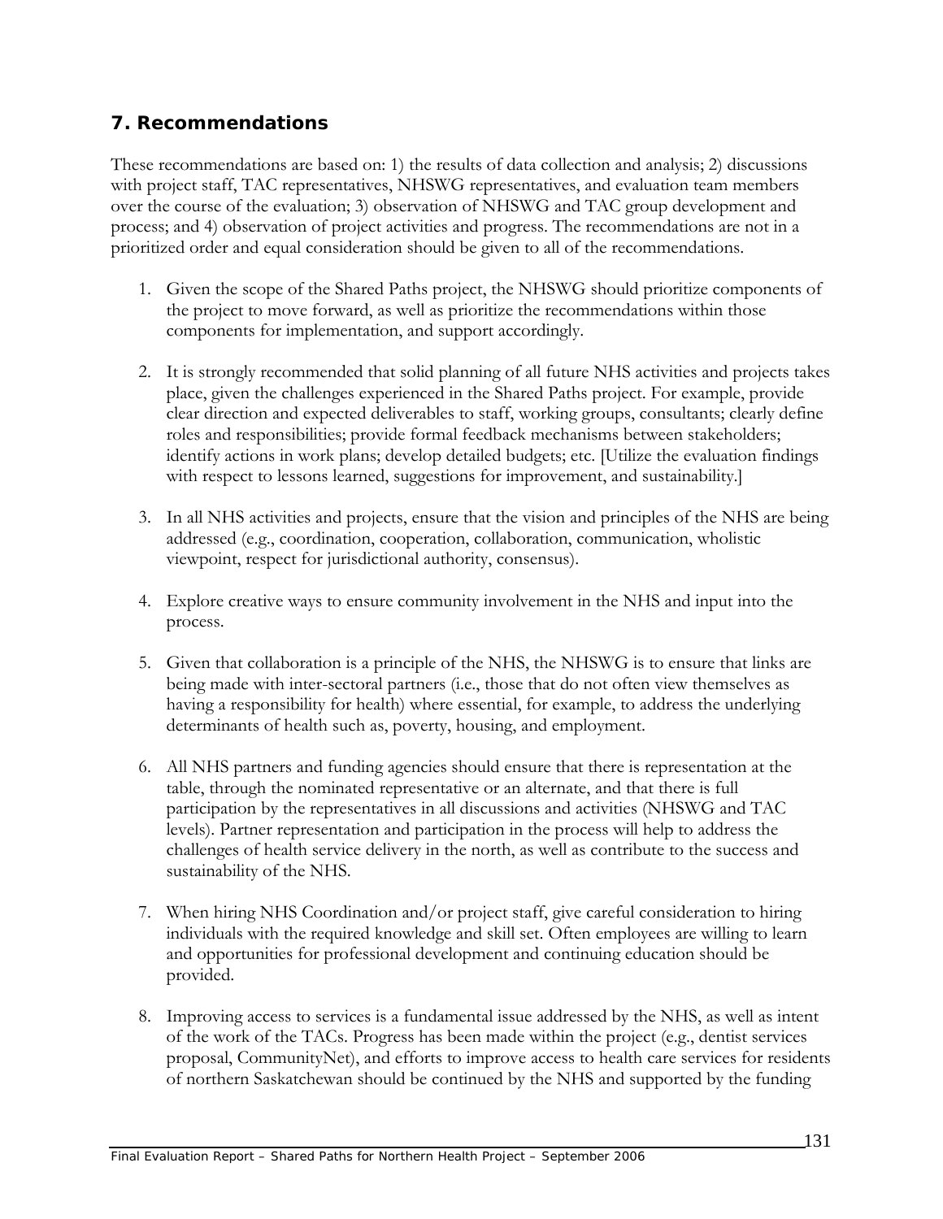## 7. Recommendations

These recommendations are based on: 1) the results of data collection and analysis; 2) discussions with project staff, TAC representatives, NHSWG representatives, and evaluation team members over the course of the evaluation; 3) observation of NHSWG and TAC group development and process; and 4) observation of project activities and progress. The recommendations are not in a prioritized order and equal consideration should be given to all of the recommendations.

1. Given the scope of the Shared Paths project, the NHSWG should prioritize components of the project to move forward, as well as prioritize the recommendations within those components for implementation, and support accordingly.

2. It is strongly recommended that solid planning of all future NHS activities and projects takes place, given the challenges experienced in the Shared Paths project. For example, provide clear direction and expected deliverables to staff, working groups, consultants; clearly define roles and responsibilities; provide formal feedback mechanisms between stakeholders; identify actions in work plans; develop detailed budgets; etc. [Utilize the evaluation findings with respect to lessons learned, suggestions for improvement, and sustainability.]

3. In all NHS activities and projects, ensure that the vision and principles of the NHS are being addressed (e.g., coordination, cooperation, collaboration, communication, wholistic viewpoint, respect for jurisdictional authority, consensus).

4. Explore creative ways to ensure community involvement in the NHS and input into the process.

5. Given that collaboration is a principle of the NHS, the NHSWG is to ensure that links are being made with inter-sectoral partners (i.e., those that do not often view themselves as having a responsibility for health) where essential, for example, to address the underlying determinants of health such as, poverty, housing, and employment.

6. All NHS partners and funding agencies should ensure that there is representation at the table, through the nominated representative or an alternate, and that there is full participation by the representatives in all discussions and activities (NHSWG and TAC levels). Partner representation and participation in the process will help to address the challenges of health service delivery in the north, as well as contribute to the success and sustainability of the NHS.

7. When hiring NHS Coordination and/or project staff, give careful consideration to hiring individuals with the required knowledge and skill set. Often employees are willing to learn and opportunities for professional development and continuing education should be provided.

8. Improving access to services is a fundamental issue addressed by the NHS, as well as intent of the work of the TACs. Progress has been made within the project (e.g., dentist services proposal, CommunityNet), and efforts to improve access to health care services for residents of northern Saskatchewan should be continued by the NHS and supported by the funding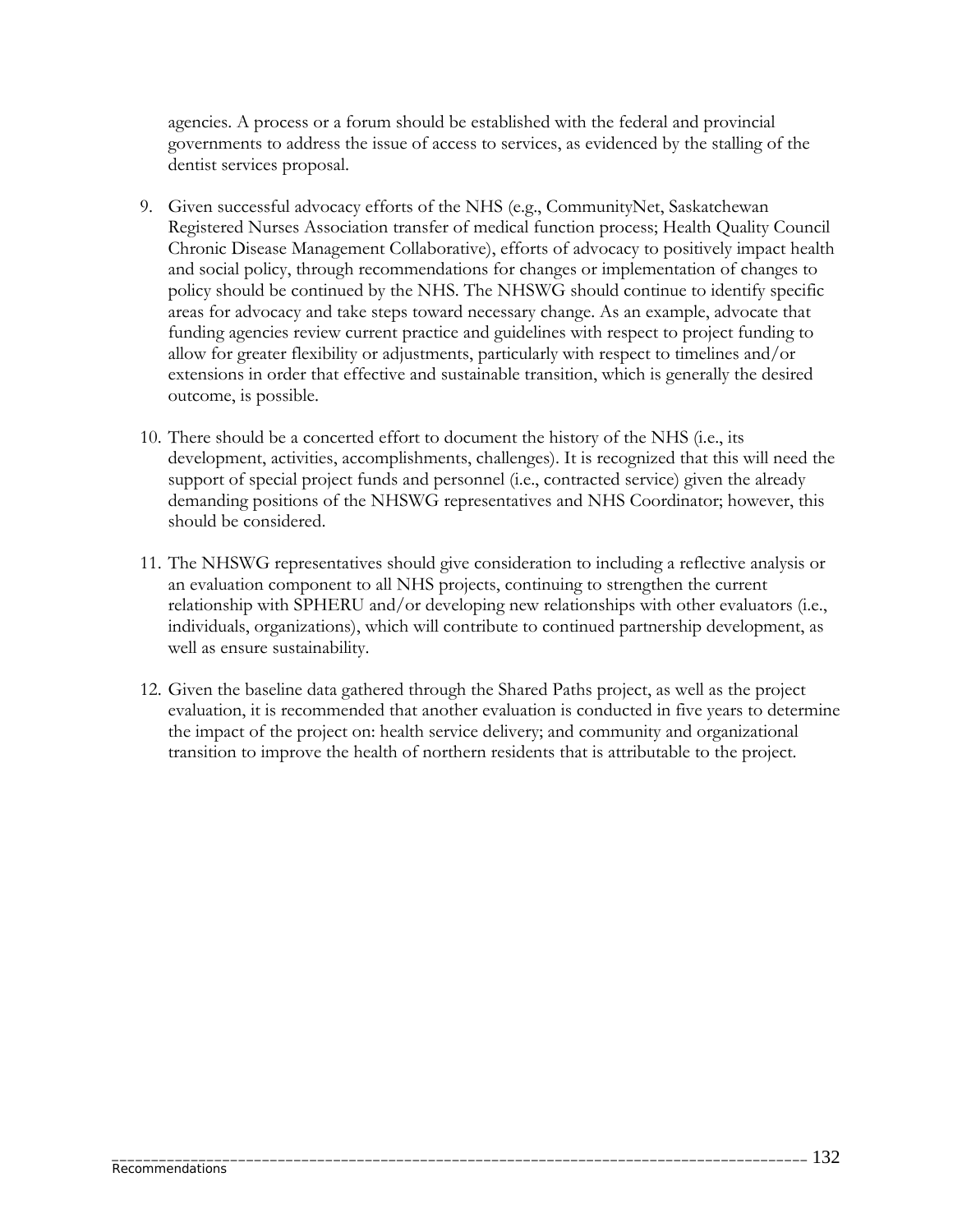agencies. A process or a forum should be established with the federal and provincial governments to address the issue of access to services, as evidenced by the stalling of the dentist services proposal.

9. Given successful advocacy efforts of the NHS (e.g., CommunityNet, Saskatchewan Registered Nurses Association transfer of medical function process; Health Quality Council Chronic Disease Management Collaborative), efforts of advocacy to positively impact health and social policy, through recommendations for changes or implementation of changes to policy should be continued by the NHS. The NHSWG should continue to identify specific areas for advocacy and take steps toward necessary change. As an example, advocate that funding agencies review current practice and guidelines with respect to project funding to allow for greater flexibility or adjustments, particularly with respect to timelines and/or extensions in order that effective and sustainable transition, which is generally the desired outcome, is possible.

10. There should be a concerted effort to document the history of the NHS (i.e., its development, activities, accomplishments, challenges). It is recognized that this will need the support of special project funds and personnel (i.e., contracted service) given the already demanding positions of the NHSWG representatives and NHS Coordinator; however, this should be considered.

11. The NHSWG representatives should give consideration to including a reflective analysis or an evaluation component to all NHS projects, continuing to strengthen the current relationship with SPHERU and/or developing new relationships with other evaluators (i.e., individuals, organizations), which will contribute to continued partnership development, as well as ensure sustainability.

12. Given the baseline data gathered through the Shared Paths project, as well as the project evaluation, it is recommended that another evaluation is conducted in five years to determine the impact of the project on: health service delivery; and community and organizational transition to improve the health of northern residents that is attributable to the project.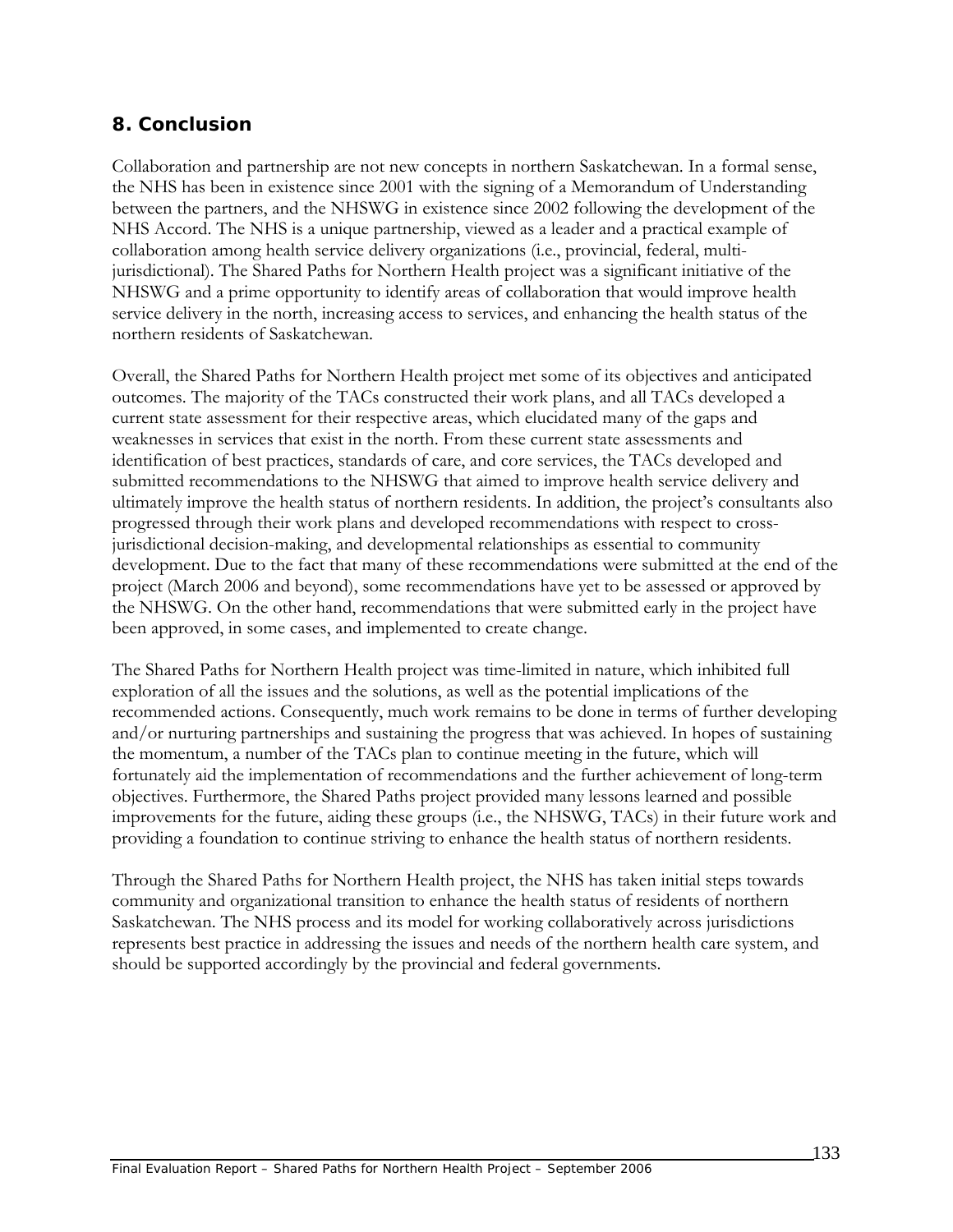## 8. Conclusion

Collaboration and partnership are not new concepts in northern Saskatchewan. In a formal sense, the NHS has been in existence since 2001 with the signing of a Memorandum of Understanding between the partners, and the NHSWG in existence since 2002 following the development of the NHS Accord. The NHS is a unique partnership, viewed as a leader and a practical example of collaboration among health service delivery organizations (i.e., provincial, federal, multi-jurisdictional). The Shared Paths for Northern Health project was a significant initiative of the NHSWG and a prime opportunity to identify areas of collaboration that would improve health service delivery in the north, increasing access to services, and enhancing the health status of the northern residents of Saskatchewan.

Overall, the Shared Paths for Northern Health project met some of its objectives and anticipated outcomes. The majority of the TACs constructed their work plans, and all TACs developed a current state assessment for their respective areas, which elucidated many of the gaps and weaknesses in services that exist in the north. From these current state assessments and identification of best practices, standards of care, and core services, the TACs developed and submitted recommendations to the NHSWG that aimed to improve health service delivery and ultimately improve the health status of northern residents. In addition, the project's consultants also progressed through their work plans and developed recommendations with respect to cross-jurisdictional decision-making, and developmental relationships as essential to community development. Due to the fact that many of these recommendations were submitted at the end of the project (March 2006 and beyond), some recommendations have yet to be assessed or approved by the NHSWG. On the other hand, recommendations that were submitted early in the project have been approved, in some cases, and implemented to create change.

The Shared Paths for Northern Health project was time-limited in nature, which inhibited full exploration of all the issues and the solutions, as well as the potential implications of the recommended actions. Consequently, much work remains to be done in terms of further developing and/or nurturing partnerships and sustaining the progress that was achieved. In hopes of sustaining the momentum, a number of the TACs plan to continue meeting in the future, which will fortunately aid the implementation of recommendations and the further achievement of long-term objectives. Furthermore, the Shared Paths project provided many lessons learned and possible improvements for the future, aiding these groups (i.e., the NHSWG, TACs) in their future work and providing a foundation to continue striving to enhance the health status of northern residents.

Through the Shared Paths for Northern Health project, the NHS has taken initial steps towards community and organizational transition to enhance the health status of residents of northern Saskatchewan. The NHS process and its model for working collaboratively across jurisdictions represents best practice in addressing the issues and needs of the northern health care system, and should be supported accordingly by the provincial and federal governments.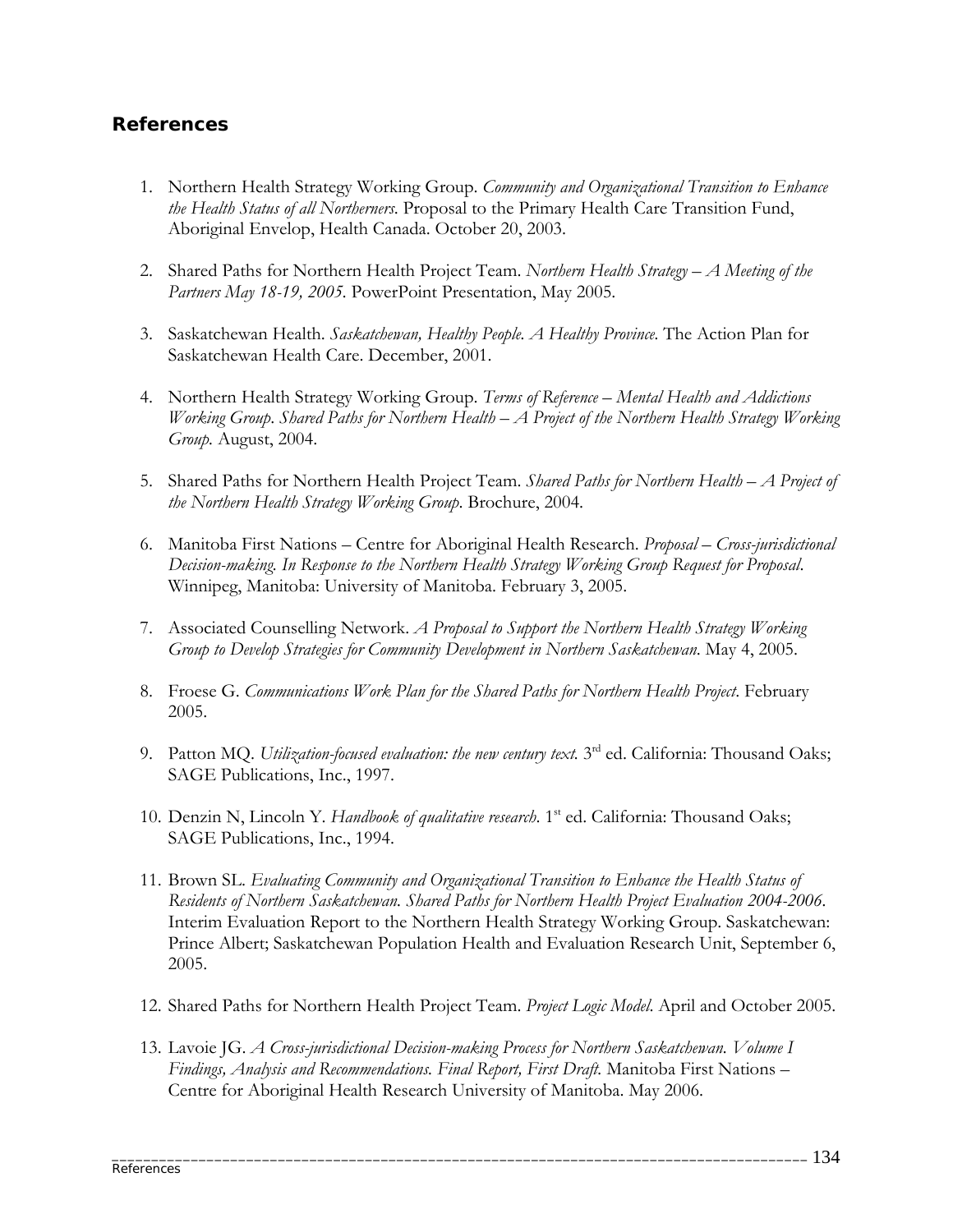## References

1. Northern Health Strategy Working Group. *Community and Organizational Transition to Enhance the Health Status of all Northerners*. Proposal to the Primary Health Care Transition Fund, Aboriginal Envelop, Health Canada. October 20, 2003.

2. Shared Paths for Northern Health Project Team. *Northern Health Strategy – A Meeting of the Partners May 18-19, 2005*. PowerPoint Presentation, May 2005.

3. Saskatchewan Health. *Saskatchewan, Healthy People. A Healthy Province*. The Action Plan for Saskatchewan Health Care. December, 2001.

4. Northern Health Strategy Working Group. *Terms of Reference – Mental Health and Addictions Working Group. Shared Paths for Northern Health – A Project of the Northern Health Strategy Working Group.* August, 2004.

5. Shared Paths for Northern Health Project Team. *Shared Paths for Northern Health – A Project of the Northern Health Strategy Working Group*. Brochure, 2004.

6. Manitoba First Nations – Centre for Aboriginal Health Research. *Proposal – Cross-jurisdictional Decision-making. In Response to the Northern Health Strategy Working Group Request for Proposal*. Winnipeg, Manitoba: University of Manitoba. February 3, 2005.

7. Associated Counselling Network. *A Proposal to Support the Northern Health Strategy Working Group to Develop Strategies for Community Development in Northern Saskatchewan.* May 4, 2005.

8. Froese G. *Communications Work Plan for the Shared Paths for Northern Health Project*. February 2005.

9. Patton MQ. *Utilization-focused evaluation: the new century text.* 3rd ed. California: Thousand Oaks; SAGE Publications, Inc., 1997.

10. Denzin N, Lincoln Y. *Handbook of qualitative research*. 1st ed. California: Thousand Oaks; SAGE Publications, Inc., 1994.

11. Brown SL. *Evaluating Community and Organizational Transition to Enhance the Health Status of Residents of Northern Saskatchewan. Shared Paths for Northern Health Project Evaluation 2004-2006*. Interim Evaluation Report to the Northern Health Strategy Working Group. Saskatchewan: Prince Albert; Saskatchewan Population Health and Evaluation Research Unit, September 6, 2005.

12. Shared Paths for Northern Health Project Team. *Project Logic Model*. April and October 2005.

13. Lavoie JG. *A Cross-jurisdictional Decision-making Process for Northern Saskatchewan. Volume I Findings, Analysis and Recommendations. Final Report, First Draft.* Manitoba First Nations – Centre for Aboriginal Health Research University of Manitoba. May 2006.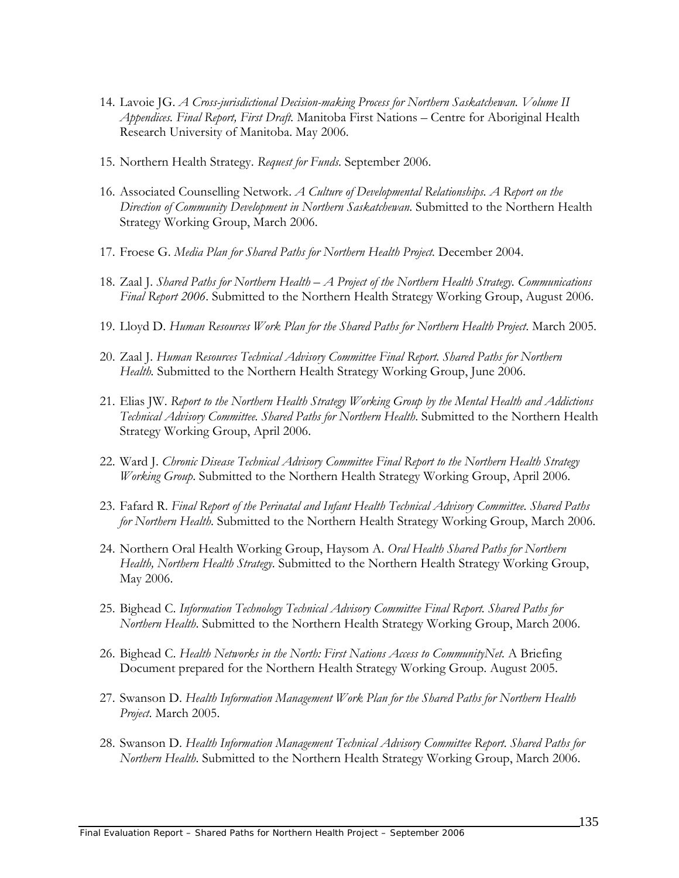14. Lavoie JG. *A Cross-jurisdictional Decision-making Process for Northern Saskatchewan. Volume II Appendices. Final Report, First Draft.* Manitoba First Nations – Centre for Aboriginal Health Research University of Manitoba. May 2006.

15. Northern Health Strategy. *Request for Funds*. September 2006.

16. Associated Counselling Network. *A Culture of Developmental Relationships. A Report on the Direction of Community Development in Northern Saskatchewan.* Submitted to the Northern Health Strategy Working Group, March 2006.

17. Froese G. *Media Plan for Shared Paths for Northern Health Project.* December 2004.

18. Zaal J. *Shared Paths for Northern Health – A Project of the Northern Health Strategy. Communications Final Report 2006*. Submitted to the Northern Health Strategy Working Group, August 2006.

19. Lloyd D. *Human Resources Work Plan for the Shared Paths for Northern Health Project*. March 2005.

20. Zaal J. *Human Resources Technical Advisory Committee Final Report. Shared Paths for Northern Health.* Submitted to the Northern Health Strategy Working Group, June 2006.

21. Elias JW. *Report to the Northern Health Strategy Working Group by the Mental Health and Addictions Technical Advisory Committee. Shared Paths for Northern Health*. Submitted to the Northern Health Strategy Working Group, April 2006.

22. Ward J. *Chronic Disease Technical Advisory Committee Final Report to the Northern Health Strategy Working Group*. Submitted to the Northern Health Strategy Working Group, April 2006.

23. Fafard R. *Final Report of the Perinatal and Infant Health Technical Advisory Committee. Shared Paths for Northern Health*. Submitted to the Northern Health Strategy Working Group, March 2006.

24. Northern Oral Health Working Group, Haysom A. *Oral Health Shared Paths for Northern Health, Northern Health Strategy*. Submitted to the Northern Health Strategy Working Group, May 2006.

25. Bighead C. *Information Technology Technical Advisory Committee Final Report. Shared Paths for Northern Health*. Submitted to the Northern Health Strategy Working Group, March 2006.

26. Bighead C. *Health Networks in the North: First Nations Access to CommunityNet.* A Briefing Document prepared for the Northern Health Strategy Working Group. August 2005.

27. Swanson D. *Health Information Management Work Plan for the Shared Paths for Northern Health Project*. March 2005.

28. Swanson D. *Health Information Management Technical Advisory Committee Report. Shared Paths for Northern Health*. Submitted to the Northern Health Strategy Working Group, March 2006.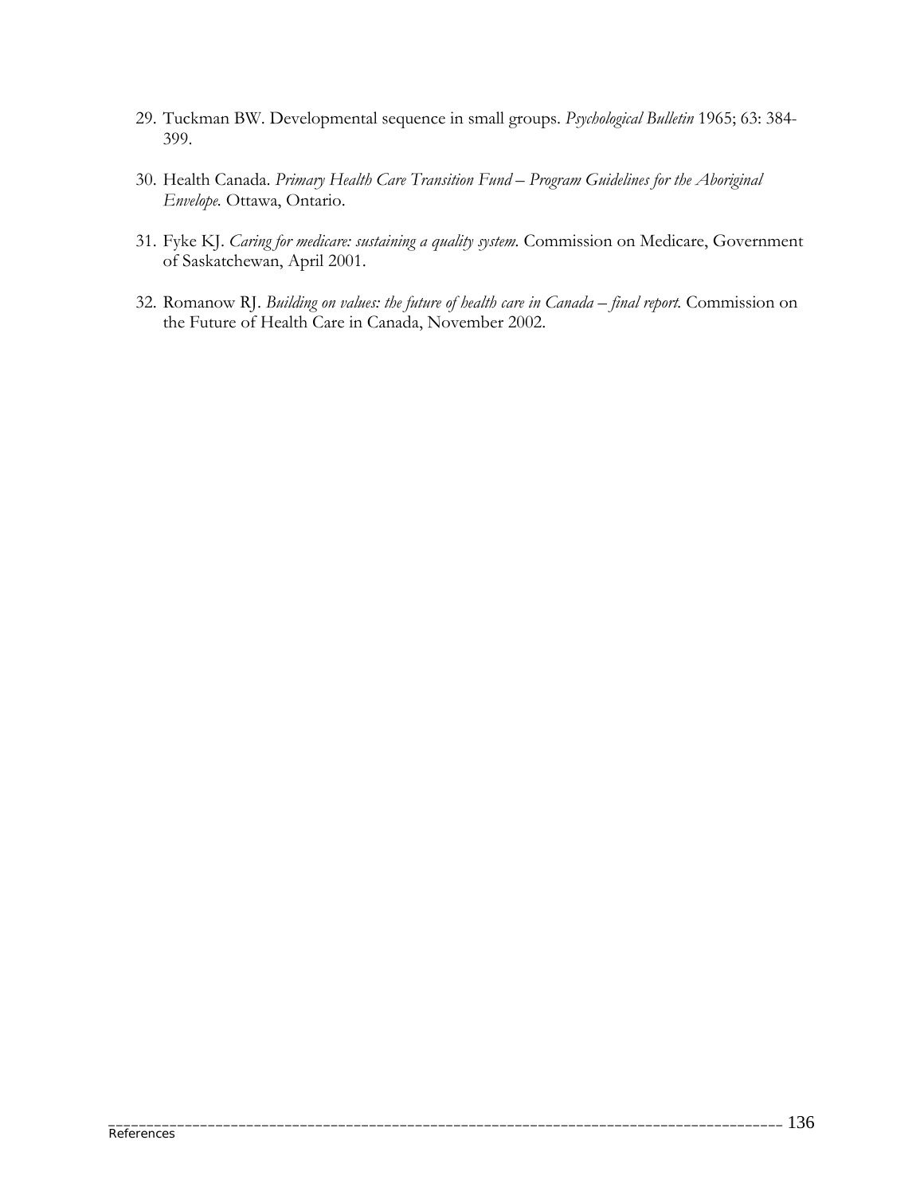29. Tuckman BW. Developmental sequence in small groups. *Psychological Bulletin* 1965; 63: 384-399.

30. Health Canada. *Primary Health Care Transition Fund – Program Guidelines for the Aboriginal Envelope.* Ottawa, Ontario.

31. Fyke KJ. *Caring for medicare: sustaining a quality system.* Commission on Medicare, Government of Saskatchewan, April 2001.

32. Romanow RJ. *Building on values: the future of health care in Canada – final report.* Commission on the Future of Health Care in Canada, November 2002.